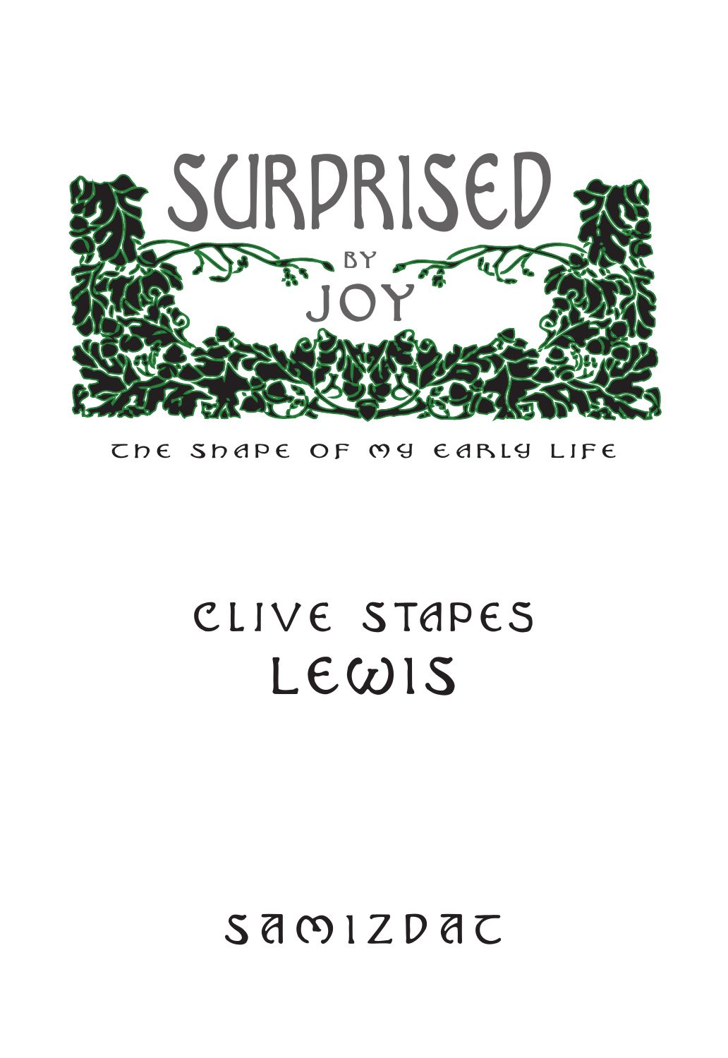# Surprised by Joy

## The Shape of My Early Life

Clive Stapes Lewis

Samizdat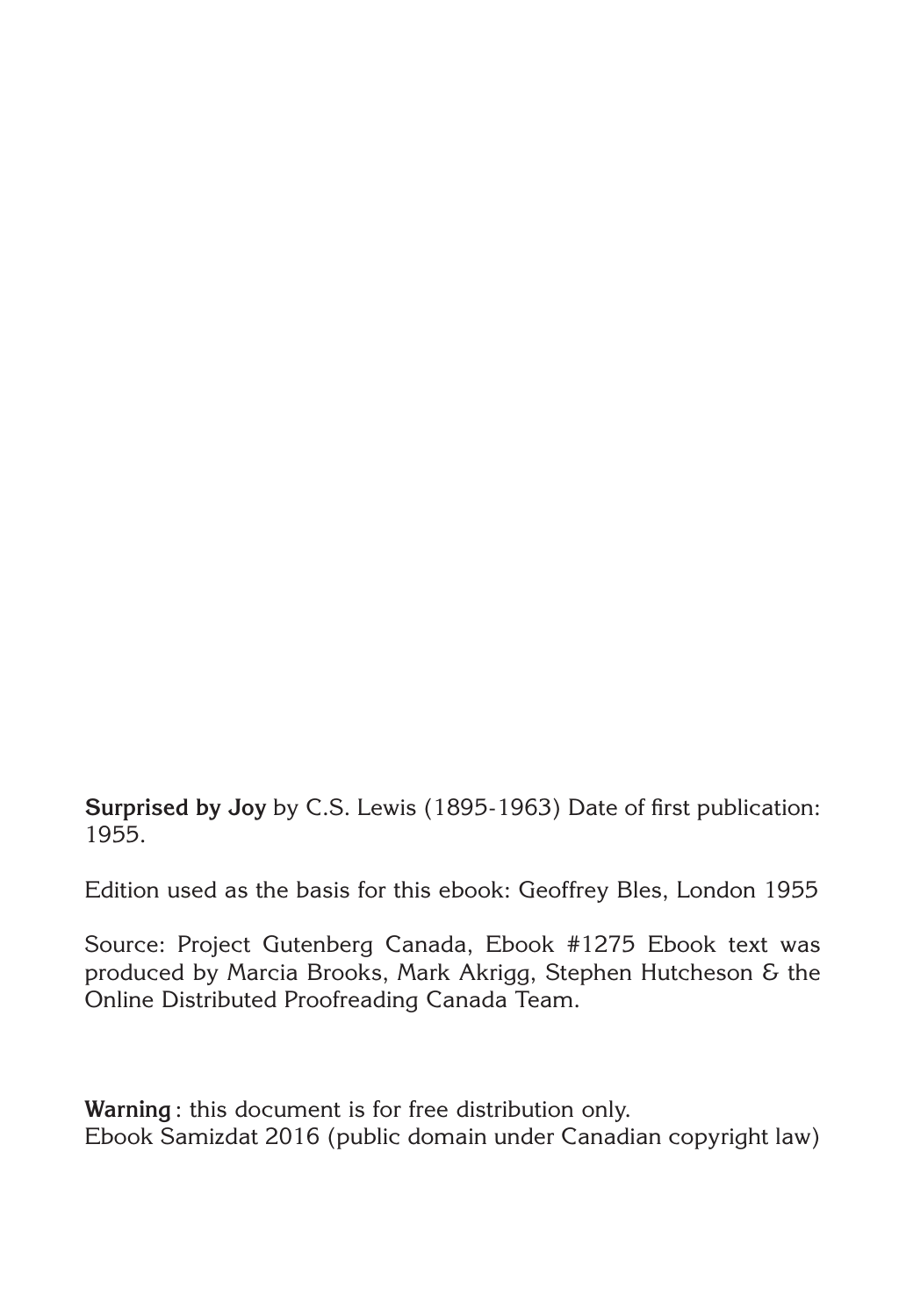**Surprised by Joy** by C.S. Lewis (1895-1963) Date of first publication: 1955.

Edition used as the basis for this ebook: Geoffrey Bles, London 1955

Source: Project Gutenberg Canada, Ebook #1275 Ebook text was produced by Marcia Brooks, Mark Akrigg, Stephen Hutcheson & the Online Distributed Proofreading Canada Team.

**Warning** : this document is for free distribution only.
Ebook Samizdat 2016 (public domain under Canadian copyright law)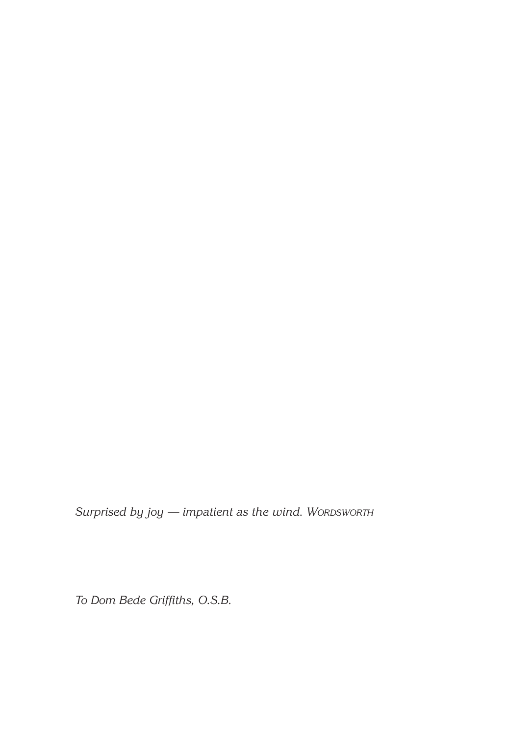*Surprised by joy — impatient as the wind.* WORDSWORTH

*To Dom Bede Griffiths, O.S.B.*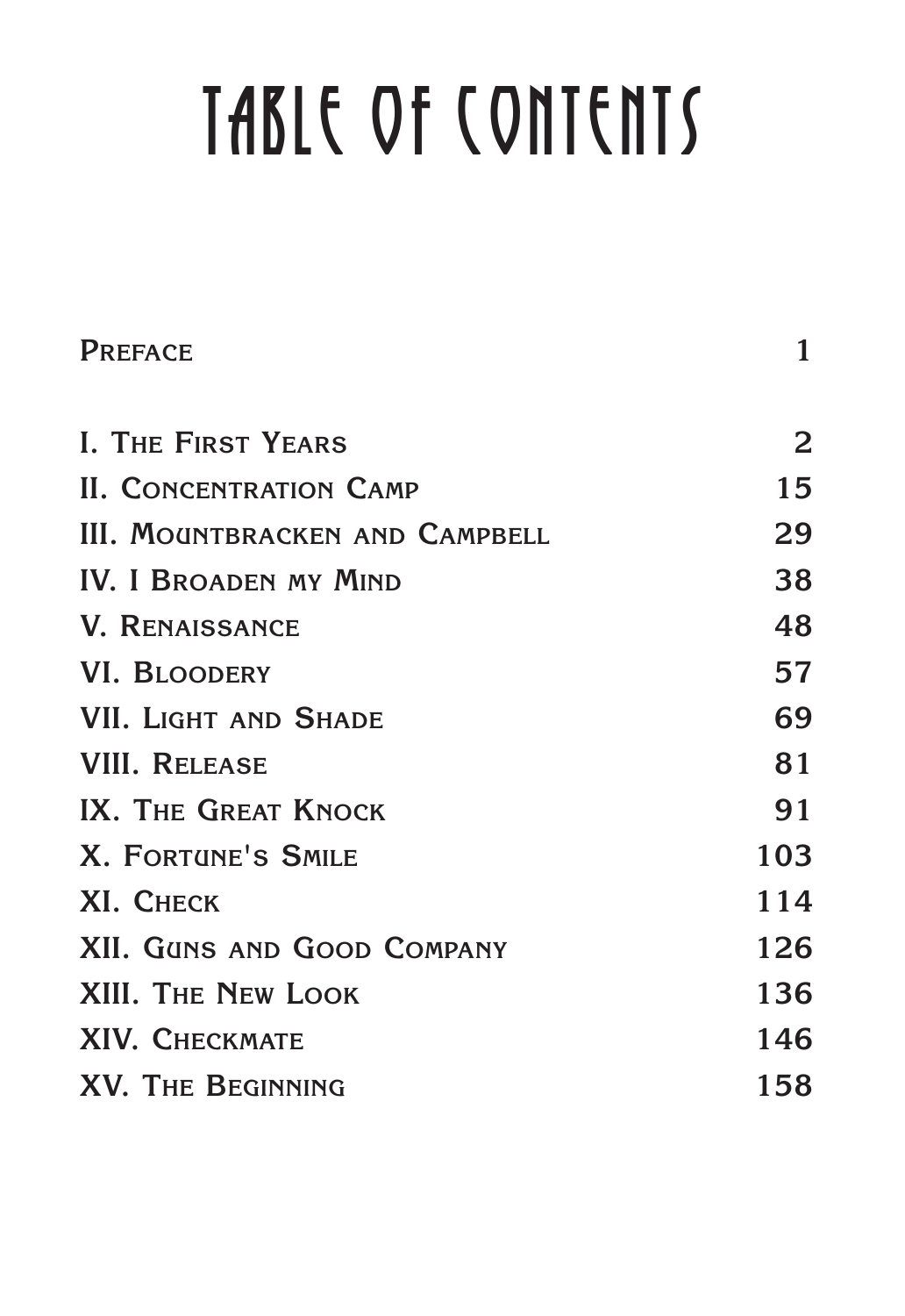# TABLE OF CONTENTS

| | |
|---|---|
| Preface | 1 |
| I. The First Years | 2 |
| II. Concentration Camp | 15 |
| III. Mountbracken and Campbell | 29 |
| IV. I Broaden my Mind | 38 |
| V. Renaissance | 48 |
| VI. Bloodery | 57 |
| VII. Light and Shade | 69 |
| VIII. Release | 81 |
| IX. The Great Knock | 91 |
| X. Fortune's Smile | 103 |
| XI. Check | 114 |
| XII. Guns and Good Company | 126 |
| XIII. The New Look | 136 |
| XIV. Checkmate | 146 |
| XV. The Beginning | 158 |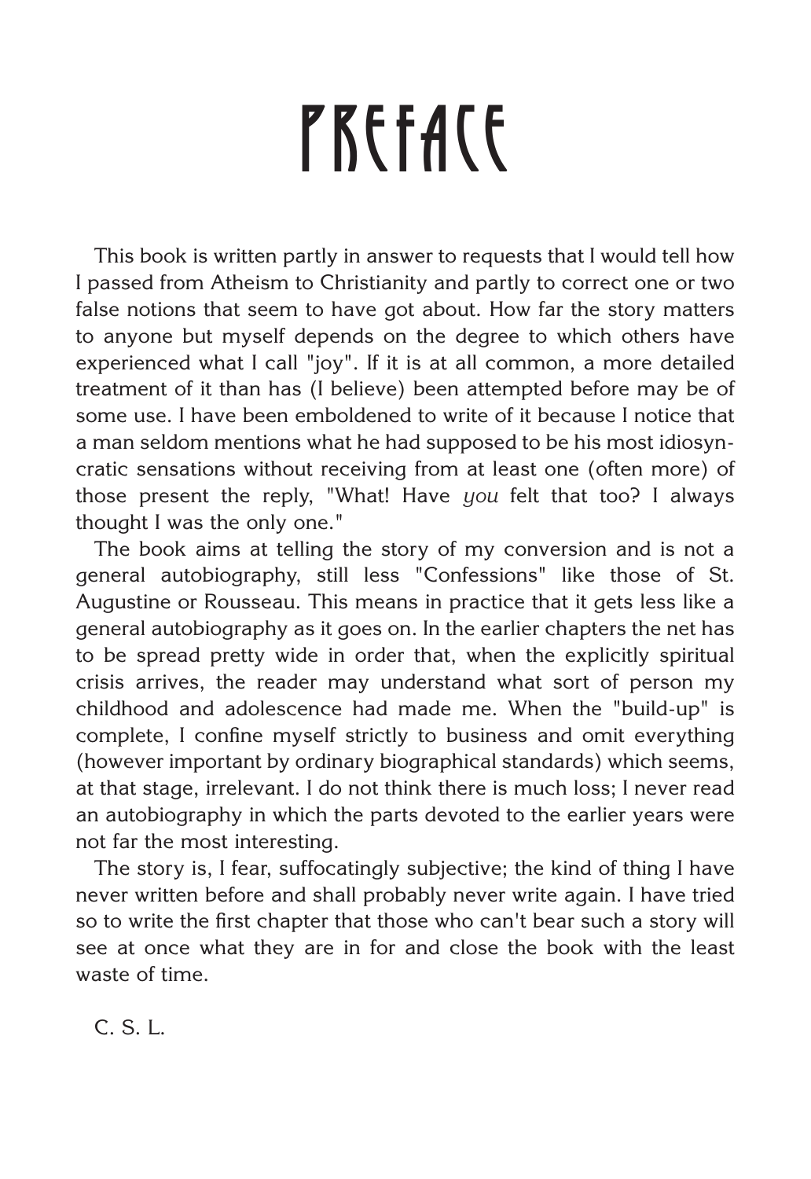# PREFACE

This book is written partly in answer to requests that I would tell how I passed from Atheism to Christianity and partly to correct one or two false notions that seem to have got about. How far the story matters to anyone but myself depends on the degree to which others have experienced what I call "joy". If it is at all common, a more detailed treatment of it than has (I believe) been attempted before may be of some use. I have been emboldened to write of it because I notice that a man seldom mentions what he had supposed to be his most idiosyncratic sensations without receiving from at least one (often more) of those present the reply, "What! Have *you* felt that too? I always thought I was the only one."

The book aims at telling the story of my conversion and is not a general autobiography, still less "Confessions" like those of St. Augustine or Rousseau. This means in practice that it gets less like a general autobiography as it goes on. In the earlier chapters the net has to be spread pretty wide in order that, when the explicitly spiritual crisis arrives, the reader may understand what sort of person my childhood and adolescence had made me. When the "build-up" is complete, I confine myself strictly to business and omit everything (however important by ordinary biographical standards) which seems, at that stage, irrelevant. I do not think there is much loss; I never read an autobiography in which the parts devoted to the earlier years were not far the most interesting.

The story is, I fear, suffocatingly subjective; the kind of thing I have never written before and shall probably never write again. I have tried so to write the first chapter that those who can't bear such a story will see at once what they are in for and close the book with the least waste of time.

C. S. L.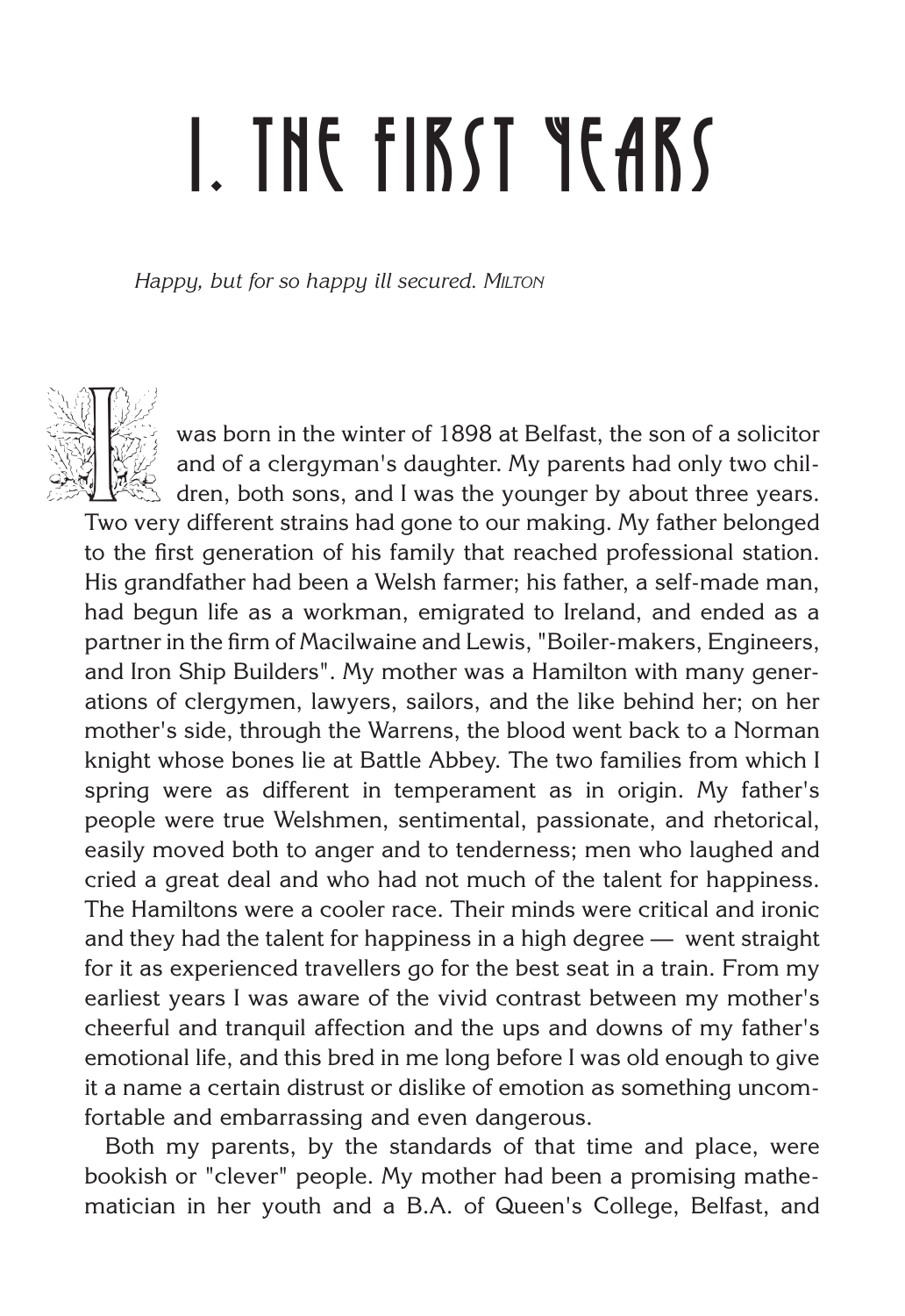# I. THE FIRST YEARS

*Happy, but for so happy ill secured.* MILTON

I was born in the winter of 1898 at Belfast, the son of a solicitor and of a clergyman's daughter. My parents had only two children, both sons, and I was the younger by about three years. Two very different strains had gone to our making. My father belonged to the first generation of his family that reached professional station. His grandfather had been a Welsh farmer; his father, a self-made man, had begun life as a workman, emigrated to Ireland, and ended as a partner in the firm of Macilwaine and Lewis, "Boiler-makers, Engineers, and Iron Ship Builders". My mother was a Hamilton with many generations of clergymen, lawyers, sailors, and the like behind her; on her mother's side, through the Warrens, the blood went back to a Norman knight whose bones lie at Battle Abbey. The two families from which I spring were as different in temperament as in origin. My father's people were true Welshmen, sentimental, passionate, and rhetorical, easily moved both to anger and to tenderness; men who laughed and cried a great deal and who had not much of the talent for happiness. The Hamiltons were a cooler race. Their minds were critical and ironic and they had the talent for happiness in a high degree — went straight for it as experienced travellers go for the best seat in a train. From my earliest years I was aware of the vivid contrast between my mother's cheerful and tranquil affection and the ups and downs of my father's emotional life, and this bred in me long before I was old enough to give it a name a certain distrust or dislike of emotion as something uncomfortable and embarrassing and even dangerous.

Both my parents, by the standards of that time and place, were bookish or "clever" people. My mother had been a promising mathematician in her youth and a B.A. of Queen's College, Belfast, and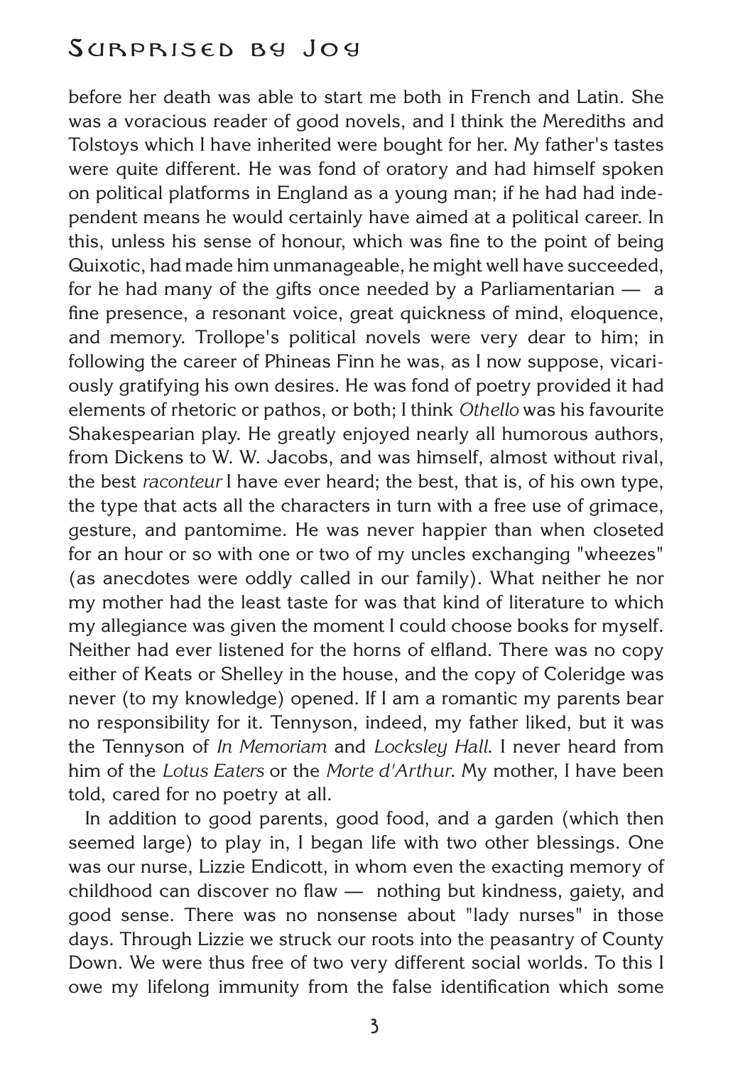before her death was able to start me both in French and Latin. She was a voracious reader of good novels, and I think the Merediths and Tolstoys which I have inherited were bought for her. My father's tastes were quite different. He was fond of oratory and had himself spoken on political platforms in England as a young man; if he had had independent means he would certainly have aimed at a political career. In this, unless his sense of honour, which was fine to the point of being Quixotic, had made him unmanageable, he might well have succeeded, for he had many of the gifts once needed by a Parliamentarian — a fine presence, a resonant voice, great quickness of mind, eloquence, and memory. Trollope's political novels were very dear to him; in following the career of Phineas Finn he was, as I now suppose, vicariously gratifying his own desires. He was fond of poetry provided it had elements of rhetoric or pathos, or both; I think *Othello* was his favourite Shakespearian play. He greatly enjoyed nearly all humorous authors, from Dickens to W. W. Jacobs, and was himself, almost without rival, the best *raconteur* I have ever heard; the best, that is, of his own type, the type that acts all the characters in turn with a free use of grimace, gesture, and pantomime. He was never happier than when closeted for an hour or so with one or two of my uncles exchanging "wheezes" (as anecdotes were oddly called in our family). What neither he nor my mother had the least taste for was that kind of literature to which my allegiance was given the moment I could choose books for myself. Neither had ever listened for the horns of elfland. There was no copy either of Keats or Shelley in the house, and the copy of Coleridge was never (to my knowledge) opened. If I am a romantic my parents bear no responsibility for it. Tennyson, indeed, my father liked, but it was the Tennyson of *In Memoriam* and *Locksley Hall*. I never heard from him of the *Lotus Eaters* or the *Morte d'Arthur*. My mother, I have been told, cared for no poetry at all.

In addition to good parents, good food, and a garden (which then seemed large) to play in, I began life with two other blessings. One was our nurse, Lizzie Endicott, in whom even the exacting memory of childhood can discover no flaw — nothing but kindness, gaiety, and good sense. There was no nonsense about "lady nurses" in those days. Through Lizzie we struck our roots into the peasantry of County Down. We were thus free of two very different social worlds. To this I owe my lifelong immunity from the false identification which some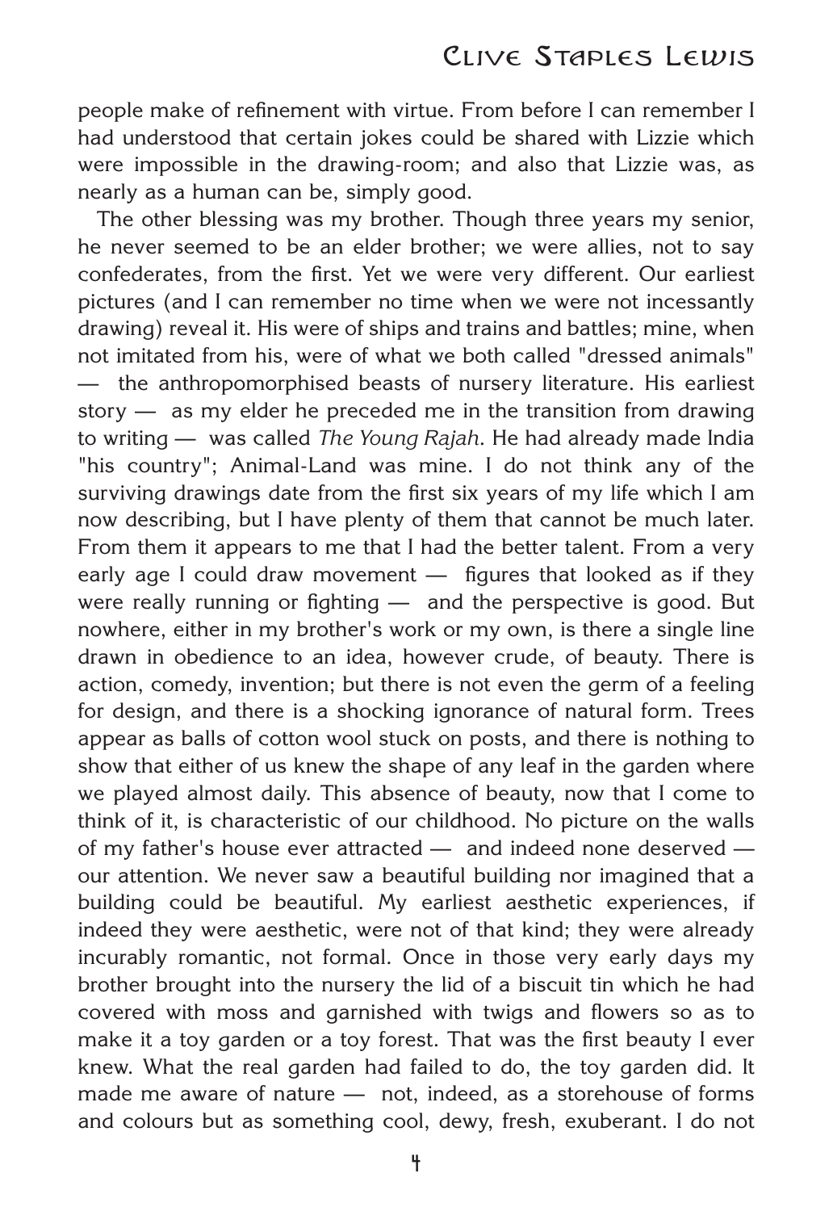people make of refinement with virtue. From before I can remember I had understood that certain jokes could be shared with Lizzie which were impossible in the drawing-room; and also that Lizzie was, as nearly as a human can be, simply good.

The other blessing was my brother. Though three years my senior, he never seemed to be an elder brother; we were allies, not to say confederates, from the first. Yet we were very different. Our earliest pictures (and I can remember no time when we were not incessantly drawing) reveal it. His were of ships and trains and battles; mine, when not imitated from his, were of what we both called "dressed animals" — the anthropomorphised beasts of nursery literature. His earliest story — as my elder he preceded me in the transition from drawing to writing — was called *The Young Rajah*. He had already made India "his country"; Animal-Land was mine. I do not think any of the surviving drawings date from the first six years of my life which I am now describing, but I have plenty of them that cannot be much later. From them it appears to me that I had the better talent. From a very early age I could draw movement — figures that looked as if they were really running or fighting — and the perspective is good. But nowhere, either in my brother's work or my own, is there a single line drawn in obedience to an idea, however crude, of beauty. There is action, comedy, invention; but there is not even the germ of a feeling for design, and there is a shocking ignorance of natural form. Trees appear as balls of cotton wool stuck on posts, and there is nothing to show that either of us knew the shape of any leaf in the garden where we played almost daily. This absence of beauty, now that I come to think of it, is characteristic of our childhood. No picture on the walls of my father's house ever attracted — and indeed none deserved — our attention. We never saw a beautiful building nor imagined that a building could be beautiful. My earliest aesthetic experiences, if indeed they were aesthetic, were not of that kind; they were already incurably romantic, not formal. Once in those very early days my brother brought into the nursery the lid of a biscuit tin which he had covered with moss and garnished with twigs and flowers so as to make it a toy garden or a toy forest. That was the first beauty I ever knew. What the real garden had failed to do, the toy garden did. It made me aware of nature — not, indeed, as a storehouse of forms and colours but as something cool, dewy, fresh, exuberant. I do not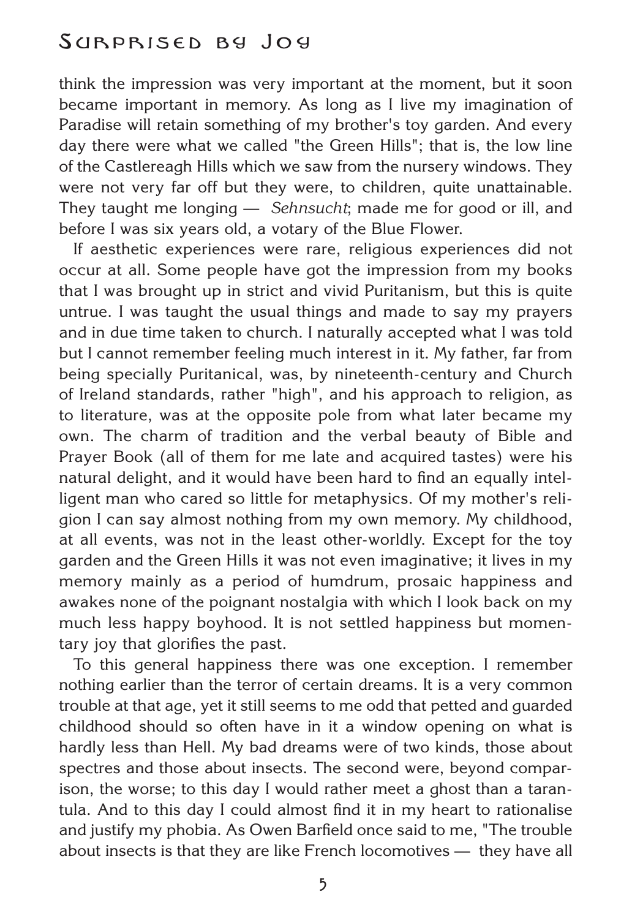think the impression was very important at the moment, but it soon became important in memory. As long as I live my imagination of Paradise will retain something of my brother's toy garden. And every day there were what we called "the Green Hills"; that is, the low line of the Castlereagh Hills which we saw from the nursery windows. They were not very far off but they were, to children, quite unattainable. They taught me longing — *Sehnsucht*; made me for good or ill, and before I was six years old, a votary of the Blue Flower.

If aesthetic experiences were rare, religious experiences did not occur at all. Some people have got the impression from my books that I was brought up in strict and vivid Puritanism, but this is quite untrue. I was taught the usual things and made to say my prayers and in due time taken to church. I naturally accepted what I was told but I cannot remember feeling much interest in it. My father, far from being specially Puritanical, was, by nineteenth-century and Church of Ireland standards, rather "high", and his approach to religion, as to literature, was at the opposite pole from what later became my own. The charm of tradition and the verbal beauty of Bible and Prayer Book (all of them for me late and acquired tastes) were his natural delight, and it would have been hard to find an equally intelligent man who cared so little for metaphysics. Of my mother's religion I can say almost nothing from my own memory. My childhood, at all events, was not in the least other-worldly. Except for the toy garden and the Green Hills it was not even imaginative; it lives in my memory mainly as a period of humdrum, prosaic happiness and awakes none of the poignant nostalgia with which I look back on my much less happy boyhood. It is not settled happiness but momentary joy that glorifies the past.

To this general happiness there was one exception. I remember nothing earlier than the terror of certain dreams. It is a very common trouble at that age, yet it still seems to me odd that petted and guarded childhood should so often have in it a window opening on what is hardly less than Hell. My bad dreams were of two kinds, those about spectres and those about insects. The second were, beyond comparison, the worse; to this day I would rather meet a ghost than a tarantula. And to this day I could almost find it in my heart to rationalise and justify my phobia. As Owen Barfield once said to me, "The trouble about insects is that they are like French locomotives — they have all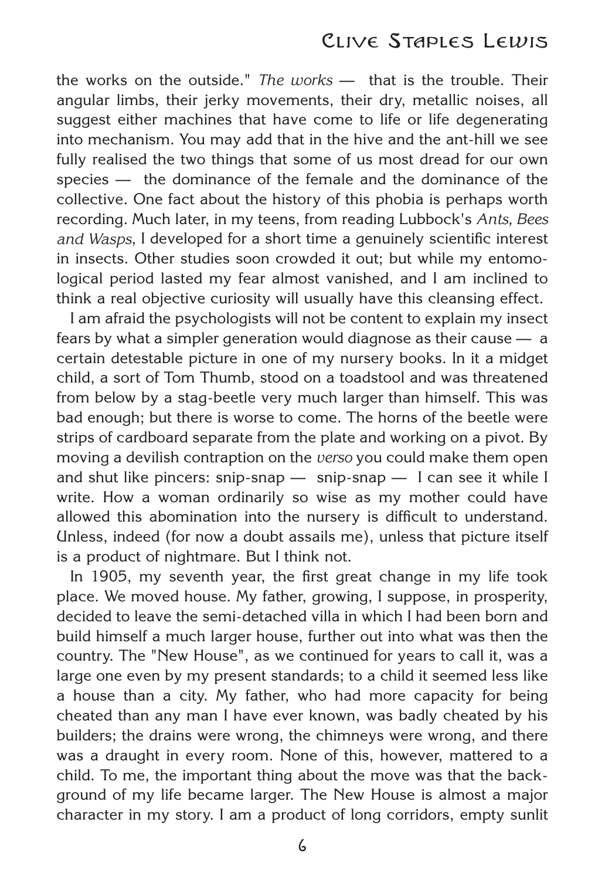the works on the outside." *The works* — that is the trouble. Their angular limbs, their jerky movements, their dry, metallic noises, all suggest either machines that have come to life or life degenerating into mechanism. You may add that in the hive and the ant-hill we see fully realised the two things that some of us most dread for our own species — the dominance of the female and the dominance of the collective. One fact about the history of this phobia is perhaps worth recording. Much later, in my teens, from reading Lubbock's *Ants, Bees and Wasps*, I developed for a short time a genuinely scientific interest in insects. Other studies soon crowded it out; but while my entomological period lasted my fear almost vanished, and I am inclined to think a real objective curiosity will usually have this cleansing effect.

I am afraid the psychologists will not be content to explain my insect fears by what a simpler generation would diagnose as their cause — a certain detestable picture in one of my nursery books. In it a midget child, a sort of Tom Thumb, stood on a toadstool and was threatened from below by a stag-beetle very much larger than himself. This was bad enough; but there is worse to come. The horns of the beetle were strips of cardboard separate from the plate and working on a pivot. By moving a devilish contraption on the *verso* you could make them open and shut like pincers: snip-snap — snip-snap — I can see it while I write. How a woman ordinarily so wise as my mother could have allowed this abomination into the nursery is difficult to understand. Unless, indeed (for now a doubt assails me), unless that picture itself is a product of nightmare. But I think not.

In 1905, my seventh year, the first great change in my life took place. We moved house. My father, growing, I suppose, in prosperity, decided to leave the semi-detached villa in which I had been born and build himself a much larger house, further out into what was then the country. The "New House", as we continued for years to call it, was a large one even by my present standards; to a child it seemed less like a house than a city. My father, who had more capacity for being cheated than any man I have ever known, was badly cheated by his builders; the drains were wrong, the chimneys were wrong, and there was a draught in every room. None of this, however, mattered to a child. To me, the important thing about the move was that the background of my life became larger. The New House is almost a major character in my story. I am a product of long corridors, empty sunlit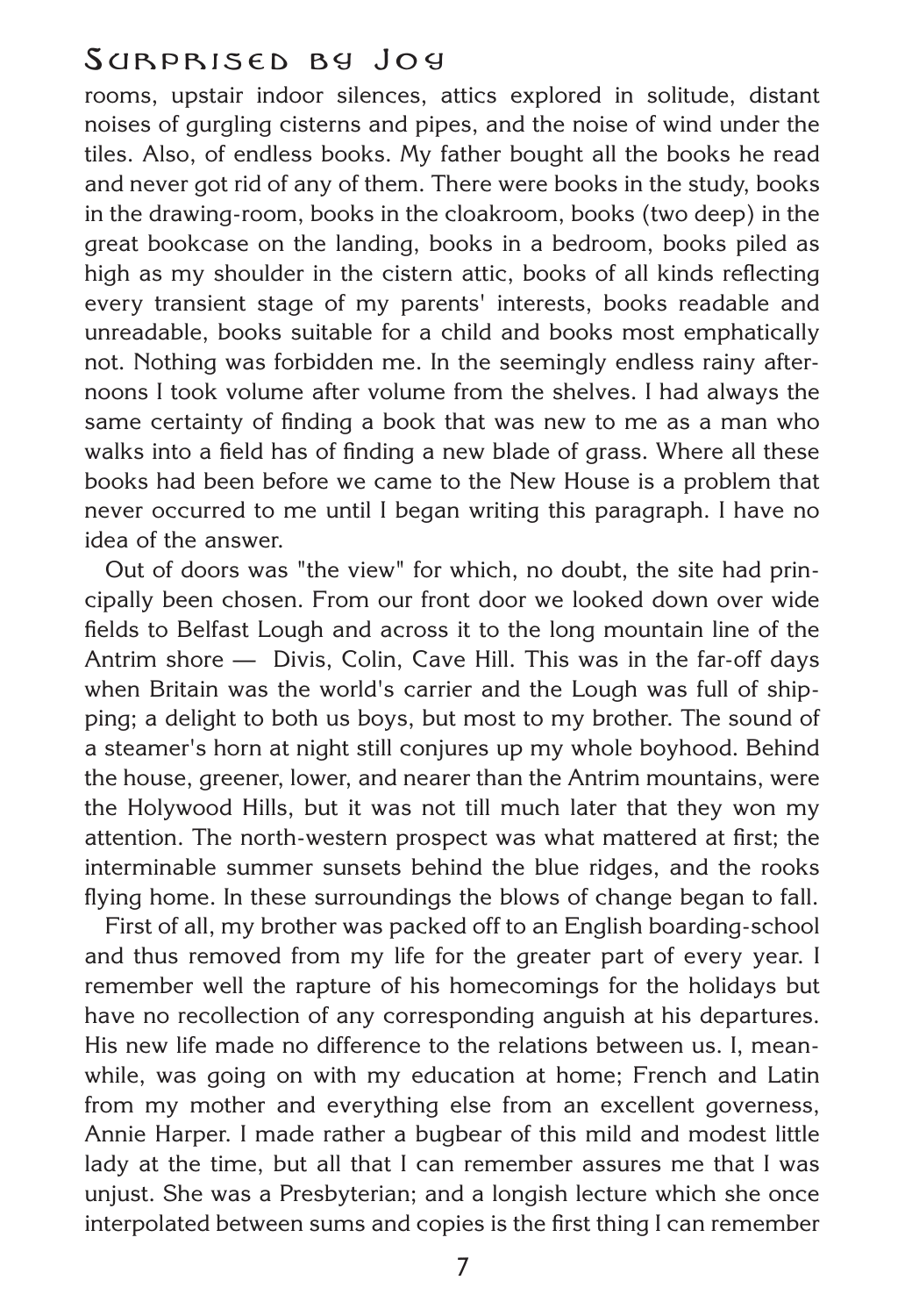rooms, upstair indoor silences, attics explored in solitude, distant noises of gurgling cisterns and pipes, and the noise of wind under the tiles. Also, of endless books. My father bought all the books he read and never got rid of any of them. There were books in the study, books in the drawing-room, books in the cloakroom, books (two deep) in the great bookcase on the landing, books in a bedroom, books piled as high as my shoulder in the cistern attic, books of all kinds reflecting every transient stage of my parents' interests, books readable and unreadable, books suitable for a child and books most emphatically not. Nothing was forbidden me. In the seemingly endless rainy afternoons I took volume after volume from the shelves. I had always the same certainty of finding a book that was new to me as a man who walks into a field has of finding a new blade of grass. Where all these books had been before we came to the New House is a problem that never occurred to me until I began writing this paragraph. I have no idea of the answer.

Out of doors was "the view" for which, no doubt, the site had principally been chosen. From our front door we looked down over wide fields to Belfast Lough and across it to the long mountain line of the Antrim shore — Divis, Colin, Cave Hill. This was in the far-off days when Britain was the world's carrier and the Lough was full of shipping; a delight to both us boys, but most to my brother. The sound of a steamer's horn at night still conjures up my whole boyhood. Behind the house, greener, lower, and nearer than the Antrim mountains, were the Holywood Hills, but it was not till much later that they won my attention. The north-western prospect was what mattered at first; the interminable summer sunsets behind the blue ridges, and the rooks flying home. In these surroundings the blows of change began to fall.

First of all, my brother was packed off to an English boarding-school and thus removed from my life for the greater part of every year. I remember well the rapture of his homecomings for the holidays but have no recollection of any corresponding anguish at his departures. His new life made no difference to the relations between us. I, meanwhile, was going on with my education at home; French and Latin from my mother and everything else from an excellent governess, Annie Harper. I made rather a bugbear of this mild and modest little lady at the time, but all that I can remember assures me that I was unjust. She was a Presbyterian; and a longish lecture which she once interpolated between sums and copies is the first thing I can remember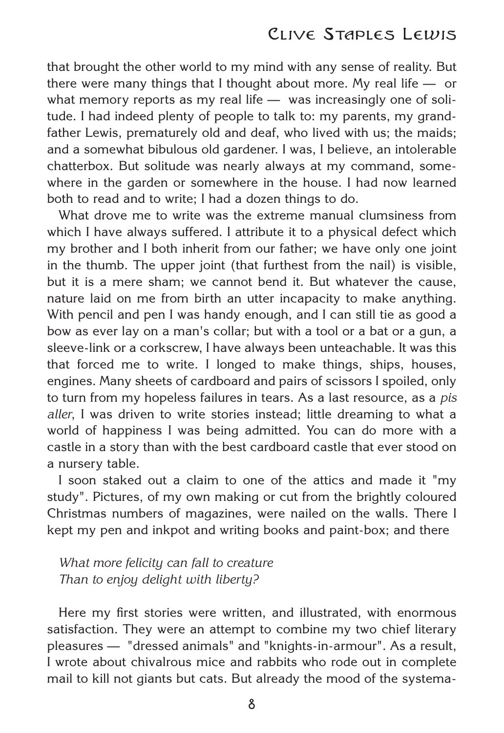that brought the other world to my mind with any sense of reality. But there were many things that I thought about more. My real life — or what memory reports as my real life — was increasingly one of solitude. I had indeed plenty of people to talk to: my parents, my grandfather Lewis, prematurely old and deaf, who lived with us; the maids; and a somewhat bibulous old gardener. I was, I believe, an intolerable chatterbox. But solitude was nearly always at my command, somewhere in the garden or somewhere in the house. I had now learned both to read and to write; I had a dozen things to do.

What drove me to write was the extreme manual clumsiness from which I have always suffered. I attribute it to a physical defect which my brother and I both inherit from our father; we have only one joint in the thumb. The upper joint (that furthest from the nail) is visible, but it is a mere sham; we cannot bend it. But whatever the cause, nature laid on me from birth an utter incapacity to make anything. With pencil and pen I was handy enough, and I can still tie as good a bow as ever lay on a man's collar; but with a tool or a bat or a gun, a sleeve-link or a corkscrew, I have always been unteachable. It was this that forced me to write. I longed to make things, ships, houses, engines. Many sheets of cardboard and pairs of scissors I spoiled, only to turn from my hopeless failures in tears. As a last resource, as a *pis aller*, I was driven to write stories instead; little dreaming to what a world of happiness I was being admitted. You can do more with a castle in a story than with the best cardboard castle that ever stood on a nursery table.

I soon staked out a claim to one of the attics and made it "my study". Pictures, of my own making or cut from the brightly coloured Christmas numbers of magazines, were nailed on the walls. There I kept my pen and inkpot and writing books and paint-box; and there

*What more felicity can fall to creature*
*Than to enjoy delight with liberty?*

Here my first stories were written, and illustrated, with enormous satisfaction. They were an attempt to combine my two chief literary pleasures — "dressed animals" and "knights-in-armour". As a result, I wrote about chivalrous mice and rabbits who rode out in complete mail to kill not giants but cats. But already the mood of the systema-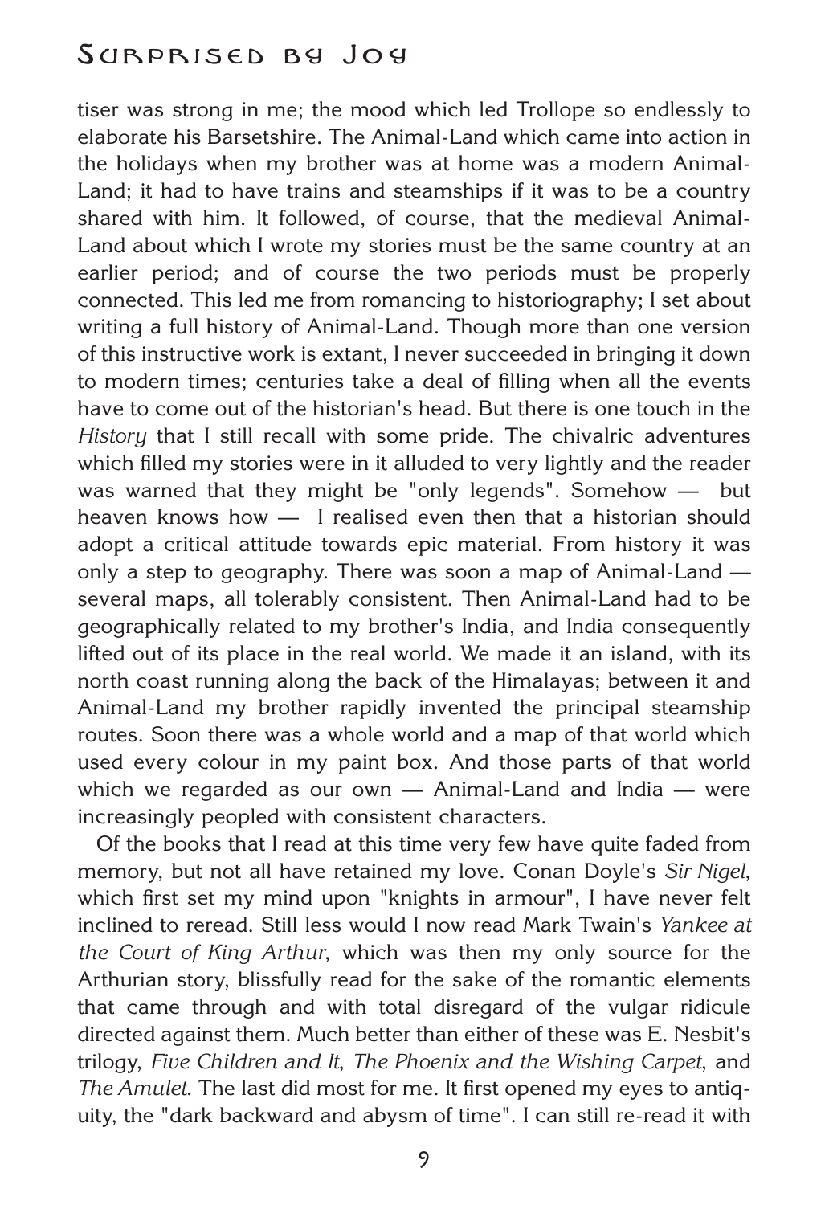tiser was strong in me; the mood which led Trollope so endlessly to elaborate his Barsetshire. The Animal-Land which came into action in the holidays when my brother was at home was a modern Animal-Land; it had to have trains and steamships if it was to be a country shared with him. It followed, of course, that the medieval Animal-Land about which I wrote my stories must be the same country at an earlier period; and of course the two periods must be properly connected. This led me from romancing to historiography; I set about writing a full history of Animal-Land. Though more than one version of this instructive work is extant, I never succeeded in bringing it down to modern times; centuries take a deal of filling when all the events have to come out of the historian's head. But there is one touch in the *History* that I still recall with some pride. The chivalric adventures which filled my stories were in it alluded to very lightly and the reader was warned that they might be "only legends". Somehow — but heaven knows how — I realised even then that a historian should adopt a critical attitude towards epic material. From history it was only a step to geography. There was soon a map of Animal-Land — several maps, all tolerably consistent. Then Animal-Land had to be geographically related to my brother's India, and India consequently lifted out of its place in the real world. We made it an island, with its north coast running along the back of the Himalayas; between it and Animal-Land my brother rapidly invented the principal steamship routes. Soon there was a whole world and a map of that world which used every colour in my paint box. And those parts of that world which we regarded as our own — Animal-Land and India — were increasingly peopled with consistent characters.

Of the books that I read at this time very few have quite faded from memory, but not all have retained my love. Conan Doyle's *Sir Nigel*, which first set my mind upon "knights in armour", I have never felt inclined to reread. Still less would I now read Mark Twain's *Yankee at the Court of King Arthur*, which was then my only source for the Arthurian story, blissfully read for the sake of the romantic elements that came through and with total disregard of the vulgar ridicule directed against them. Much better than either of these was E. Nesbit's trilogy, *Five Children and It*, *The Phoenix and the Wishing Carpet*, and *The Amulet*. The last did most for me. It first opened my eyes to antiquity, the "dark backward and abysm of time". I can still re-read it with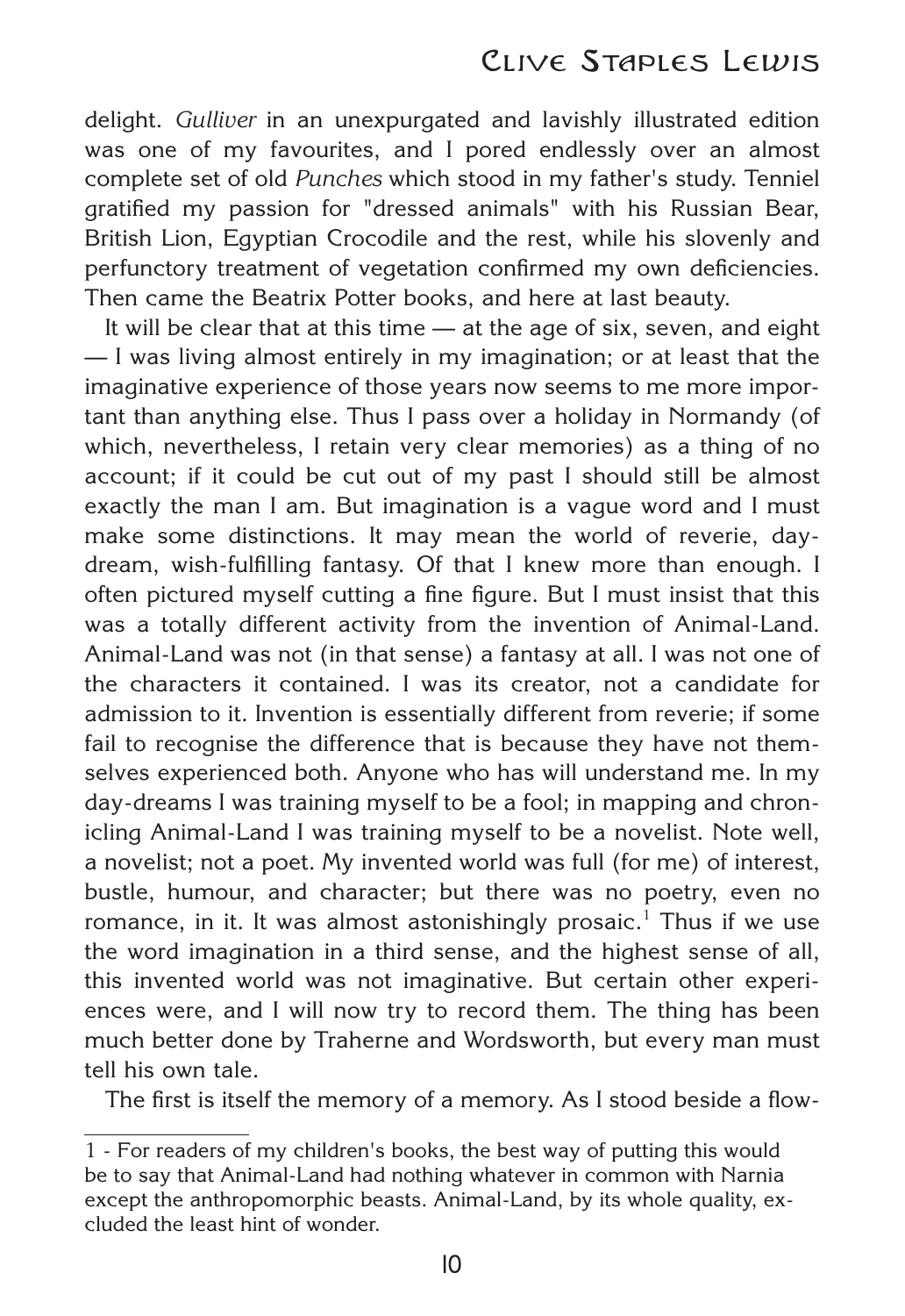delight. *Gulliver* in an unexpurgated and lavishly illustrated edition was one of my favourites, and I pored endlessly over an almost complete set of old *Punches* which stood in my father's study. Tenniel gratified my passion for "dressed animals" with his Russian Bear, British Lion, Egyptian Crocodile and the rest, while his slovenly and perfunctory treatment of vegetation confirmed my own deficiencies. Then came the Beatrix Potter books, and here at last beauty.

It will be clear that at this time — at the age of six, seven, and eight — I was living almost entirely in my imagination; or at least that the imaginative experience of those years now seems to me more important than anything else. Thus I pass over a holiday in Normandy (of which, nevertheless, I retain very clear memories) as a thing of no account; if it could be cut out of my past I should still be almost exactly the man I am. But imagination is a vague word and I must make some distinctions. It may mean the world of reverie, daydream, wish-fulfilling fantasy. Of that I knew more than enough. I often pictured myself cutting a fine figure. But I must insist that this was a totally different activity from the invention of Animal-Land. Animal-Land was not (in that sense) a fantasy at all. I was not one of the characters it contained. I was its creator, not a candidate for admission to it. Invention is essentially different from reverie; if some fail to recognise the difference that is because they have not themselves experienced both. Anyone who has will understand me. In my day-dreams I was training myself to be a fool; in mapping and chronicling Animal-Land I was training myself to be a novelist. Note well, a novelist; not a poet. My invented world was full (for me) of interest, bustle, humour, and character; but there was no poetry, even no romance, in it. It was almost astonishingly prosaic.[1] Thus if we use the word imagination in a third sense, and the highest sense of all, this invented world was not imaginative. But certain other experiences were, and I will now try to record them. The thing has been much better done by Traherne and Wordsworth, but every man must tell his own tale.

The first is itself the memory of a memory. As I stood beside a flow-

---

1 - For readers of my children's books, the best way of putting this would be to say that Animal-Land had nothing whatever in common with Narnia except the anthropomorphic beasts. Animal-Land, by its whole quality, excluded the least hint of wonder.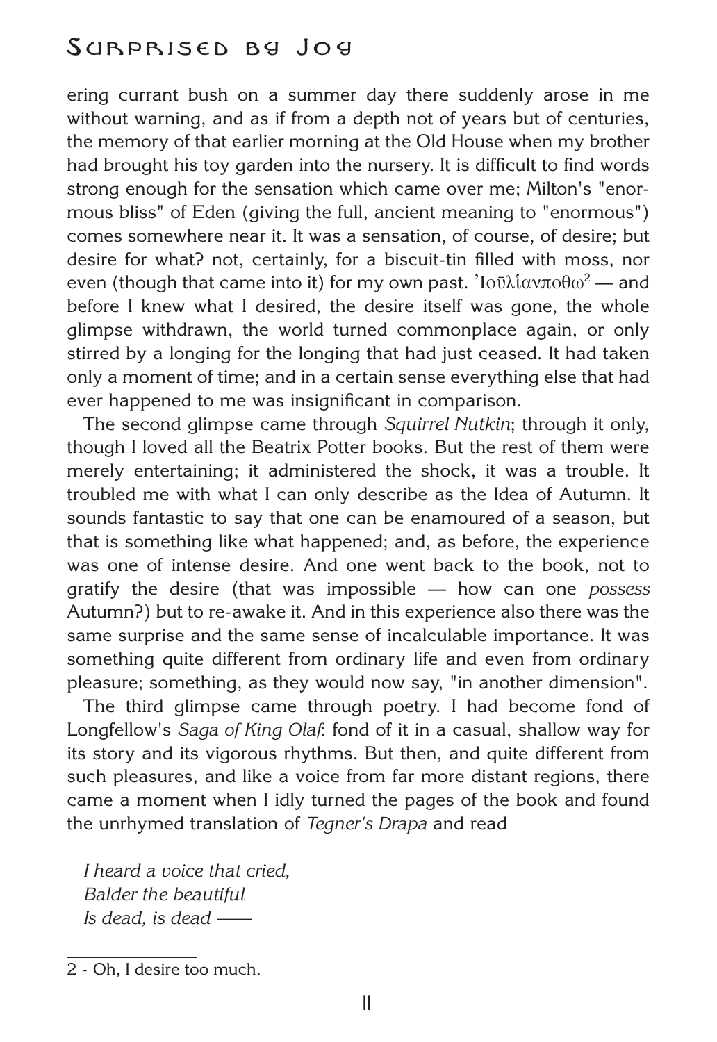ering currant bush on a summer day there suddenly arose in me without warning, and as if from a depth not of years but of centuries, the memory of that earlier morning at the Old House when my brother had brought his toy garden into the nursery. It is difficult to find words strong enough for the sensation which came over me; Milton's "enormous bliss" of Eden (giving the full, ancient meaning to "enormous") comes somewhere near it. It was a sensation, of course, of desire; but desire for what? not, certainly, for a biscuit-tin filled with moss, nor even (though that came into it) for my own past. Ἰοῦλίανποθω[2] — and before I knew what I desired, the desire itself was gone, the whole glimpse withdrawn, the world turned commonplace again, or only stirred by a longing for the longing that had just ceased. It had taken only a moment of time; and in a certain sense everything else that had ever happened to me was insignificant in comparison.

The second glimpse came through *Squirrel Nutkin*; through it only, though I loved all the Beatrix Potter books. But the rest of them were merely entertaining; it administered the shock, it was a trouble. It troubled me with what I can only describe as the Idea of Autumn. It sounds fantastic to say that one can be enamoured of a season, but that is something like what happened; and, as before, the experience was one of intense desire. And one went back to the book, not to gratify the desire (that was impossible — how can one *possess* Autumn?) but to re-awake it. And in this experience also there was the same surprise and the same sense of incalculable importance. It was something quite different from ordinary life and even from ordinary pleasure; something, as they would now say, "in another dimension".

The third glimpse came through poetry. I had become fond of Longfellow's *Saga of King Olaf*: fond of it in a casual, shallow way for its story and its vigorous rhythms. But then, and quite different from such pleasures, and like a voice from far more distant regions, there came a moment when I idly turned the pages of the book and found the unrhymed translation of *Tegner's Drapa* and read

*I heard a voice that cried,*
*Balder the beautiful*
*Is dead, is dead ——*

---

2 - Oh, I desire too much.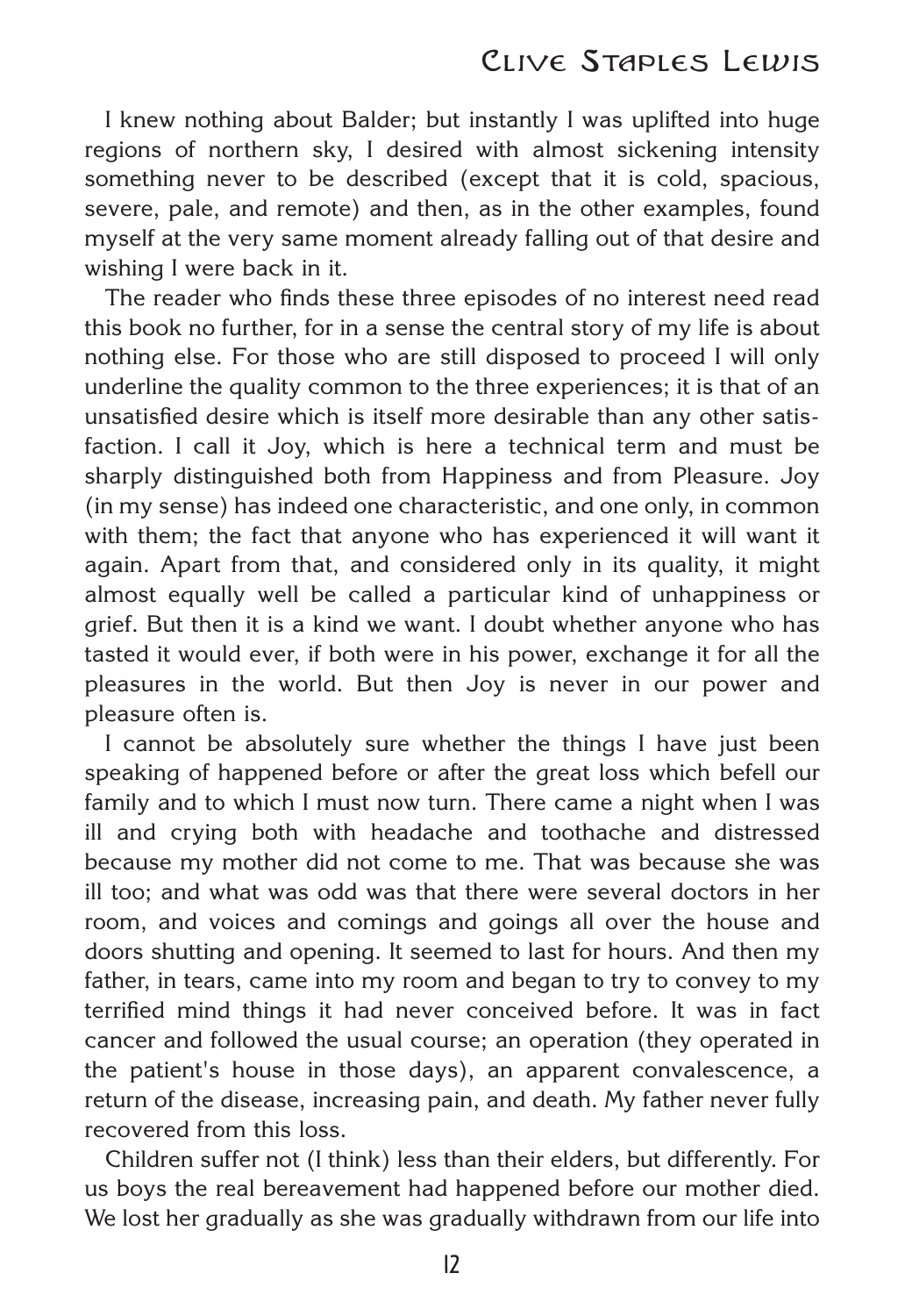I knew nothing about Balder; but instantly I was uplifted into huge regions of northern sky, I desired with almost sickening intensity something never to be described (except that it is cold, spacious, severe, pale, and remote) and then, as in the other examples, found myself at the very same moment already falling out of that desire and wishing I were back in it.

The reader who finds these three episodes of no interest need read this book no further, for in a sense the central story of my life is about nothing else. For those who are still disposed to proceed I will only underline the quality common to the three experiences; it is that of an unsatisfied desire which is itself more desirable than any other satisfaction. I call it Joy, which is here a technical term and must be sharply distinguished both from Happiness and from Pleasure. Joy (in my sense) has indeed one characteristic, and one only, in common with them; the fact that anyone who has experienced it will want it again. Apart from that, and considered only in its quality, it might almost equally well be called a particular kind of unhappiness or grief. But then it is a kind we want. I doubt whether anyone who has tasted it would ever, if both were in his power, exchange it for all the pleasures in the world. But then Joy is never in our power and pleasure often is.

I cannot be absolutely sure whether the things I have just been speaking of happened before or after the great loss which befell our family and to which I must now turn. There came a night when I was ill and crying both with headache and toothache and distressed because my mother did not come to me. That was because she was ill too; and what was odd was that there were several doctors in her room, and voices and comings and goings all over the house and doors shutting and opening. It seemed to last for hours. And then my father, in tears, came into my room and began to try to convey to my terrified mind things it had never conceived before. It was in fact cancer and followed the usual course; an operation (they operated in the patient's house in those days), an apparent convalescence, a return of the disease, increasing pain, and death. My father never fully recovered from this loss.

Children suffer not (I think) less than their elders, but differently. For us boys the real bereavement had happened before our mother died. We lost her gradually as she was gradually withdrawn from our life into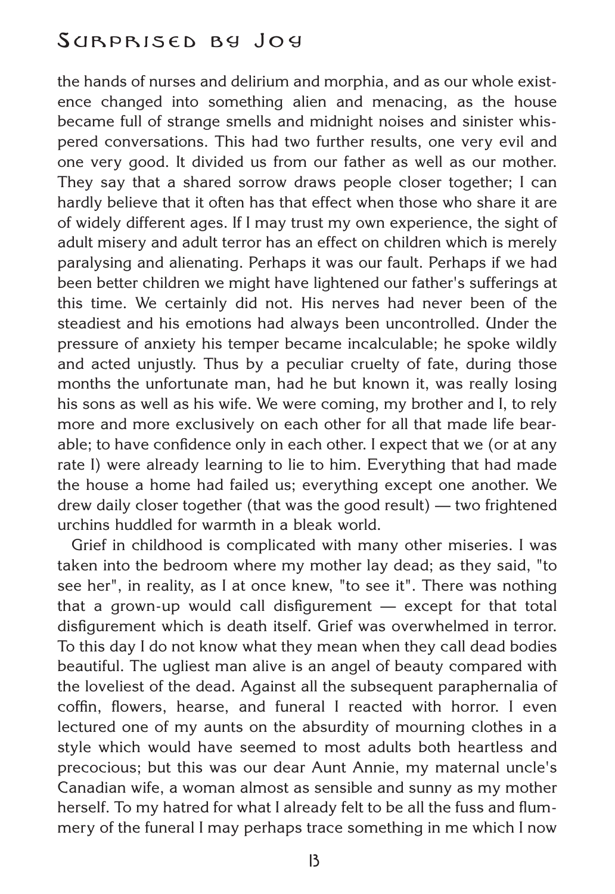the hands of nurses and delirium and morphia, and as our whole existence changed into something alien and menacing, as the house became full of strange smells and midnight noises and sinister whispered conversations. This had two further results, one very evil and one very good. It divided us from our father as well as our mother. They say that a shared sorrow draws people closer together; I can hardly believe that it often has that effect when those who share it are of widely different ages. If I may trust my own experience, the sight of adult misery and adult terror has an effect on children which is merely paralysing and alienating. Perhaps it was our fault. Perhaps if we had been better children we might have lightened our father's sufferings at this time. We certainly did not. His nerves had never been of the steadiest and his emotions had always been uncontrolled. Under the pressure of anxiety his temper became incalculable; he spoke wildly and acted unjustly. Thus by a peculiar cruelty of fate, during those months the unfortunate man, had he but known it, was really losing his sons as well as his wife. We were coming, my brother and I, to rely more and more exclusively on each other for all that made life bearable; to have confidence only in each other. I expect that we (or at any rate I) were already learning to lie to him. Everything that had made the house a home had failed us; everything except one another. We drew daily closer together (that was the good result) — two frightened urchins huddled for warmth in a bleak world.

Grief in childhood is complicated with many other miseries. I was taken into the bedroom where my mother lay dead; as they said, "to see her", in reality, as I at once knew, "to see it". There was nothing that a grown-up would call disfigurement — except for that total disfigurement which is death itself. Grief was overwhelmed in terror. To this day I do not know what they mean when they call dead bodies beautiful. The ugliest man alive is an angel of beauty compared with the loveliest of the dead. Against all the subsequent paraphernalia of coffin, flowers, hearse, and funeral I reacted with horror. I even lectured one of my aunts on the absurdity of mourning clothes in a style which would have seemed to most adults both heartless and precocious; but this was our dear Aunt Annie, my maternal uncle's Canadian wife, a woman almost as sensible and sunny as my mother herself. To my hatred for what I already felt to be all the fuss and flummery of the funeral I may perhaps trace something in me which I now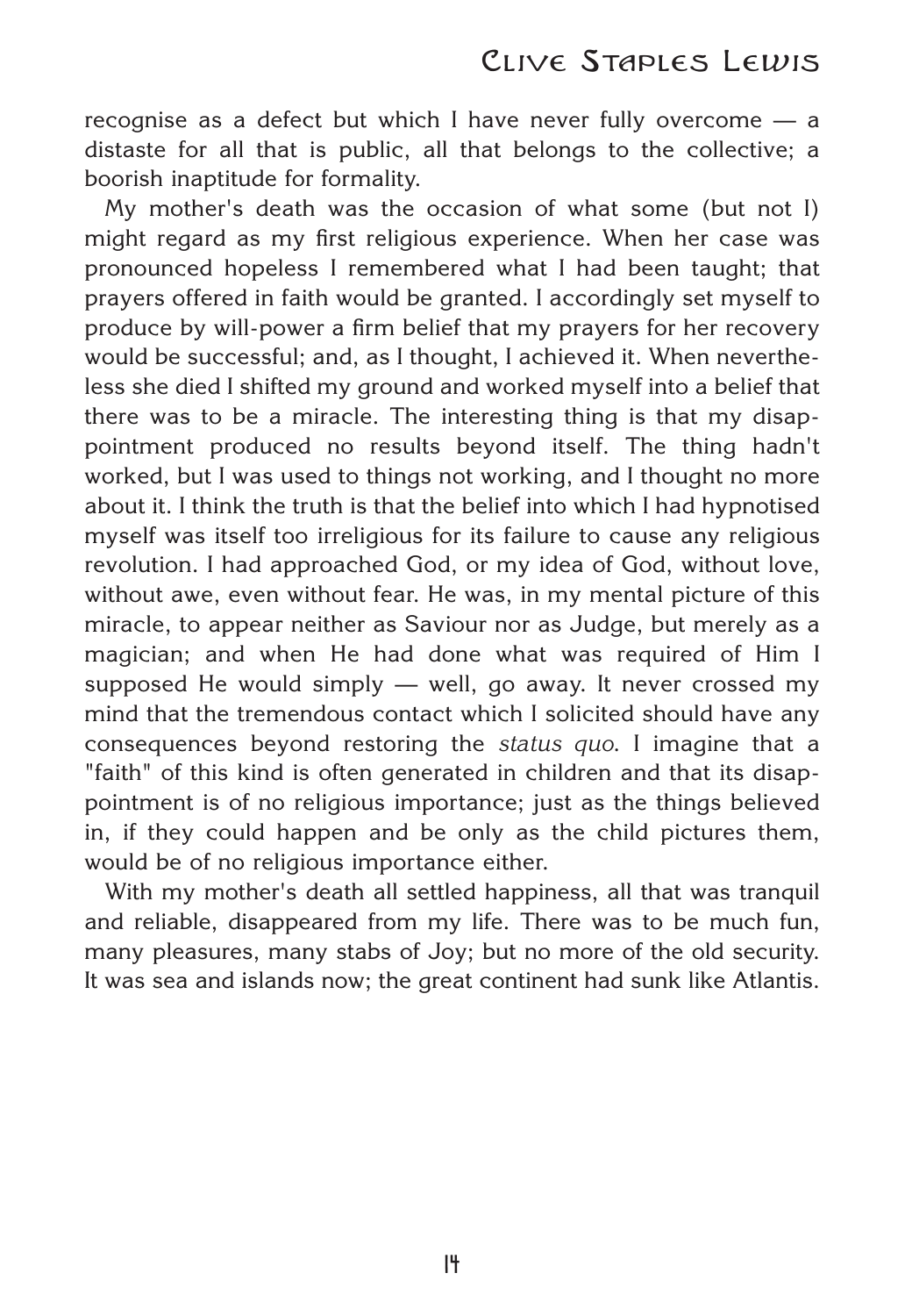recognise as a defect but which I have never fully overcome — a distaste for all that is public, all that belongs to the collective; a boorish inaptitude for formality.

My mother's death was the occasion of what some (but not I) might regard as my first religious experience. When her case was pronounced hopeless I remembered what I had been taught; that prayers offered in faith would be granted. I accordingly set myself to produce by will-power a firm belief that my prayers for her recovery would be successful; and, as I thought, I achieved it. When nevertheless she died I shifted my ground and worked myself into a belief that there was to be a miracle. The interesting thing is that my disappointment produced no results beyond itself. The thing hadn't worked, but I was used to things not working, and I thought no more about it. I think the truth is that the belief into which I had hypnotised myself was itself too irreligious for its failure to cause any religious revolution. I had approached God, or my idea of God, without love, without awe, even without fear. He was, in my mental picture of this miracle, to appear neither as Saviour nor as Judge, but merely as a magician; and when He had done what was required of Him I supposed He would simply — well, go away. It never crossed my mind that the tremendous contact which I solicited should have any consequences beyond restoring the *status quo*. I imagine that a "faith" of this kind is often generated in children and that its disappointment is of no religious importance; just as the things believed in, if they could happen and be only as the child pictures them, would be of no religious importance either.

With my mother's death all settled happiness, all that was tranquil and reliable, disappeared from my life. There was to be much fun, many pleasures, many stabs of Joy; but no more of the old security. It was sea and islands now; the great continent had sunk like Atlantis.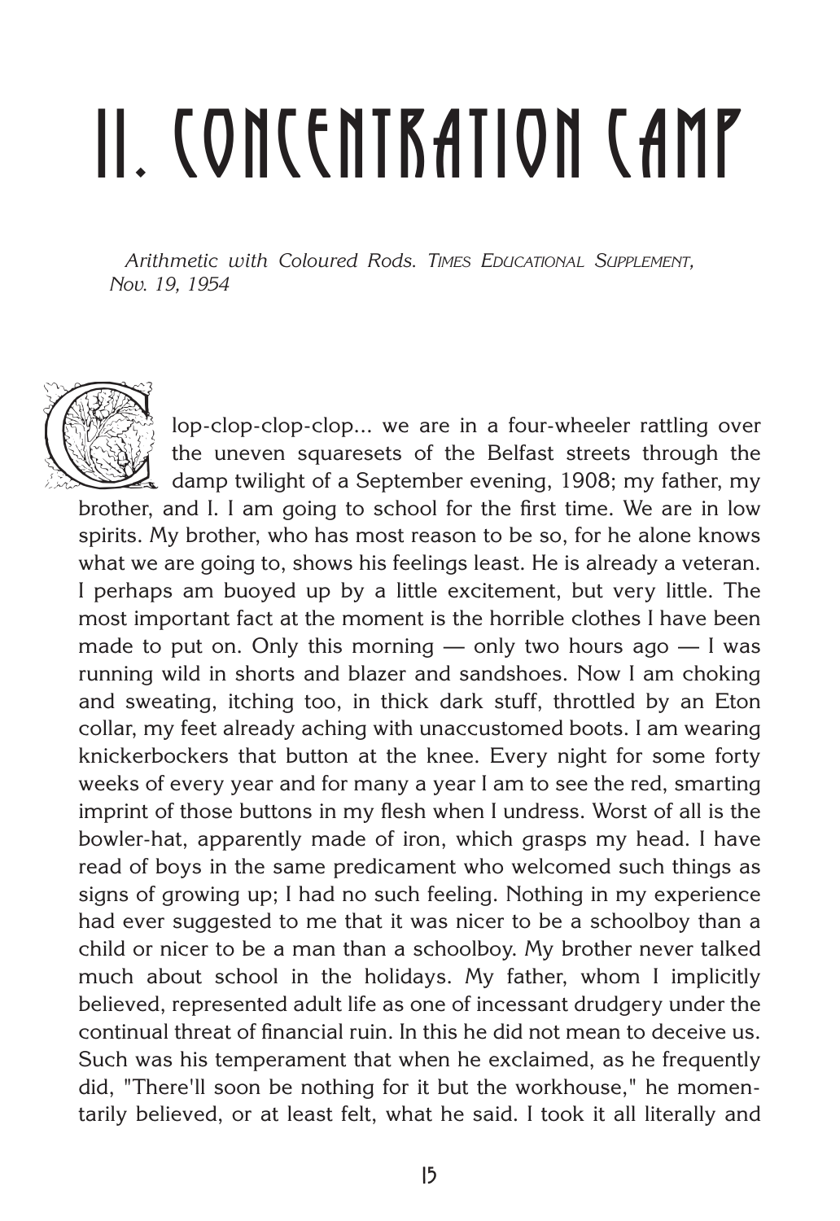# II. CONCENTRATION CAMP

*Arithmetic with Coloured Rods. Times Educational Supplement, Nov. 19, 1954*

Clop-clop-clop-clop... we are in a four-wheeler rattling over the uneven squaresets of the Belfast streets through the damp twilight of a September evening, 1908; my father, my brother, and I. I am going to school for the first time. We are in low spirits. My brother, who has most reason to be so, for he alone knows what we are going to, shows his feelings least. He is already a veteran. I perhaps am buoyed up by a little excitement, but very little. The most important fact at the moment is the horrible clothes I have been made to put on. Only this morning — only two hours ago — I was running wild in shorts and blazer and sandshoes. Now I am choking and sweating, itching too, in thick dark stuff, throttled by an Eton collar, my feet already aching with unaccustomed boots. I am wearing knickerbockers that button at the knee. Every night for some forty weeks of every year and for many a year I am to see the red, smarting imprint of those buttons in my flesh when I undress. Worst of all is the bowler-hat, apparently made of iron, which grasps my head. I have read of boys in the same predicament who welcomed such things as signs of growing up; I had no such feeling. Nothing in my experience had ever suggested to me that it was nicer to be a schoolboy than a child or nicer to be a man than a schoolboy. My brother never talked much about school in the holidays. My father, whom I implicitly believed, represented adult life as one of incessant drudgery under the continual threat of financial ruin. In this he did not mean to deceive us. Such was his temperament that when he exclaimed, as he frequently did, "There'll soon be nothing for it but the workhouse," he momentarily believed, or at least felt, what he said. I took it all literally and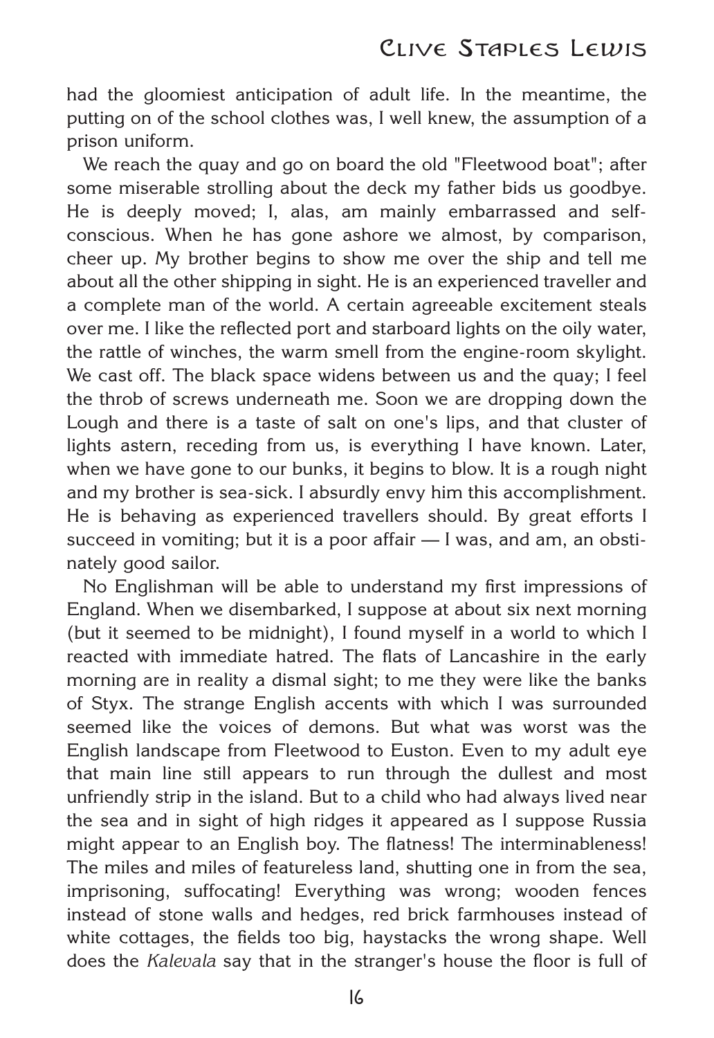had the gloomiest anticipation of adult life. In the meantime, the putting on of the school clothes was, I well knew, the assumption of a prison uniform.

We reach the quay and go on board the old "Fleetwood boat"; after some miserable strolling about the deck my father bids us goodbye. He is deeply moved; I, alas, am mainly embarrassed and self-conscious. When he has gone ashore we almost, by comparison, cheer up. My brother begins to show me over the ship and tell me about all the other shipping in sight. He is an experienced traveller and a complete man of the world. A certain agreeable excitement steals over me. I like the reflected port and starboard lights on the oily water, the rattle of winches, the warm smell from the engine-room skylight. We cast off. The black space widens between us and the quay; I feel the throb of screws underneath me. Soon we are dropping down the Lough and there is a taste of salt on one's lips, and that cluster of lights astern, receding from us, is everything I have known. Later, when we have gone to our bunks, it begins to blow. It is a rough night and my brother is sea-sick. I absurdly envy him this accomplishment. He is behaving as experienced travellers should. By great efforts I succeed in vomiting; but it is a poor affair — I was, and am, an obstinately good sailor.

No Englishman will be able to understand my first impressions of England. When we disembarked, I suppose at about six next morning (but it seemed to be midnight), I found myself in a world to which I reacted with immediate hatred. The flats of Lancashire in the early morning are in reality a dismal sight; to me they were like the banks of Styx. The strange English accents with which I was surrounded seemed like the voices of demons. But what was worst was the English landscape from Fleetwood to Euston. Even to my adult eye that main line still appears to run through the dullest and most unfriendly strip in the island. But to a child who had always lived near the sea and in sight of high ridges it appeared as I suppose Russia might appear to an English boy. The flatness! The interminableness! The miles and miles of featureless land, shutting one in from the sea, imprisoning, suffocating! Everything was wrong; wooden fences instead of stone walls and hedges, red brick farmhouses instead of white cottages, the fields too big, haystacks the wrong shape. Well does the *Kalevala* say that in the stranger's house the floor is full of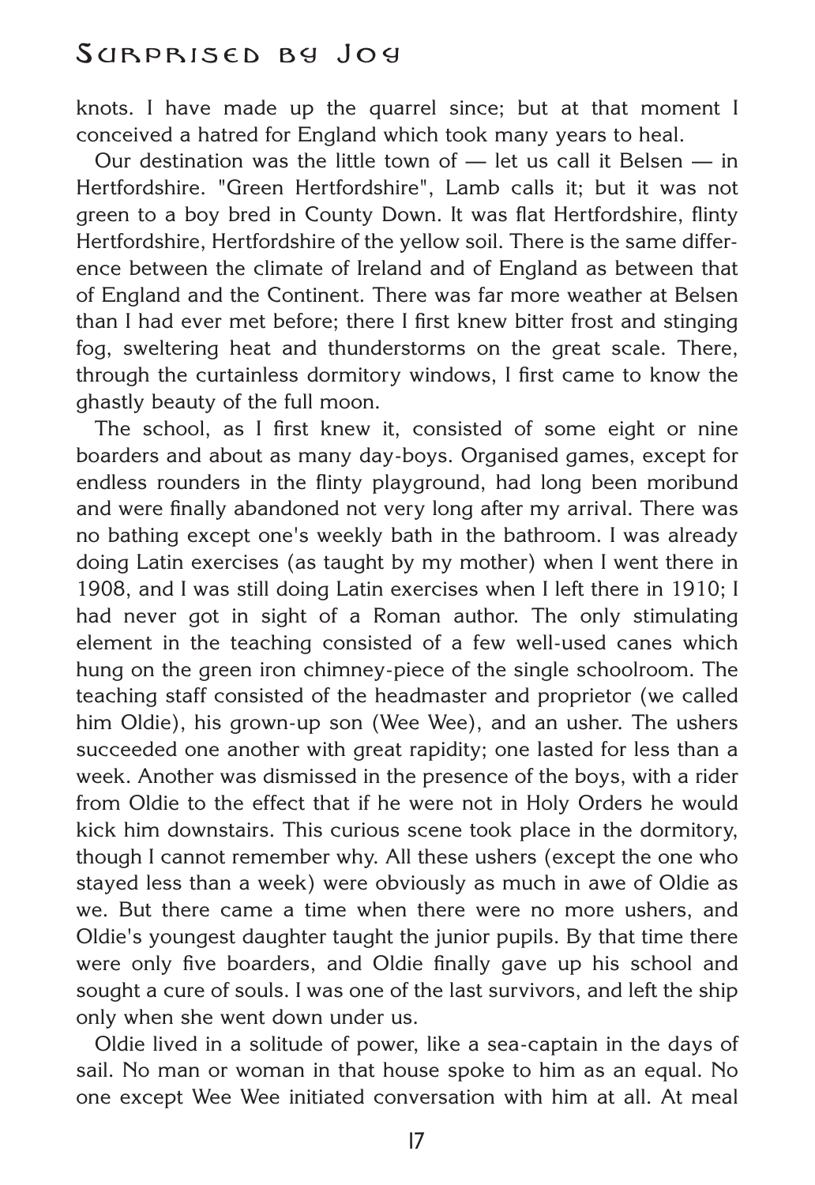knots. I have made up the quarrel since; but at that moment I conceived a hatred for England which took many years to heal.

Our destination was the little town of — let us call it Belsen — in Hertfordshire. "Green Hertfordshire", Lamb calls it; but it was not green to a boy bred in County Down. It was flat Hertfordshire, flinty Hertfordshire, Hertfordshire of the yellow soil. There is the same difference between the climate of Ireland and of England as between that of England and the Continent. There was far more weather at Belsen than I had ever met before; there I first knew bitter frost and stinging fog, sweltering heat and thunderstorms on the great scale. There, through the curtainless dormitory windows, I first came to know the ghastly beauty of the full moon.

The school, as I first knew it, consisted of some eight or nine boarders and about as many day-boys. Organised games, except for endless rounders in the flinty playground, had long been moribund and were finally abandoned not very long after my arrival. There was no bathing except one's weekly bath in the bathroom. I was already doing Latin exercises (as taught by my mother) when I went there in 1908, and I was still doing Latin exercises when I left there in 1910; I had never got in sight of a Roman author. The only stimulating element in the teaching consisted of a few well-used canes which hung on the green iron chimney-piece of the single schoolroom. The teaching staff consisted of the headmaster and proprietor (we called him Oldie), his grown-up son (Wee Wee), and an usher. The ushers succeeded one another with great rapidity; one lasted for less than a week. Another was dismissed in the presence of the boys, with a rider from Oldie to the effect that if he were not in Holy Orders he would kick him downstairs. This curious scene took place in the dormitory, though I cannot remember why. All these ushers (except the one who stayed less than a week) were obviously as much in awe of Oldie as we. But there came a time when there were no more ushers, and Oldie's youngest daughter taught the junior pupils. By that time there were only five boarders, and Oldie finally gave up his school and sought a cure of souls. I was one of the last survivors, and left the ship only when she went down under us.

Oldie lived in a solitude of power, like a sea-captain in the days of sail. No man or woman in that house spoke to him as an equal. No one except Wee Wee initiated conversation with him at all. At meal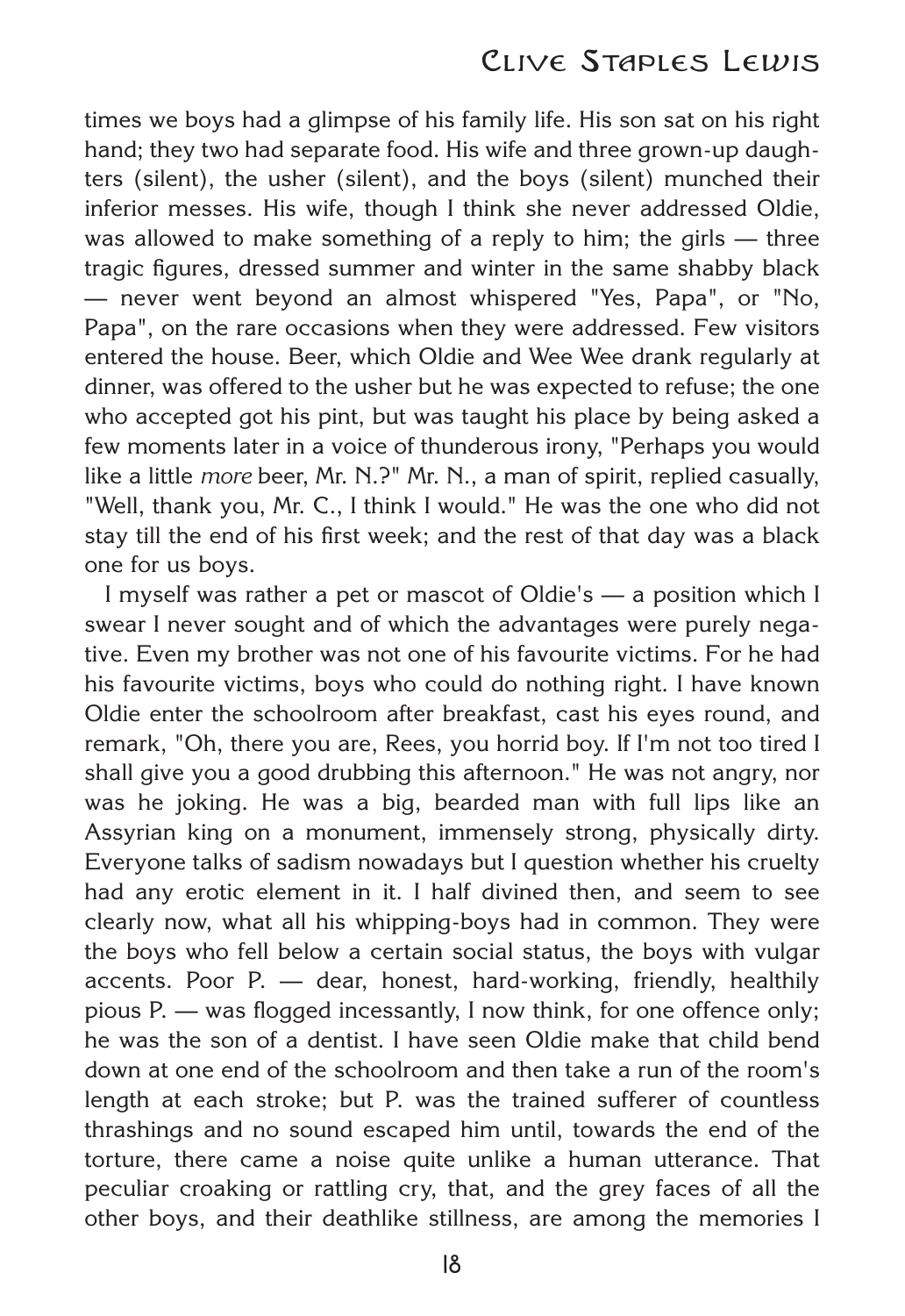times we boys had a glimpse of his family life. His son sat on his right hand; they two had separate food. His wife and three grown-up daughters (silent), the usher (silent), and the boys (silent) munched their inferior messes. His wife, though I think she never addressed Oldie, was allowed to make something of a reply to him; the girls — three tragic figures, dressed summer and winter in the same shabby black — never went beyond an almost whispered "Yes, Papa", or "No, Papa", on the rare occasions when they were addressed. Few visitors entered the house. Beer, which Oldie and Wee Wee drank regularly at dinner, was offered to the usher but he was expected to refuse; the one who accepted got his pint, but was taught his place by being asked a few moments later in a voice of thunderous irony, "Perhaps you would like a little *more* beer, Mr. N.?" Mr. N., a man of spirit, replied casually, "Well, thank you, Mr. C., I think I would." He was the one who did not stay till the end of his first week; and the rest of that day was a black one for us boys.

I myself was rather a pet or mascot of Oldie's — a position which I swear I never sought and of which the advantages were purely negative. Even my brother was not one of his favourite victims. For he had his favourite victims, boys who could do nothing right. I have known Oldie enter the schoolroom after breakfast, cast his eyes round, and remark, "Oh, there you are, Rees, you horrid boy. If I'm not too tired I shall give you a good drubbing this afternoon." He was not angry, nor was he joking. He was a big, bearded man with full lips like an Assyrian king on a monument, immensely strong, physically dirty. Everyone talks of sadism nowadays but I question whether his cruelty had any erotic element in it. I half divined then, and seem to see clearly now, what all his whipping-boys had in common. They were the boys who fell below a certain social status, the boys with vulgar accents. Poor P. — dear, honest, hard-working, friendly, healthily pious P. — was flogged incessantly, I now think, for one offence only; he was the son of a dentist. I have seen Oldie make that child bend down at one end of the schoolroom and then take a run of the room's length at each stroke; but P. was the trained sufferer of countless thrashings and no sound escaped him until, towards the end of the torture, there came a noise quite unlike a human utterance. That peculiar croaking or rattling cry, that, and the grey faces of all the other boys, and their deathlike stillness, are among the memories I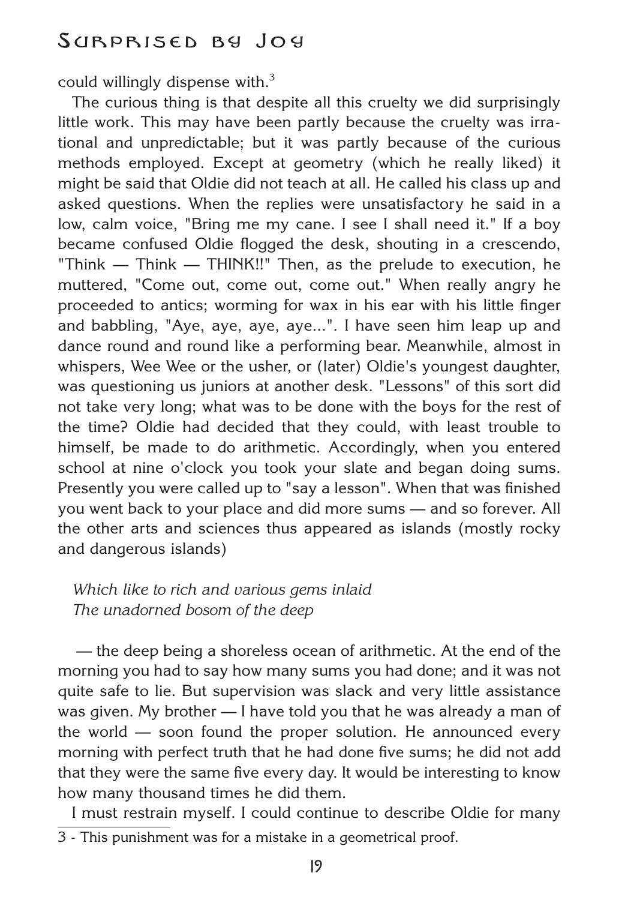could willingly dispense with.[3]

The curious thing is that despite all this cruelty we did surprisingly little work. This may have been partly because the cruelty was irrational and unpredictable; but it was partly because of the curious methods employed. Except at geometry (which he really liked) it might be said that Oldie did not teach at all. He called his class up and asked questions. When the replies were unsatisfactory he said in a low, calm voice, "Bring me my cane. I see I shall need it." If a boy became confused Oldie flogged the desk, shouting in a crescendo, "Think — Think — THINK!!" Then, as the prelude to execution, he muttered, "Come out, come out, come out." When really angry he proceeded to antics; worming for wax in his ear with his little finger and babbling, "Aye, aye, aye, aye...". I have seen him leap up and dance round and round like a performing bear. Meanwhile, almost in whispers, Wee Wee or the usher, or (later) Oldie's youngest daughter, was questioning us juniors at another desk. "Lessons" of this sort did not take very long; what was to be done with the boys for the rest of the time? Oldie had decided that they could, with least trouble to himself, be made to do arithmetic. Accordingly, when you entered school at nine o'clock you took your slate and began doing sums. Presently you were called up to "say a lesson". When that was finished you went back to your place and did more sums — and so forever. All the other arts and sciences thus appeared as islands (mostly rocky and dangerous islands)

*Which like to rich and various gems inlaid*
*The unadorned bosom of the deep*

— the deep being a shoreless ocean of arithmetic. At the end of the morning you had to say how many sums you had done; and it was not quite safe to lie. But supervision was slack and very little assistance was given. My brother — I have told you that he was already a man of the world — soon found the proper solution. He announced every morning with perfect truth that he had done five sums; he did not add that they were the same five every day. It would be interesting to know how many thousand times he did them.

I must restrain myself. I could continue to describe Oldie for many

3 - This punishment was for a mistake in a geometrical proof.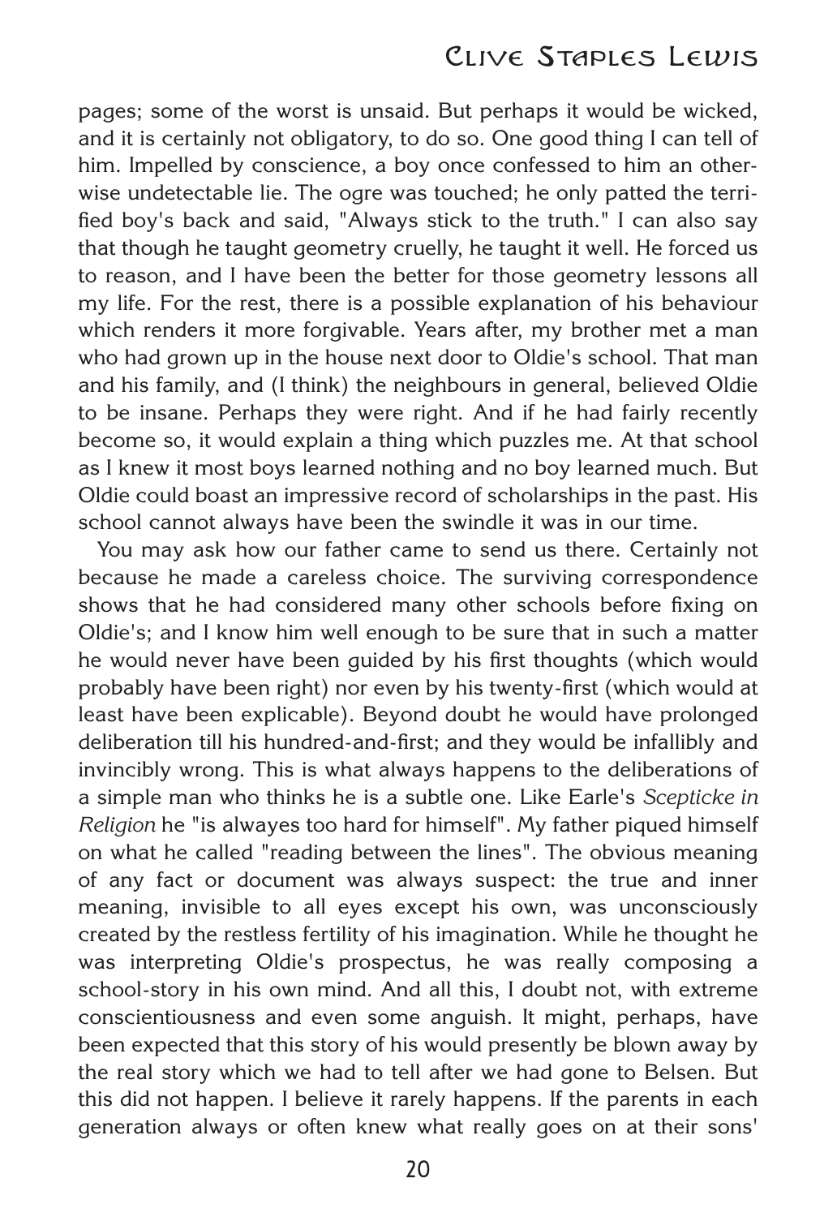pages; some of the worst is unsaid. But perhaps it would be wicked, and it is certainly not obligatory, to do so. One good thing I can tell of him. Impelled by conscience, a boy once confessed to him an otherwise undetectable lie. The ogre was touched; he only patted the terrified boy's back and said, "Always stick to the truth." I can also say that though he taught geometry cruelly, he taught it well. He forced us to reason, and I have been the better for those geometry lessons all my life. For the rest, there is a possible explanation of his behaviour which renders it more forgivable. Years after, my brother met a man who had grown up in the house next door to Oldie's school. That man and his family, and (I think) the neighbours in general, believed Oldie to be insane. Perhaps they were right. And if he had fairly recently become so, it would explain a thing which puzzles me. At that school as I knew it most boys learned nothing and no boy learned much. But Oldie could boast an impressive record of scholarships in the past. His school cannot always have been the swindle it was in our time.

You may ask how our father came to send us there. Certainly not because he made a careless choice. The surviving correspondence shows that he had considered many other schools before fixing on Oldie's; and I know him well enough to be sure that in such a matter he would never have been guided by his first thoughts (which would probably have been right) nor even by his twenty-first (which would at least have been explicable). Beyond doubt he would have prolonged deliberation till his hundred-and-first; and they would be infallibly and invincibly wrong. This is what always happens to the deliberations of a simple man who thinks he is a subtle one. Like Earle's *Scepticke in Religion* he "is alwayes too hard for himself". My father piqued himself on what he called "reading between the lines". The obvious meaning of any fact or document was always suspect: the true and inner meaning, invisible to all eyes except his own, was unconsciously created by the restless fertility of his imagination. While he thought he was interpreting Oldie's prospectus, he was really composing a school-story in his own mind. And all this, I doubt not, with extreme conscientiousness and even some anguish. It might, perhaps, have been expected that this story of his would presently be blown away by the real story which we had to tell after we had gone to Belsen. But this did not happen. I believe it rarely happens. If the parents in each generation always or often knew what really goes on at their sons'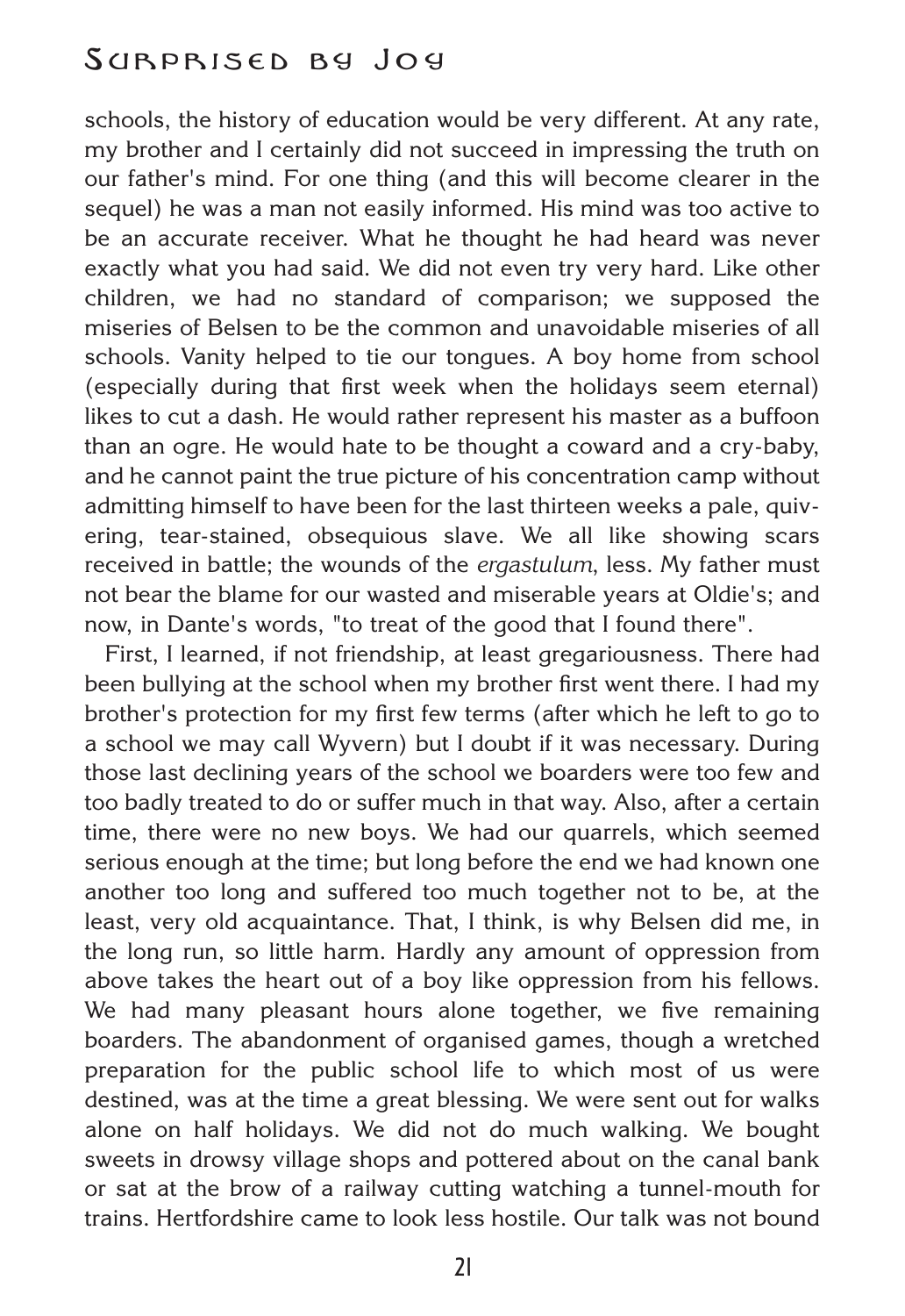schools, the history of education would be very different. At any rate, my brother and I certainly did not succeed in impressing the truth on our father's mind. For one thing (and this will become clearer in the sequel) he was a man not easily informed. His mind was too active to be an accurate receiver. What he thought he had heard was never exactly what you had said. We did not even try very hard. Like other children, we had no standard of comparison; we supposed the miseries of Belsen to be the common and unavoidable miseries of all schools. Vanity helped to tie our tongues. A boy home from school (especially during that first week when the holidays seem eternal) likes to cut a dash. He would rather represent his master as a buffoon than an ogre. He would hate to be thought a coward and a cry-baby, and he cannot paint the true picture of his concentration camp without admitting himself to have been for the last thirteen weeks a pale, quivering, tear-stained, obsequious slave. We all like showing scars received in battle; the wounds of the *ergastulum*, less. My father must not bear the blame for our wasted and miserable years at Oldie's; and now, in Dante's words, "to treat of the good that I found there".

First, I learned, if not friendship, at least gregariousness. There had been bullying at the school when my brother first went there. I had my brother's protection for my first few terms (after which he left to go to a school we may call Wyvern) but I doubt if it was necessary. During those last declining years of the school we boarders were too few and too badly treated to do or suffer much in that way. Also, after a certain time, there were no new boys. We had our quarrels, which seemed serious enough at the time; but long before the end we had known one another too long and suffered too much together not to be, at the least, very old acquaintance. That, I think, is why Belsen did me, in the long run, so little harm. Hardly any amount of oppression from above takes the heart out of a boy like oppression from his fellows. We had many pleasant hours alone together, we five remaining boarders. The abandonment of organised games, though a wretched preparation for the public school life to which most of us were destined, was at the time a great blessing. We were sent out for walks alone on half holidays. We did not do much walking. We bought sweets in drowsy village shops and pottered about on the canal bank or sat at the brow of a railway cutting watching a tunnel-mouth for trains. Hertfordshire came to look less hostile. Our talk was not bound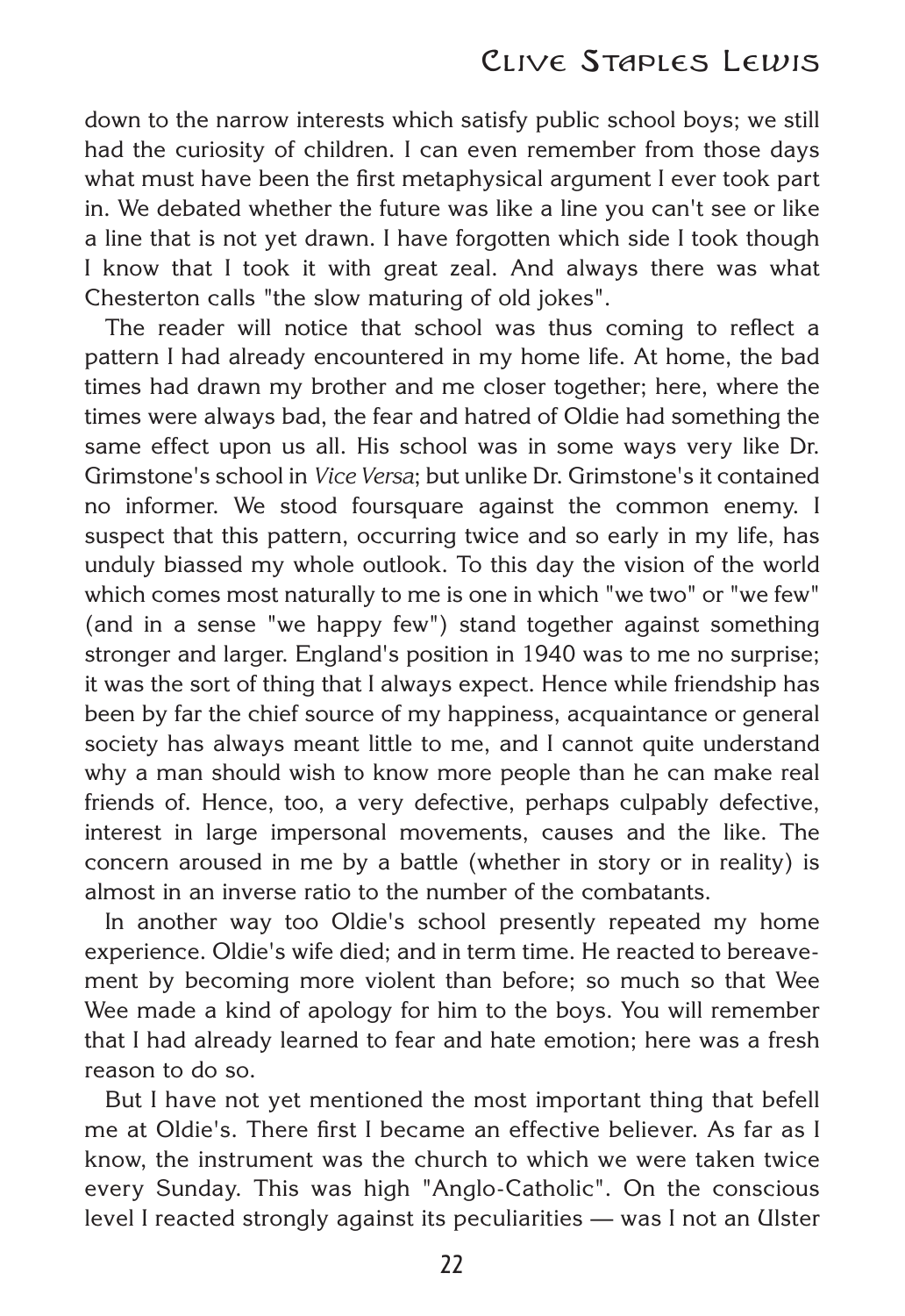down to the narrow interests which satisfy public school boys; we still had the curiosity of children. I can even remember from those days what must have been the first metaphysical argument I ever took part in. We debated whether the future was like a line you can't see or like a line that is not yet drawn. I have forgotten which side I took though I know that I took it with great zeal. And always there was what Chesterton calls "the slow maturing of old jokes".

The reader will notice that school was thus coming to reflect a pattern I had already encountered in my home life. At home, the bad times had drawn my brother and me closer together; here, where the times were always bad, the fear and hatred of Oldie had something the same effect upon us all. His school was in some ways very like Dr. Grimstone's school in *Vice Versa*; but unlike Dr. Grimstone's it contained no informer. We stood foursquare against the common enemy. I suspect that this pattern, occurring twice and so early in my life, has unduly biassed my whole outlook. To this day the vision of the world which comes most naturally to me is one in which "we two" or "we few" (and in a sense "we happy few") stand together against something stronger and larger. England's position in 1940 was to me no surprise; it was the sort of thing that I always expect. Hence while friendship has been by far the chief source of my happiness, acquaintance or general society has always meant little to me, and I cannot quite understand why a man should wish to know more people than he can make real friends of. Hence, too, a very defective, perhaps culpably defective, interest in large impersonal movements, causes and the like. The concern aroused in me by a battle (whether in story or in reality) is almost in an inverse ratio to the number of the combatants.

In another way too Oldie's school presently repeated my home experience. Oldie's wife died; and in term time. He reacted to bereavement by becoming more violent than before; so much so that Wee Wee made a kind of apology for him to the boys. You will remember that I had already learned to fear and hate emotion; here was a fresh reason to do so.

But I have not yet mentioned the most important thing that befell me at Oldie's. There first I became an effective believer. As far as I know, the instrument was the church to which we were taken twice every Sunday. This was high "Anglo-Catholic". On the conscious level I reacted strongly against its peculiarities — was I not an Ulster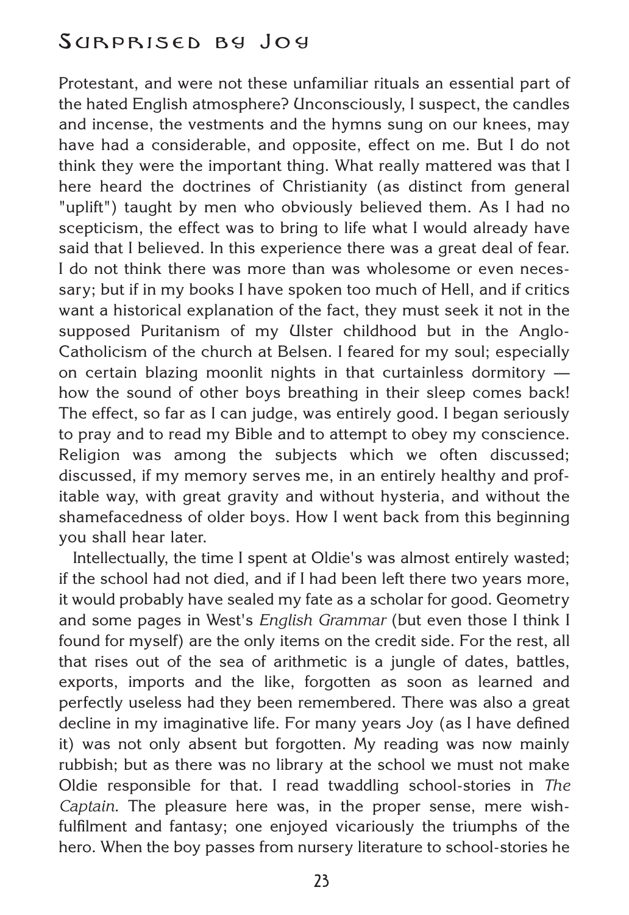Protestant, and were not these unfamiliar rituals an essential part of the hated English atmosphere? Unconsciously, I suspect, the candles and incense, the vestments and the hymns sung on our knees, may have had a considerable, and opposite, effect on me. But I do not think they were the important thing. What really mattered was that I here heard the doctrines of Christianity (as distinct from general "uplift") taught by men who obviously believed them. As I had no scepticism, the effect was to bring to life what I would already have said that I believed. In this experience there was a great deal of fear. I do not think there was more than was wholesome or even necessary; but if in my books I have spoken too much of Hell, and if critics want a historical explanation of the fact, they must seek it not in the supposed Puritanism of my Ulster childhood but in the Anglo-Catholicism of the church at Belsen. I feared for my soul; especially on certain blazing moonlit nights in that curtainless dormitory — how the sound of other boys breathing in their sleep comes back! The effect, so far as I can judge, was entirely good. I began seriously to pray and to read my Bible and to attempt to obey my conscience. Religion was among the subjects which we often discussed; discussed, if my memory serves me, in an entirely healthy and profitable way, with great gravity and without hysteria, and without the shamefacedness of older boys. How I went back from this beginning you shall hear later.

Intellectually, the time I spent at Oldie's was almost entirely wasted; if the school had not died, and if I had been left there two years more, it would probably have sealed my fate as a scholar for good. Geometry and some pages in West's *English Grammar* (but even those I think I found for myself) are the only items on the credit side. For the rest, all that rises out of the sea of arithmetic is a jungle of dates, battles, exports, imports and the like, forgotten as soon as learned and perfectly useless had they been remembered. There was also a great decline in my imaginative life. For many years Joy (as I have defined it) was not only absent but forgotten. My reading was now mainly rubbish; but as there was no library at the school we must not make Oldie responsible for that. I read twaddling school-stories in *The Captain*. The pleasure here was, in the proper sense, mere wish-fulfilment and fantasy; one enjoyed vicariously the triumphs of the hero. When the boy passes from nursery literature to school-stories he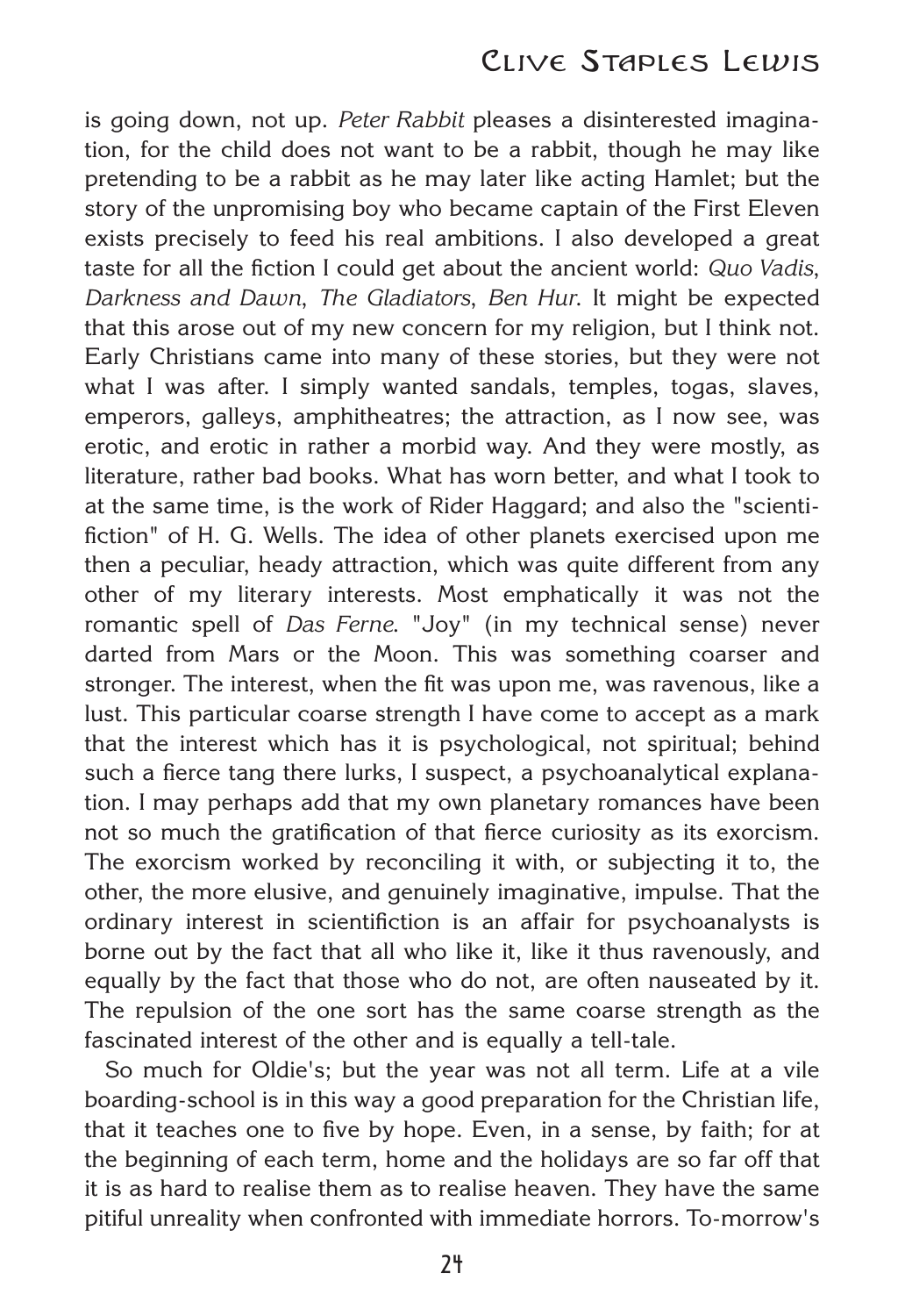is going down, not up. *Peter Rabbit* pleases a disinterested imagination, for the child does not want to be a rabbit, though he may like pretending to be a rabbit as he may later like acting Hamlet; but the story of the unpromising boy who became captain of the First Eleven exists precisely to feed his real ambitions. I also developed a great taste for all the fiction I could get about the ancient world: *Quo Vadis*, *Darkness and Dawn*, *The Gladiators*, *Ben Hur*. It might be expected that this arose out of my new concern for my religion, but I think not. Early Christians came into many of these stories, but they were not what I was after. I simply wanted sandals, temples, togas, slaves, emperors, galleys, amphitheatres; the attraction, as I now see, was erotic, and erotic in rather a morbid way. And they were mostly, as literature, rather bad books. What has worn better, and what I took to at the same time, is the work of Rider Haggard; and also the "scientifiction" of H. G. Wells. The idea of other planets exercised upon me then a peculiar, heady attraction, which was quite different from any other of my literary interests. Most emphatically it was not the romantic spell of *Das Ferne*. "Joy" (in my technical sense) never darted from Mars or the Moon. This was something coarser and stronger. The interest, when the fit was upon me, was ravenous, like a lust. This particular coarse strength I have come to accept as a mark that the interest which has it is psychological, not spiritual; behind such a fierce tang there lurks, I suspect, a psychoanalytical explanation. I may perhaps add that my own planetary romances have been not so much the gratification of that fierce curiosity as its exorcism. The exorcism worked by reconciling it with, or subjecting it to, the other, the more elusive, and genuinely imaginative, impulse. That the ordinary interest in scientifiction is an affair for psychoanalysts is borne out by the fact that all who like it, like it thus ravenously, and equally by the fact that those who do not, are often nauseated by it. The repulsion of the one sort has the same coarse strength as the fascinated interest of the other and is equally a tell-tale.

So much for Oldie's; but the year was not all term. Life at a vile boarding-school is in this way a good preparation for the Christian life, that it teaches one to five by hope. Even, in a sense, by faith; for at the beginning of each term, home and the holidays are so far off that it is as hard to realise them as to realise heaven. They have the same pitiful unreality when confronted with immediate horrors. To-morrow's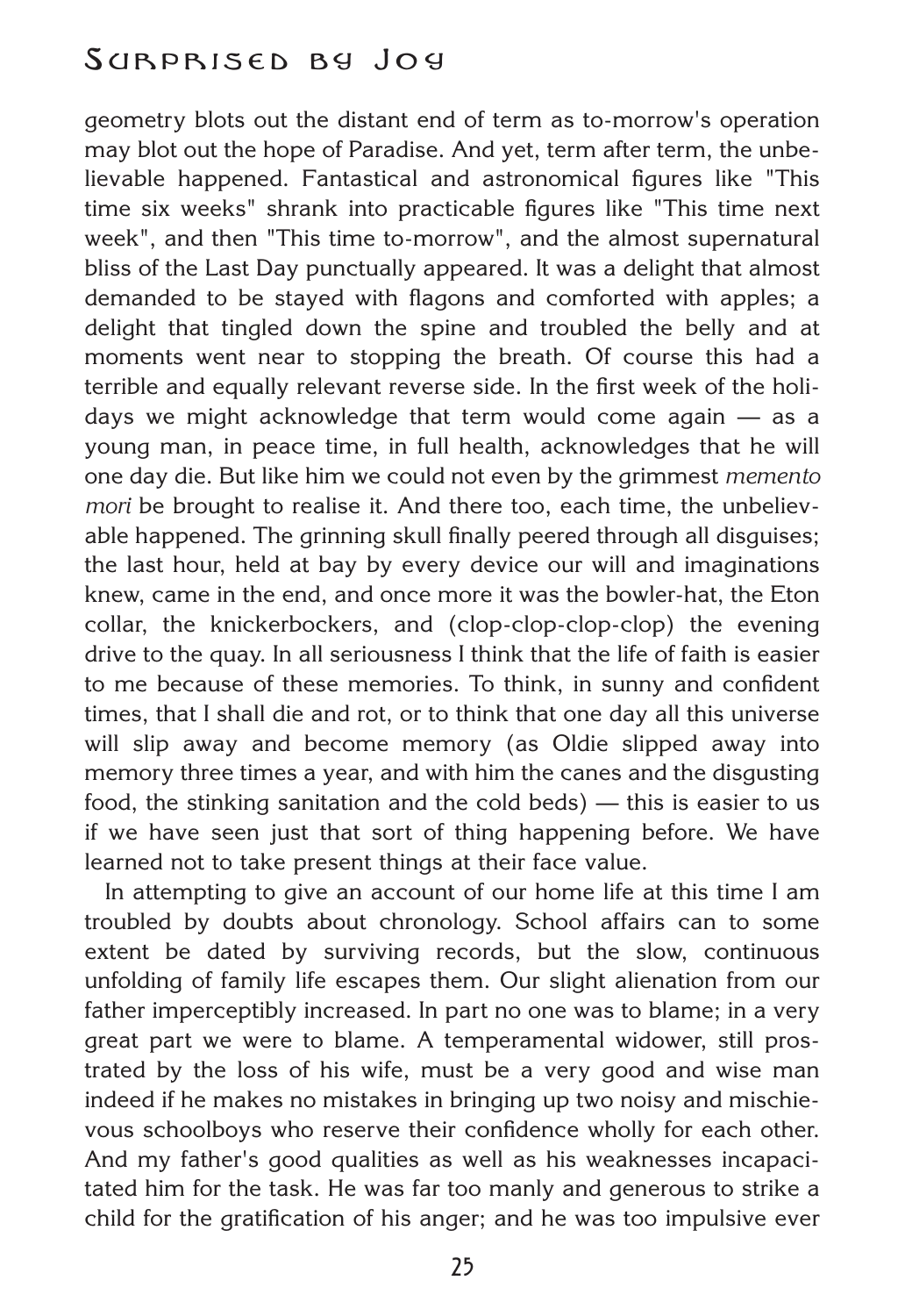geometry blots out the distant end of term as to-morrow's operation may blot out the hope of Paradise. And yet, term after term, the unbelievable happened. Fantastical and astronomical figures like "This time six weeks" shrank into practicable figures like "This time next week", and then "This time to-morrow", and the almost supernatural bliss of the Last Day punctually appeared. It was a delight that almost demanded to be stayed with flagons and comforted with apples; a delight that tingled down the spine and troubled the belly and at moments went near to stopping the breath. Of course this had a terrible and equally relevant reverse side. In the first week of the holidays we might acknowledge that term would come again — as a young man, in peace time, in full health, acknowledges that he will one day die. But like him we could not even by the grimmest *memento mori* be brought to realise it. And there too, each time, the unbelievable happened. The grinning skull finally peered through all disguises; the last hour, held at bay by every device our will and imaginations knew, came in the end, and once more it was the bowler-hat, the Eton collar, the knickerbockers, and (clop-clop-clop-clop) the evening drive to the quay. In all seriousness I think that the life of faith is easier to me because of these memories. To think, in sunny and confident times, that I shall die and rot, or to think that one day all this universe will slip away and become memory (as Oldie slipped away into memory three times a year, and with him the canes and the disgusting food, the stinking sanitation and the cold beds) — this is easier to us if we have seen just that sort of thing happening before. We have learned not to take present things at their face value.

In attempting to give an account of our home life at this time I am troubled by doubts about chronology. School affairs can to some extent be dated by surviving records, but the slow, continuous unfolding of family life escapes them. Our slight alienation from our father imperceptibly increased. In part no one was to blame; in a very great part we were to blame. A temperamental widower, still prostrated by the loss of his wife, must be a very good and wise man indeed if he makes no mistakes in bringing up two noisy and mischievous schoolboys who reserve their confidence wholly for each other. And my father's good qualities as well as his weaknesses incapacitated him for the task. He was far too manly and generous to strike a child for the gratification of his anger; and he was too impulsive ever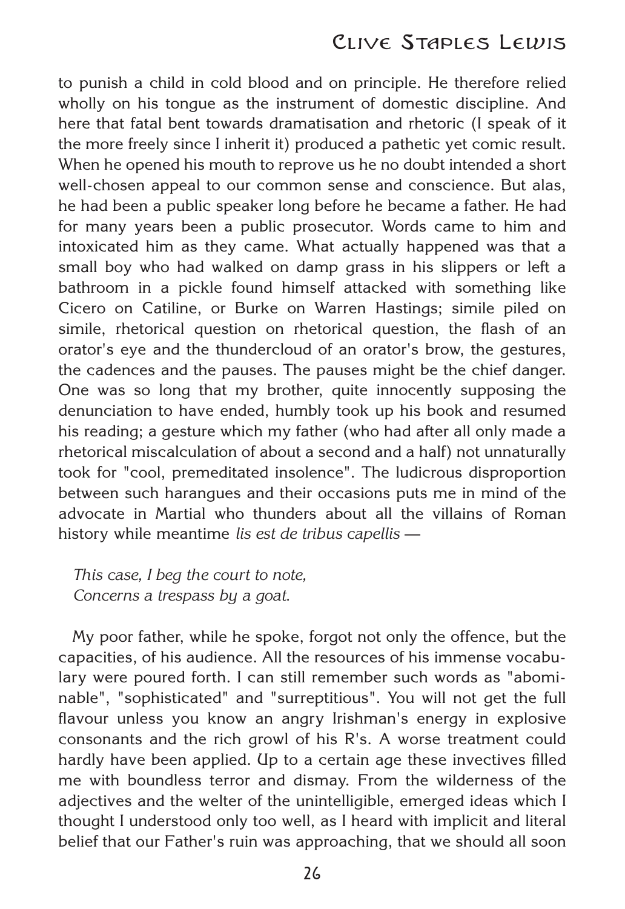to punish a child in cold blood and on principle. He therefore relied wholly on his tongue as the instrument of domestic discipline. And here that fatal bent towards dramatisation and rhetoric (I speak of it the more freely since I inherit it) produced a pathetic yet comic result. When he opened his mouth to reprove us he no doubt intended a short well-chosen appeal to our common sense and conscience. But alas, he had been a public speaker long before he became a father. He had for many years been a public prosecutor. Words came to him and intoxicated him as they came. What actually happened was that a small boy who had walked on damp grass in his slippers or left a bathroom in a pickle found himself attacked with something like Cicero on Catiline, or Burke on Warren Hastings; simile piled on simile, rhetorical question on rhetorical question, the flash of an orator's eye and the thundercloud of an orator's brow, the gestures, the cadences and the pauses. The pauses might be the chief danger. One was so long that my brother, quite innocently supposing the denunciation to have ended, humbly took up his book and resumed his reading; a gesture which my father (who had after all only made a rhetorical miscalculation of about a second and a half) not unnaturally took for "cool, premeditated insolence". The ludicrous disproportion between such harangues and their occasions puts me in mind of the advocate in Martial who thunders about all the villains of Roman history while meantime *lis est de tribus capellis* —

*This case, I beg the court to note,*
*Concerns a trespass by a goat.*

My poor father, while he spoke, forgot not only the offence, but the capacities, of his audience. All the resources of his immense vocabulary were poured forth. I can still remember such words as "abominable", "sophisticated" and "surreptitious". You will not get the full flavour unless you know an angry Irishman's energy in explosive consonants and the rich growl of his R's. A worse treatment could hardly have been applied. Up to a certain age these invectives filled me with boundless terror and dismay. From the wilderness of the adjectives and the welter of the unintelligible, emerged ideas which I thought I understood only too well, as I heard with implicit and literal belief that our Father's ruin was approaching, that we should all soon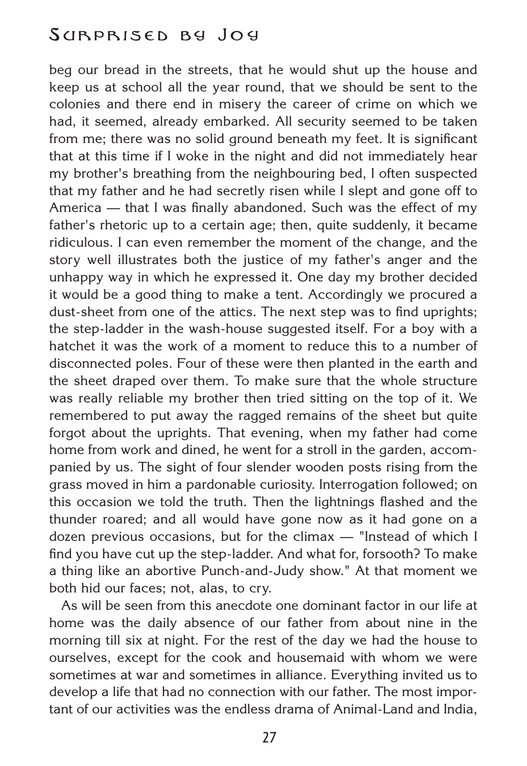beg our bread in the streets, that he would shut up the house and keep us at school all the year round, that we should be sent to the colonies and there end in misery the career of crime on which we had, it seemed, already embarked. All security seemed to be taken from me; there was no solid ground beneath my feet. It is significant that at this time if I woke in the night and did not immediately hear my brother's breathing from the neighbouring bed, I often suspected that my father and he had secretly risen while I slept and gone off to America — that I was finally abandoned. Such was the effect of my father's rhetoric up to a certain age; then, quite suddenly, it became ridiculous. I can even remember the moment of the change, and the story well illustrates both the justice of my father's anger and the unhappy way in which he expressed it. One day my brother decided it would be a good thing to make a tent. Accordingly we procured a dust-sheet from one of the attics. The next step was to find uprights; the step-ladder in the wash-house suggested itself. For a boy with a hatchet it was the work of a moment to reduce this to a number of disconnected poles. Four of these were then planted in the earth and the sheet draped over them. To make sure that the whole structure was really reliable my brother then tried sitting on the top of it. We remembered to put away the ragged remains of the sheet but quite forgot about the uprights. That evening, when my father had come home from work and dined, he went for a stroll in the garden, accompanied by us. The sight of four slender wooden posts rising from the grass moved in him a pardonable curiosity. Interrogation followed; on this occasion we told the truth. Then the lightnings flashed and the thunder roared; and all would have gone now as it had gone on a dozen previous occasions, but for the climax — "Instead of which I find you have cut up the step-ladder. And what for, forsooth? To make a thing like an abortive Punch-and-Judy show." At that moment we both hid our faces; not, alas, to cry.

As will be seen from this anecdote one dominant factor in our life at home was the daily absence of our father from about nine in the morning till six at night. For the rest of the day we had the house to ourselves, except for the cook and housemaid with whom we were sometimes at war and sometimes in alliance. Everything invited us to develop a life that had no connection with our father. The most important of our activities was the endless drama of Animal-Land and India,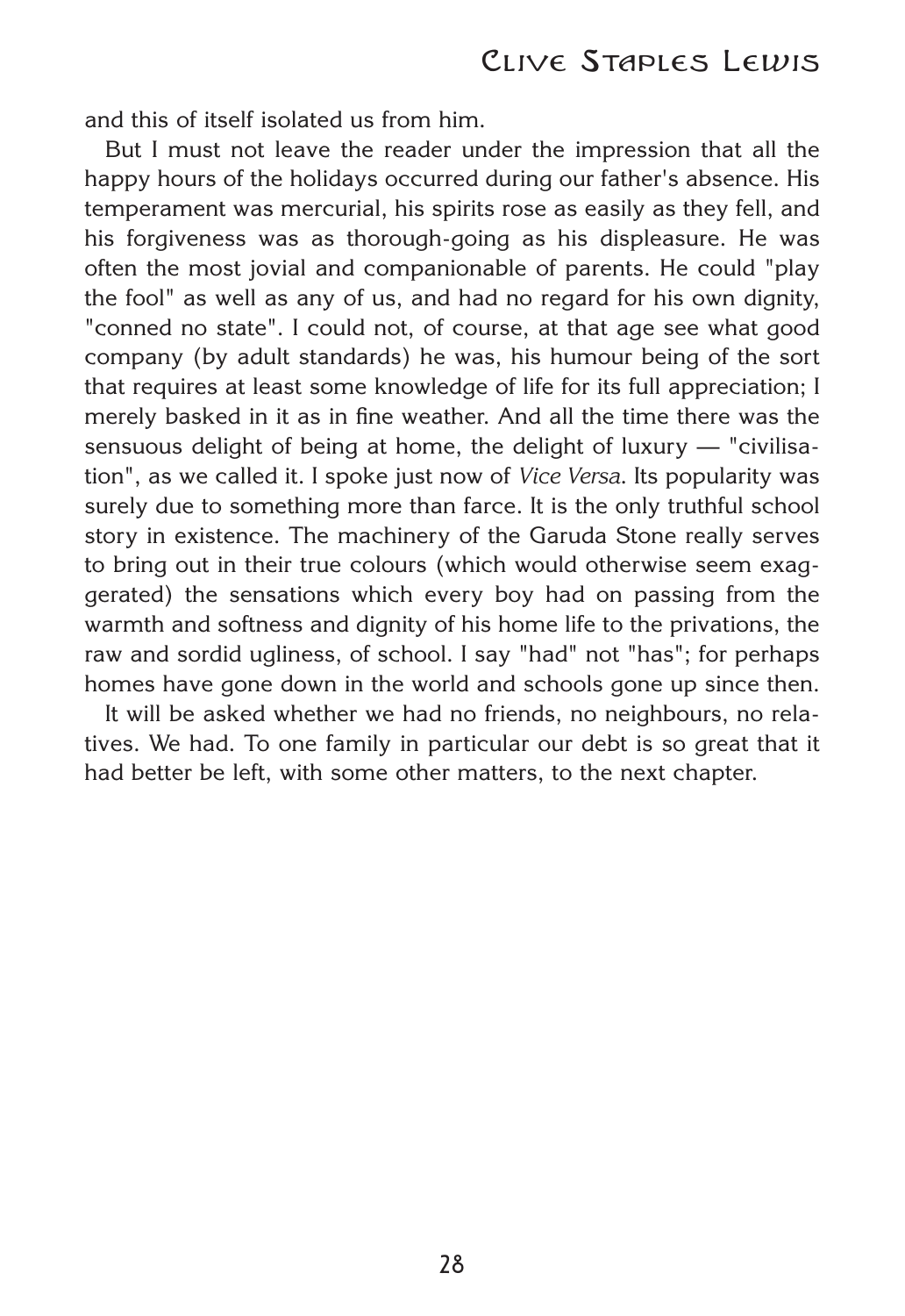and this of itself isolated us from him.

But I must not leave the reader under the impression that all the happy hours of the holidays occurred during our father's absence. His temperament was mercurial, his spirits rose as easily as they fell, and his forgiveness was as thorough-going as his displeasure. He was often the most jovial and companionable of parents. He could "play the fool" as well as any of us, and had no regard for his own dignity, "conned no state". I could not, of course, at that age see what good company (by adult standards) he was, his humour being of the sort that requires at least some knowledge of life for its full appreciation; I merely basked in it as in fine weather. And all the time there was the sensuous delight of being at home, the delight of luxury — "civilisation", as we called it. I spoke just now of *Vice Versa*. Its popularity was surely due to something more than farce. It is the only truthful school story in existence. The machinery of the Garuda Stone really serves to bring out in their true colours (which would otherwise seem exaggerated) the sensations which every boy had on passing from the warmth and softness and dignity of his home life to the privations, the raw and sordid ugliness, of school. I say "had" not "has"; for perhaps homes have gone down in the world and schools gone up since then.

It will be asked whether we had no friends, no neighbours, no relatives. We had. To one family in particular our debt is so great that it had better be left, with some other matters, to the next chapter.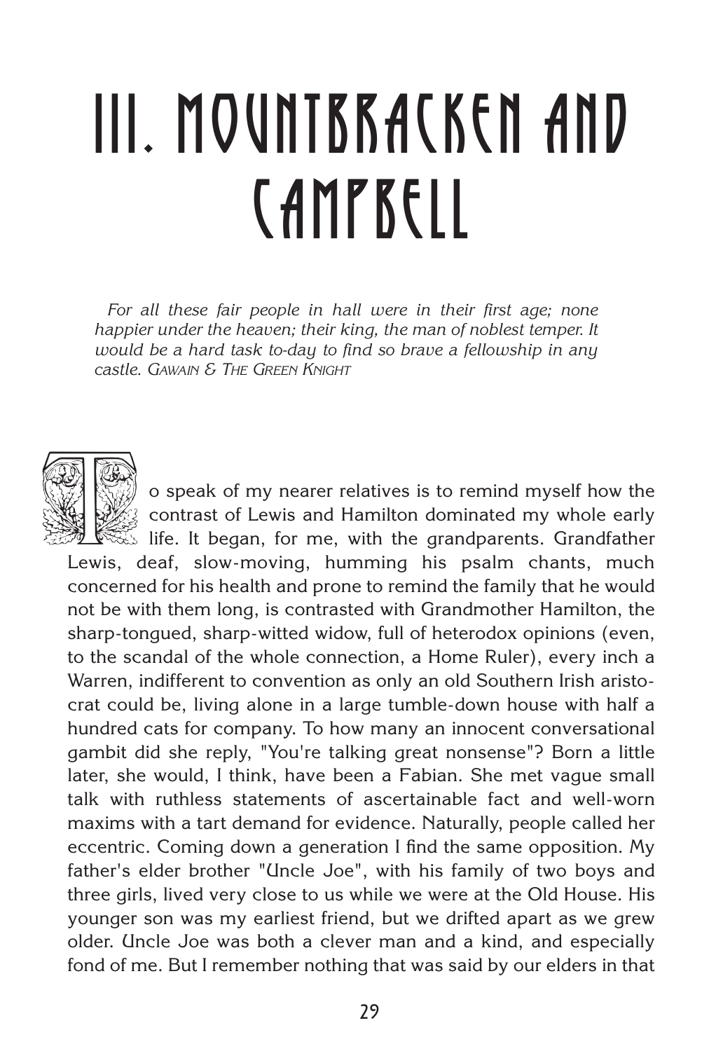# III. MOUNTBRACKEN AND CAMPBELL

*For all these fair people in hall were in their first age; none happier under the heaven; their king, the man of noblest temper. It would be a hard task to-day to find so brave a fellowship in any castle.* GAWAIN & THE GREEN KNIGHT

To speak of my nearer relatives is to remind myself how the contrast of Lewis and Hamilton dominated my whole early life. It began, for me, with the grandparents. Grandfather Lewis, deaf, slow-moving, humming his psalm chants, much concerned for his health and prone to remind the family that he would not be with them long, is contrasted with Grandmother Hamilton, the sharp-tongued, sharp-witted widow, full of heterodox opinions (even, to the scandal of the whole connection, a Home Ruler), every inch a Warren, indifferent to convention as only an old Southern Irish aristocrat could be, living alone in a large tumble-down house with half a hundred cats for company. To how many an innocent conversational gambit did she reply, "You're talking great nonsense"? Born a little later, she would, I think, have been a Fabian. She met vague small talk with ruthless statements of ascertainable fact and well-worn maxims with a tart demand for evidence. Naturally, people called her eccentric. Coming down a generation I find the same opposition. My father's elder brother "Uncle Joe", with his family of two boys and three girls, lived very close to us while we were at the Old House. His younger son was my earliest friend, but we drifted apart as we grew older. Uncle Joe was both a clever man and a kind, and especially fond of me. But I remember nothing that was said by our elders in that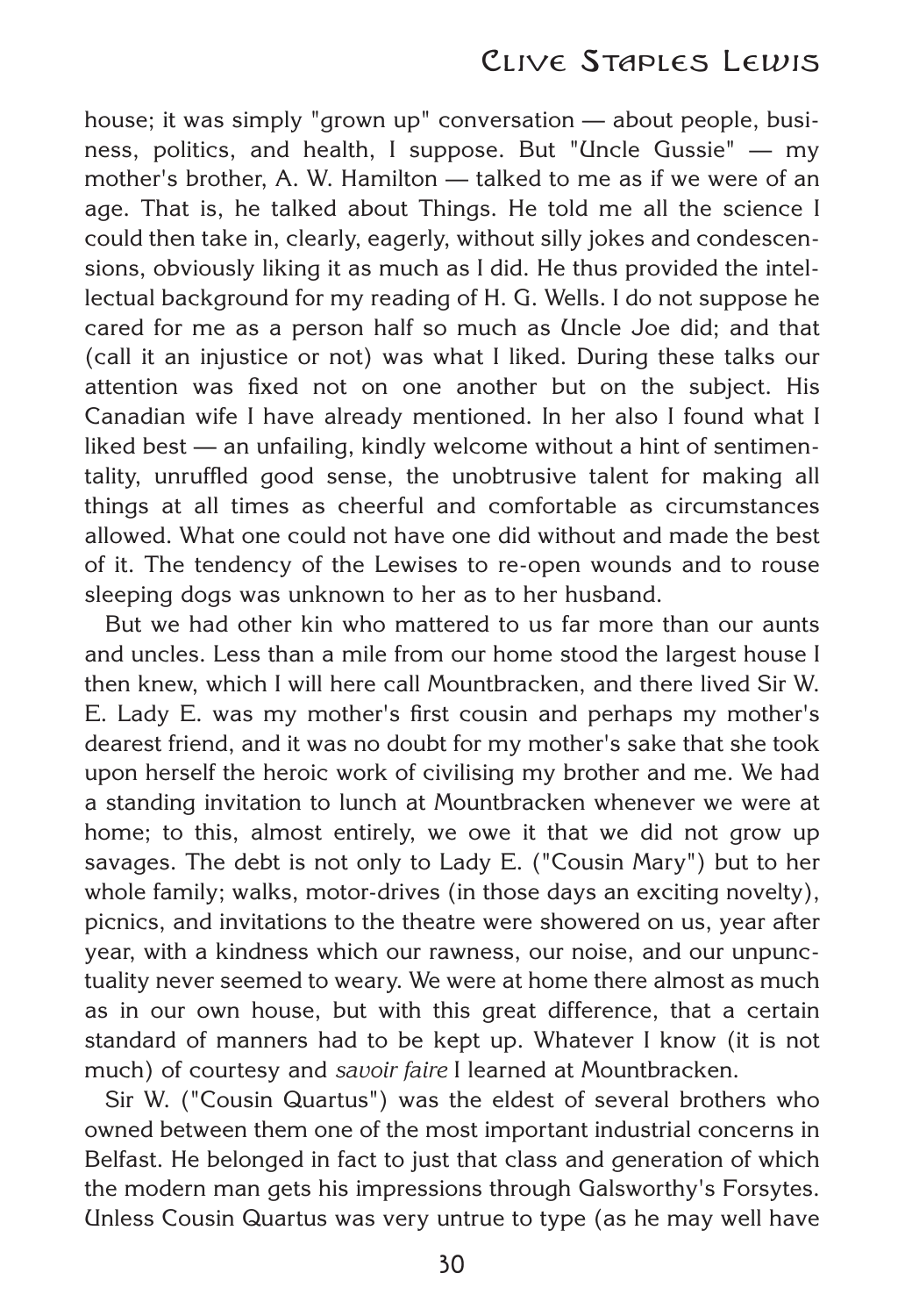house; it was simply "grown up" conversation — about people, business, politics, and health, I suppose. But "Uncle Gussie" — my mother's brother, A. W. Hamilton — talked to me as if we were of an age. That is, he talked about Things. He told me all the science I could then take in, clearly, eagerly, without silly jokes and condescensions, obviously liking it as much as I did. He thus provided the intellectual background for my reading of H. G. Wells. I do not suppose he cared for me as a person half so much as Uncle Joe did; and that (call it an injustice or not) was what I liked. During these talks our attention was fixed not on one another but on the subject. His Canadian wife I have already mentioned. In her also I found what I liked best — an unfailing, kindly welcome without a hint of sentimentality, unruffled good sense, the unobtrusive talent for making all things at all times as cheerful and comfortable as circumstances allowed. What one could not have one did without and made the best of it. The tendency of the Lewises to re-open wounds and to rouse sleeping dogs was unknown to her as to her husband.

But we had other kin who mattered to us far more than our aunts and uncles. Less than a mile from our home stood the largest house I then knew, which I will here call Mountbracken, and there lived Sir W. E. Lady E. was my mother's first cousin and perhaps my mother's dearest friend, and it was no doubt for my mother's sake that she took upon herself the heroic work of civilising my brother and me. We had a standing invitation to lunch at Mountbracken whenever we were at home; to this, almost entirely, we owe it that we did not grow up savages. The debt is not only to Lady E. ("Cousin Mary") but to her whole family; walks, motor-drives (in those days an exciting novelty), picnics, and invitations to the theatre were showered on us, year after year, with a kindness which our rawness, our noise, and our unpunctuality never seemed to weary. We were at home there almost as much as in our own house, but with this great difference, that a certain standard of manners had to be kept up. Whatever I know (it is not much) of courtesy and *savoir faire* I learned at Mountbracken.

Sir W. ("Cousin Quartus") was the eldest of several brothers who owned between them one of the most important industrial concerns in Belfast. He belonged in fact to just that class and generation of which the modern man gets his impressions through Galsworthy's Forsytes. Unless Cousin Quartus was very untrue to type (as he may well have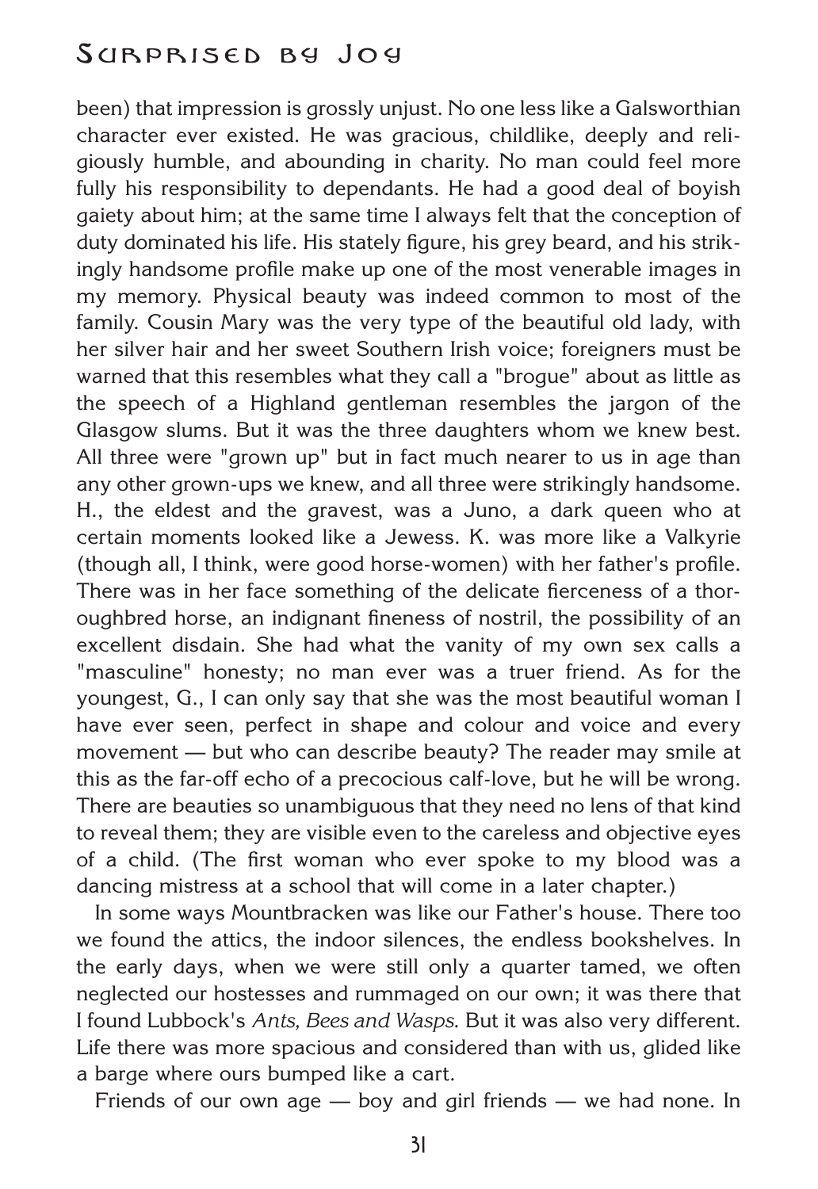been) that impression is grossly unjust. No one less like a Galsworthian character ever existed. He was gracious, childlike, deeply and religiously humble, and abounding in charity. No man could feel more fully his responsibility to dependants. He had a good deal of boyish gaiety about him; at the same time I always felt that the conception of duty dominated his life. His stately figure, his grey beard, and his strikingly handsome profile make up one of the most venerable images in my memory. Physical beauty was indeed common to most of the family. Cousin Mary was the very type of the beautiful old lady, with her silver hair and her sweet Southern Irish voice; foreigners must be warned that this resembles what they call a "brogue" about as little as the speech of a Highland gentleman resembles the jargon of the Glasgow slums. But it was the three daughters whom we knew best. All three were "grown up" but in fact much nearer to us in age than any other grown-ups we knew, and all three were strikingly handsome. H., the eldest and the gravest, was a Juno, a dark queen who at certain moments looked like a Jewess. K. was more like a Valkyrie (though all, I think, were good horse-women) with her father's profile. There was in her face something of the delicate fierceness of a thoroughbred horse, an indignant fineness of nostril, the possibility of an excellent disdain. She had what the vanity of my own sex calls a "masculine" honesty; no man ever was a truer friend. As for the youngest, G., I can only say that she was the most beautiful woman I have ever seen, perfect in shape and colour and voice and every movement — but who can describe beauty? The reader may smile at this as the far-off echo of a precocious calf-love, but he will be wrong. There are beauties so unambiguous that they need no lens of that kind to reveal them; they are visible even to the careless and objective eyes of a child. (The first woman who ever spoke to my blood was a dancing mistress at a school that will come in a later chapter.)

In some ways Mountbracken was like our Father's house. There too we found the attics, the indoor silences, the endless bookshelves. In the early days, when we were still only a quarter tamed, we often neglected our hostesses and rummaged on our own; it was there that I found Lubbock's *Ants, Bees and Wasps*. But it was also very different. Life there was more spacious and considered than with us, glided like a barge where ours bumped like a cart.

Friends of our own age — boy and girl friends — we had none. In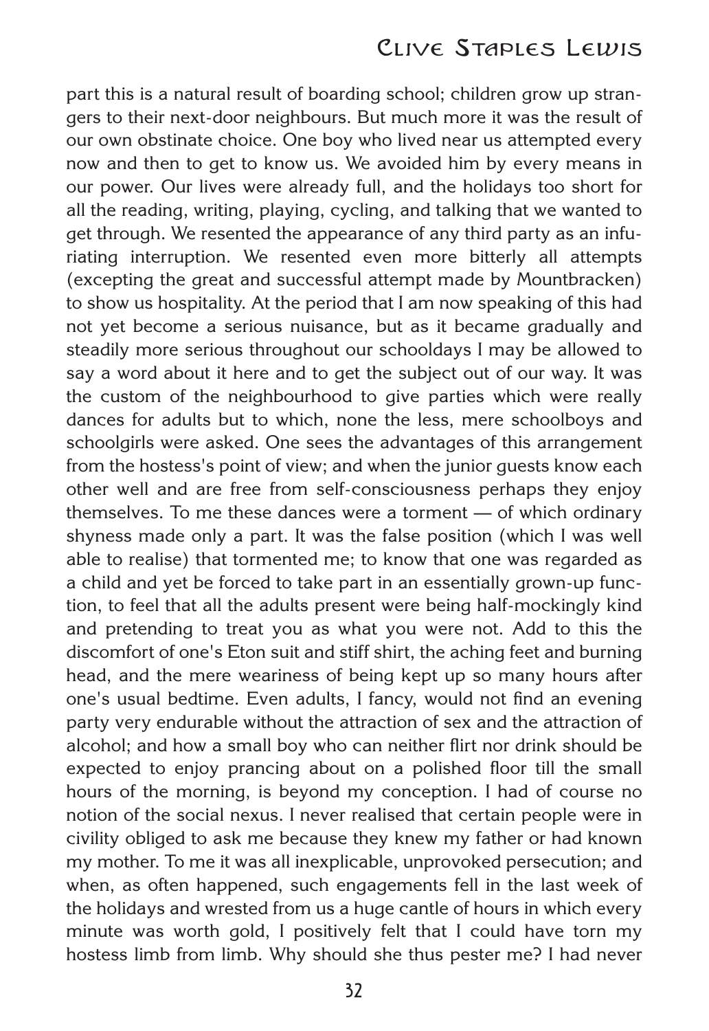part this is a natural result of boarding school; children grow up strangers to their next-door neighbours. But much more it was the result of our own obstinate choice. One boy who lived near us attempted every now and then to get to know us. We avoided him by every means in our power. Our lives were already full, and the holidays too short for all the reading, writing, playing, cycling, and talking that we wanted to get through. We resented the appearance of any third party as an infuriating interruption. We resented even more bitterly all attempts (excepting the great and successful attempt made by Mountbracken) to show us hospitality. At the period that I am now speaking of this had not yet become a serious nuisance, but as it became gradually and steadily more serious throughout our schooldays I may be allowed to say a word about it here and to get the subject out of our way. It was the custom of the neighbourhood to give parties which were really dances for adults but to which, none the less, mere schoolboys and schoolgirls were asked. One sees the advantages of this arrangement from the hostess's point of view; and when the junior guests know each other well and are free from self-consciousness perhaps they enjoy themselves. To me these dances were a torment — of which ordinary shyness made only a part. It was the false position (which I was well able to realise) that tormented me; to know that one was regarded as a child and yet be forced to take part in an essentially grown-up function, to feel that all the adults present were being half-mockingly kind and pretending to treat you as what you were not. Add to this the discomfort of one's Eton suit and stiff shirt, the aching feet and burning head, and the mere weariness of being kept up so many hours after one's usual bedtime. Even adults, I fancy, would not find an evening party very endurable without the attraction of sex and the attraction of alcohol; and how a small boy who can neither flirt nor drink should be expected to enjoy prancing about on a polished floor till the small hours of the morning, is beyond my conception. I had of course no notion of the social nexus. I never realised that certain people were in civility obliged to ask me because they knew my father or had known my mother. To me it was all inexplicable, unprovoked persecution; and when, as often happened, such engagements fell in the last week of the holidays and wrested from us a huge cantle of hours in which every minute was worth gold, I positively felt that I could have torn my hostess limb from limb. Why should she thus pester me? I had never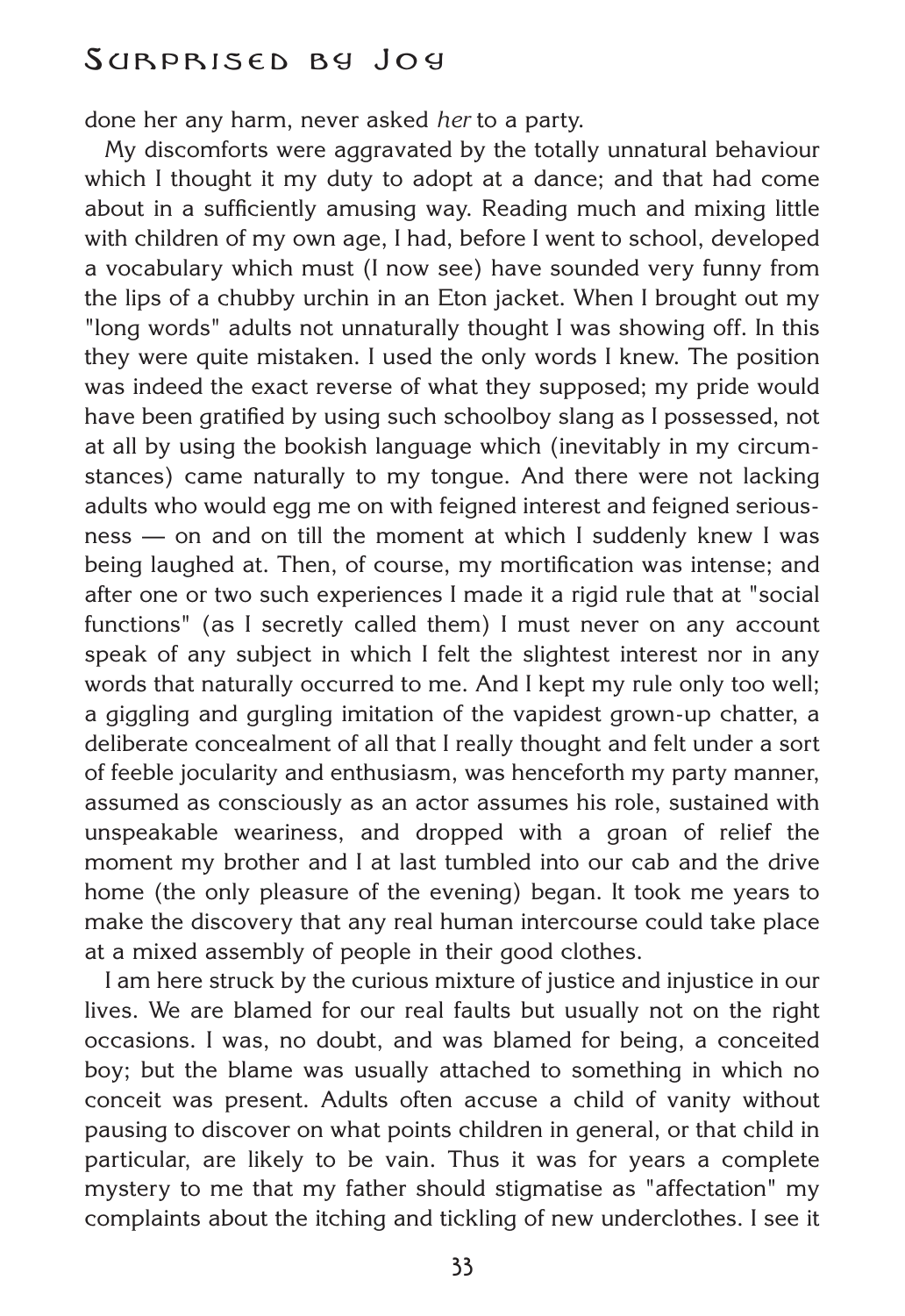done her any harm, never asked *her* to a party.

My discomforts were aggravated by the totally unnatural behaviour which I thought it my duty to adopt at a dance; and that had come about in a sufficiently amusing way. Reading much and mixing little with children of my own age, I had, before I went to school, developed a vocabulary which must (I now see) have sounded very funny from the lips of a chubby urchin in an Eton jacket. When I brought out my "long words" adults not unnaturally thought I was showing off. In this they were quite mistaken. I used the only words I knew. The position was indeed the exact reverse of what they supposed; my pride would have been gratified by using such schoolboy slang as I possessed, not at all by using the bookish language which (inevitably in my circumstances) came naturally to my tongue. And there were not lacking adults who would egg me on with feigned interest and feigned seriousness — on and on till the moment at which I suddenly knew I was being laughed at. Then, of course, my mortification was intense; and after one or two such experiences I made it a rigid rule that at "social functions" (as I secretly called them) I must never on any account speak of any subject in which I felt the slightest interest nor in any words that naturally occurred to me. And I kept my rule only too well; a giggling and gurgling imitation of the vapidest grown-up chatter, a deliberate concealment of all that I really thought and felt under a sort of feeble jocularity and enthusiasm, was henceforth my party manner, assumed as consciously as an actor assumes his role, sustained with unspeakable weariness, and dropped with a groan of relief the moment my brother and I at last tumbled into our cab and the drive home (the only pleasure of the evening) began. It took me years to make the discovery that any real human intercourse could take place at a mixed assembly of people in their good clothes.

I am here struck by the curious mixture of justice and injustice in our lives. We are blamed for our real faults but usually not on the right occasions. I was, no doubt, and was blamed for being, a conceited boy; but the blame was usually attached to something in which no conceit was present. Adults often accuse a child of vanity without pausing to discover on what points children in general, or that child in particular, are likely to be vain. Thus it was for years a complete mystery to me that my father should stigmatise as "affectation" my complaints about the itching and tickling of new underclothes. I see it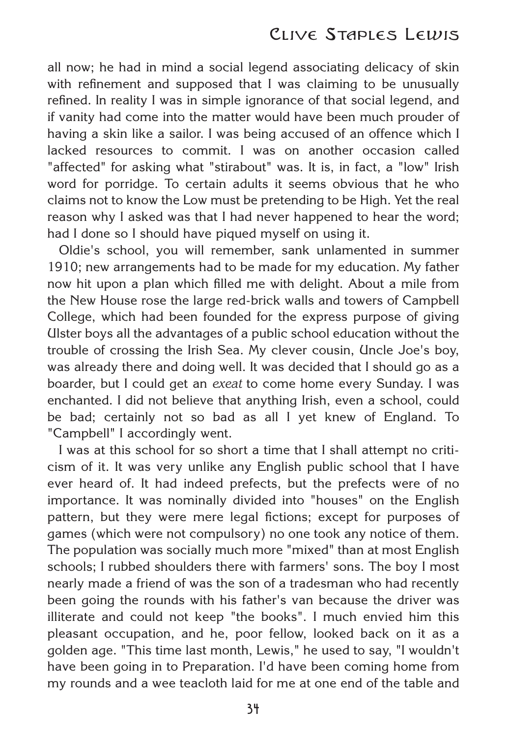all now; he had in mind a social legend associating delicacy of skin with refinement and supposed that I was claiming to be unusually refined. In reality I was in simple ignorance of that social legend, and if vanity had come into the matter would have been much prouder of having a skin like a sailor. I was being accused of an offence which I lacked resources to commit. I was on another occasion called "affected" for asking what "stirabout" was. It is, in fact, a "low" Irish word for porridge. To certain adults it seems obvious that he who claims not to know the Low must be pretending to be High. Yet the real reason why I asked was that I had never happened to hear the word; had I done so I should have piqued myself on using it.

Oldie's school, you will remember, sank unlamented in summer 1910; new arrangements had to be made for my education. My father now hit upon a plan which filled me with delight. About a mile from the New House rose the large red-brick walls and towers of Campbell College, which had been founded for the express purpose of giving Ulster boys all the advantages of a public school education without the trouble of crossing the Irish Sea. My clever cousin, Uncle Joe's boy, was already there and doing well. It was decided that I should go as a boarder, but I could get an *exeat* to come home every Sunday. I was enchanted. I did not believe that anything Irish, even a school, could be bad; certainly not so bad as all I yet knew of England. To "Campbell" I accordingly went.

I was at this school for so short a time that I shall attempt no criticism of it. It was very unlike any English public school that I have ever heard of. It had indeed prefects, but the prefects were of no importance. It was nominally divided into "houses" on the English pattern, but they were mere legal fictions; except for purposes of games (which were not compulsory) no one took any notice of them. The population was socially much more "mixed" than at most English schools; I rubbed shoulders there with farmers' sons. The boy I most nearly made a friend of was the son of a tradesman who had recently been going the rounds with his father's van because the driver was illiterate and could not keep "the books". I much envied him this pleasant occupation, and he, poor fellow, looked back on it as a golden age. "This time last month, Lewis," he used to say, "I wouldn't have been going in to Preparation. I'd have been coming home from my rounds and a wee teacloth laid for me at one end of the table and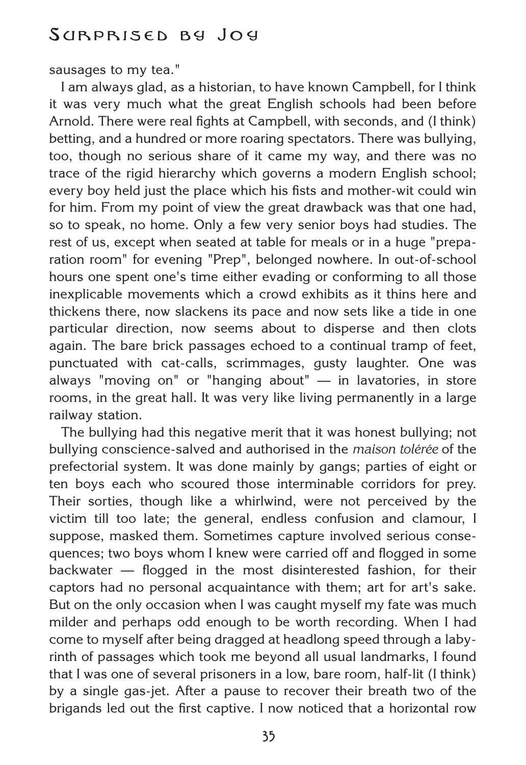sausages to my tea."

I am always glad, as a historian, to have known Campbell, for I think it was very much what the great English schools had been before Arnold. There were real fights at Campbell, with seconds, and (I think) betting, and a hundred or more roaring spectators. There was bullying, too, though no serious share of it came my way, and there was no trace of the rigid hierarchy which governs a modern English school; every boy held just the place which his fists and mother-wit could win for him. From my point of view the great drawback was that one had, so to speak, no home. Only a few very senior boys had studies. The rest of us, except when seated at table for meals or in a huge "preparation room" for evening "Prep", belonged nowhere. In out-of-school hours one spent one's time either evading or conforming to all those inexplicable movements which a crowd exhibits as it thins here and thickens there, now slackens its pace and now sets like a tide in one particular direction, now seems about to disperse and then clots again. The bare brick passages echoed to a continual tramp of feet, punctuated with cat-calls, scrimmages, gusty laughter. One was always "moving on" or "hanging about" — in lavatories, in store rooms, in the great hall. It was very like living permanently in a large railway station.

The bullying had this negative merit that it was honest bullying; not bullying conscience-salved and authorised in the *maison tolérée* of the prefectorial system. It was done mainly by gangs; parties of eight or ten boys each who scoured those interminable corridors for prey. Their sorties, though like a whirlwind, were not perceived by the victim till too late; the general, endless confusion and clamour, I suppose, masked them. Sometimes capture involved serious consequences; two boys whom I knew were carried off and flogged in some backwater — flogged in the most disinterested fashion, for their captors had no personal acquaintance with them; art for art's sake. But on the only occasion when I was caught myself my fate was much milder and perhaps odd enough to be worth recording. When I had come to myself after being dragged at headlong speed through a labyrinth of passages which took me beyond all usual landmarks, I found that I was one of several prisoners in a low, bare room, half-lit (I think) by a single gas-jet. After a pause to recover their breath two of the brigands led out the first captive. I now noticed that a horizontal row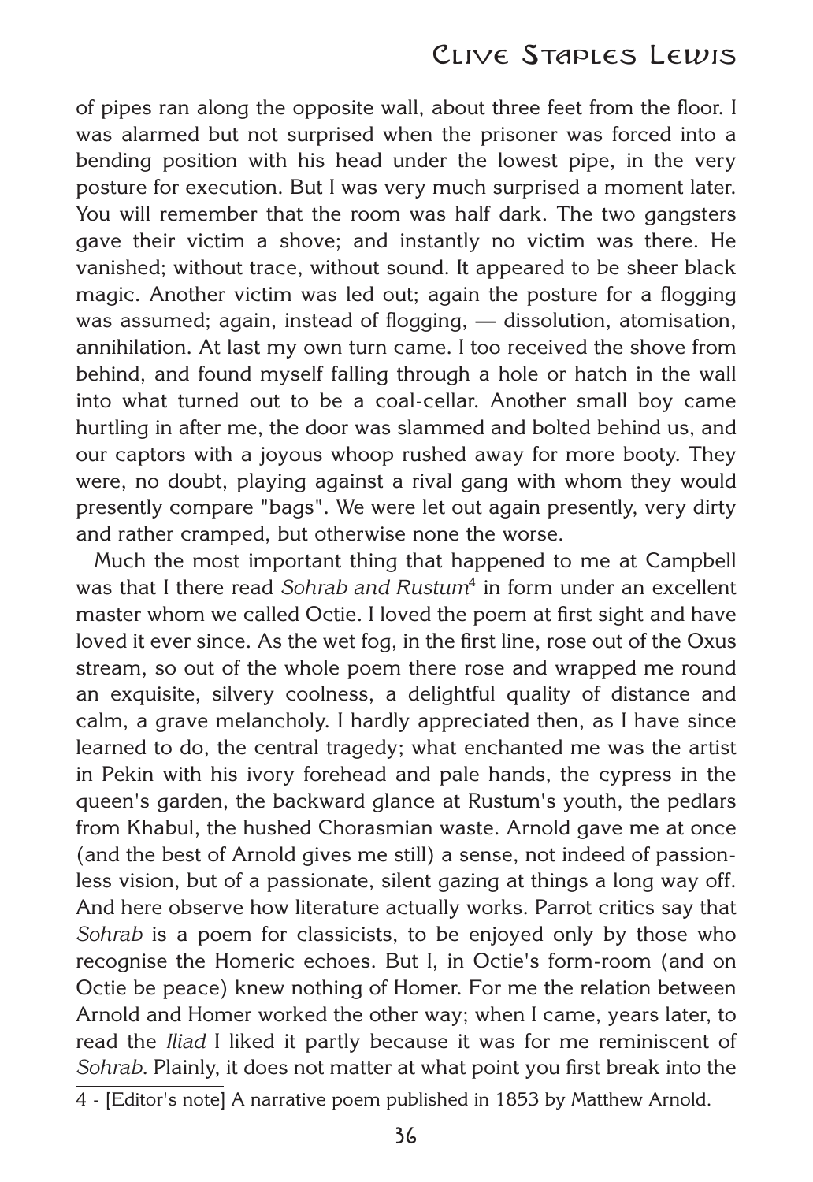of pipes ran along the opposite wall, about three feet from the floor. I was alarmed but not surprised when the prisoner was forced into a bending position with his head under the lowest pipe, in the very posture for execution. But I was very much surprised a moment later. You will remember that the room was half dark. The two gangsters gave their victim a shove; and instantly no victim was there. He vanished; without trace, without sound. It appeared to be sheer black magic. Another victim was led out; again the posture for a flogging was assumed; again, instead of flogging, — dissolution, atomisation, annihilation. At last my own turn came. I too received the shove from behind, and found myself falling through a hole or hatch in the wall into what turned out to be a coal-cellar. Another small boy came hurtling in after me, the door was slammed and bolted behind us, and our captors with a joyous whoop rushed away for more booty. They were, no doubt, playing against a rival gang with whom they would presently compare "bags". We were let out again presently, very dirty and rather cramped, but otherwise none the worse.

Much the most important thing that happened to me at Campbell was that I there read *Sohrab and Rustum*[4] in form under an excellent master whom we called Octie. I loved the poem at first sight and have loved it ever since. As the wet fog, in the first line, rose out of the Oxus stream, so out of the whole poem there rose and wrapped me round an exquisite, silvery coolness, a delightful quality of distance and calm, a grave melancholy. I hardly appreciated then, as I have since learned to do, the central tragedy; what enchanted me was the artist in Pekin with his ivory forehead and pale hands, the cypress in the queen's garden, the backward glance at Rustum's youth, the pedlars from Khabul, the hushed Chorasmian waste. Arnold gave me at once (and the best of Arnold gives me still) a sense, not indeed of passionless vision, but of a passionate, silent gazing at things a long way off. And here observe how literature actually works. Parrot critics say that *Sohrab* is a poem for classicists, to be enjoyed only by those who recognise the Homeric echoes. But I, in Octie's form-room (and on Octie be peace) knew nothing of Homer. For me the relation between Arnold and Homer worked the other way; when I came, years later, to read the *Iliad* I liked it partly because it was for me reminiscent of *Sohrab*. Plainly, it does not matter at what point you first break into the

4 - [Editor's note] A narrative poem published in 1853 by Matthew Arnold.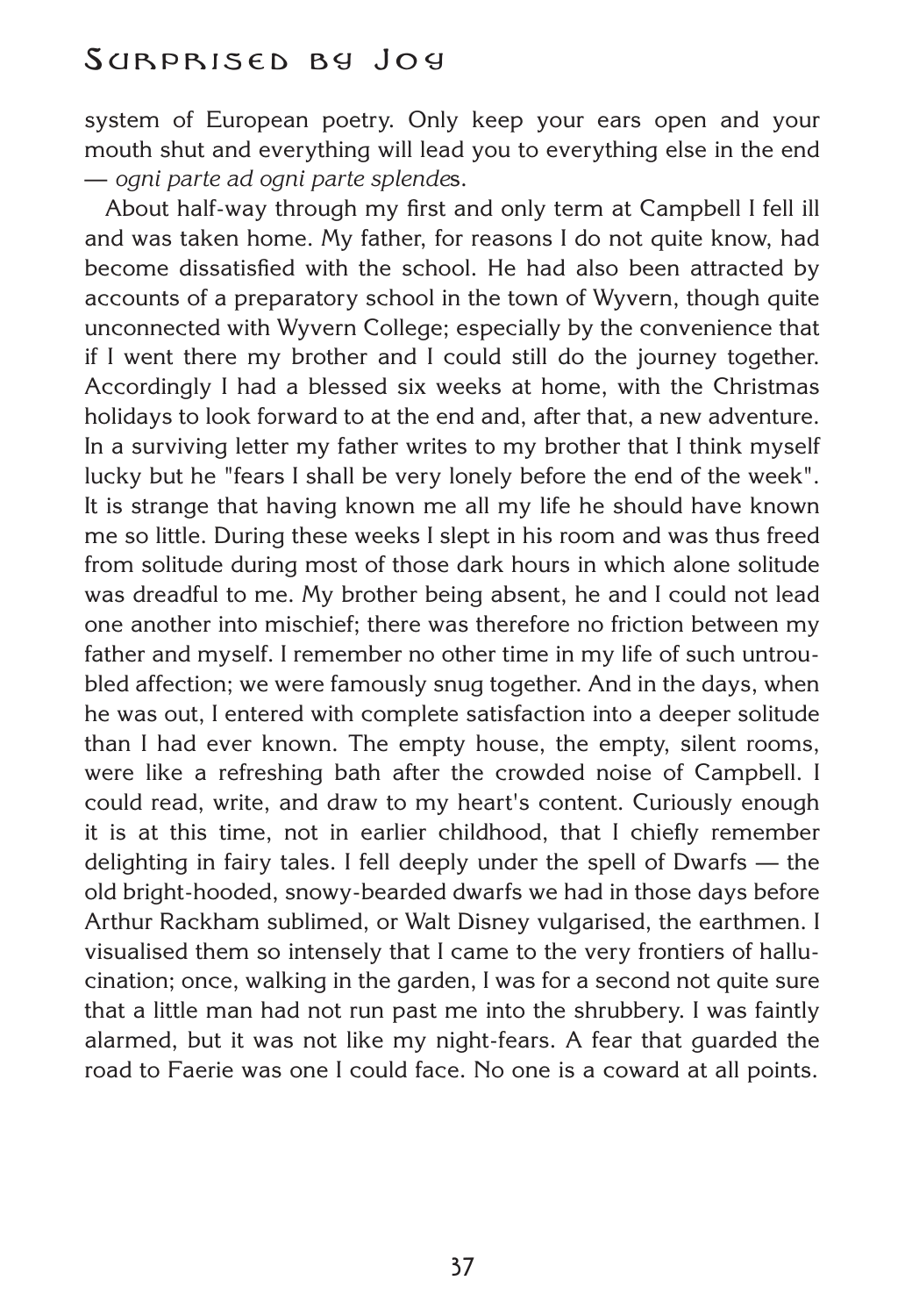system of European poetry. Only keep your ears open and your mouth shut and everything will lead you to everything else in the end — *ogni parte ad ogni parte splende*s.

About half-way through my first and only term at Campbell I fell ill and was taken home. My father, for reasons I do not quite know, had become dissatisfied with the school. He had also been attracted by accounts of a preparatory school in the town of Wyvern, though quite unconnected with Wyvern College; especially by the convenience that if I went there my brother and I could still do the journey together. Accordingly I had a blessed six weeks at home, with the Christmas holidays to look forward to at the end and, after that, a new adventure. In a surviving letter my father writes to my brother that I think myself lucky but he "fears I shall be very lonely before the end of the week". It is strange that having known me all my life he should have known me so little. During these weeks I slept in his room and was thus freed from solitude during most of those dark hours in which alone solitude was dreadful to me. My brother being absent, he and I could not lead one another into mischief; there was therefore no friction between my father and myself. I remember no other time in my life of such untroubled affection; we were famously snug together. And in the days, when he was out, I entered with complete satisfaction into a deeper solitude than I had ever known. The empty house, the empty, silent rooms, were like a refreshing bath after the crowded noise of Campbell. I could read, write, and draw to my heart's content. Curiously enough it is at this time, not in earlier childhood, that I chiefly remember delighting in fairy tales. I fell deeply under the spell of Dwarfs — the old bright-hooded, snowy-bearded dwarfs we had in those days before Arthur Rackham sublimed, or Walt Disney vulgarised, the earthmen. I visualised them so intensely that I came to the very frontiers of hallucination; once, walking in the garden, I was for a second not quite sure that a little man had not run past me into the shrubbery. I was faintly alarmed, but it was not like my night-fears. A fear that guarded the road to Faerie was one I could face. No one is a coward at all points.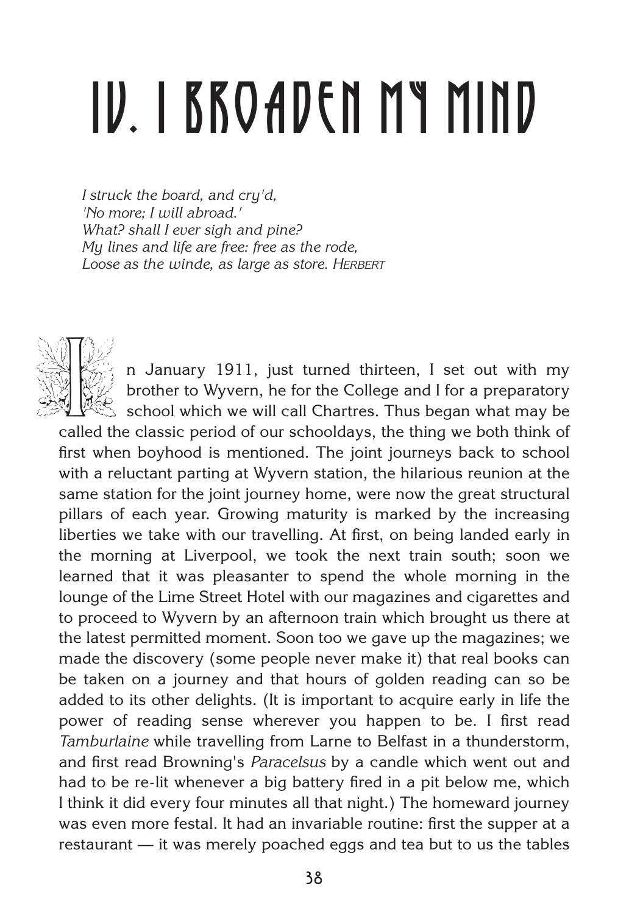# IV. I BROADEN MY MIND

*I struck the board, and cry'd,*
*'No more; I will abroad.'*
*What? shall I ever sigh and pine?*
*My lines and life are free: free as the rode,*
*Loose as the winde, as large as store.* HERBERT

In January 1911, just turned thirteen, I set out with my brother to Wyvern, he for the College and I for a preparatory school which we will call Chartres. Thus began what may be called the classic period of our schooldays, the thing we both think of first when boyhood is mentioned. The joint journeys back to school with a reluctant parting at Wyvern station, the hilarious reunion at the same station for the joint journey home, were now the great structural pillars of each year. Growing maturity is marked by the increasing liberties we take with our travelling. At first, on being landed early in the morning at Liverpool, we took the next train south; soon we learned that it was pleasanter to spend the whole morning in the lounge of the Lime Street Hotel with our magazines and cigarettes and to proceed to Wyvern by an afternoon train which brought us there at the latest permitted moment. Soon too we gave up the magazines; we made the discovery (some people never make it) that real books can be taken on a journey and that hours of golden reading can so be added to its other delights. (It is important to acquire early in life the power of reading sense wherever you happen to be. I first read *Tamburlaine* while travelling from Larne to Belfast in a thunderstorm, and first read Browning's *Paracelsus* by a candle which went out and had to be re-lit whenever a big battery fired in a pit below me, which I think it did every four minutes all that night.) The homeward journey was even more festal. It had an invariable routine: first the supper at a restaurant — it was merely poached eggs and tea but to us the tables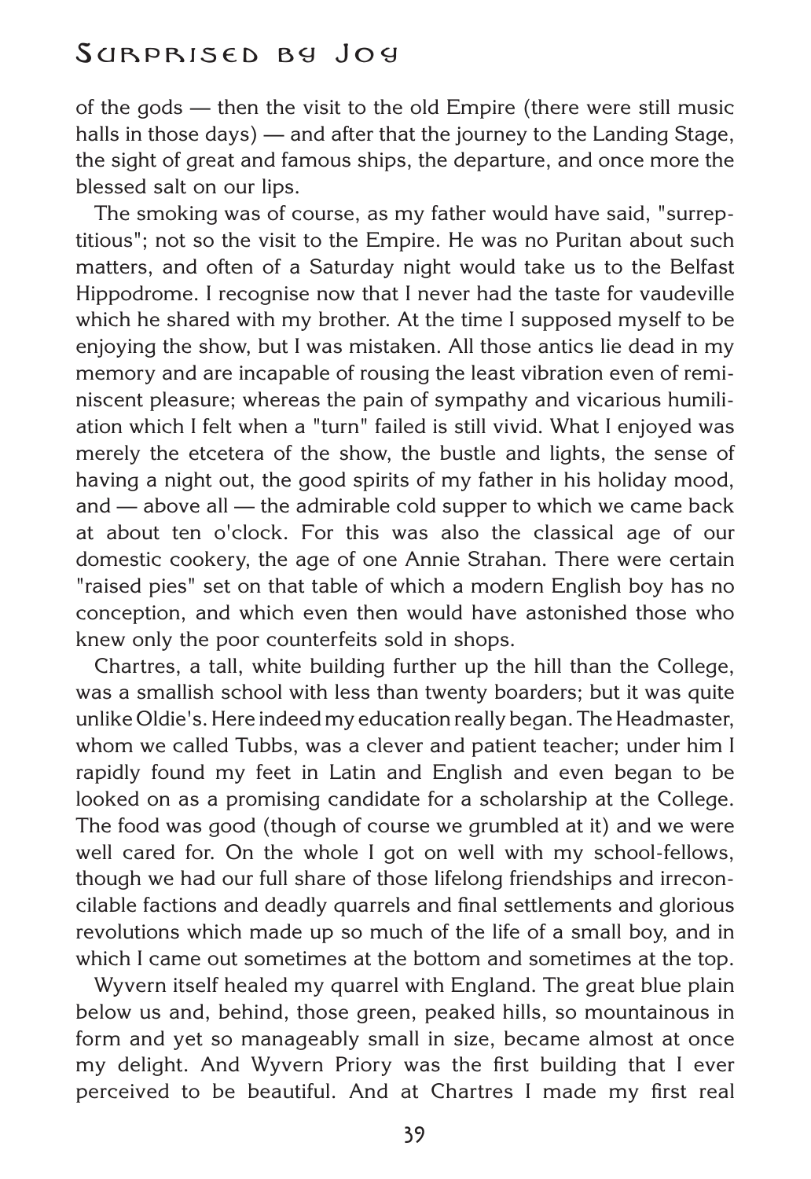of the gods — then the visit to the old Empire (there were still music halls in those days) — and after that the journey to the Landing Stage, the sight of great and famous ships, the departure, and once more the blessed salt on our lips.

The smoking was of course, as my father would have said, "surreptitious"; not so the visit to the Empire. He was no Puritan about such matters, and often of a Saturday night would take us to the Belfast Hippodrome. I recognise now that I never had the taste for vaudeville which he shared with my brother. At the time I supposed myself to be enjoying the show, but I was mistaken. All those antics lie dead in my memory and are incapable of rousing the least vibration even of reminiscent pleasure; whereas the pain of sympathy and vicarious humiliation which I felt when a "turn" failed is still vivid. What I enjoyed was merely the etcetera of the show, the bustle and lights, the sense of having a night out, the good spirits of my father in his holiday mood, and — above all — the admirable cold supper to which we came back at about ten o'clock. For this was also the classical age of our domestic cookery, the age of one Annie Strahan. There were certain "raised pies" set on that table of which a modern English boy has no conception, and which even then would have astonished those who knew only the poor counterfeits sold in shops.

Chartres, a tall, white building further up the hill than the College, was a smallish school with less than twenty boarders; but it was quite unlike Oldie's. Here indeed my education really began. The Headmaster, whom we called Tubbs, was a clever and patient teacher; under him I rapidly found my feet in Latin and English and even began to be looked on as a promising candidate for a scholarship at the College. The food was good (though of course we grumbled at it) and we were well cared for. On the whole I got on well with my school-fellows, though we had our full share of those lifelong friendships and irreconcilable factions and deadly quarrels and final settlements and glorious revolutions which made up so much of the life of a small boy, and in which I came out sometimes at the bottom and sometimes at the top.

Wyvern itself healed my quarrel with England. The great blue plain below us and, behind, those green, peaked hills, so mountainous in form and yet so manageably small in size, became almost at once my delight. And Wyvern Priory was the first building that I ever perceived to be beautiful. And at Chartres I made my first real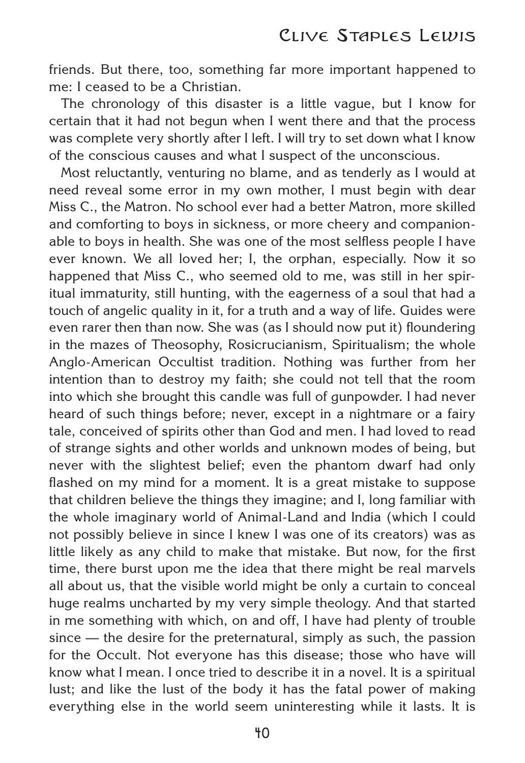friends. But there, too, something far more important happened to me: I ceased to be a Christian.

The chronology of this disaster is a little vague, but I know for certain that it had not begun when I went there and that the process was complete very shortly after I left. I will try to set down what I know of the conscious causes and what I suspect of the unconscious.

Most reluctantly, venturing no blame, and as tenderly as I would at need reveal some error in my own mother, I must begin with dear Miss C., the Matron. No school ever had a better Matron, more skilled and comforting to boys in sickness, or more cheery and companionable to boys in health. She was one of the most selfless people I have ever known. We all loved her; I, the orphan, especially. Now it so happened that Miss C., who seemed old to me, was still in her spiritual immaturity, still hunting, with the eagerness of a soul that had a touch of angelic quality in it, for a truth and a way of life. Guides were even rarer then than now. She was (as I should now put it) floundering in the mazes of Theosophy, Rosicrucianism, Spiritualism; the whole Anglo-American Occultist tradition. Nothing was further from her intention than to destroy my faith; she could not tell that the room into which she brought this candle was full of gunpowder. I had never heard of such things before; never, except in a nightmare or a fairy tale, conceived of spirits other than God and men. I had loved to read of strange sights and other worlds and unknown modes of being, but never with the slightest belief; even the phantom dwarf had only flashed on my mind for a moment. It is a great mistake to suppose that children believe the things they imagine; and I, long familiar with the whole imaginary world of Animal-Land and India (which I could not possibly believe in since I knew I was one of its creators) was as little likely as any child to make that mistake. But now, for the first time, there burst upon me the idea that there might be real marvels all about us, that the visible world might be only a curtain to conceal huge realms uncharted by my very simple theology. And that started in me something with which, on and off, I have had plenty of trouble since — the desire for the preternatural, simply as such, the passion for the Occult. Not everyone has this disease; those who have will know what I mean. I once tried to describe it in a novel. It is a spiritual lust; and like the lust of the body it has the fatal power of making everything else in the world seem uninteresting while it lasts. It is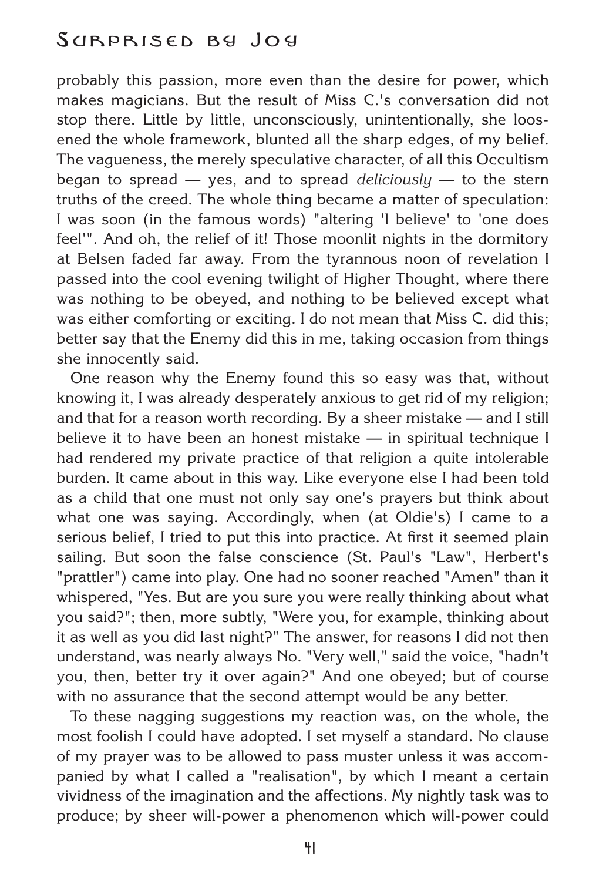probably this passion, more even than the desire for power, which makes magicians. But the result of Miss C.'s conversation did not stop there. Little by little, unconsciously, unintentionally, she loosened the whole framework, blunted all the sharp edges, of my belief. The vagueness, the merely speculative character, of all this Occultism began to spread — yes, and to spread *deliciously* — to the stern truths of the creed. The whole thing became a matter of speculation: I was soon (in the famous words) "altering 'I believe' to 'one does feel'". And oh, the relief of it! Those moonlit nights in the dormitory at Belsen faded far away. From the tyrannous noon of revelation I passed into the cool evening twilight of Higher Thought, where there was nothing to be obeyed, and nothing to be believed except what was either comforting or exciting. I do not mean that Miss C. did this; better say that the Enemy did this in me, taking occasion from things she innocently said.

One reason why the Enemy found this so easy was that, without knowing it, I was already desperately anxious to get rid of my religion; and that for a reason worth recording. By a sheer mistake — and I still believe it to have been an honest mistake — in spiritual technique I had rendered my private practice of that religion a quite intolerable burden. It came about in this way. Like everyone else I had been told as a child that one must not only say one's prayers but think about what one was saying. Accordingly, when (at Oldie's) I came to a serious belief, I tried to put this into practice. At first it seemed plain sailing. But soon the false conscience (St. Paul's "Law", Herbert's "prattler") came into play. One had no sooner reached "Amen" than it whispered, "Yes. But are you sure you were really thinking about what you said?"; then, more subtly, "Were you, for example, thinking about it as well as you did last night?" The answer, for reasons I did not then understand, was nearly always No. "Very well," said the voice, "hadn't you, then, better try it over again?" And one obeyed; but of course with no assurance that the second attempt would be any better.

To these nagging suggestions my reaction was, on the whole, the most foolish I could have adopted. I set myself a standard. No clause of my prayer was to be allowed to pass muster unless it was accompanied by what I called a "realisation", by which I meant a certain vividness of the imagination and the affections. My nightly task was to produce; by sheer will-power a phenomenon which will-power could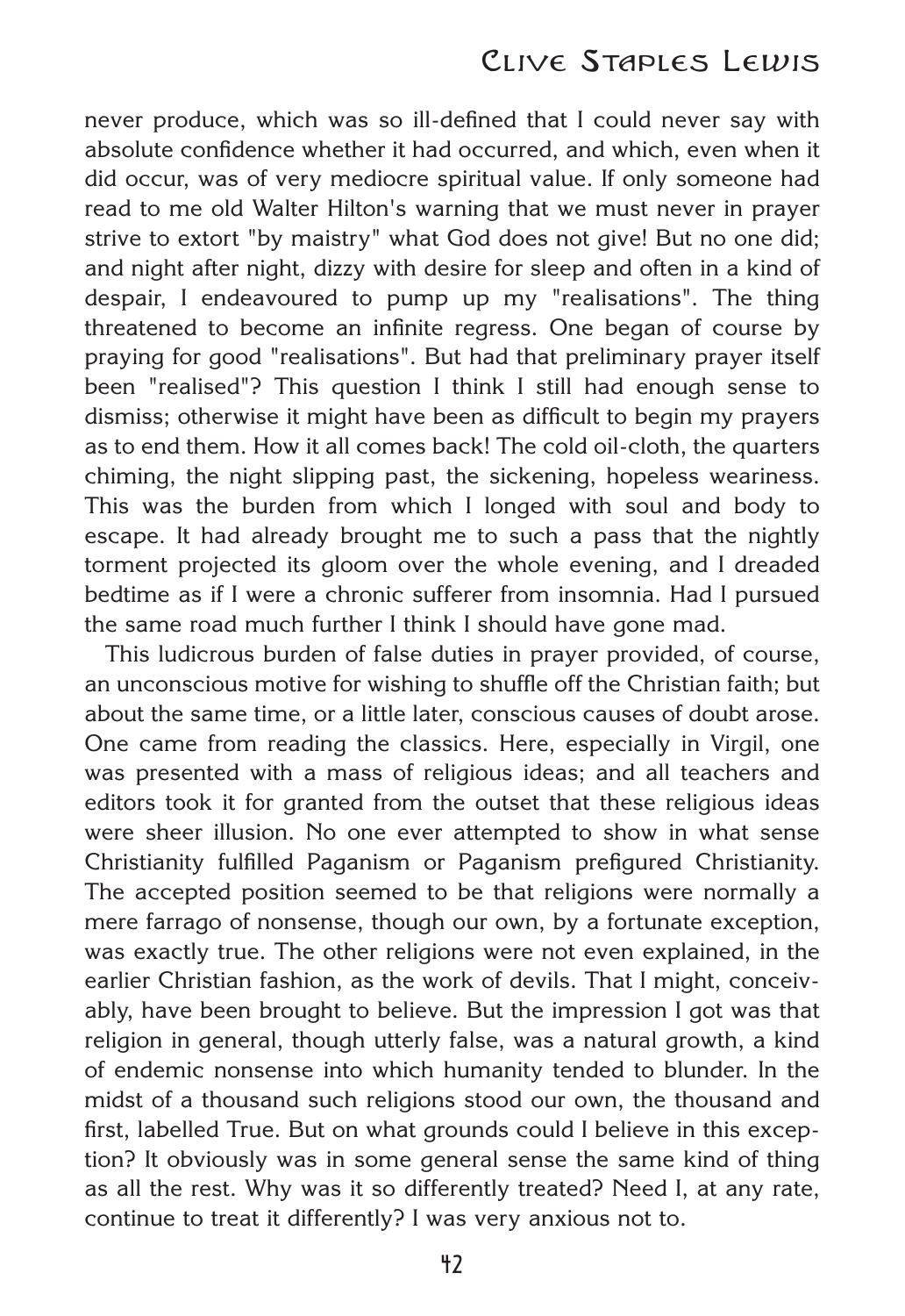never produce, which was so ill-defined that I could never say with absolute confidence whether it had occurred, and which, even when it did occur, was of very mediocre spiritual value. If only someone had read to me old Walter Hilton's warning that we must never in prayer strive to extort "by maistry" what God does not give! But no one did; and night after night, dizzy with desire for sleep and often in a kind of despair, I endeavoured to pump up my "realisations". The thing threatened to become an infinite regress. One began of course by praying for good "realisations". But had that preliminary prayer itself been "realised"? This question I think I still had enough sense to dismiss; otherwise it might have been as difficult to begin my prayers as to end them. How it all comes back! The cold oil-cloth, the quarters chiming, the night slipping past, the sickening, hopeless weariness. This was the burden from which I longed with soul and body to escape. It had already brought me to such a pass that the nightly torment projected its gloom over the whole evening, and I dreaded bedtime as if I were a chronic sufferer from insomnia. Had I pursued the same road much further I think I should have gone mad.

This ludicrous burden of false duties in prayer provided, of course, an unconscious motive for wishing to shuffle off the Christian faith; but about the same time, or a little later, conscious causes of doubt arose. One came from reading the classics. Here, especially in Virgil, one was presented with a mass of religious ideas; and all teachers and editors took it for granted from the outset that these religious ideas were sheer illusion. No one ever attempted to show in what sense Christianity fulfilled Paganism or Paganism prefigured Christianity. The accepted position seemed to be that religions were normally a mere farrago of nonsense, though our own, by a fortunate exception, was exactly true. The other religions were not even explained, in the earlier Christian fashion, as the work of devils. That I might, conceivably, have been brought to believe. But the impression I got was that religion in general, though utterly false, was a natural growth, a kind of endemic nonsense into which humanity tended to blunder. In the midst of a thousand such religions stood our own, the thousand and first, labelled True. But on what grounds could I believe in this exception? It obviously was in some general sense the same kind of thing as all the rest. Why was it so differently treated? Need I, at any rate, continue to treat it differently? I was very anxious not to.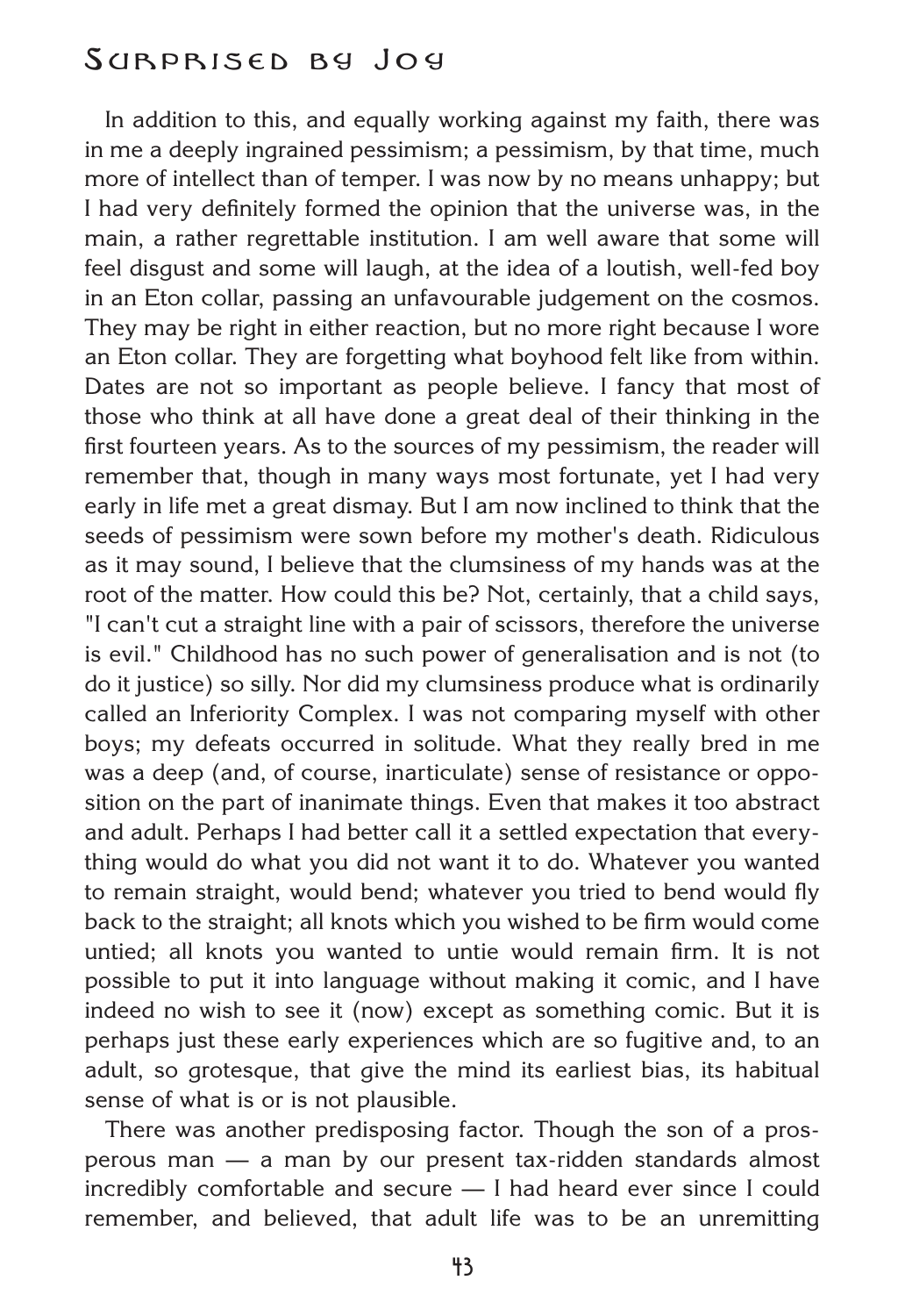In addition to this, and equally working against my faith, there was in me a deeply ingrained pessimism; a pessimism, by that time, much more of intellect than of temper. I was now by no means unhappy; but I had very definitely formed the opinion that the universe was, in the main, a rather regrettable institution. I am well aware that some will feel disgust and some will laugh, at the idea of a loutish, well-fed boy in an Eton collar, passing an unfavourable judgement on the cosmos. They may be right in either reaction, but no more right because I wore an Eton collar. They are forgetting what boyhood felt like from within. Dates are not so important as people believe. I fancy that most of those who think at all have done a great deal of their thinking in the first fourteen years. As to the sources of my pessimism, the reader will remember that, though in many ways most fortunate, yet I had very early in life met a great dismay. But I am now inclined to think that the seeds of pessimism were sown before my mother's death. Ridiculous as it may sound, I believe that the clumsiness of my hands was at the root of the matter. How could this be? Not, certainly, that a child says, "I can't cut a straight line with a pair of scissors, therefore the universe is evil." Childhood has no such power of generalisation and is not (to do it justice) so silly. Nor did my clumsiness produce what is ordinarily called an Inferiority Complex. I was not comparing myself with other boys; my defeats occurred in solitude. What they really bred in me was a deep (and, of course, inarticulate) sense of resistance or opposition on the part of inanimate things. Even that makes it too abstract and adult. Perhaps I had better call it a settled expectation that everything would do what you did not want it to do. Whatever you wanted to remain straight, would bend; whatever you tried to bend would fly back to the straight; all knots which you wished to be firm would come untied; all knots you wanted to untie would remain firm. It is not possible to put it into language without making it comic, and I have indeed no wish to see it (now) except as something comic. But it is perhaps just these early experiences which are so fugitive and, to an adult, so grotesque, that give the mind its earliest bias, its habitual sense of what is or is not plausible.

There was another predisposing factor. Though the son of a prosperous man — a man by our present tax-ridden standards almost incredibly comfortable and secure — I had heard ever since I could remember, and believed, that adult life was to be an unremitting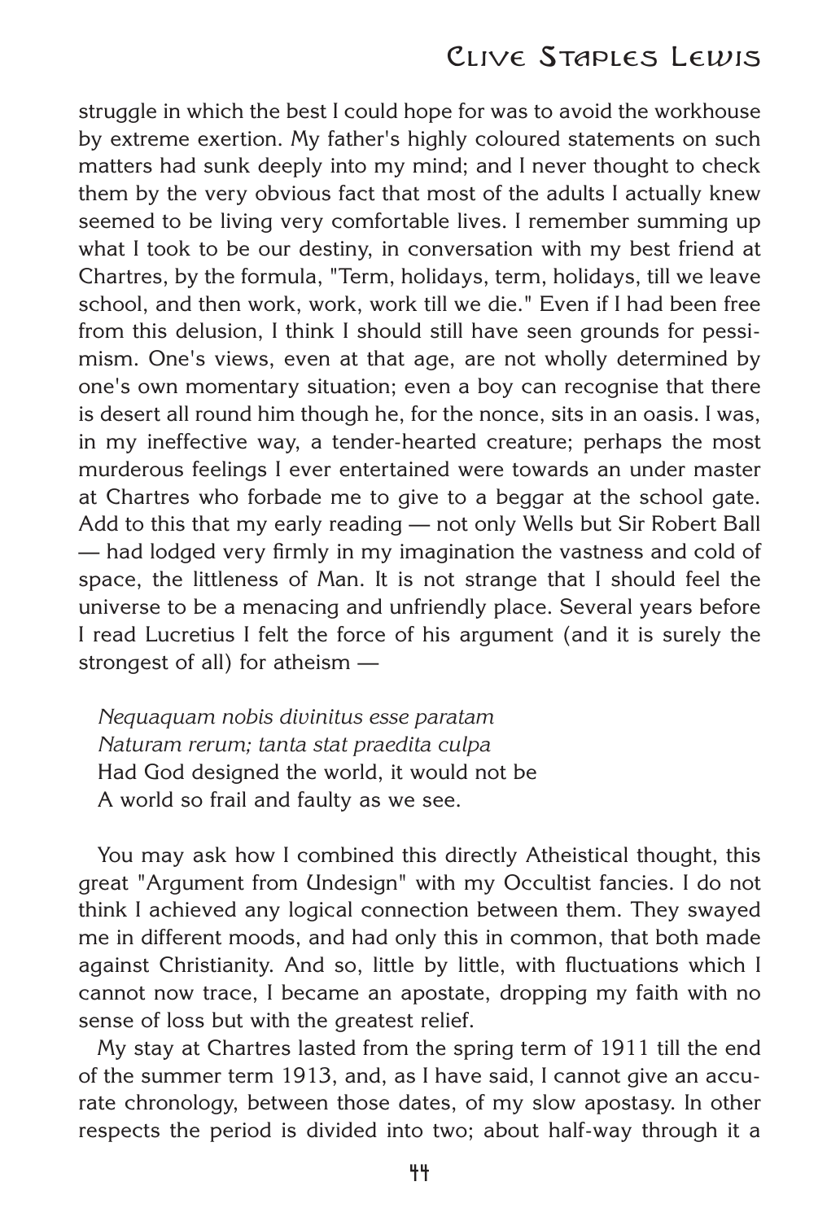struggle in which the best I could hope for was to avoid the workhouse by extreme exertion. My father's highly coloured statements on such matters had sunk deeply into my mind; and I never thought to check them by the very obvious fact that most of the adults I actually knew seemed to be living very comfortable lives. I remember summing up what I took to be our destiny, in conversation with my best friend at Chartres, by the formula, "Term, holidays, term, holidays, till we leave school, and then work, work, work till we die." Even if I had been free from this delusion, I think I should still have seen grounds for pessimism. One's views, even at that age, are not wholly determined by one's own momentary situation; even a boy can recognise that there is desert all round him though he, for the nonce, sits in an oasis. I was, in my ineffective way, a tender-hearted creature; perhaps the most murderous feelings I ever entertained were towards an under master at Chartres who forbade me to give to a beggar at the school gate. Add to this that my early reading — not only Wells but Sir Robert Ball — had lodged very firmly in my imagination the vastness and cold of space, the littleness of Man. It is not strange that I should feel the universe to be a menacing and unfriendly place. Several years before I read Lucretius I felt the force of his argument (and it is surely the strongest of all) for atheism —

> *Nequaquam nobis divinitus esse paratam*
> *Naturam rerum; tanta stat praedita culpa*
> Had God designed the world, it would not be
> A world so frail and faulty as we see.

You may ask how I combined this directly Atheistical thought, this great "Argument from Undesign" with my Occultist fancies. I do not think I achieved any logical connection between them. They swayed me in different moods, and had only this in common, that both made against Christianity. And so, little by little, with fluctuations which I cannot now trace, I became an apostate, dropping my faith with no sense of loss but with the greatest relief.

My stay at Chartres lasted from the spring term of 1911 till the end of the summer term 1913, and, as I have said, I cannot give an accurate chronology, between those dates, of my slow apostasy. In other respects the period is divided into two; about half-way through it a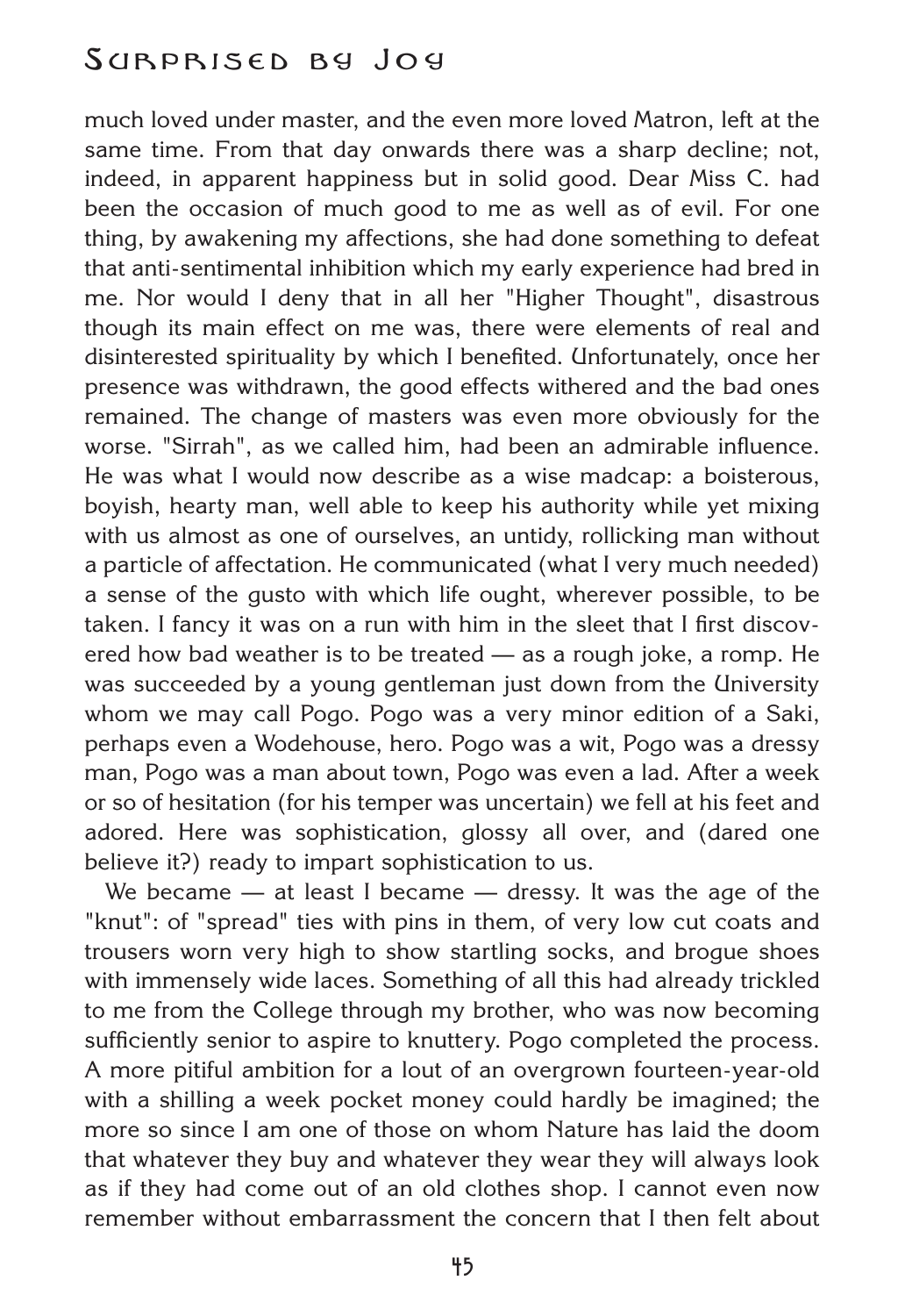much loved under master, and the even more loved Matron, left at the same time. From that day onwards there was a sharp decline; not, indeed, in apparent happiness but in solid good. Dear Miss C. had been the occasion of much good to me as well as of evil. For one thing, by awakening my affections, she had done something to defeat that anti-sentimental inhibition which my early experience had bred in me. Nor would I deny that in all her "Higher Thought", disastrous though its main effect on me was, there were elements of real and disinterested spirituality by which I benefited. Unfortunately, once her presence was withdrawn, the good effects withered and the bad ones remained. The change of masters was even more obviously for the worse. "Sirrah", as we called him, had been an admirable influence. He was what I would now describe as a wise madcap: a boisterous, boyish, hearty man, well able to keep his authority while yet mixing with us almost as one of ourselves, an untidy, rollicking man without a particle of affectation. He communicated (what I very much needed) a sense of the gusto with which life ought, wherever possible, to be taken. I fancy it was on a run with him in the sleet that I first discovered how bad weather is to be treated — as a rough joke, a romp. He was succeeded by a young gentleman just down from the University whom we may call Pogo. Pogo was a very minor edition of a Saki, perhaps even a Wodehouse, hero. Pogo was a wit, Pogo was a dressy man, Pogo was a man about town, Pogo was even a lad. After a week or so of hesitation (for his temper was uncertain) we fell at his feet and adored. Here was sophistication, glossy all over, and (dared one believe it?) ready to impart sophistication to us.

We became — at least I became — dressy. It was the age of the "knut": of "spread" ties with pins in them, of very low cut coats and trousers worn very high to show startling socks, and brogue shoes with immensely wide laces. Something of all this had already trickled to me from the College through my brother, who was now becoming sufficiently senior to aspire to knuttery. Pogo completed the process. A more pitiful ambition for a lout of an overgrown fourteen-year-old with a shilling a week pocket money could hardly be imagined; the more so since I am one of those on whom Nature has laid the doom that whatever they buy and whatever they wear they will always look as if they had come out of an old clothes shop. I cannot even now remember without embarrassment the concern that I then felt about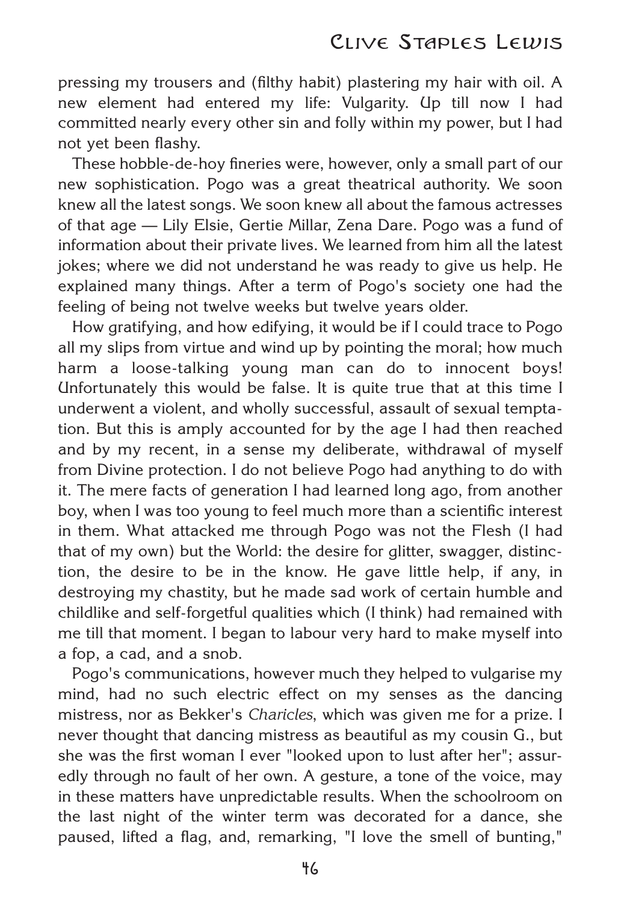pressing my trousers and (filthy habit) plastering my hair with oil. A new element had entered my life: Vulgarity. Up till now I had committed nearly every other sin and folly within my power, but I had not yet been flashy.

These hobble-de-hoy fineries were, however, only a small part of our new sophistication. Pogo was a great theatrical authority. We soon knew all the latest songs. We soon knew all about the famous actresses of that age — Lily Elsie, Gertie Millar, Zena Dare. Pogo was a fund of information about their private lives. We learned from him all the latest jokes; where we did not understand he was ready to give us help. He explained many things. After a term of Pogo's society one had the feeling of being not twelve weeks but twelve years older.

How gratifying, and how edifying, it would be if I could trace to Pogo all my slips from virtue and wind up by pointing the moral; how much harm a loose-talking young man can do to innocent boys! Unfortunately this would be false. It is quite true that at this time I underwent a violent, and wholly successful, assault of sexual temptation. But this is amply accounted for by the age I had then reached and by my recent, in a sense my deliberate, withdrawal of myself from Divine protection. I do not believe Pogo had anything to do with it. The mere facts of generation I had learned long ago, from another boy, when I was too young to feel much more than a scientific interest in them. What attacked me through Pogo was not the Flesh (I had that of my own) but the World: the desire for glitter, swagger, distinction, the desire to be in the know. He gave little help, if any, in destroying my chastity, but he made sad work of certain humble and childlike and self-forgetful qualities which (I think) had remained with me till that moment. I began to labour very hard to make myself into a fop, a cad, and a snob.

Pogo's communications, however much they helped to vulgarise my mind, had no such electric effect on my senses as the dancing mistress, nor as Bekker's *Charicles*, which was given me for a prize. I never thought that dancing mistress as beautiful as my cousin G., but she was the first woman I ever "looked upon to lust after her"; assuredly through no fault of her own. A gesture, a tone of the voice, may in these matters have unpredictable results. When the schoolroom on the last night of the winter term was decorated for a dance, she paused, lifted a flag, and, remarking, "I love the smell of bunting,"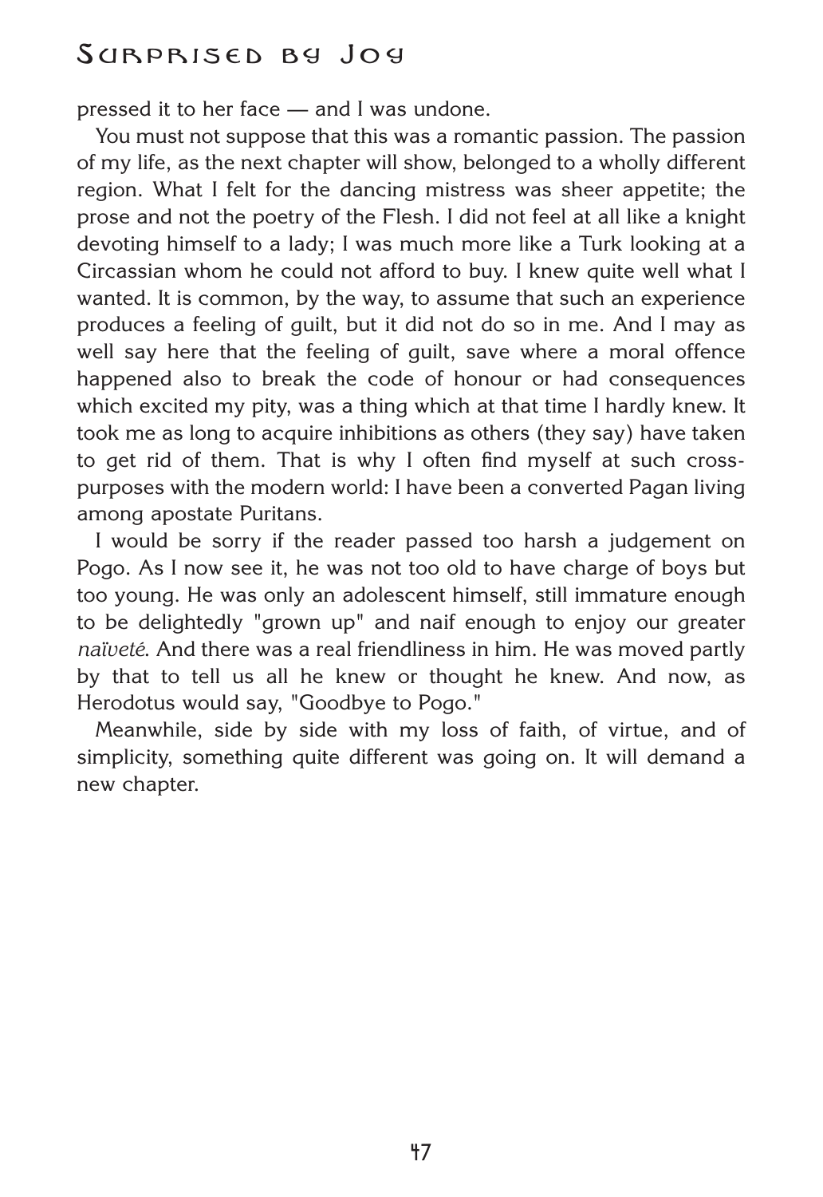pressed it to her face — and I was undone.

You must not suppose that this was a romantic passion. The passion of my life, as the next chapter will show, belonged to a wholly different region. What I felt for the dancing mistress was sheer appetite; the prose and not the poetry of the Flesh. I did not feel at all like a knight devoting himself to a lady; I was much more like a Turk looking at a Circassian whom he could not afford to buy. I knew quite well what I wanted. It is common, by the way, to assume that such an experience produces a feeling of guilt, but it did not do so in me. And I may as well say here that the feeling of guilt, save where a moral offence happened also to break the code of honour or had consequences which excited my pity, was a thing which at that time I hardly knew. It took me as long to acquire inhibitions as others (they say) have taken to get rid of them. That is why I often find myself at such cross-purposes with the modern world: I have been a converted Pagan living among apostate Puritans.

I would be sorry if the reader passed too harsh a judgement on Pogo. As I now see it, he was not too old to have charge of boys but too young. He was only an adolescent himself, still immature enough to be delightedly "grown up" and naif enough to enjoy our greater *naïveté*. And there was a real friendliness in him. He was moved partly by that to tell us all he knew or thought he knew. And now, as Herodotus would say, "Goodbye to Pogo."

Meanwhile, side by side with my loss of faith, of virtue, and of simplicity, something quite different was going on. It will demand a new chapter.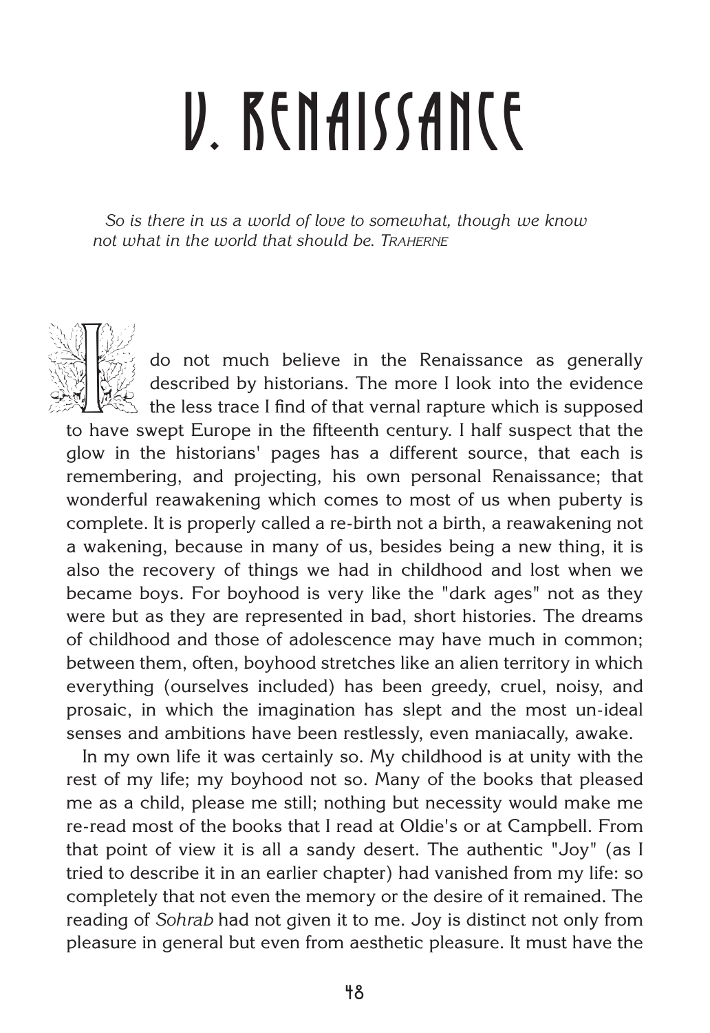# V. Renaissance

*So is there in us a world of love to somewhat, though we know not what in the world that should be.* Traherne

I do not much believe in the Renaissance as generally described by historians. The more I look into the evidence the less trace I find of that vernal rapture which is supposed to have swept Europe in the fifteenth century. I half suspect that the glow in the historians' pages has a different source, that each is remembering, and projecting, his own personal Renaissance; that wonderful reawakening which comes to most of us when puberty is complete. It is properly called a re-birth not a birth, a reawakening not a wakening, because in many of us, besides being a new thing, it is also the recovery of things we had in childhood and lost when we became boys. For boyhood is very like the "dark ages" not as they were but as they are represented in bad, short histories. The dreams of childhood and those of adolescence may have much in common; between them, often, boyhood stretches like an alien territory in which everything (ourselves included) has been greedy, cruel, noisy, and prosaic, in which the imagination has slept and the most un-ideal senses and ambitions have been restlessly, even maniacally, awake.

In my own life it was certainly so. My childhood is at unity with the rest of my life; my boyhood not so. Many of the books that pleased me as a child, please me still; nothing but necessity would make me re-read most of the books that I read at Oldie's or at Campbell. From that point of view it is all a sandy desert. The authentic "Joy" (as I tried to describe it in an earlier chapter) had vanished from my life: so completely that not even the memory or the desire of it remained. The reading of *Sohrab* had not given it to me. Joy is distinct not only from pleasure in general but even from aesthetic pleasure. It must have the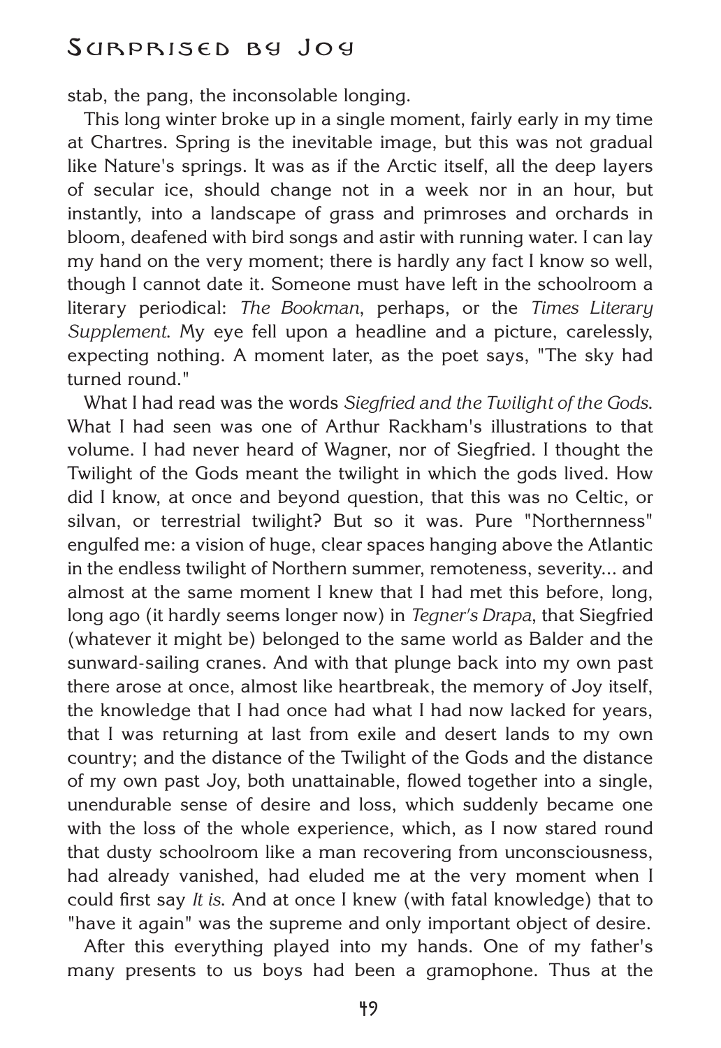stab, the pang, the inconsolable longing.

This long winter broke up in a single moment, fairly early in my time at Chartres. Spring is the inevitable image, but this was not gradual like Nature's springs. It was as if the Arctic itself, all the deep layers of secular ice, should change not in a week nor in an hour, but instantly, into a landscape of grass and primroses and orchards in bloom, deafened with bird songs and astir with running water. I can lay my hand on the very moment; there is hardly any fact I know so well, though I cannot date it. Someone must have left in the schoolroom a literary periodical: *The Bookman*, perhaps, or the *Times Literary Supplement*. My eye fell upon a headline and a picture, carelessly, expecting nothing. A moment later, as the poet says, "The sky had turned round."

What I had read was the words *Siegfried and the Twilight of the Gods*. What I had seen was one of Arthur Rackham's illustrations to that volume. I had never heard of Wagner, nor of Siegfried. I thought the Twilight of the Gods meant the twilight in which the gods lived. How did I know, at once and beyond question, that this was no Celtic, or silvan, or terrestrial twilight? But so it was. Pure "Northernness" engulfed me: a vision of huge, clear spaces hanging above the Atlantic in the endless twilight of Northern summer, remoteness, severity... and almost at the same moment I knew that I had met this before, long, long ago (it hardly seems longer now) in *Tegner's Drapa*, that Siegfried (whatever it might be) belonged to the same world as Balder and the sunward-sailing cranes. And with that plunge back into my own past there arose at once, almost like heartbreak, the memory of Joy itself, the knowledge that I had once had what I had now lacked for years, that I was returning at last from exile and desert lands to my own country; and the distance of the Twilight of the Gods and the distance of my own past Joy, both unattainable, flowed together into a single, unendurable sense of desire and loss, which suddenly became one with the loss of the whole experience, which, as I now stared round that dusty schoolroom like a man recovering from unconsciousness, had already vanished, had eluded me at the very moment when I could first say *It is*. And at once I knew (with fatal knowledge) that to "have it again" was the supreme and only important object of desire.

After this everything played into my hands. One of my father's many presents to us boys had been a gramophone. Thus at the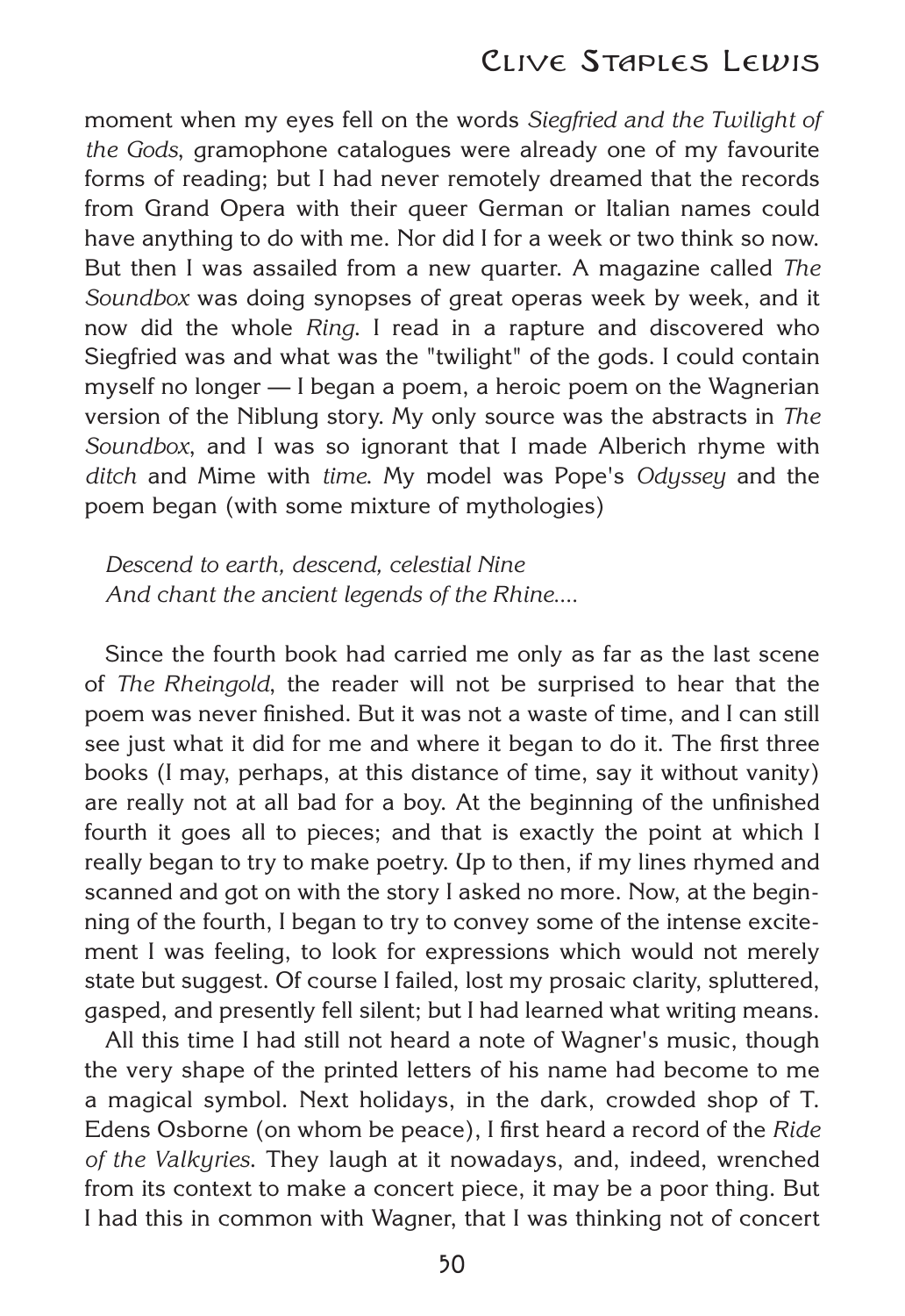moment when my eyes fell on the words *Siegfried and the Twilight of the Gods*, gramophone catalogues were already one of my favourite forms of reading; but I had never remotely dreamed that the records from Grand Opera with their queer German or Italian names could have anything to do with me. Nor did I for a week or two think so now. But then I was assailed from a new quarter. A magazine called *The Soundbox* was doing synopses of great operas week by week, and it now did the whole *Ring*. I read in a rapture and discovered who Siegfried was and what was the "twilight" of the gods. I could contain myself no longer — I began a poem, a heroic poem on the Wagnerian version of the Niblung story. My only source was the abstracts in *The Soundbox*, and I was so ignorant that I made Alberich rhyme with *ditch* and Mime with *time*. My model was Pope's *Odyssey* and the poem began (with some mixture of mythologies)

*Descend to earth, descend, celestial Nine*
*And chant the ancient legends of the Rhine....*

Since the fourth book had carried me only as far as the last scene of *The Rheingold*, the reader will not be surprised to hear that the poem was never finished. But it was not a waste of time, and I can still see just what it did for me and where it began to do it. The first three books (I may, perhaps, at this distance of time, say it without vanity) are really not at all bad for a boy. At the beginning of the unfinished fourth it goes all to pieces; and that is exactly the point at which I really began to try to make poetry. Up to then, if my lines rhymed and scanned and got on with the story I asked no more. Now, at the beginning of the fourth, I began to try to convey some of the intense excitement I was feeling, to look for expressions which would not merely state but suggest. Of course I failed, lost my prosaic clarity, spluttered, gasped, and presently fell silent; but I had learned what writing means.

All this time I had still not heard a note of Wagner's music, though the very shape of the printed letters of his name had become to me a magical symbol. Next holidays, in the dark, crowded shop of T. Edens Osborne (on whom be peace), I first heard a record of the *Ride of the Valkyries*. They laugh at it nowadays, and, indeed, wrenched from its context to make a concert piece, it may be a poor thing. But I had this in common with Wagner, that I was thinking not of concert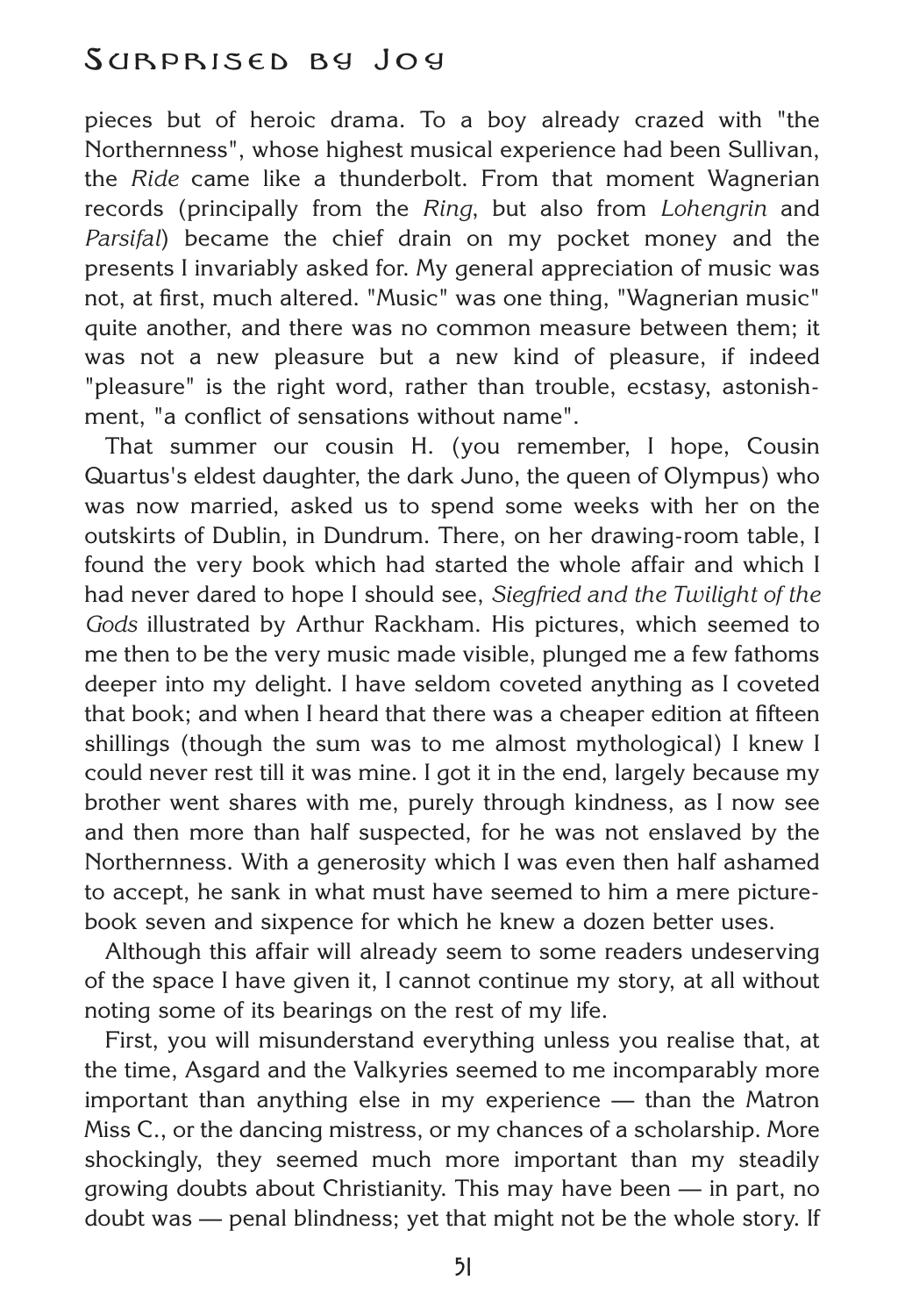pieces but of heroic drama. To a boy already crazed with "the Northernness", whose highest musical experience had been Sullivan, the *Ride* came like a thunderbolt. From that moment Wagnerian records (principally from the *Ring*, but also from *Lohengrin* and *Parsifal*) became the chief drain on my pocket money and the presents I invariably asked for. My general appreciation of music was not, at first, much altered. "Music" was one thing, "Wagnerian music" quite another, and there was no common measure between them; it was not a new pleasure but a new kind of pleasure, if indeed "pleasure" is the right word, rather than trouble, ecstasy, astonishment, "a conflict of sensations without name".

That summer our cousin H. (you remember, I hope, Cousin Quartus's eldest daughter, the dark Juno, the queen of Olympus) who was now married, asked us to spend some weeks with her on the outskirts of Dublin, in Dundrum. There, on her drawing-room table, I found the very book which had started the whole affair and which I had never dared to hope I should see, *Siegfried and the Twilight of the Gods* illustrated by Arthur Rackham. His pictures, which seemed to me then to be the very music made visible, plunged me a few fathoms deeper into my delight. I have seldom coveted anything as I coveted that book; and when I heard that there was a cheaper edition at fifteen shillings (though the sum was to me almost mythological) I knew I could never rest till it was mine. I got it in the end, largely because my brother went shares with me, purely through kindness, as I now see and then more than half suspected, for he was not enslaved by the Northernness. With a generosity which I was even then half ashamed to accept, he sank in what must have seemed to him a mere picture-book seven and sixpence for which he knew a dozen better uses.

Although this affair will already seem to some readers undeserving of the space I have given it, I cannot continue my story, at all without noting some of its bearings on the rest of my life.

First, you will misunderstand everything unless you realise that, at the time, Asgard and the Valkyries seemed to me incomparably more important than anything else in my experience — than the Matron Miss C., or the dancing mistress, or my chances of a scholarship. More shockingly, they seemed much more important than my steadily growing doubts about Christianity. This may have been — in part, no doubt was — penal blindness; yet that might not be the whole story. If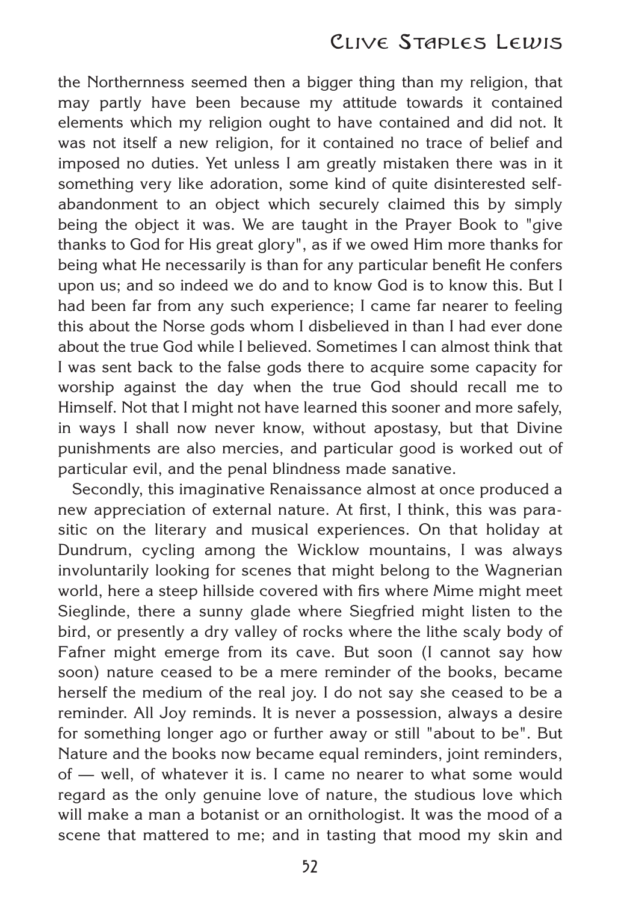the Northernness seemed then a bigger thing than my religion, that may partly have been because my attitude towards it contained elements which my religion ought to have contained and did not. It was not itself a new religion, for it contained no trace of belief and imposed no duties. Yet unless I am greatly mistaken there was in it something very like adoration, some kind of quite disinterested self-abandonment to an object which securely claimed this by simply being the object it was. We are taught in the Prayer Book to "give thanks to God for His great glory", as if we owed Him more thanks for being what He necessarily is than for any particular benefit He confers upon us; and so indeed we do and to know God is to know this. But I had been far from any such experience; I came far nearer to feeling this about the Norse gods whom I disbelieved in than I had ever done about the true God while I believed. Sometimes I can almost think that I was sent back to the false gods there to acquire some capacity for worship against the day when the true God should recall me to Himself. Not that I might not have learned this sooner and more safely, in ways I shall now never know, without apostasy, but that Divine punishments are also mercies, and particular good is worked out of particular evil, and the penal blindness made sanative.

Secondly, this imaginative Renaissance almost at once produced a new appreciation of external nature. At first, I think, this was parasitic on the literary and musical experiences. On that holiday at Dundrum, cycling among the Wicklow mountains, I was always involuntarily looking for scenes that might belong to the Wagnerian world, here a steep hillside covered with firs where Mime might meet Sieglinde, there a sunny glade where Siegfried might listen to the bird, or presently a dry valley of rocks where the lithe scaly body of Fafner might emerge from its cave. But soon (I cannot say how soon) nature ceased to be a mere reminder of the books, became herself the medium of the real joy. I do not say she ceased to be a reminder. All Joy reminds. It is never a possession, always a desire for something longer ago or further away or still "about to be". But Nature and the books now became equal reminders, joint reminders, of — well, of whatever it is. I came no nearer to what some would regard as the only genuine love of nature, the studious love which will make a man a botanist or an ornithologist. It was the mood of a scene that mattered to me; and in tasting that mood my skin and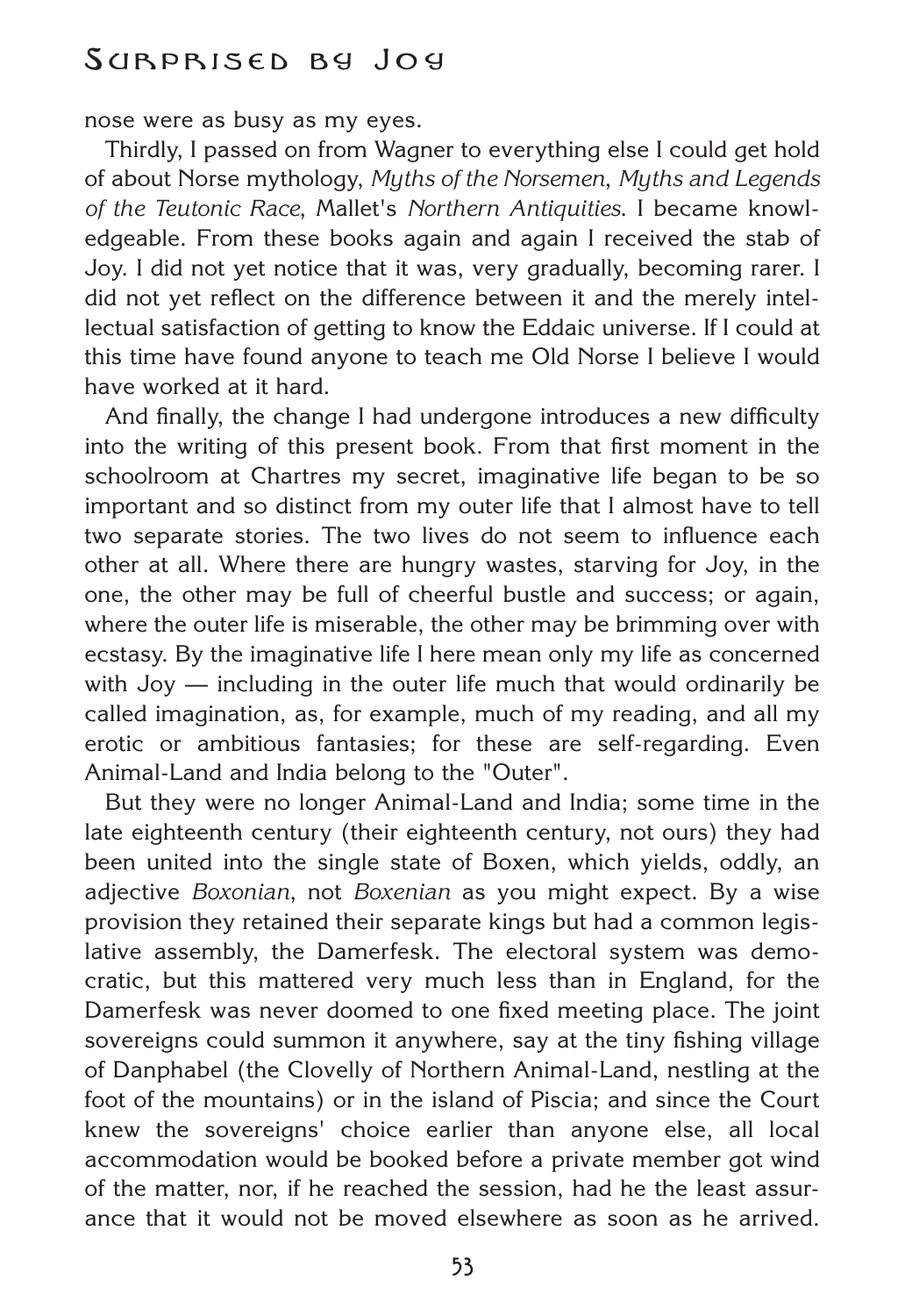nose were as busy as my eyes.

Thirdly, I passed on from Wagner to everything else I could get hold of about Norse mythology, *Myths of the Norsemen*, *Myths and Legends of the Teutonic Race*, Mallet's *Northern Antiquities*. I became knowledgeable. From these books again and again I received the stab of Joy. I did not yet notice that it was, very gradually, becoming rarer. I did not yet reflect on the difference between it and the merely intellectual satisfaction of getting to know the Eddaic universe. If I could at this time have found anyone to teach me Old Norse I believe I would have worked at it hard.

And finally, the change I had undergone introduces a new difficulty into the writing of this present book. From that first moment in the schoolroom at Chartres my secret, imaginative life began to be so important and so distinct from my outer life that I almost have to tell two separate stories. The two lives do not seem to influence each other at all. Where there are hungry wastes, starving for Joy, in the one, the other may be full of cheerful bustle and success; or again, where the outer life is miserable, the other may be brimming over with ecstasy. By the imaginative life I here mean only my life as concerned with Joy — including in the outer life much that would ordinarily be called imagination, as, for example, much of my reading, and all my erotic or ambitious fantasies; for these are self-regarding. Even Animal-Land and India belong to the "Outer".

But they were no longer Animal-Land and India; some time in the late eighteenth century (their eighteenth century, not ours) they had been united into the single state of Boxen, which yields, oddly, an adjective *Boxonian*, not *Boxenian* as you might expect. By a wise provision they retained their separate kings but had a common legislative assembly, the Damerfesk. The electoral system was democratic, but this mattered very much less than in England, for the Damerfesk was never doomed to one fixed meeting place. The joint sovereigns could summon it anywhere, say at the tiny fishing village of Danphabel (the Clovelly of Northern Animal-Land, nestling at the foot of the mountains) or in the island of Piscia; and since the Court knew the sovereigns' choice earlier than anyone else, all local accommodation would be booked before a private member got wind of the matter, nor, if he reached the session, had he the least assurance that it would not be moved elsewhere as soon as he arrived.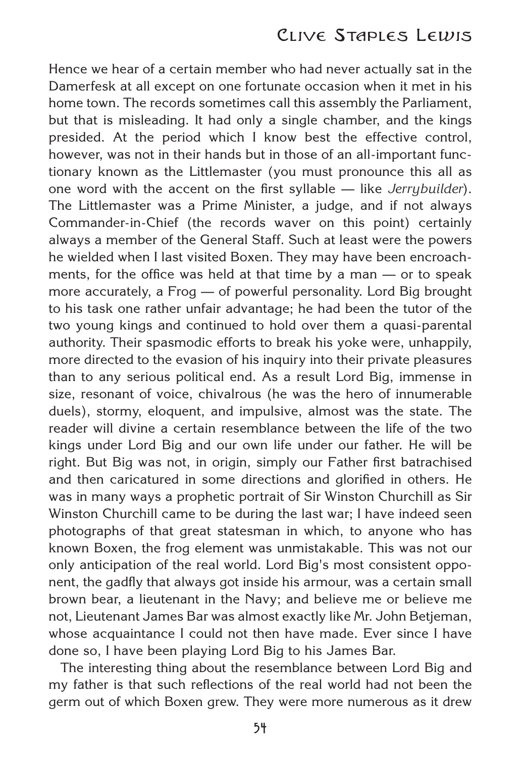Hence we hear of a certain member who had never actually sat in the Damerfesk at all except on one fortunate occasion when it met in his home town. The records sometimes call this assembly the Parliament, but that is misleading. It had only a single chamber, and the kings presided. At the period which I know best the effective control, however, was not in their hands but in those of an all-important functionary known as the Littlemaster (you must pronounce this all as one word with the accent on the first syllable — like *Jerrybuilder*). The Littlemaster was a Prime Minister, a judge, and if not always Commander-in-Chief (the records waver on this point) certainly always a member of the General Staff. Such at least were the powers he wielded when I last visited Boxen. They may have been encroachments, for the office was held at that time by a man — or to speak more accurately, a Frog — of powerful personality. Lord Big brought to his task one rather unfair advantage; he had been the tutor of the two young kings and continued to hold over them a quasi-parental authority. Their spasmodic efforts to break his yoke were, unhappily, more directed to the evasion of his inquiry into their private pleasures than to any serious political end. As a result Lord Big, immense in size, resonant of voice, chivalrous (he was the hero of innumerable duels), stormy, eloquent, and impulsive, almost was the state. The reader will divine a certain resemblance between the life of the two kings under Lord Big and our own life under our father. He will be right. But Big was not, in origin, simply our Father first batrachised and then caricatured in some directions and glorified in others. He was in many ways a prophetic portrait of Sir Winston Churchill as Sir Winston Churchill came to be during the last war; I have indeed seen photographs of that great statesman in which, to anyone who has known Boxen, the frog element was unmistakable. This was not our only anticipation of the real world. Lord Big's most consistent opponent, the gadfly that always got inside his armour, was a certain small brown bear, a lieutenant in the Navy; and believe me or believe me not, Lieutenant James Bar was almost exactly like Mr. John Betjeman, whose acquaintance I could not then have made. Ever since I have done so, I have been playing Lord Big to his James Bar.

The interesting thing about the resemblance between Lord Big and my father is that such reflections of the real world had not been the germ out of which Boxen grew. They were more numerous as it drew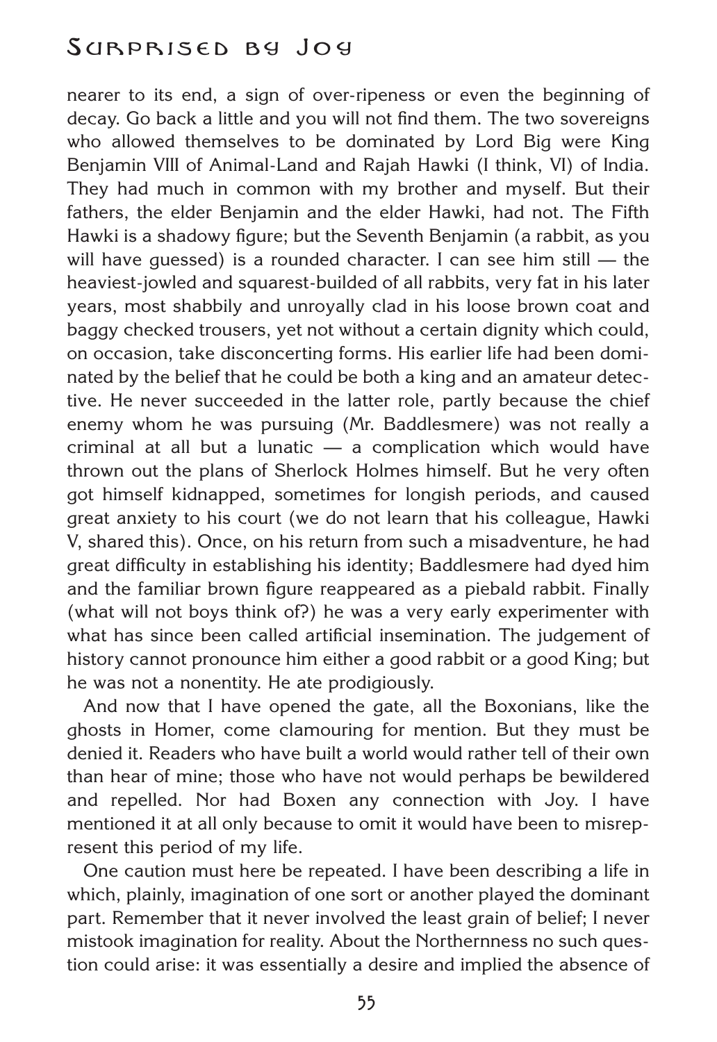nearer to its end, a sign of over-ripeness or even the beginning of decay. Go back a little and you will not find them. The two sovereigns who allowed themselves to be dominated by Lord Big were King Benjamin VIII of Animal-Land and Rajah Hawki (I think, VI) of India. They had much in common with my brother and myself. But their fathers, the elder Benjamin and the elder Hawki, had not. The Fifth Hawki is a shadowy figure; but the Seventh Benjamin (a rabbit, as you will have guessed) is a rounded character. I can see him still — the heaviest-jowled and squarest-builded of all rabbits, very fat in his later years, most shabbily and unroyally clad in his loose brown coat and baggy checked trousers, yet not without a certain dignity which could, on occasion, take disconcerting forms. His earlier life had been dominated by the belief that he could be both a king and an amateur detective. He never succeeded in the latter role, partly because the chief enemy whom he was pursuing (Mr. Baddlesmere) was not really a criminal at all but a lunatic — a complication which would have thrown out the plans of Sherlock Holmes himself. But he very often got himself kidnapped, sometimes for longish periods, and caused great anxiety to his court (we do not learn that his colleague, Hawki V, shared this). Once, on his return from such a misadventure, he had great difficulty in establishing his identity; Baddlesmere had dyed him and the familiar brown figure reappeared as a piebald rabbit. Finally (what will not boys think of?) he was a very early experimenter with what has since been called artificial insemination. The judgement of history cannot pronounce him either a good rabbit or a good King; but he was not a nonentity. He ate prodigiously.

And now that I have opened the gate, all the Boxonians, like the ghosts in Homer, come clamouring for mention. But they must be denied it. Readers who have built a world would rather tell of their own than hear of mine; those who have not would perhaps be bewildered and repelled. Nor had Boxen any connection with Joy. I have mentioned it at all only because to omit it would have been to misrepresent this period of my life.

One caution must here be repeated. I have been describing a life in which, plainly, imagination of one sort or another played the dominant part. Remember that it never involved the least grain of belief; I never mistook imagination for reality. About the Northernness no such question could arise: it was essentially a desire and implied the absence of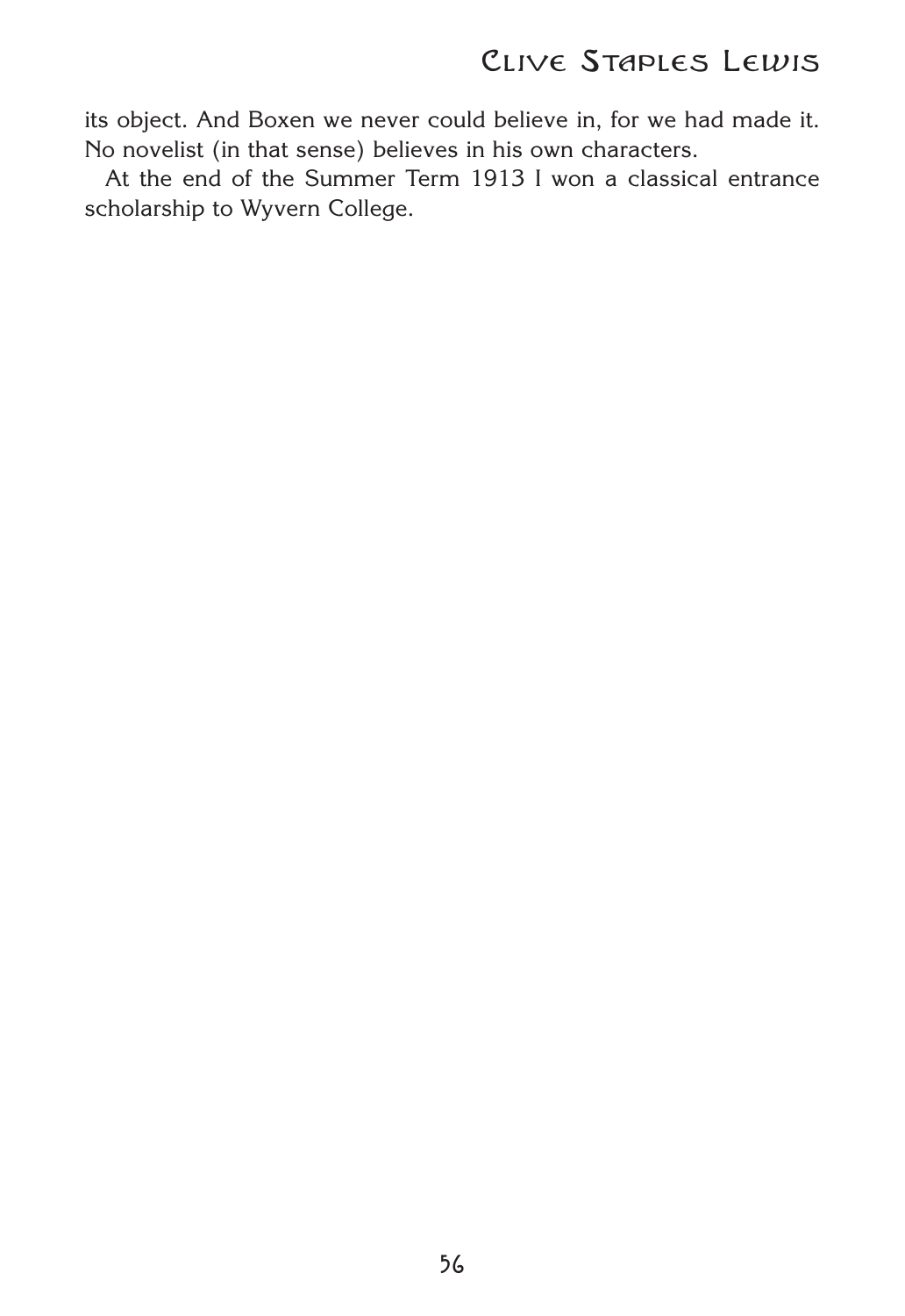its object. And Boxen we never could believe in, for we had made it. No novelist (in that sense) believes in his own characters.

At the end of the Summer Term 1913 I won a classical entrance scholarship to Wyvern College.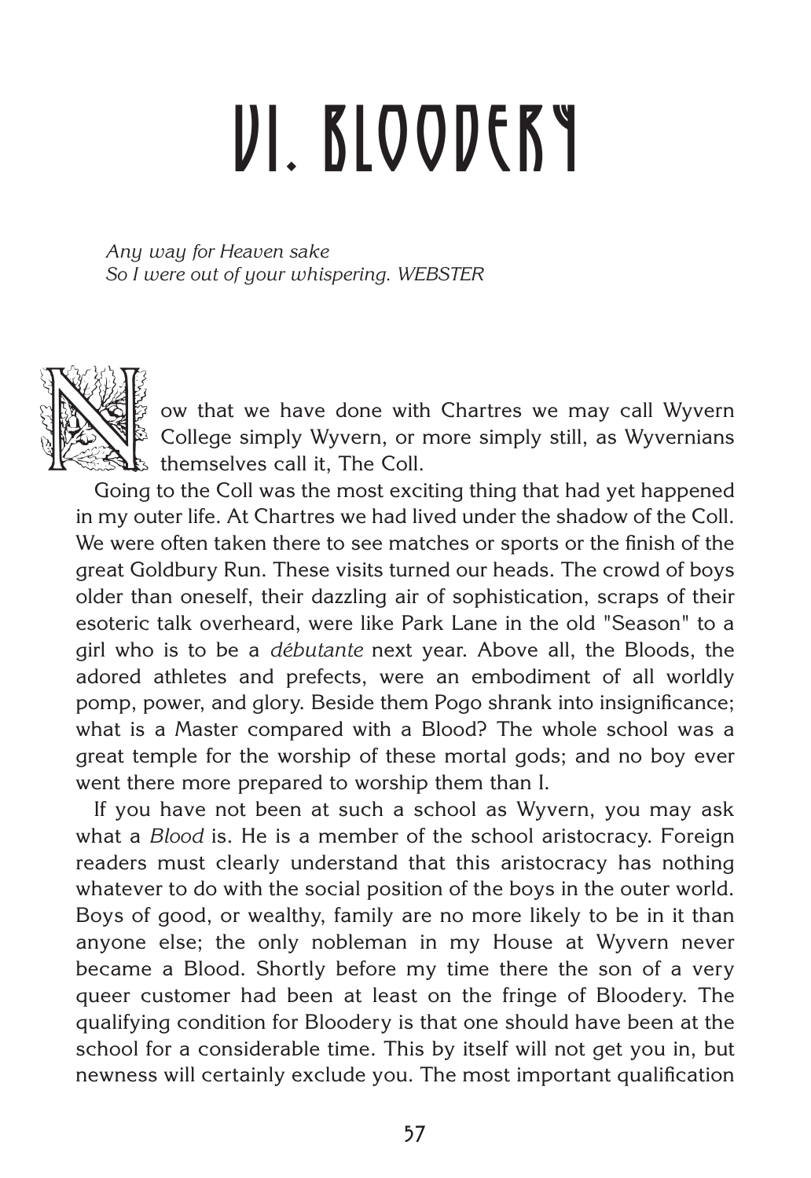# VI. BLOODERY

*Any way for Heaven sake*
*So I were out of your whispering. WEBSTER*

Now that we have done with Chartres we may call Wyvern College simply Wyvern, or more simply still, as Wyvernians themselves call it, The Coll.

Going to the Coll was the most exciting thing that had yet happened in my outer life. At Chartres we had lived under the shadow of the Coll. We were often taken there to see matches or sports or the finish of the great Goldbury Run. These visits turned our heads. The crowd of boys older than oneself, their dazzling air of sophistication, scraps of their esoteric talk overheard, were like Park Lane in the old "Season" to a girl who is to be a *débutante* next year. Above all, the Bloods, the adored athletes and prefects, were an embodiment of all worldly pomp, power, and glory. Beside them Pogo shrank into insignificance; what is a Master compared with a Blood? The whole school was a great temple for the worship of these mortal gods; and no boy ever went there more prepared to worship them than I.

If you have not been at such a school as Wyvern, you may ask what a *Blood* is. He is a member of the school aristocracy. Foreign readers must clearly understand that this aristocracy has nothing whatever to do with the social position of the boys in the outer world. Boys of good, or wealthy, family are no more likely to be in it than anyone else; the only nobleman in my House at Wyvern never became a Blood. Shortly before my time there the son of a very queer customer had been at least on the fringe of Bloodery. The qualifying condition for Bloodery is that one should have been at the school for a considerable time. This by itself will not get you in, but newness will certainly exclude you. The most important qualification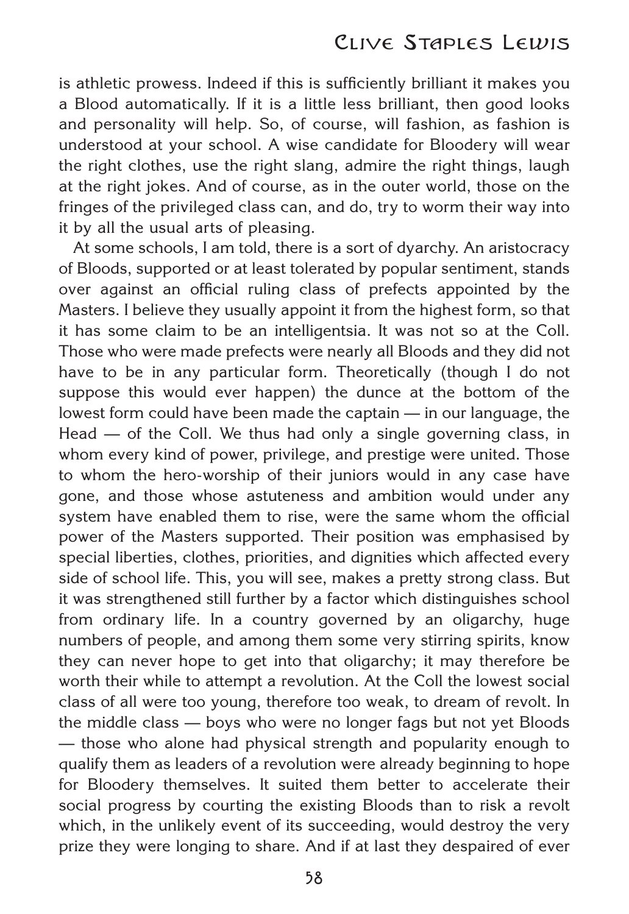is athletic prowess. Indeed if this is sufficiently brilliant it makes you a Blood automatically. If it is a little less brilliant, then good looks and personality will help. So, of course, will fashion, as fashion is understood at your school. A wise candidate for Bloodery will wear the right clothes, use the right slang, admire the right things, laugh at the right jokes. And of course, as in the outer world, those on the fringes of the privileged class can, and do, try to worm their way into it by all the usual arts of pleasing.

At some schools, I am told, there is a sort of dyarchy. An aristocracy of Bloods, supported or at least tolerated by popular sentiment, stands over against an official ruling class of prefects appointed by the Masters. I believe they usually appoint it from the highest form, so that it has some claim to be an intelligentsia. It was not so at the Coll. Those who were made prefects were nearly all Bloods and they did not have to be in any particular form. Theoretically (though I do not suppose this would ever happen) the dunce at the bottom of the lowest form could have been made the captain — in our language, the Head — of the Coll. We thus had only a single governing class, in whom every kind of power, privilege, and prestige were united. Those to whom the hero-worship of their juniors would in any case have gone, and those whose astuteness and ambition would under any system have enabled them to rise, were the same whom the official power of the Masters supported. Their position was emphasised by special liberties, clothes, priorities, and dignities which affected every side of school life. This, you will see, makes a pretty strong class. But it was strengthened still further by a factor which distinguishes school from ordinary life. In a country governed by an oligarchy, huge numbers of people, and among them some very stirring spirits, know they can never hope to get into that oligarchy; it may therefore be worth their while to attempt a revolution. At the Coll the lowest social class of all were too young, therefore too weak, to dream of revolt. In the middle class — boys who were no longer fags but not yet Bloods — those who alone had physical strength and popularity enough to qualify them as leaders of a revolution were already beginning to hope for Bloodery themselves. It suited them better to accelerate their social progress by courting the existing Bloods than to risk a revolt which, in the unlikely event of its succeeding, would destroy the very prize they were longing to share. And if at last they despaired of ever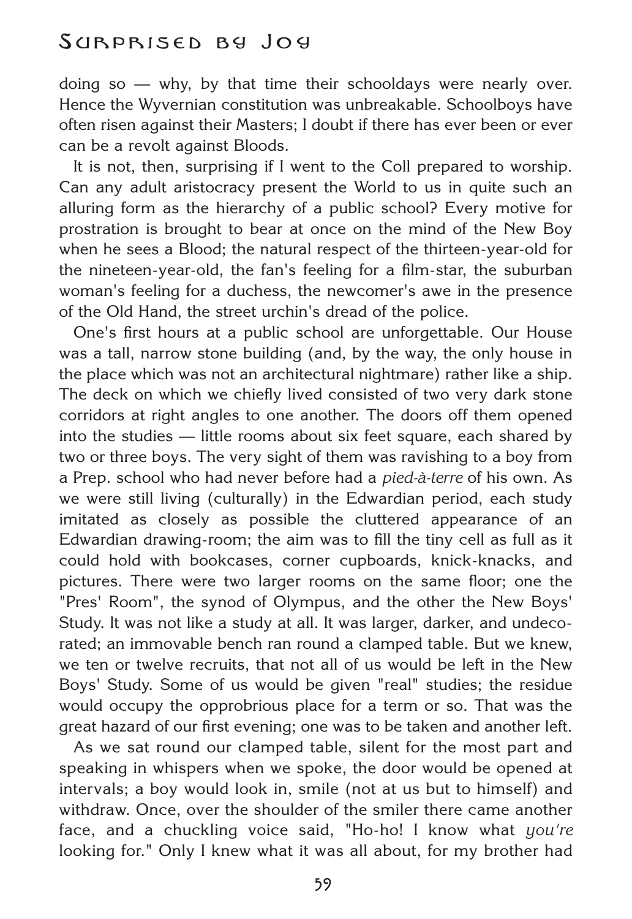doing so — why, by that time their schooldays were nearly over. Hence the Wyvernian constitution was unbreakable. Schoolboys have often risen against their Masters; I doubt if there has ever been or ever can be a revolt against Bloods.

It is not, then, surprising if I went to the Coll prepared to worship. Can any adult aristocracy present the World to us in quite such an alluring form as the hierarchy of a public school? Every motive for prostration is brought to bear at once on the mind of the New Boy when he sees a Blood; the natural respect of the thirteen-year-old for the nineteen-year-old, the fan's feeling for a film-star, the suburban woman's feeling for a duchess, the newcomer's awe in the presence of the Old Hand, the street urchin's dread of the police.

One's first hours at a public school are unforgettable. Our House was a tall, narrow stone building (and, by the way, the only house in the place which was not an architectural nightmare) rather like a ship. The deck on which we chiefly lived consisted of two very dark stone corridors at right angles to one another. The doors off them opened into the studies — little rooms about six feet square, each shared by two or three boys. The very sight of them was ravishing to a boy from a Prep. school who had never before had a *pied-à-terre* of his own. As we were still living (culturally) in the Edwardian period, each study imitated as closely as possible the cluttered appearance of an Edwardian drawing-room; the aim was to fill the tiny cell as full as it could hold with bookcases, corner cupboards, knick-knacks, and pictures. There were two larger rooms on the same floor; one the "Pres' Room", the synod of Olympus, and the other the New Boys' Study. It was not like a study at all. It was larger, darker, and undecorated; an immovable bench ran round a clamped table. But we knew, we ten or twelve recruits, that not all of us would be left in the New Boys' Study. Some of us would be given "real" studies; the residue would occupy the opprobrious place for a term or so. That was the great hazard of our first evening; one was to be taken and another left.

As we sat round our clamped table, silent for the most part and speaking in whispers when we spoke, the door would be opened at intervals; a boy would look in, smile (not at us but to himself) and withdraw. Once, over the shoulder of the smiler there came another face, and a chuckling voice said, "Ho-ho! I know what *you're* looking for." Only I knew what it was all about, for my brother had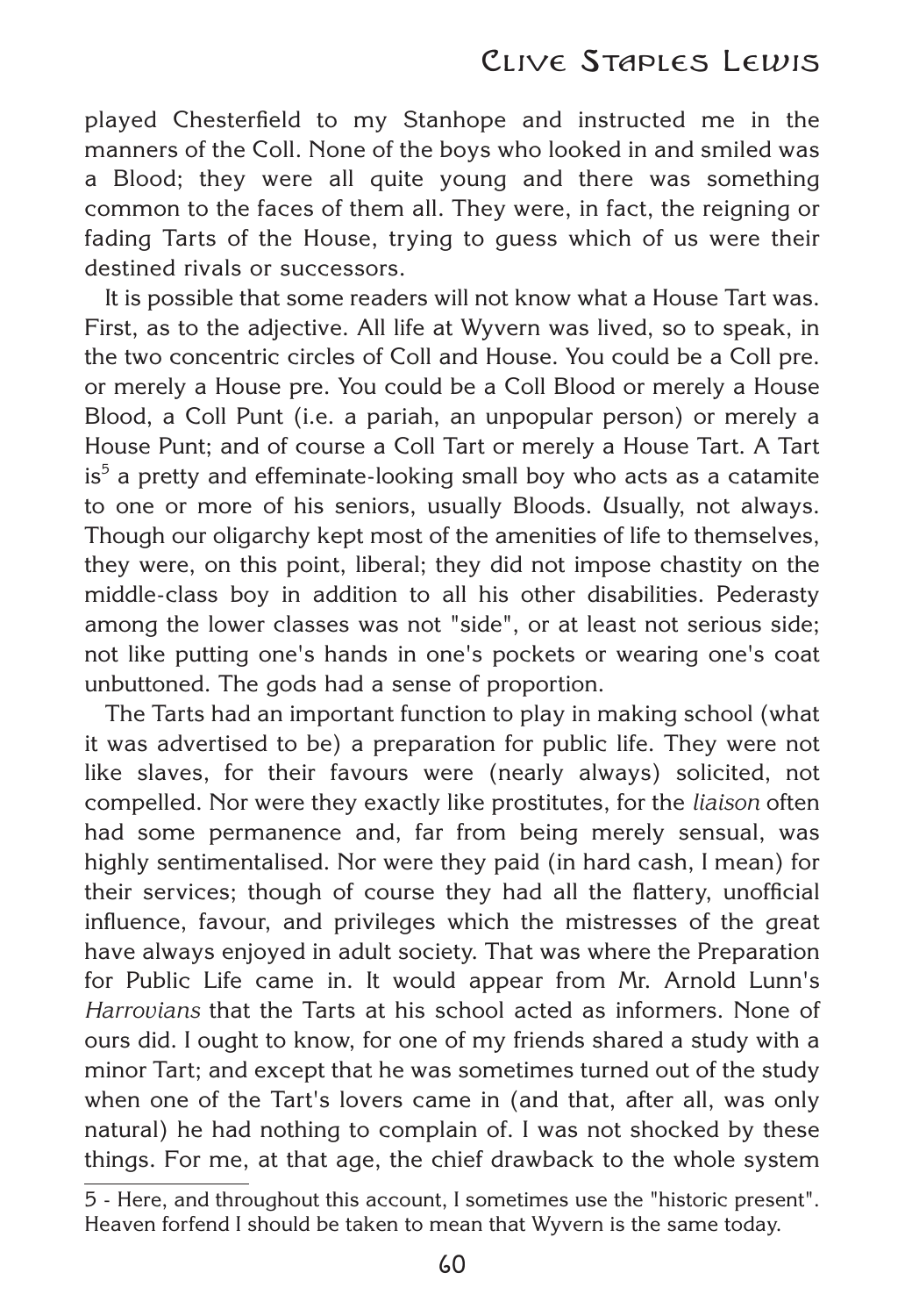played Chesterfield to my Stanhope and instructed me in the manners of the Coll. None of the boys who looked in and smiled was a Blood; they were all quite young and there was something common to the faces of them all. They were, in fact, the reigning or fading Tarts of the House, trying to guess which of us were their destined rivals or successors.

It is possible that some readers will not know what a House Tart was. First, as to the adjective. All life at Wyvern was lived, so to speak, in the two concentric circles of Coll and House. You could be a Coll pre. or merely a House pre. You could be a Coll Blood or merely a House Blood, a Coll Punt (i.e. a pariah, an unpopular person) or merely a House Punt; and of course a Coll Tart or merely a House Tart. A Tart is[5] a pretty and effeminate-looking small boy who acts as a catamite to one or more of his seniors, usually Bloods. Usually, not always. Though our oligarchy kept most of the amenities of life to themselves, they were, on this point, liberal; they did not impose chastity on the middle-class boy in addition to all his other disabilities. Pederasty among the lower classes was not "side", or at least not serious side; not like putting one's hands in one's pockets or wearing one's coat unbuttoned. The gods had a sense of proportion.

The Tarts had an important function to play in making school (what it was advertised to be) a preparation for public life. They were not like slaves, for their favours were (nearly always) solicited, not compelled. Nor were they exactly like prostitutes, for the *liaison* often had some permanence and, far from being merely sensual, was highly sentimentalised. Nor were they paid (in hard cash, I mean) for their services; though of course they had all the flattery, unofficial influence, favour, and privileges which the mistresses of the great have always enjoyed in adult society. That was where the Preparation for Public Life came in. It would appear from Mr. Arnold Lunn's *Harrovians* that the Tarts at his school acted as informers. None of ours did. I ought to know, for one of my friends shared a study with a minor Tart; and except that he was sometimes turned out of the study when one of the Tart's lovers came in (and that, after all, was only natural) he had nothing to complain of. I was not shocked by these things. For me, at that age, the chief drawback to the whole system

5 - Here, and throughout this account, I sometimes use the "historic present". Heaven forfend I should be taken to mean that Wyvern is the same today.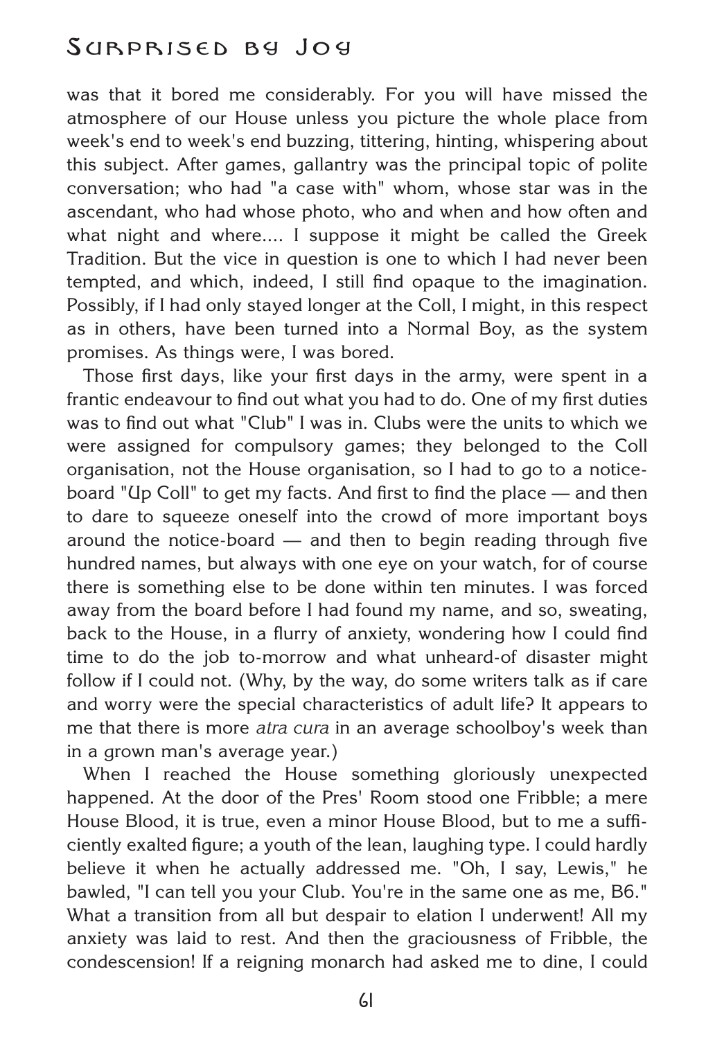was that it bored me considerably. For you will have missed the atmosphere of our House unless you picture the whole place from week's end to week's end buzzing, tittering, hinting, whispering about this subject. After games, gallantry was the principal topic of polite conversation; who had "a case with" whom, whose star was in the ascendant, who had whose photo, who and when and how often and what night and where.... I suppose it might be called the Greek Tradition. But the vice in question is one to which I had never been tempted, and which, indeed, I still find opaque to the imagination. Possibly, if I had only stayed longer at the Coll, I might, in this respect as in others, have been turned into a Normal Boy, as the system promises. As things were, I was bored.

Those first days, like your first days in the army, were spent in a frantic endeavour to find out what you had to do. One of my first duties was to find out what "Club" I was in. Clubs were the units to which we were assigned for compulsory games; they belonged to the Coll organisation, not the House organisation, so I had to go to a notice-board "Up Coll" to get my facts. And first to find the place — and then to dare to squeeze oneself into the crowd of more important boys around the notice-board — and then to begin reading through five hundred names, but always with one eye on your watch, for of course there is something else to be done within ten minutes. I was forced away from the board before I had found my name, and so, sweating, back to the House, in a flurry of anxiety, wondering how I could find time to do the job to-morrow and what unheard-of disaster might follow if I could not. (Why, by the way, do some writers talk as if care and worry were the special characteristics of adult life? It appears to me that there is more *atra cura* in an average schoolboy's week than in a grown man's average year.)

When I reached the House something gloriously unexpected happened. At the door of the Pres' Room stood one Fribble; a mere House Blood, it is true, even a minor House Blood, but to me a sufficiently exalted figure; a youth of the lean, laughing type. I could hardly believe it when he actually addressed me. "Oh, I say, Lewis," he bawled, "I can tell you your Club. You're in the same one as me, B6." What a transition from all but despair to elation I underwent! All my anxiety was laid to rest. And then the graciousness of Fribble, the condescension! If a reigning monarch had asked me to dine, I could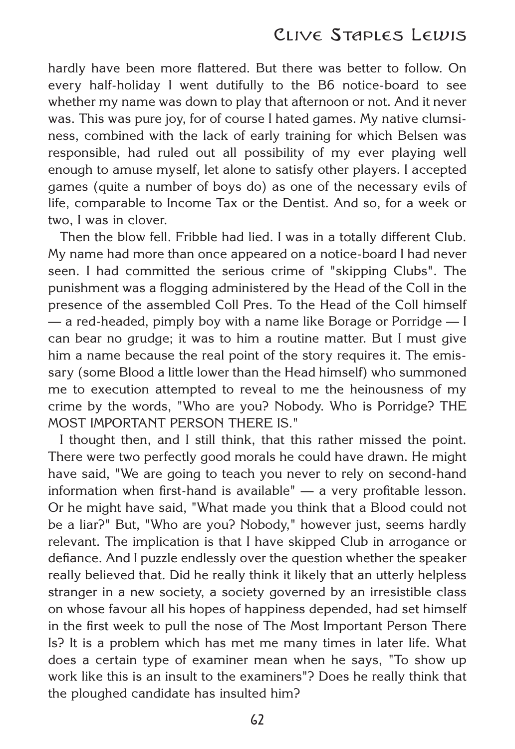hardly have been more flattered. But there was better to follow. On every half-holiday I went dutifully to the B6 notice-board to see whether my name was down to play that afternoon or not. And it never was. This was pure joy, for of course I hated games. My native clumsiness, combined with the lack of early training for which Belsen was responsible, had ruled out all possibility of my ever playing well enough to amuse myself, let alone to satisfy other players. I accepted games (quite a number of boys do) as one of the necessary evils of life, comparable to Income Tax or the Dentist. And so, for a week or two, I was in clover.

Then the blow fell. Fribble had lied. I was in a totally different Club. My name had more than once appeared on a notice-board I had never seen. I had committed the serious crime of "skipping Clubs". The punishment was a flogging administered by the Head of the Coll in the presence of the assembled Coll Pres. To the Head of the Coll himself — a red-headed, pimply boy with a name like Borage or Porridge — I can bear no grudge; it was to him a routine matter. But I must give him a name because the real point of the story requires it. The emissary (some Blood a little lower than the Head himself) who summoned me to execution attempted to reveal to me the heinousness of my crime by the words, "Who are you? Nobody. Who is Porridge? THE MOST IMPORTANT PERSON THERE IS."

I thought then, and I still think, that this rather missed the point. There were two perfectly good morals he could have drawn. He might have said, "We are going to teach you never to rely on second-hand information when first-hand is available" — a very profitable lesson. Or he might have said, "What made you think that a Blood could not be a liar?" But, "Who are you? Nobody," however just, seems hardly relevant. The implication is that I have skipped Club in arrogance or defiance. And I puzzle endlessly over the question whether the speaker really believed that. Did he really think it likely that an utterly helpless stranger in a new society, a society governed by an irresistible class on whose favour all his hopes of happiness depended, had set himself in the first week to pull the nose of The Most Important Person There Is? It is a problem which has met me many times in later life. What does a certain type of examiner mean when he says, "To show up work like this is an insult to the examiners"? Does he really think that the ploughed candidate has insulted him?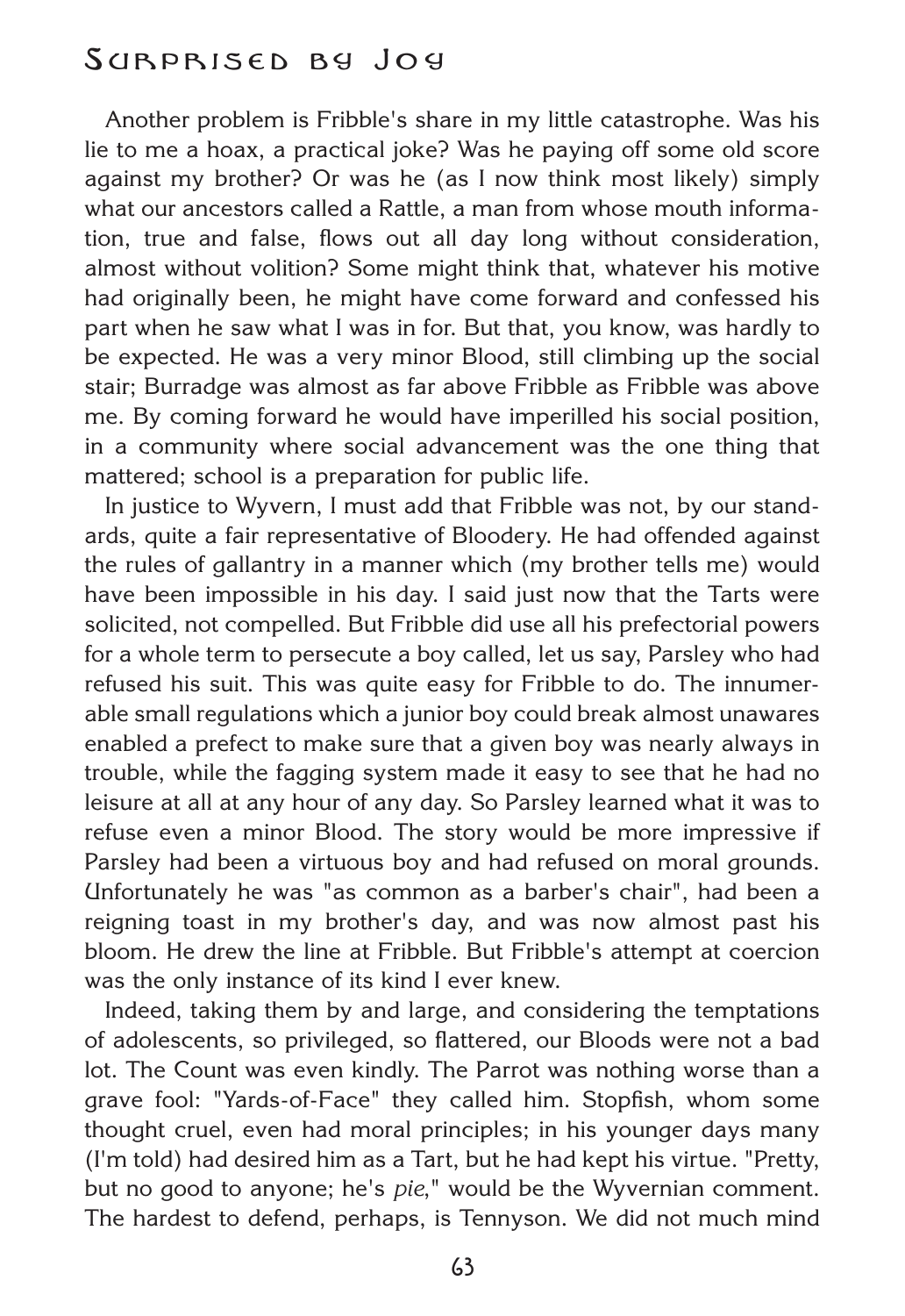Another problem is Fribble's share in my little catastrophe. Was his lie to me a hoax, a practical joke? Was he paying off some old score against my brother? Or was he (as I now think most likely) simply what our ancestors called a Rattle, a man from whose mouth information, true and false, flows out all day long without consideration, almost without volition? Some might think that, whatever his motive had originally been, he might have come forward and confessed his part when he saw what I was in for. But that, you know, was hardly to be expected. He was a very minor Blood, still climbing up the social stair; Burradge was almost as far above Fribble as Fribble was above me. By coming forward he would have imperilled his social position, in a community where social advancement was the one thing that mattered; school is a preparation for public life.

In justice to Wyvern, I must add that Fribble was not, by our standards, quite a fair representative of Bloodery. He had offended against the rules of gallantry in a manner which (my brother tells me) would have been impossible in his day. I said just now that the Tarts were solicited, not compelled. But Fribble did use all his prefectorial powers for a whole term to persecute a boy called, let us say, Parsley who had refused his suit. This was quite easy for Fribble to do. The innumerable small regulations which a junior boy could break almost unawares enabled a prefect to make sure that a given boy was nearly always in trouble, while the fagging system made it easy to see that he had no leisure at all at any hour of any day. So Parsley learned what it was to refuse even a minor Blood. The story would be more impressive if Parsley had been a virtuous boy and had refused on moral grounds. Unfortunately he was "as common as a barber's chair", had been a reigning toast in my brother's day, and was now almost past his bloom. He drew the line at Fribble. But Fribble's attempt at coercion was the only instance of its kind I ever knew.

Indeed, taking them by and large, and considering the temptations of adolescents, so privileged, so flattered, our Bloods were not a bad lot. The Count was even kindly. The Parrot was nothing worse than a grave fool: "Yards-of-Face" they called him. Stopfish, whom some thought cruel, even had moral principles; in his younger days many (I'm told) had desired him as a Tart, but he had kept his virtue. "Pretty, but no good to anyone; he's *pie*," would be the Wyvernian comment. The hardest to defend, perhaps, is Tennyson. We did not much mind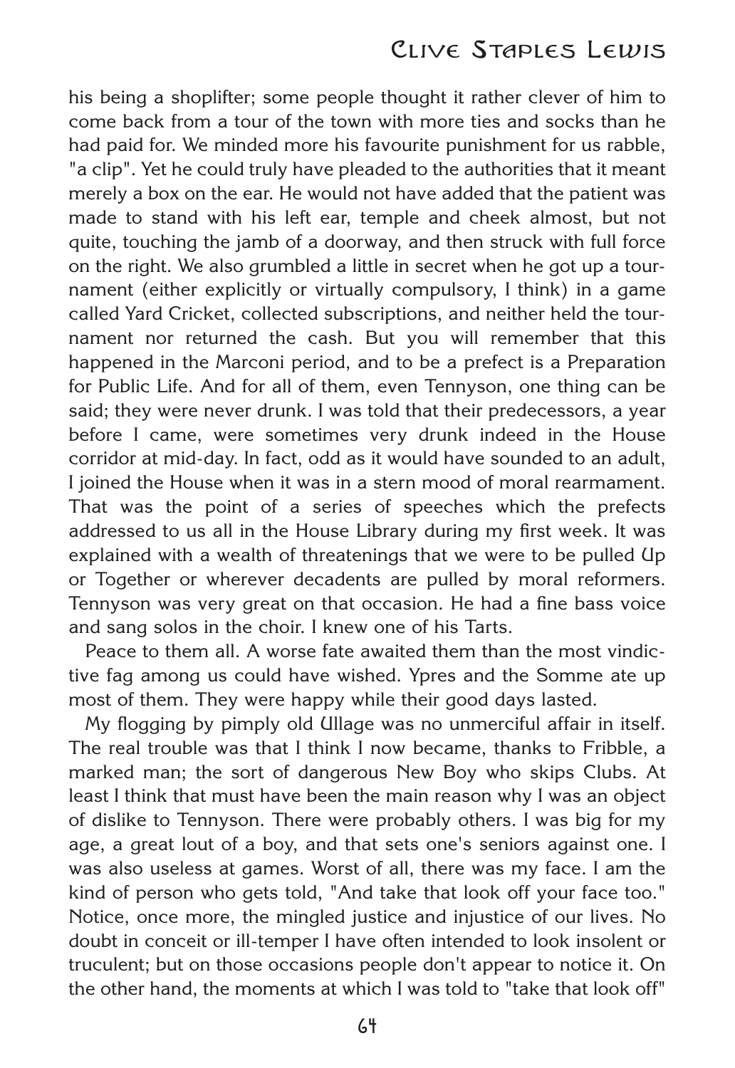his being a shoplifter; some people thought it rather clever of him to come back from a tour of the town with more ties and socks than he had paid for. We minded more his favourite punishment for us rabble, "a clip". Yet he could truly have pleaded to the authorities that it meant merely a box on the ear. He would not have added that the patient was made to stand with his left ear, temple and cheek almost, but not quite, touching the jamb of a doorway, and then struck with full force on the right. We also grumbled a little in secret when he got up a tournament (either explicitly or virtually compulsory, I think) in a game called Yard Cricket, collected subscriptions, and neither held the tournament nor returned the cash. But you will remember that this happened in the Marconi period, and to be a prefect is a Preparation for Public Life. And for all of them, even Tennyson, one thing can be said; they were never drunk. I was told that their predecessors, a year before I came, were sometimes very drunk indeed in the House corridor at mid-day. In fact, odd as it would have sounded to an adult, I joined the House when it was in a stern mood of moral rearmament. That was the point of a series of speeches which the prefects addressed to us all in the House Library during my first week. It was explained with a wealth of threatenings that we were to be pulled Up or Together or wherever decadents are pulled by moral reformers. Tennyson was very great on that occasion. He had a fine bass voice and sang solos in the choir. I knew one of his Tarts.

Peace to them all. A worse fate awaited them than the most vindictive fag among us could have wished. Ypres and the Somme ate up most of them. They were happy while their good days lasted.

My flogging by pimply old Ullage was no unmerciful affair in itself. The real trouble was that I think I now became, thanks to Fribble, a marked man; the sort of dangerous New Boy who skips Clubs. At least I think that must have been the main reason why I was an object of dislike to Tennyson. There were probably others. I was big for my age, a great lout of a boy, and that sets one's seniors against one. I was also useless at games. Worst of all, there was my face. I am the kind of person who gets told, "And take that look off your face too." Notice, once more, the mingled justice and injustice of our lives. No doubt in conceit or ill-temper I have often intended to look insolent or truculent; but on those occasions people don't appear to notice it. On the other hand, the moments at which I was told to "take that look off"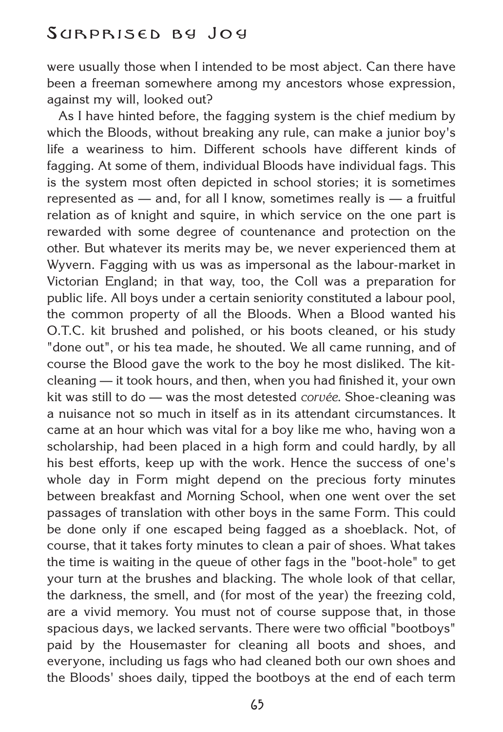were usually those when I intended to be most abject. Can there have been a freeman somewhere among my ancestors whose expression, against my will, looked out?

As I have hinted before, the fagging system is the chief medium by which the Bloods, without breaking any rule, can make a junior boy's life a weariness to him. Different schools have different kinds of fagging. At some of them, individual Bloods have individual fags. This is the system most often depicted in school stories; it is sometimes represented as — and, for all I know, sometimes really is — a fruitful relation as of knight and squire, in which service on the one part is rewarded with some degree of countenance and protection on the other. But whatever its merits may be, we never experienced them at Wyvern. Fagging with us was as impersonal as the labour-market in Victorian England; in that way, too, the Coll was a preparation for public life. All boys under a certain seniority constituted a labour pool, the common property of all the Bloods. When a Blood wanted his O.T.C. kit brushed and polished, or his boots cleaned, or his study "done out", or his tea made, he shouted. We all came running, and of course the Blood gave the work to the boy he most disliked. The kit-cleaning — it took hours, and then, when you had finished it, your own kit was still to do — was the most detested *corvée*. Shoe-cleaning was a nuisance not so much in itself as in its attendant circumstances. It came at an hour which was vital for a boy like me who, having won a scholarship, had been placed in a high form and could hardly, by all his best efforts, keep up with the work. Hence the success of one's whole day in Form might depend on the precious forty minutes between breakfast and Morning School, when one went over the set passages of translation with other boys in the same Form. This could be done only if one escaped being fagged as a shoeblack. Not, of course, that it takes forty minutes to clean a pair of shoes. What takes the time is waiting in the queue of other fags in the "boot-hole" to get your turn at the brushes and blacking. The whole look of that cellar, the darkness, the smell, and (for most of the year) the freezing cold, are a vivid memory. You must not of course suppose that, in those spacious days, we lacked servants. There were two official "bootboys" paid by the Housemaster for cleaning all boots and shoes, and everyone, including us fags who had cleaned both our own shoes and the Bloods' shoes daily, tipped the bootboys at the end of each term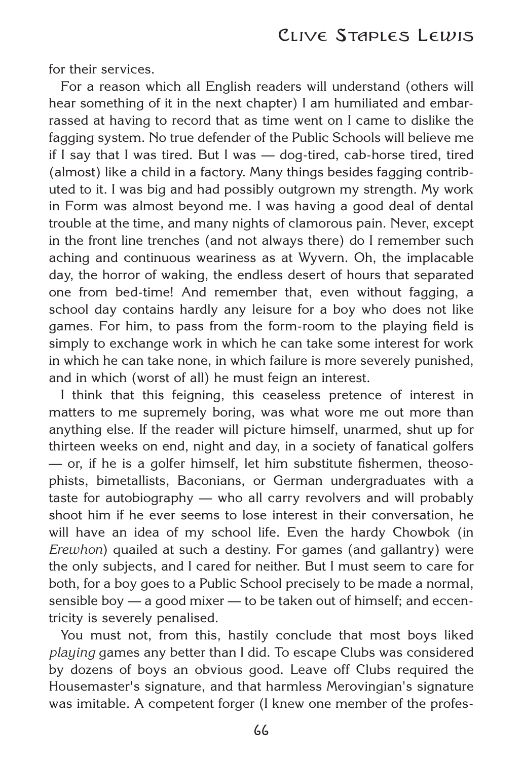for their services.

For a reason which all English readers will understand (others will hear something of it in the next chapter) I am humiliated and embarrassed at having to record that as time went on I came to dislike the fagging system. No true defender of the Public Schools will believe me if I say that I was tired. But I was — dog-tired, cab-horse tired, tired (almost) like a child in a factory. Many things besides fagging contributed to it. I was big and had possibly outgrown my strength. My work in Form was almost beyond me. I was having a good deal of dental trouble at the time, and many nights of clamorous pain. Never, except in the front line trenches (and not always there) do I remember such aching and continuous weariness as at Wyvern. Oh, the implacable day, the horror of waking, the endless desert of hours that separated one from bed-time! And remember that, even without fagging, a school day contains hardly any leisure for a boy who does not like games. For him, to pass from the form-room to the playing field is simply to exchange work in which he can take some interest for work in which he can take none, in which failure is more severely punished, and in which (worst of all) he must feign an interest.

I think that this feigning, this ceaseless pretence of interest in matters to me supremely boring, was what wore me out more than anything else. If the reader will picture himself, unarmed, shut up for thirteen weeks on end, night and day, in a society of fanatical golfers — or, if he is a golfer himself, let him substitute fishermen, theosophists, bimetallists, Baconians, or German undergraduates with a taste for autobiography — who all carry revolvers and will probably shoot him if he ever seems to lose interest in their conversation, he will have an idea of my school life. Even the hardy Chowbok (in *Erewhon*) quailed at such a destiny. For games (and gallantry) were the only subjects, and I cared for neither. But I must seem to care for both, for a boy goes to a Public School precisely to be made a normal, sensible boy — a good mixer — to be taken out of himself; and eccentricity is severely penalised.

You must not, from this, hastily conclude that most boys liked *playing* games any better than I did. To escape Clubs was considered by dozens of boys an obvious good. Leave off Clubs required the Housemaster's signature, and that harmless Merovingian's signature was imitable. A competent forger (I knew one member of the profes-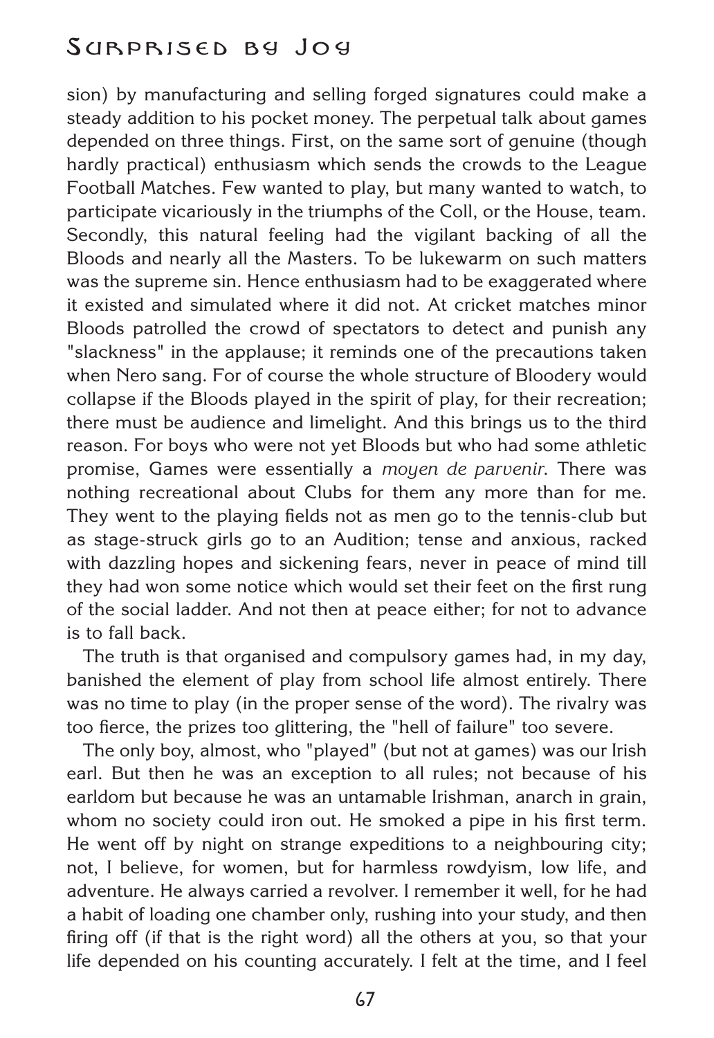sion) by manufacturing and selling forged signatures could make a steady addition to his pocket money. The perpetual talk about games depended on three things. First, on the same sort of genuine (though hardly practical) enthusiasm which sends the crowds to the League Football Matches. Few wanted to play, but many wanted to watch, to participate vicariously in the triumphs of the Coll, or the House, team. Secondly, this natural feeling had the vigilant backing of all the Bloods and nearly all the Masters. To be lukewarm on such matters was the supreme sin. Hence enthusiasm had to be exaggerated where it existed and simulated where it did not. At cricket matches minor Bloods patrolled the crowd of spectators to detect and punish any "slackness" in the applause; it reminds one of the precautions taken when Nero sang. For of course the whole structure of Bloodery would collapse if the Bloods played in the spirit of play, for their recreation; there must be audience and limelight. And this brings us to the third reason. For boys who were not yet Bloods but who had some athletic promise, Games were essentially a *moyen de parvenir*. There was nothing recreational about Clubs for them any more than for me. They went to the playing fields not as men go to the tennis-club but as stage-struck girls go to an Audition; tense and anxious, racked with dazzling hopes and sickening fears, never in peace of mind till they had won some notice which would set their feet on the first rung of the social ladder. And not then at peace either; for not to advance is to fall back.

The truth is that organised and compulsory games had, in my day, banished the element of play from school life almost entirely. There was no time to play (in the proper sense of the word). The rivalry was too fierce, the prizes too glittering, the "hell of failure" too severe.

The only boy, almost, who "played" (but not at games) was our Irish earl. But then he was an exception to all rules; not because of his earldom but because he was an untamable Irishman, anarch in grain, whom no society could iron out. He smoked a pipe in his first term. He went off by night on strange expeditions to a neighbouring city; not, I believe, for women, but for harmless rowdyism, low life, and adventure. He always carried a revolver. I remember it well, for he had a habit of loading one chamber only, rushing into your study, and then firing off (if that is the right word) all the others at you, so that your life depended on his counting accurately. I felt at the time, and I feel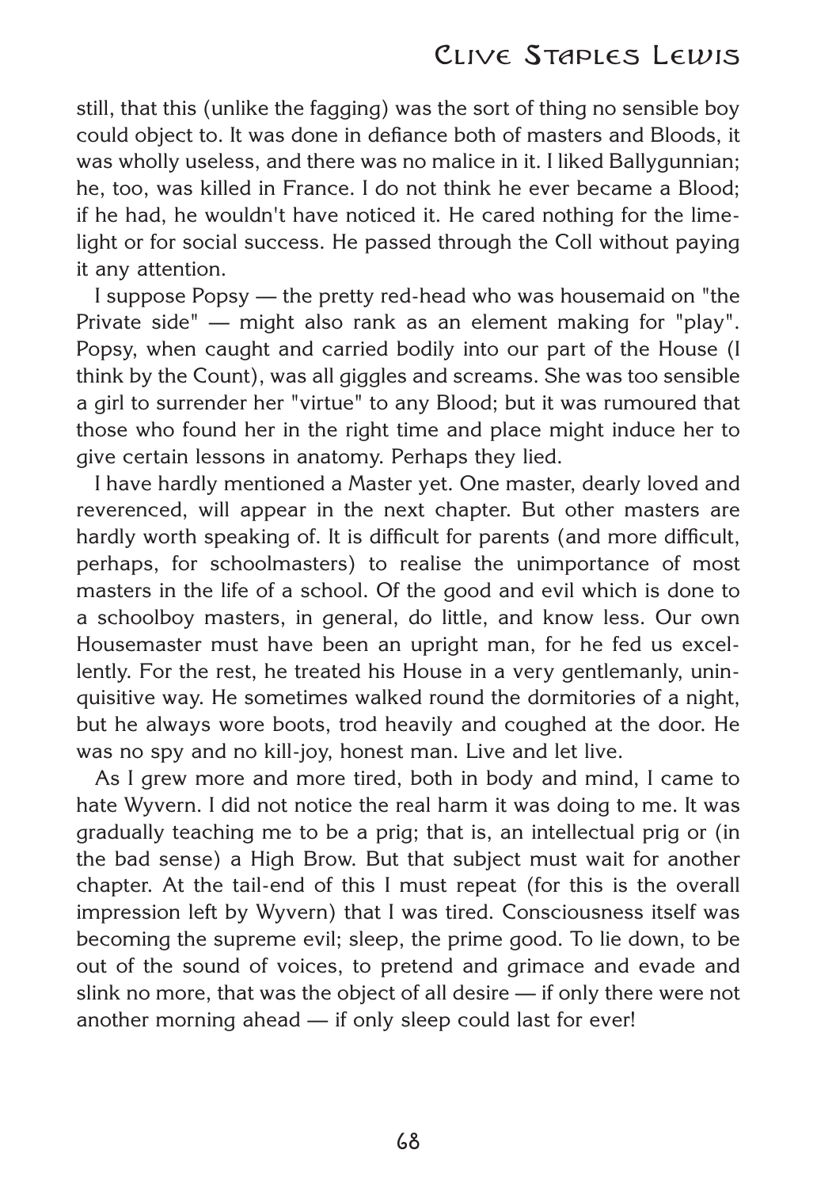still, that this (unlike the fagging) was the sort of thing no sensible boy could object to. It was done in defiance both of masters and Bloods, it was wholly useless, and there was no malice in it. I liked Ballygunnian; he, too, was killed in France. I do not think he ever became a Blood; if he had, he wouldn't have noticed it. He cared nothing for the limelight or for social success. He passed through the Coll without paying it any attention.

I suppose Popsy — the pretty red-head who was housemaid on "the Private side" — might also rank as an element making for "play". Popsy, when caught and carried bodily into our part of the House (I think by the Count), was all giggles and screams. She was too sensible a girl to surrender her "virtue" to any Blood; but it was rumoured that those who found her in the right time and place might induce her to give certain lessons in anatomy. Perhaps they lied.

I have hardly mentioned a Master yet. One master, dearly loved and reverenced, will appear in the next chapter. But other masters are hardly worth speaking of. It is difficult for parents (and more difficult, perhaps, for schoolmasters) to realise the unimportance of most masters in the life of a school. Of the good and evil which is done to a schoolboy masters, in general, do little, and know less. Our own Housemaster must have been an upright man, for he fed us excellently. For the rest, he treated his House in a very gentlemanly, uninquisitive way. He sometimes walked round the dormitories of a night, but he always wore boots, trod heavily and coughed at the door. He was no spy and no kill-joy, honest man. Live and let live.

As I grew more and more tired, both in body and mind, I came to hate Wyvern. I did not notice the real harm it was doing to me. It was gradually teaching me to be a prig; that is, an intellectual prig or (in the bad sense) a High Brow. But that subject must wait for another chapter. At the tail-end of this I must repeat (for this is the overall impression left by Wyvern) that I was tired. Consciousness itself was becoming the supreme evil; sleep, the prime good. To lie down, to be out of the sound of voices, to pretend and grimace and evade and slink no more, that was the object of all desire — if only there were not another morning ahead — if only sleep could last for ever!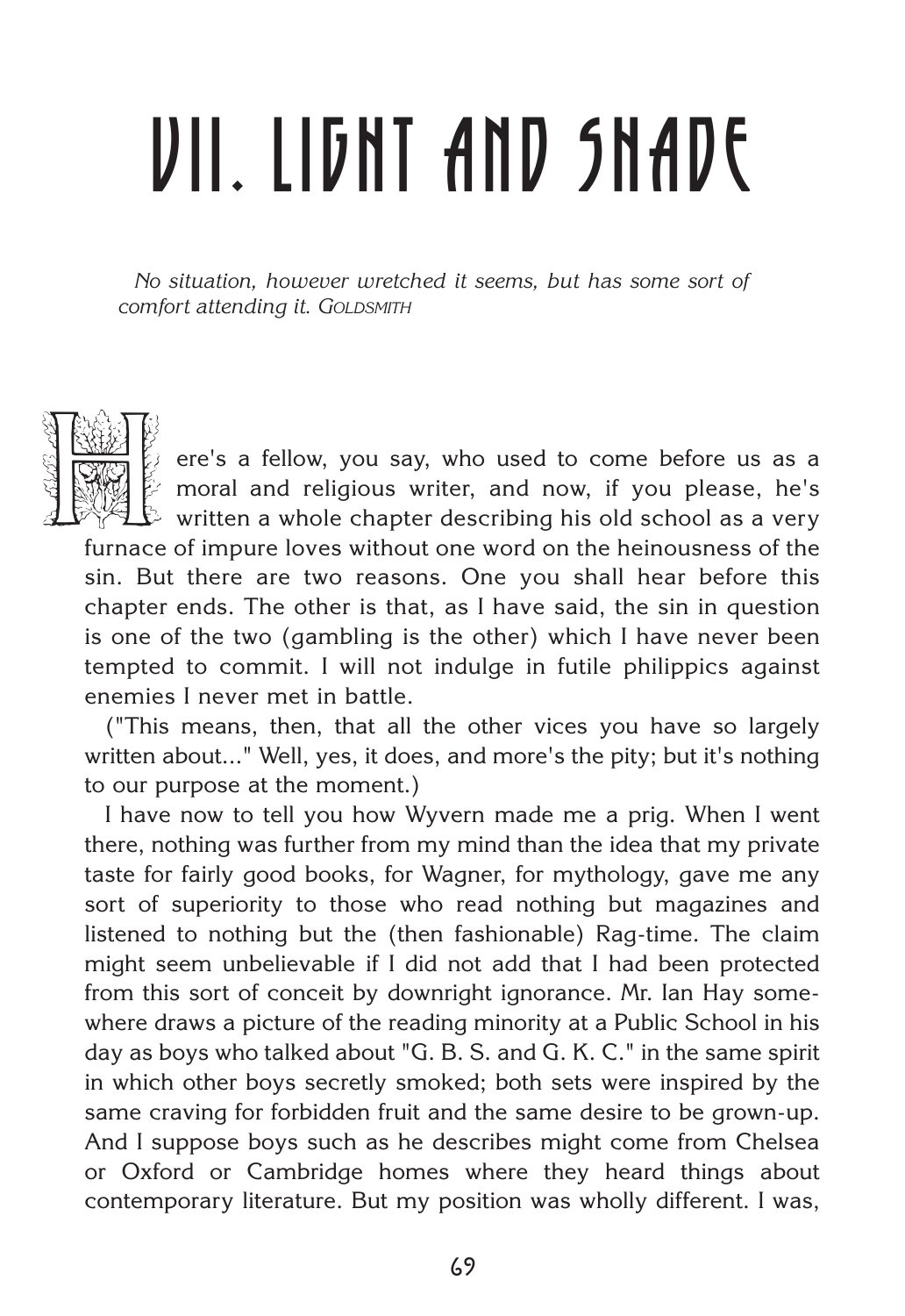# VII. LIGHT AND SHADE

*No situation, however wretched it seems, but has some sort of comfort attending it.* GOLDSMITH

Here's a fellow, you say, who used to come before us as a moral and religious writer, and now, if you please, he's written a whole chapter describing his old school as a very furnace of impure loves without one word on the heinousness of the sin. But there are two reasons. One you shall hear before this chapter ends. The other is that, as I have said, the sin in question is one of the two (gambling is the other) which I have never been tempted to commit. I will not indulge in futile philippics against enemies I never met in battle.

("This means, then, that all the other vices you have so largely written about..." Well, yes, it does, and more's the pity; but it's nothing to our purpose at the moment.)

I have now to tell you how Wyvern made me a prig. When I went there, nothing was further from my mind than the idea that my private taste for fairly good books, for Wagner, for mythology, gave me any sort of superiority to those who read nothing but magazines and listened to nothing but the (then fashionable) Rag-time. The claim might seem unbelievable if I did not add that I had been protected from this sort of conceit by downright ignorance. Mr. Ian Hay somewhere draws a picture of the reading minority at a Public School in his day as boys who talked about "G. B. S. and G. K. C." in the same spirit in which other boys secretly smoked; both sets were inspired by the same craving for forbidden fruit and the same desire to be grown-up. And I suppose boys such as he describes might come from Chelsea or Oxford or Cambridge homes where they heard things about contemporary literature. But my position was wholly different. I was,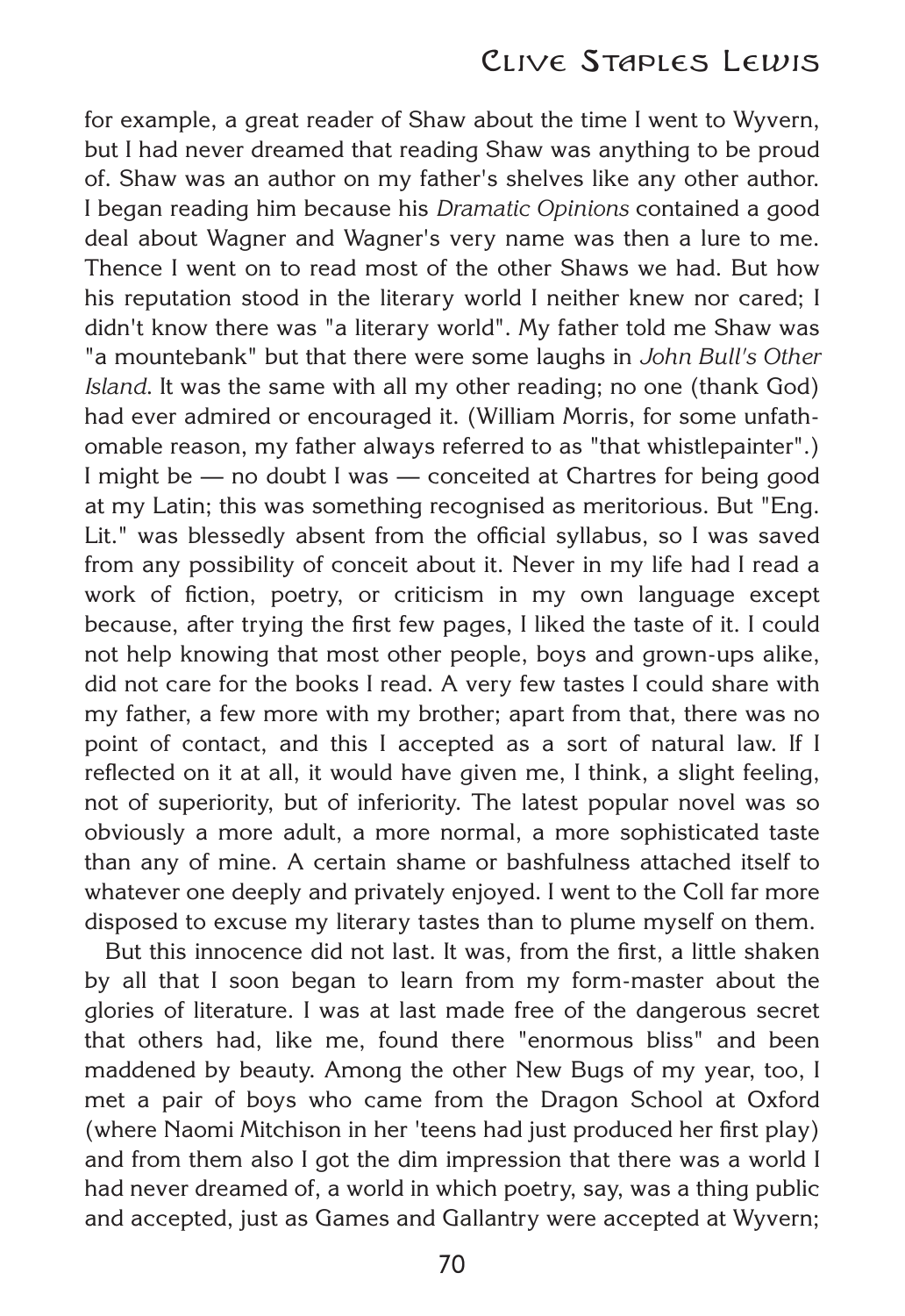for example, a great reader of Shaw about the time I went to Wyvern, but I had never dreamed that reading Shaw was anything to be proud of. Shaw was an author on my father's shelves like any other author. I began reading him because his *Dramatic Opinions* contained a good deal about Wagner and Wagner's very name was then a lure to me. Thence I went on to read most of the other Shaws we had. But how his reputation stood in the literary world I neither knew nor cared; I didn't know there was "a literary world". My father told me Shaw was "a mountebank" but that there were some laughs in *John Bull's Other Island*. It was the same with all my other reading; no one (thank God) had ever admired or encouraged it. (William Morris, for some unfathomable reason, my father always referred to as "that whistlepainter".) I might be — no doubt I was — conceited at Chartres for being good at my Latin; this was something recognised as meritorious. But "Eng. Lit." was blessedly absent from the official syllabus, so I was saved from any possibility of conceit about it. Never in my life had I read a work of fiction, poetry, or criticism in my own language except because, after trying the first few pages, I liked the taste of it. I could not help knowing that most other people, boys and grown-ups alike, did not care for the books I read. A very few tastes I could share with my father, a few more with my brother; apart from that, there was no point of contact, and this I accepted as a sort of natural law. If I reflected on it at all, it would have given me, I think, a slight feeling, not of superiority, but of inferiority. The latest popular novel was so obviously a more adult, a more normal, a more sophisticated taste than any of mine. A certain shame or bashfulness attached itself to whatever one deeply and privately enjoyed. I went to the Coll far more disposed to excuse my literary tastes than to plume myself on them.

But this innocence did not last. It was, from the first, a little shaken by all that I soon began to learn from my form-master about the glories of literature. I was at last made free of the dangerous secret that others had, like me, found there "enormous bliss" and been maddened by beauty. Among the other New Bugs of my year, too, I met a pair of boys who came from the Dragon School at Oxford (where Naomi Mitchison in her 'teens had just produced her first play) and from them also I got the dim impression that there was a world I had never dreamed of, a world in which poetry, say, was a thing public and accepted, just as Games and Gallantry were accepted at Wyvern;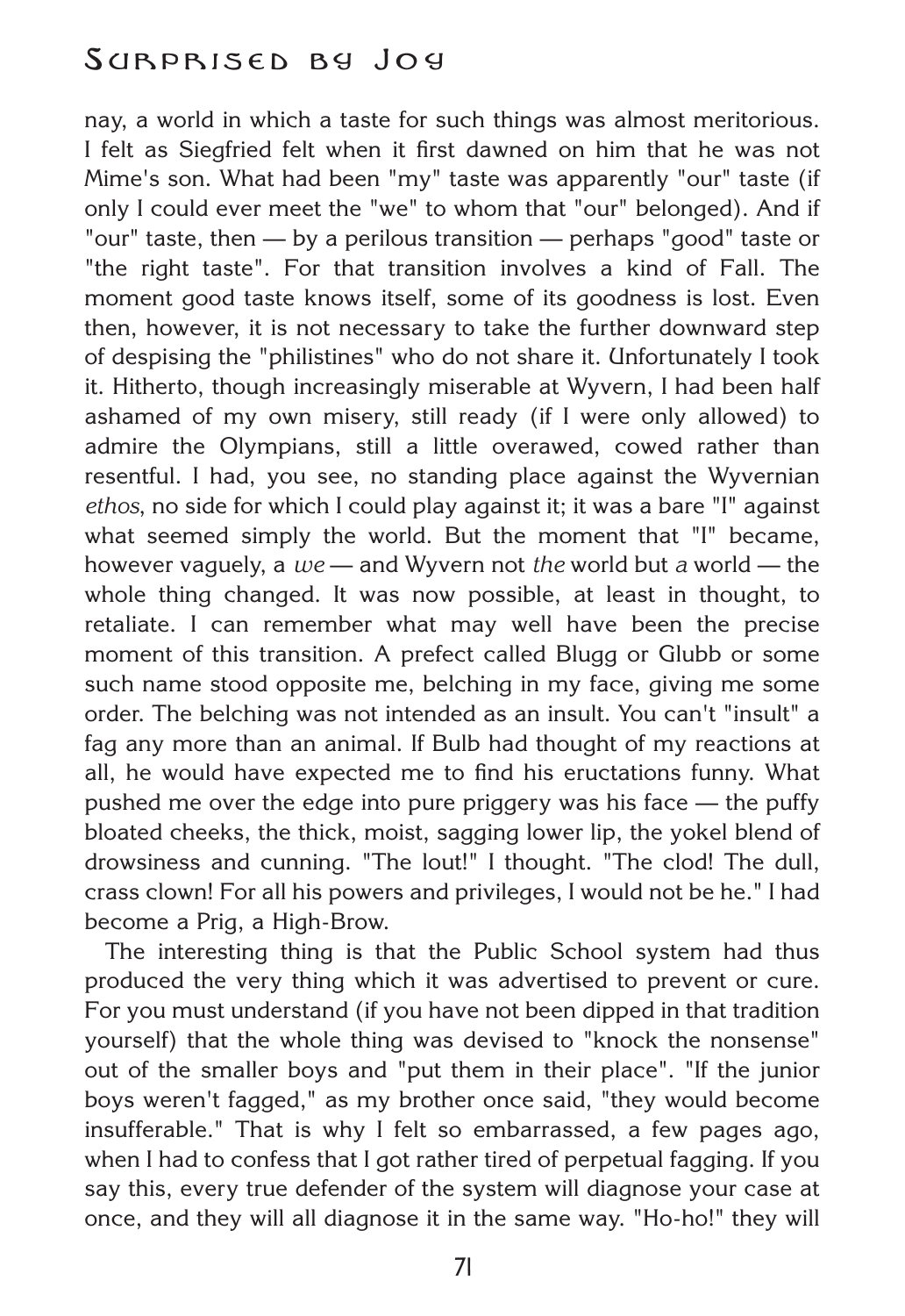nay, a world in which a taste for such things was almost meritorious. I felt as Siegfried felt when it first dawned on him that he was not Mime's son. What had been "my" taste was apparently "our" taste (if only I could ever meet the "we" to whom that "our" belonged). And if "our" taste, then — by a perilous transition — perhaps "good" taste or "the right taste". For that transition involves a kind of Fall. The moment good taste knows itself, some of its goodness is lost. Even then, however, it is not necessary to take the further downward step of despising the "philistines" who do not share it. Unfortunately I took it. Hitherto, though increasingly miserable at Wyvern, I had been half ashamed of my own misery, still ready (if I were only allowed) to admire the Olympians, still a little overawed, cowed rather than resentful. I had, you see, no standing place against the Wyvernian *ethos*, no side for which I could play against it; it was a bare "I" against what seemed simply the world. But the moment that "I" became, however vaguely, a *we* — and Wyvern not *the* world but *a* world — the whole thing changed. It was now possible, at least in thought, to retaliate. I can remember what may well have been the precise moment of this transition. A prefect called Blugg or Glubb or some such name stood opposite me, belching in my face, giving me some order. The belching was not intended as an insult. You can't "insult" a fag any more than an animal. If Bulb had thought of my reactions at all, he would have expected me to find his eructations funny. What pushed me over the edge into pure priggery was his face — the puffy bloated cheeks, the thick, moist, sagging lower lip, the yokel blend of drowsiness and cunning. "The lout!" I thought. "The clod! The dull, crass clown! For all his powers and privileges, I would not be he." I had become a Prig, a High-Brow.

The interesting thing is that the Public School system had thus produced the very thing which it was advertised to prevent or cure. For you must understand (if you have not been dipped in that tradition yourself) that the whole thing was devised to "knock the nonsense" out of the smaller boys and "put them in their place". "If the junior boys weren't fagged," as my brother once said, "they would become insufferable." That is why I felt so embarrassed, a few pages ago, when I had to confess that I got rather tired of perpetual fagging. If you say this, every true defender of the system will diagnose your case at once, and they will all diagnose it in the same way. "Ho-ho!" they will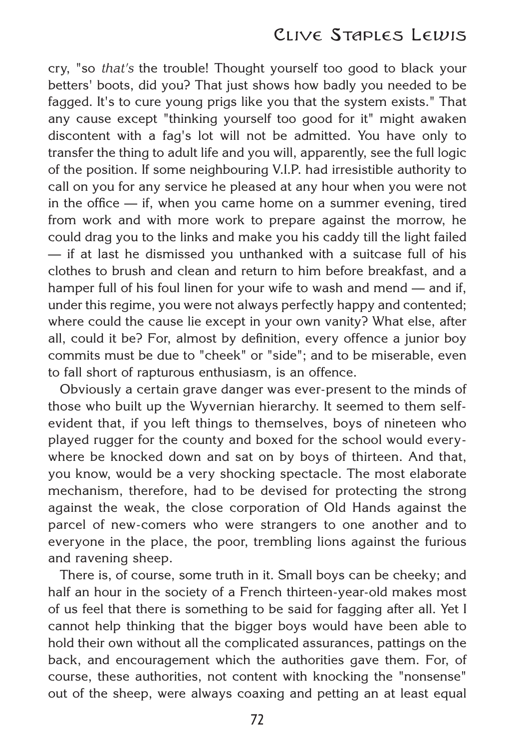cry, "so *that's* the trouble! Thought yourself too good to black your betters' boots, did you? That just shows how badly you needed to be fagged. It's to cure young prigs like you that the system exists." That any cause except "thinking yourself too good for it" might awaken discontent with a fag's lot will not be admitted. You have only to transfer the thing to adult life and you will, apparently, see the full logic of the position. If some neighbouring V.I.P. had irresistible authority to call on you for any service he pleased at any hour when you were not in the office — if, when you came home on a summer evening, tired from work and with more work to prepare against the morrow, he could drag you to the links and make you his caddy till the light failed — if at last he dismissed you unthanked with a suitcase full of his clothes to brush and clean and return to him before breakfast, and a hamper full of his foul linen for your wife to wash and mend — and if, under this regime, you were not always perfectly happy and contented; where could the cause lie except in your own vanity? What else, after all, could it be? For, almost by definition, every offence a junior boy commits must be due to "cheek" or "side"; and to be miserable, even to fall short of rapturous enthusiasm, is an offence.

Obviously a certain grave danger was ever-present to the minds of those who built up the Wyvernian hierarchy. It seemed to them self-evident that, if you left things to themselves, boys of nineteen who played rugger for the county and boxed for the school would everywhere be knocked down and sat on by boys of thirteen. And that, you know, would be a very shocking spectacle. The most elaborate mechanism, therefore, had to be devised for protecting the strong against the weak, the close corporation of Old Hands against the parcel of new-comers who were strangers to one another and to everyone in the place, the poor, trembling lions against the furious and ravening sheep.

There is, of course, some truth in it. Small boys can be cheeky; and half an hour in the society of a French thirteen-year-old makes most of us feel that there is something to be said for fagging after all. Yet I cannot help thinking that the bigger boys would have been able to hold their own without all the complicated assurances, pattings on the back, and encouragement which the authorities gave them. For, of course, these authorities, not content with knocking the "nonsense" out of the sheep, were always coaxing and petting an at least equal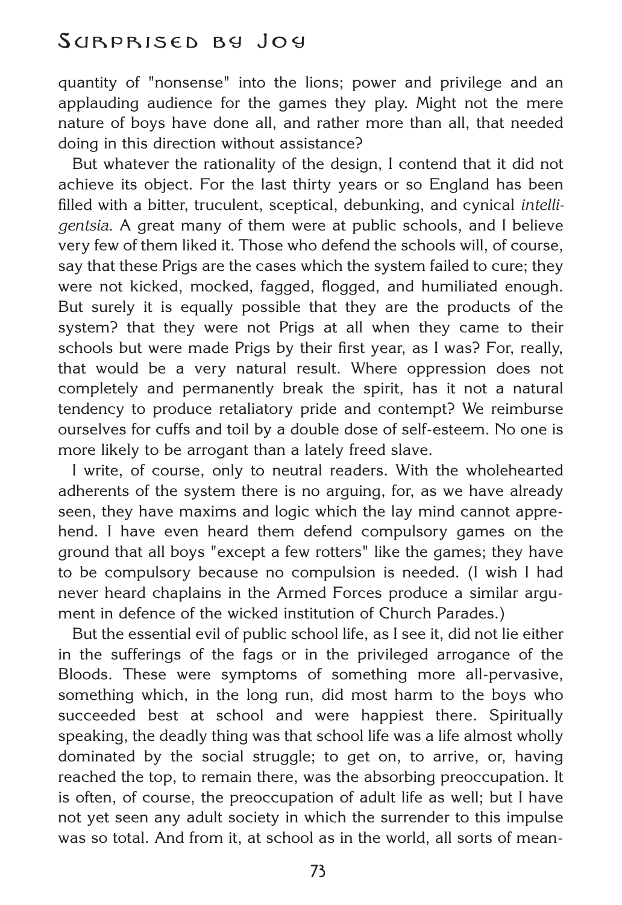quantity of "nonsense" into the lions; power and privilege and an applauding audience for the games they play. Might not the mere nature of boys have done all, and rather more than all, that needed doing in this direction without assistance?

But whatever the rationality of the design, I contend that it did not achieve its object. For the last thirty years or so England has been filled with a bitter, truculent, sceptical, debunking, and cynical *intelligentsia*. A great many of them were at public schools, and I believe very few of them liked it. Those who defend the schools will, of course, say that these Prigs are the cases which the system failed to cure; they were not kicked, mocked, fagged, flogged, and humiliated enough. But surely it is equally possible that they are the products of the system? that they were not Prigs at all when they came to their schools but were made Prigs by their first year, as I was? For, really, that would be a very natural result. Where oppression does not completely and permanently break the spirit, has it not a natural tendency to produce retaliatory pride and contempt? We reimburse ourselves for cuffs and toil by a double dose of self-esteem. No one is more likely to be arrogant than a lately freed slave.

I write, of course, only to neutral readers. With the wholehearted adherents of the system there is no arguing, for, as we have already seen, they have maxims and logic which the lay mind cannot apprehend. I have even heard them defend compulsory games on the ground that all boys "except a few rotters" like the games; they have to be compulsory because no compulsion is needed. (I wish I had never heard chaplains in the Armed Forces produce a similar argument in defence of the wicked institution of Church Parades.)

But the essential evil of public school life, as I see it, did not lie either in the sufferings of the fags or in the privileged arrogance of the Bloods. These were symptoms of something more all-pervasive, something which, in the long run, did most harm to the boys who succeeded best at school and were happiest there. Spiritually speaking, the deadly thing was that school life was a life almost wholly dominated by the social struggle; to get on, to arrive, or, having reached the top, to remain there, was the absorbing preoccupation. It is often, of course, the preoccupation of adult life as well; but I have not yet seen any adult society in which the surrender to this impulse was so total. And from it, at school as in the world, all sorts of mean-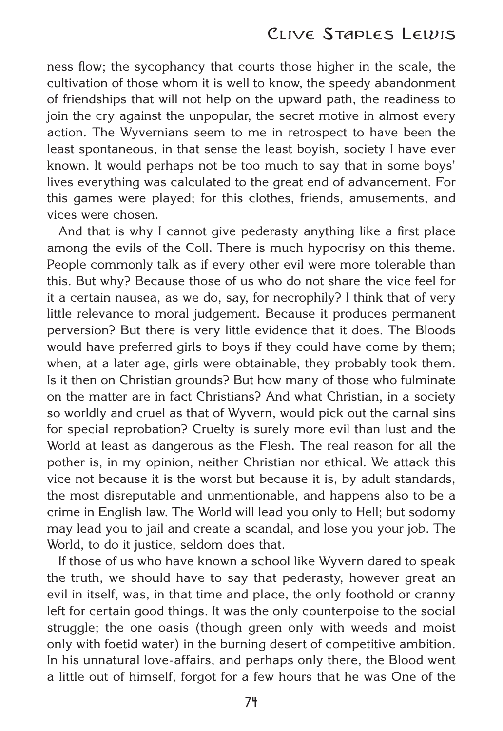ness flow; the sycophancy that courts those higher in the scale, the cultivation of those whom it is well to know, the speedy abandonment of friendships that will not help on the upward path, the readiness to join the cry against the unpopular, the secret motive in almost every action. The Wyvernians seem to me in retrospect to have been the least spontaneous, in that sense the least boyish, society I have ever known. It would perhaps not be too much to say that in some boys' lives everything was calculated to the great end of advancement. For this games were played; for this clothes, friends, amusements, and vices were chosen.

And that is why I cannot give pederasty anything like a first place among the evils of the Coll. There is much hypocrisy on this theme. People commonly talk as if every other evil were more tolerable than this. But why? Because those of us who do not share the vice feel for it a certain nausea, as we do, say, for necrophily? I think that of very little relevance to moral judgement. Because it produces permanent perversion? But there is very little evidence that it does. The Bloods would have preferred girls to boys if they could have come by them; when, at a later age, girls were obtainable, they probably took them. Is it then on Christian grounds? But how many of those who fulminate on the matter are in fact Christians? And what Christian, in a society so worldly and cruel as that of Wyvern, would pick out the carnal sins for special reprobation? Cruelty is surely more evil than lust and the World at least as dangerous as the Flesh. The real reason for all the pother is, in my opinion, neither Christian nor ethical. We attack this vice not because it is the worst but because it is, by adult standards, the most disreputable and unmentionable, and happens also to be a crime in English law. The World will lead you only to Hell; but sodomy may lead you to jail and create a scandal, and lose you your job. The World, to do it justice, seldom does that.

If those of us who have known a school like Wyvern dared to speak the truth, we should have to say that pederasty, however great an evil in itself, was, in that time and place, the only foothold or cranny left for certain good things. It was the only counterpoise to the social struggle; the one oasis (though green only with weeds and moist only with foetid water) in the burning desert of competitive ambition. In his unnatural love-affairs, and perhaps only there, the Blood went a little out of himself, forgot for a few hours that he was One of the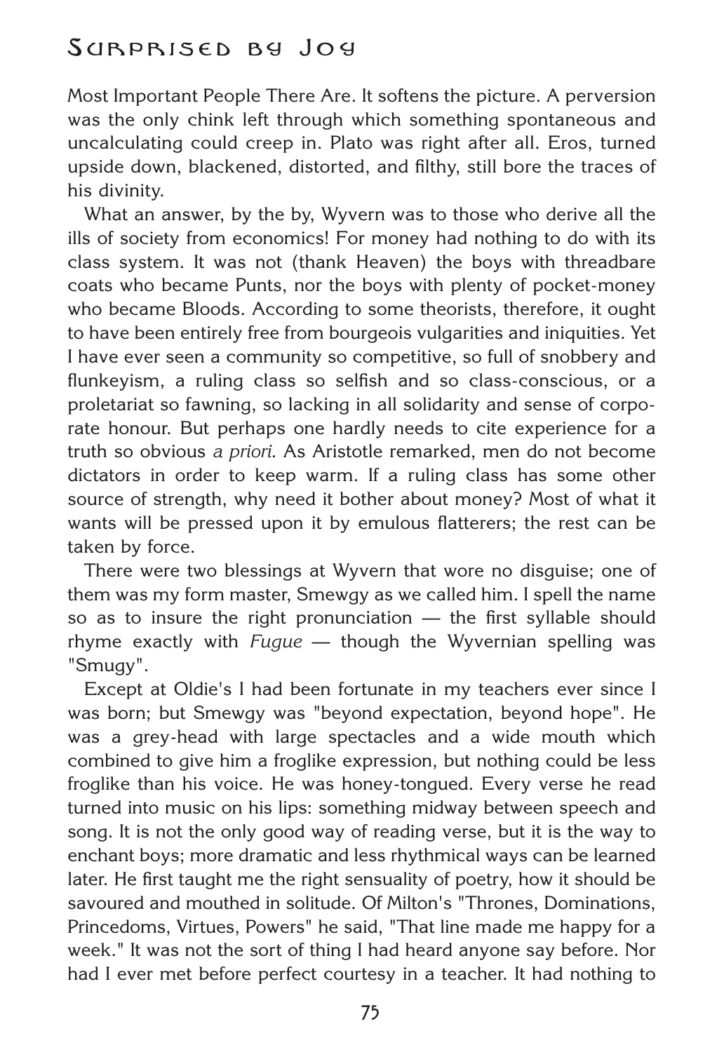Most Important People There Are. It softens the picture. A perversion was the only chink left through which something spontaneous and uncalculating could creep in. Plato was right after all. Eros, turned upside down, blackened, distorted, and filthy, still bore the traces of his divinity.

What an answer, by the by, Wyvern was to those who derive all the ills of society from economics! For money had nothing to do with its class system. It was not (thank Heaven) the boys with threadbare coats who became Punts, nor the boys with plenty of pocket-money who became Bloods. According to some theorists, therefore, it ought to have been entirely free from bourgeois vulgarities and iniquities. Yet I have ever seen a community so competitive, so full of snobbery and flunkeyism, a ruling class so selfish and so class-conscious, or a proletariat so fawning, so lacking in all solidarity and sense of corporate honour. But perhaps one hardly needs to cite experience for a truth so obvious *a priori*. As Aristotle remarked, men do not become dictators in order to keep warm. If a ruling class has some other source of strength, why need it bother about money? Most of what it wants will be pressed upon it by emulous flatterers; the rest can be taken by force.

There were two blessings at Wyvern that wore no disguise; one of them was my form master, Smewgy as we called him. I spell the name so as to insure the right pronunciation — the first syllable should rhyme exactly with *Fugue* — though the Wyvernian spelling was "Smugy".

Except at Oldie's I had been fortunate in my teachers ever since I was born; but Smewgy was "beyond expectation, beyond hope". He was a grey-head with large spectacles and a wide mouth which combined to give him a froglike expression, but nothing could be less froglike than his voice. He was honey-tongued. Every verse he read turned into music on his lips: something midway between speech and song. It is not the only good way of reading verse, but it is the way to enchant boys; more dramatic and less rhythmical ways can be learned later. He first taught me the right sensuality of poetry, how it should be savoured and mouthed in solitude. Of Milton's "Thrones, Dominations, Princedoms, Virtues, Powers" he said, "That line made me happy for a week." It was not the sort of thing I had heard anyone say before. Nor had I ever met before perfect courtesy in a teacher. It had nothing to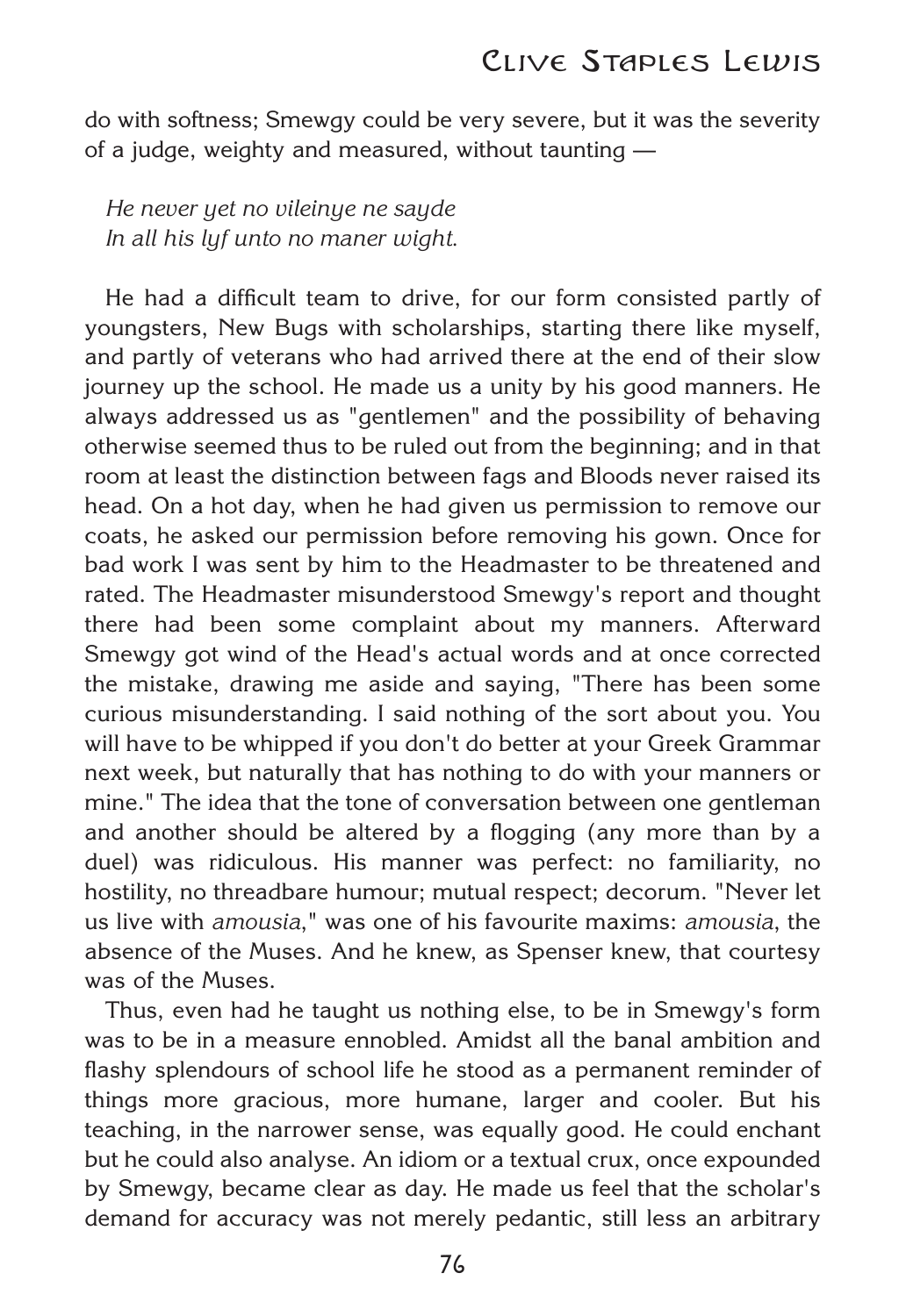do with softness; Smewgy could be very severe, but it was the severity of a judge, weighty and measured, without taunting —

> *He never yet no vileinye ne sayde*
> *In all his lyf unto no maner wight.*

He had a difficult team to drive, for our form consisted partly of youngsters, New Bugs with scholarships, starting there like myself, and partly of veterans who had arrived there at the end of their slow journey up the school. He made us a unity by his good manners. He always addressed us as "gentlemen" and the possibility of behaving otherwise seemed thus to be ruled out from the beginning; and in that room at least the distinction between fags and Bloods never raised its head. On a hot day, when he had given us permission to remove our coats, he asked our permission before removing his gown. Once for bad work I was sent by him to the Headmaster to be threatened and rated. The Headmaster misunderstood Smewgy's report and thought there had been some complaint about my manners. Afterward Smewgy got wind of the Head's actual words and at once corrected the mistake, drawing me aside and saying, "There has been some curious misunderstanding. I said nothing of the sort about you. You will have to be whipped if you don't do better at your Greek Grammar next week, but naturally that has nothing to do with your manners or mine." The idea that the tone of conversation between one gentleman and another should be altered by a flogging (any more than by a duel) was ridiculous. His manner was perfect: no familiarity, no hostility, no threadbare humour; mutual respect; decorum. "Never let us live with *amousia*," was one of his favourite maxims: *amousia*, the absence of the Muses. And he knew, as Spenser knew, that courtesy was of the Muses.

Thus, even had he taught us nothing else, to be in Smewgy's form was to be in a measure ennobled. Amidst all the banal ambition and flashy splendours of school life he stood as a permanent reminder of things more gracious, more humane, larger and cooler. But his teaching, in the narrower sense, was equally good. He could enchant but he could also analyse. An idiom or a textual crux, once expounded by Smewgy, became clear as day. He made us feel that the scholar's demand for accuracy was not merely pedantic, still less an arbitrary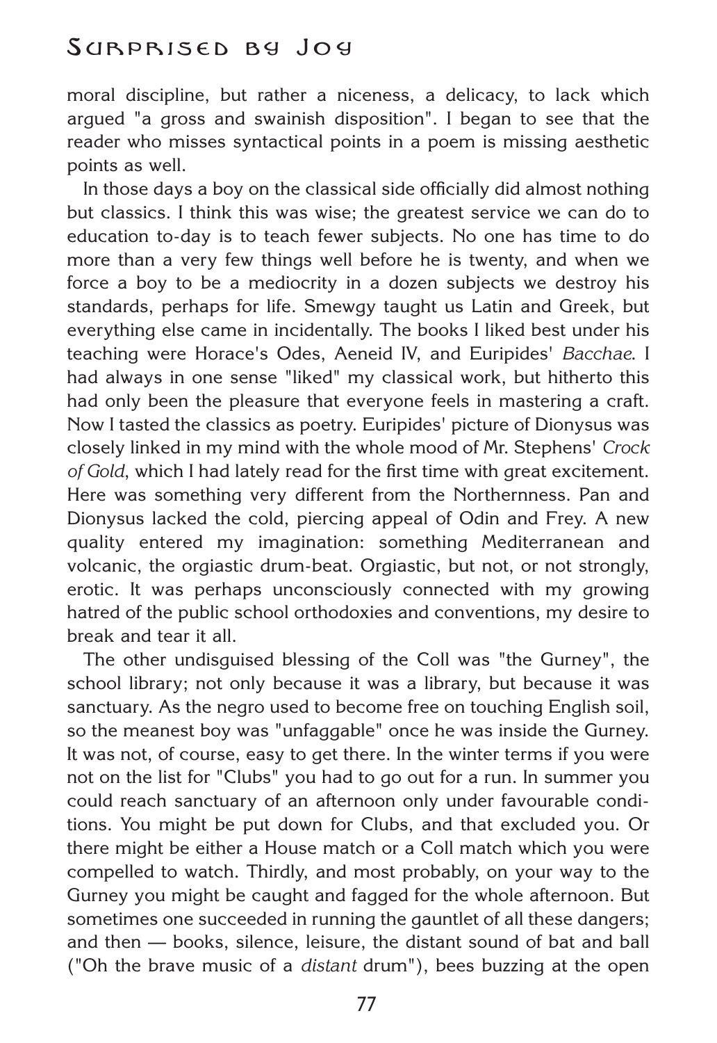moral discipline, but rather a niceness, a delicacy, to lack which argued "a gross and swainish disposition". I began to see that the reader who misses syntactical points in a poem is missing aesthetic points as well.

In those days a boy on the classical side officially did almost nothing but classics. I think this was wise; the greatest service we can do to education to-day is to teach fewer subjects. No one has time to do more than a very few things well before he is twenty, and when we force a boy to be a mediocrity in a dozen subjects we destroy his standards, perhaps for life. Smewgy taught us Latin and Greek, but everything else came in incidentally. The books I liked best under his teaching were Horace's Odes, Aeneid IV, and Euripides' *Bacchae*. I had always in one sense "liked" my classical work, but hitherto this had only been the pleasure that everyone feels in mastering a craft. Now I tasted the classics as poetry. Euripides' picture of Dionysus was closely linked in my mind with the whole mood of Mr. Stephens' *Crock of Gold*, which I had lately read for the first time with great excitement. Here was something very different from the Northernness. Pan and Dionysus lacked the cold, piercing appeal of Odin and Frey. A new quality entered my imagination: something Mediterranean and volcanic, the orgiastic drum-beat. Orgiastic, but not, or not strongly, erotic. It was perhaps unconsciously connected with my growing hatred of the public school orthodoxies and conventions, my desire to break and tear it all.

The other undisguised blessing of the Coll was "the Gurney", the school library; not only because it was a library, but because it was sanctuary. As the negro used to become free on touching English soil, so the meanest boy was "unfaggable" once he was inside the Gurney. It was not, of course, easy to get there. In the winter terms if you were not on the list for "Clubs" you had to go out for a run. In summer you could reach sanctuary of an afternoon only under favourable conditions. You might be put down for Clubs, and that excluded you. Or there might be either a House match or a Coll match which you were compelled to watch. Thirdly, and most probably, on your way to the Gurney you might be caught and fagged for the whole afternoon. But sometimes one succeeded in running the gauntlet of all these dangers; and then — books, silence, leisure, the distant sound of bat and ball ("Oh the brave music of a *distant* drum"), bees buzzing at the open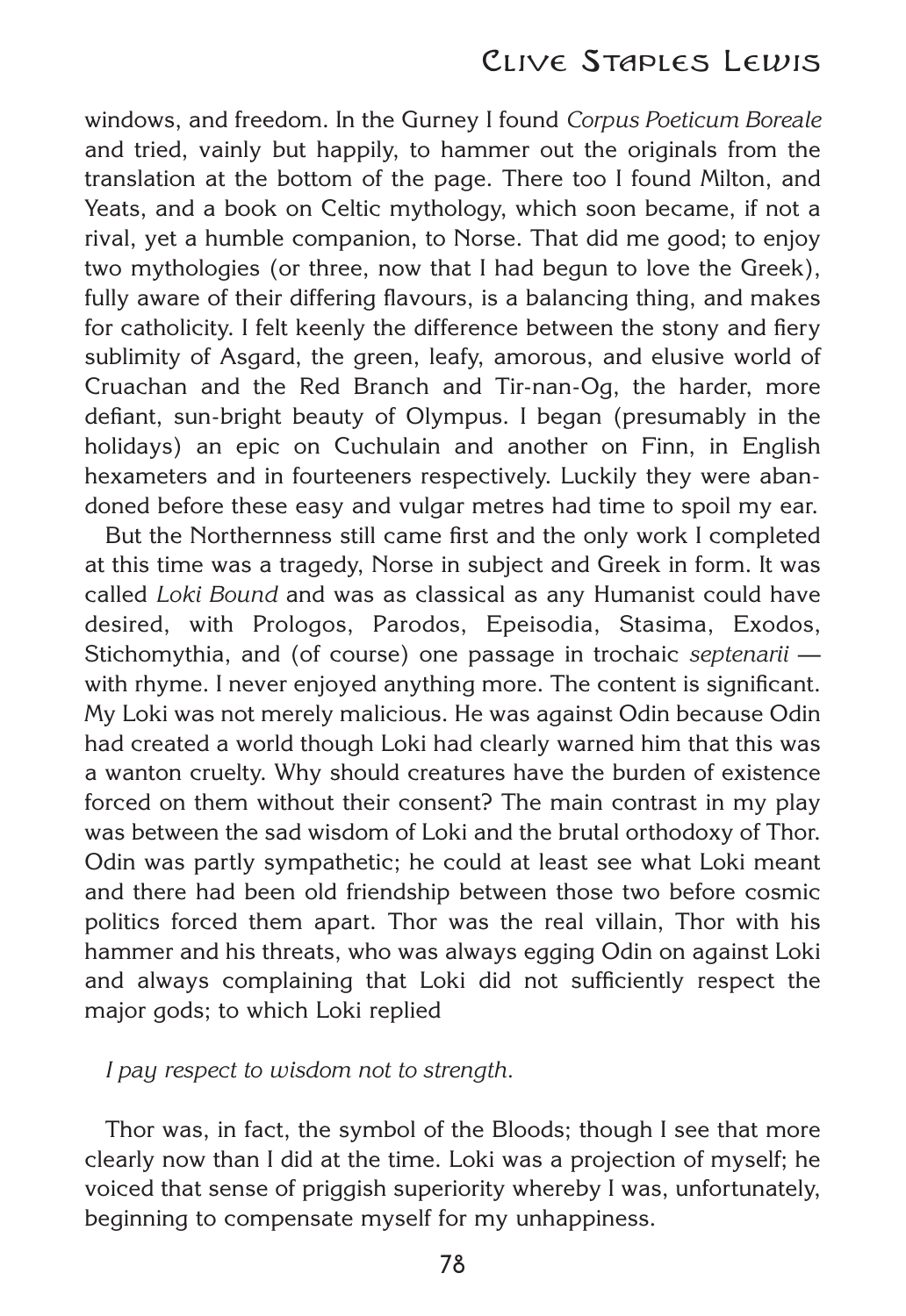windows, and freedom. In the Gurney I found *Corpus Poeticum Boreale* and tried, vainly but happily, to hammer out the originals from the translation at the bottom of the page. There too I found Milton, and Yeats, and a book on Celtic mythology, which soon became, if not a rival, yet a humble companion, to Norse. That did me good; to enjoy two mythologies (or three, now that I had begun to love the Greek), fully aware of their differing flavours, is a balancing thing, and makes for catholicity. I felt keenly the difference between the stony and fiery sublimity of Asgard, the green, leafy, amorous, and elusive world of Cruachan and the Red Branch and Tir-nan-Og, the harder, more defiant, sun-bright beauty of Olympus. I began (presumably in the holidays) an epic on Cuchulain and another on Finn, in English hexameters and in fourteeners respectively. Luckily they were abandoned before these easy and vulgar metres had time to spoil my ear.

But the Northernness still came first and the only work I completed at this time was a tragedy, Norse in subject and Greek in form. It was called *Loki Bound* and was as classical as any Humanist could have desired, with Prologos, Parodos, Epeisodia, Stasima, Exodos, Stichomythia, and (of course) one passage in trochaic *septenarii* — with rhyme. I never enjoyed anything more. The content is significant. My Loki was not merely malicious. He was against Odin because Odin had created a world though Loki had clearly warned him that this was a wanton cruelty. Why should creatures have the burden of existence forced on them without their consent? The main contrast in my play was between the sad wisdom of Loki and the brutal orthodoxy of Thor. Odin was partly sympathetic; he could at least see what Loki meant and there had been old friendship between those two before cosmic politics forced them apart. Thor was the real villain, Thor with his hammer and his threats, who was always egging Odin on against Loki and always complaining that Loki did not sufficiently respect the major gods; to which Loki replied

*I pay respect to wisdom not to strength.*

Thor was, in fact, the symbol of the Bloods; though I see that more clearly now than I did at the time. Loki was a projection of myself; he voiced that sense of priggish superiority whereby I was, unfortunately, beginning to compensate myself for my unhappiness.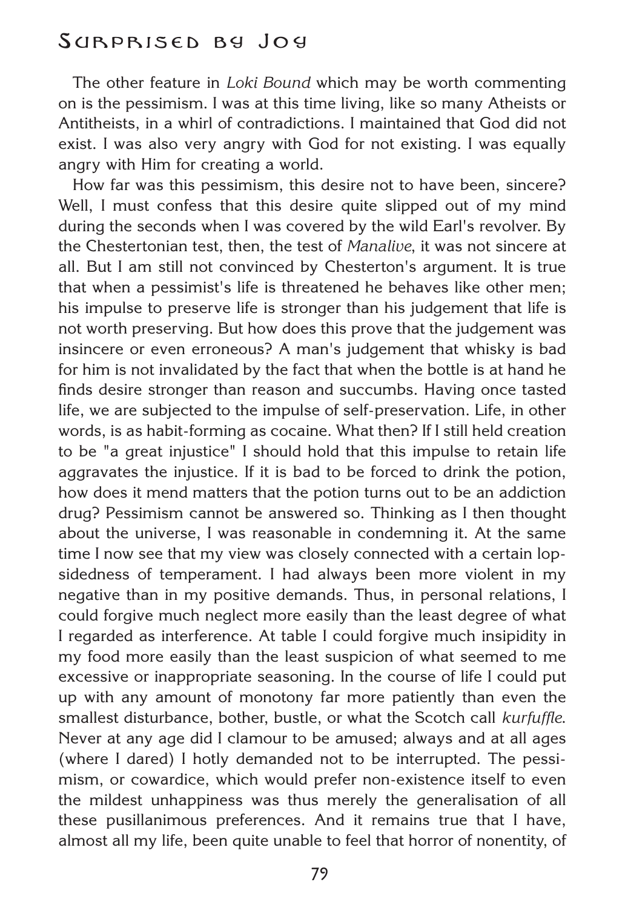The other feature in *Loki Bound* which may be worth commenting on is the pessimism. I was at this time living, like so many Atheists or Antitheists, in a whirl of contradictions. I maintained that God did not exist. I was also very angry with God for not existing. I was equally angry with Him for creating a world.

How far was this pessimism, this desire not to have been, sincere? Well, I must confess that this desire quite slipped out of my mind during the seconds when I was covered by the wild Earl's revolver. By the Chestertonian test, then, the test of *Manalive*, it was not sincere at all. But I am still not convinced by Chesterton's argument. It is true that when a pessimist's life is threatened he behaves like other men; his impulse to preserve life is stronger than his judgement that life is not worth preserving. But how does this prove that the judgement was insincere or even erroneous? A man's judgement that whisky is bad for him is not invalidated by the fact that when the bottle is at hand he finds desire stronger than reason and succumbs. Having once tasted life, we are subjected to the impulse of self-preservation. Life, in other words, is as habit-forming as cocaine. What then? If I still held creation to be "a great injustice" I should hold that this impulse to retain life aggravates the injustice. If it is bad to be forced to drink the potion, how does it mend matters that the potion turns out to be an addiction drug? Pessimism cannot be answered so. Thinking as I then thought about the universe, I was reasonable in condemning it. At the same time I now see that my view was closely connected with a certain lop-sidedness of temperament. I had always been more violent in my negative than in my positive demands. Thus, in personal relations, I could forgive much neglect more easily than the least degree of what I regarded as interference. At table I could forgive much insipidity in my food more easily than the least suspicion of what seemed to me excessive or inappropriate seasoning. In the course of life I could put up with any amount of monotony far more patiently than even the smallest disturbance, bother, bustle, or what the Scotch call *kurfuffle*. Never at any age did I clamour to be amused; always and at all ages (where I dared) I hotly demanded not to be interrupted. The pessimism, or cowardice, which would prefer non-existence itself to even the mildest unhappiness was thus merely the generalisation of all these pusillanimous preferences. And it remains true that I have, almost all my life, been quite unable to feel that horror of nonentity, of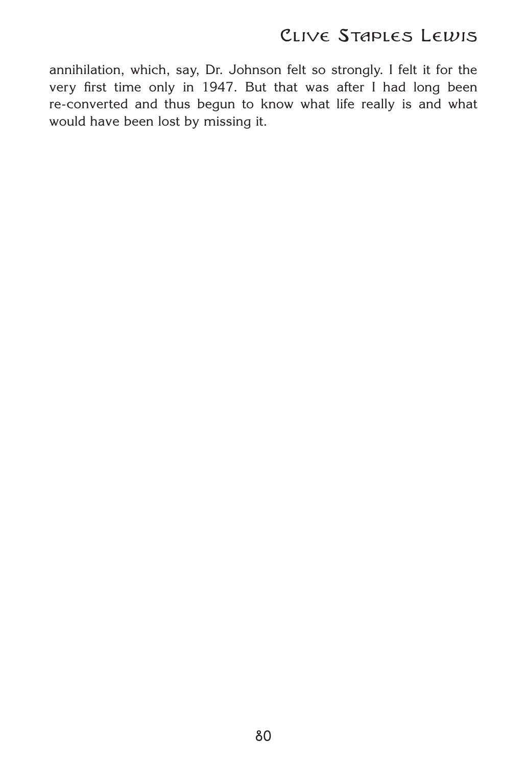annihilation, which, say, Dr. Johnson felt so strongly. I felt it for the very first time only in 1947. But that was after I had long been re-converted and thus begun to know what life really is and what would have been lost by missing it.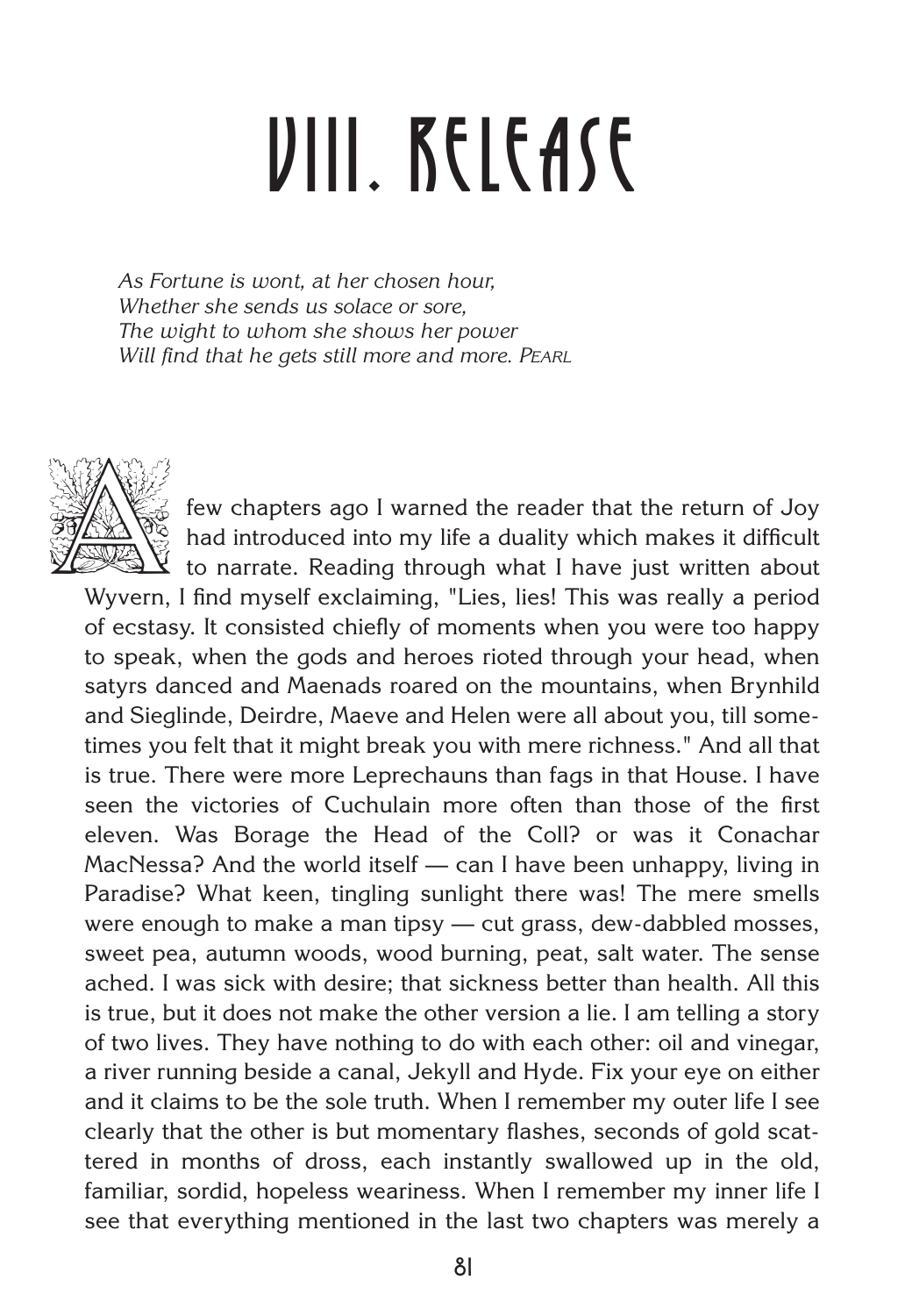# VIII. RELEASE

*As Fortune is wont, at her chosen hour,*
*Whether she sends us solace or sore,*
*The wight to whom she shows her power*
*Will find that he gets still more and more.* PEARL

A few chapters ago I warned the reader that the return of Joy had introduced into my life a duality which makes it difficult to narrate. Reading through what I have just written about Wyvern, I find myself exclaiming, "Lies, lies! This was really a period of ecstasy. It consisted chiefly of moments when you were too happy to speak, when the gods and heroes rioted through your head, when satyrs danced and Maenads roared on the mountains, when Brynhild and Sieglinde, Deirdre, Maeve and Helen were all about you, till sometimes you felt that it might break you with mere richness." And all that is true. There were more Leprechauns than fags in that House. I have seen the victories of Cuchulain more often than those of the first eleven. Was Borage the Head of the Coll? or was it Conachar MacNessa? And the world itself — can I have been unhappy, living in Paradise? What keen, tingling sunlight there was! The mere smells were enough to make a man tipsy — cut grass, dew-dabbled mosses, sweet pea, autumn woods, wood burning, peat, salt water. The sense ached. I was sick with desire; that sickness better than health. All this is true, but it does not make the other version a lie. I am telling a story of two lives. They have nothing to do with each other: oil and vinegar, a river running beside a canal, Jekyll and Hyde. Fix your eye on either and it claims to be the sole truth. When I remember my outer life I see clearly that the other is but momentary flashes, seconds of gold scattered in months of dross, each instantly swallowed up in the old, familiar, sordid, hopeless weariness. When I remember my inner life I see that everything mentioned in the last two chapters was merely a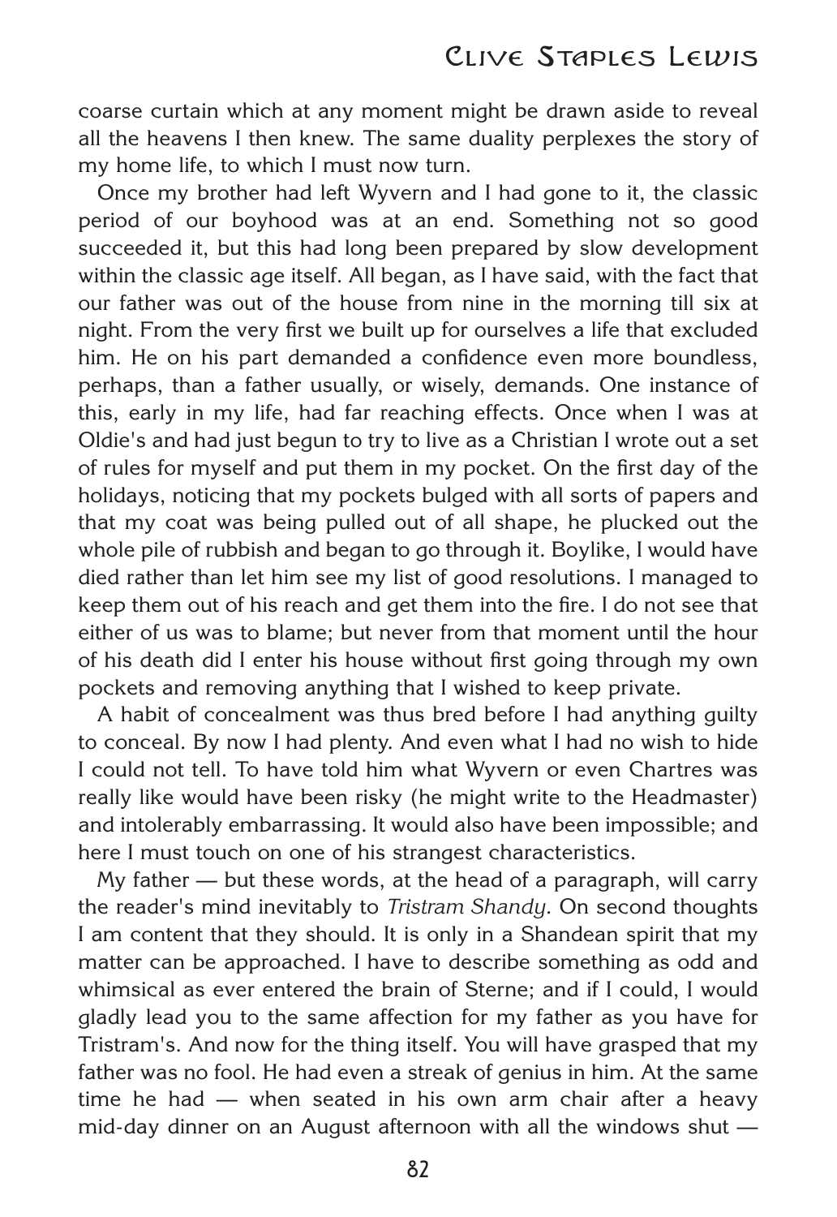coarse curtain which at any moment might be drawn aside to reveal all the heavens I then knew. The same duality perplexes the story of my home life, to which I must now turn.

Once my brother had left Wyvern and I had gone to it, the classic period of our boyhood was at an end. Something not so good succeeded it, but this had long been prepared by slow development within the classic age itself. All began, as I have said, with the fact that our father was out of the house from nine in the morning till six at night. From the very first we built up for ourselves a life that excluded him. He on his part demanded a confidence even more boundless, perhaps, than a father usually, or wisely, demands. One instance of this, early in my life, had far reaching effects. Once when I was at Oldie's and had just begun to try to live as a Christian I wrote out a set of rules for myself and put them in my pocket. On the first day of the holidays, noticing that my pockets bulged with all sorts of papers and that my coat was being pulled out of all shape, he plucked out the whole pile of rubbish and began to go through it. Boylike, I would have died rather than let him see my list of good resolutions. I managed to keep them out of his reach and get them into the fire. I do not see that either of us was to blame; but never from that moment until the hour of his death did I enter his house without first going through my own pockets and removing anything that I wished to keep private.

A habit of concealment was thus bred before I had anything guilty to conceal. By now I had plenty. And even what I had no wish to hide I could not tell. To have told him what Wyvern or even Chartres was really like would have been risky (he might write to the Headmaster) and intolerably embarrassing. It would also have been impossible; and here I must touch on one of his strangest characteristics.

My father — but these words, at the head of a paragraph, will carry the reader's mind inevitably to *Tristram Shandy*. On second thoughts I am content that they should. It is only in a Shandean spirit that my matter can be approached. I have to describe something as odd and whimsical as ever entered the brain of Sterne; and if I could, I would gladly lead you to the same affection for my father as you have for Tristram's. And now for the thing itself. You will have grasped that my father was no fool. He had even a streak of genius in him. At the same time he had — when seated in his own arm chair after a heavy mid-day dinner on an August afternoon with all the windows shut —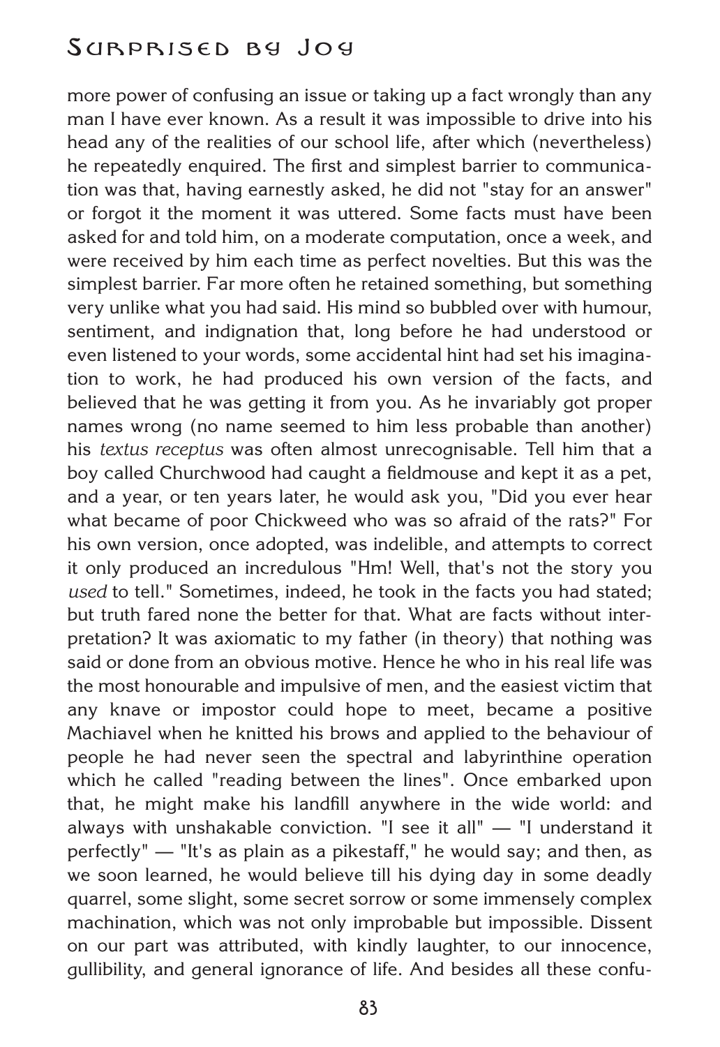more power of confusing an issue or taking up a fact wrongly than any man I have ever known. As a result it was impossible to drive into his head any of the realities of our school life, after which (nevertheless) he repeatedly enquired. The first and simplest barrier to communication was that, having earnestly asked, he did not "stay for an answer" or forgot it the moment it was uttered. Some facts must have been asked for and told him, on a moderate computation, once a week, and were received by him each time as perfect novelties. But this was the simplest barrier. Far more often he retained something, but something very unlike what you had said. His mind so bubbled over with humour, sentiment, and indignation that, long before he had understood or even listened to your words, some accidental hint had set his imagination to work, he had produced his own version of the facts, and believed that he was getting it from you. As he invariably got proper names wrong (no name seemed to him less probable than another) his *textus receptus* was often almost unrecognisable. Tell him that a boy called Churchwood had caught a fieldmouse and kept it as a pet, and a year, or ten years later, he would ask you, "Did you ever hear what became of poor Chickweed who was so afraid of the rats?" For his own version, once adopted, was indelible, and attempts to correct it only produced an incredulous "Hm! Well, that's not the story you *used* to tell." Sometimes, indeed, he took in the facts you had stated; but truth fared none the better for that. What are facts without interpretation? It was axiomatic to my father (in theory) that nothing was said or done from an obvious motive. Hence he who in his real life was the most honourable and impulsive of men, and the easiest victim that any knave or impostor could hope to meet, became a positive Machiavel when he knitted his brows and applied to the behaviour of people he had never seen the spectral and labyrinthine operation which he called "reading between the lines". Once embarked upon that, he might make his landfill anywhere in the wide world: and always with unshakable conviction. "I see it all" — "I understand it perfectly" — "It's as plain as a pikestaff," he would say; and then, as we soon learned, he would believe till his dying day in some deadly quarrel, some slight, some secret sorrow or some immensely complex machination, which was not only improbable but impossible. Dissent on our part was attributed, with kindly laughter, to our innocence, gullibility, and general ignorance of life. And besides all these confu-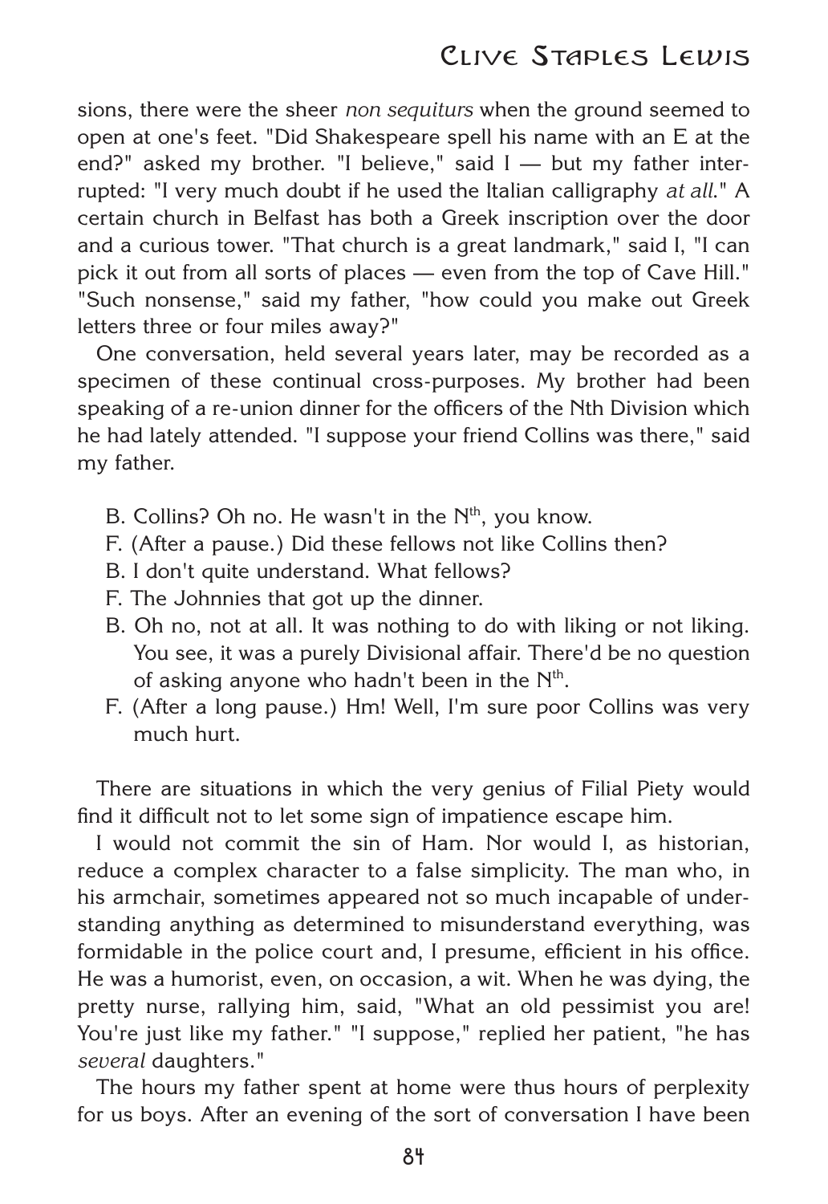sions, there were the sheer *non sequiturs* when the ground seemed to open at one's feet. "Did Shakespeare spell his name with an E at the end?" asked my brother. "I believe," said I — but my father interrupted: "I very much doubt if he used the Italian calligraphy *at all*." A certain church in Belfast has both a Greek inscription over the door and a curious tower. "That church is a great landmark," said I, "I can pick it out from all sorts of places — even from the top of Cave Hill." "Such nonsense," said my father, "how could you make out Greek letters three or four miles away?"

One conversation, held several years later, may be recorded as a specimen of these continual cross-purposes. My brother had been speaking of a re-union dinner for the officers of the Nth Division which he had lately attended. "I suppose your friend Collins was there," said my father.

B. Collins? Oh no. He wasn't in the $N^{th}$, you know.
F. (After a pause.) Did these fellows not like Collins then?
B. I don't quite understand. What fellows?
F. The Johnnies that got up the dinner.
B. Oh no, not at all. It was nothing to do with liking or not liking. You see, it was a purely Divisional affair. There'd be no question of asking anyone who hadn't been in the $N^{th}$.
F. (After a long pause.) Hm! Well, I'm sure poor Collins was very much hurt.

There are situations in which the very genius of Filial Piety would find it difficult not to let some sign of impatience escape him.

I would not commit the sin of Ham. Nor would I, as historian, reduce a complex character to a false simplicity. The man who, in his armchair, sometimes appeared not so much incapable of understanding anything as determined to misunderstand everything, was formidable in the police court and, I presume, efficient in his office. He was a humorist, even, on occasion, a wit. When he was dying, the pretty nurse, rallying him, said, "What an old pessimist you are! You're just like my father." "I suppose," replied her patient, "he has *several* daughters."

The hours my father spent at home were thus hours of perplexity for us boys. After an evening of the sort of conversation I have been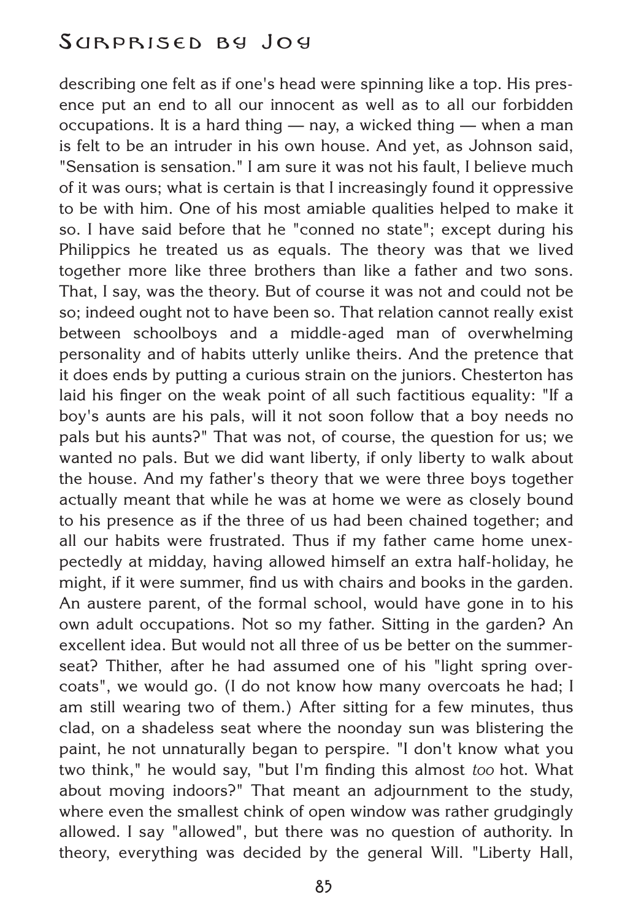describing one felt as if one's head were spinning like a top. His presence put an end to all our innocent as well as to all our forbidden occupations. It is a hard thing — nay, a wicked thing — when a man is felt to be an intruder in his own house. And yet, as Johnson said, "Sensation is sensation." I am sure it was not his fault, I believe much of it was ours; what is certain is that I increasingly found it oppressive to be with him. One of his most amiable qualities helped to make it so. I have said before that he "conned no state"; except during his Philippics he treated us as equals. The theory was that we lived together more like three brothers than like a father and two sons. That, I say, was the theory. But of course it was not and could not be so; indeed ought not to have been so. That relation cannot really exist between schoolboys and a middle-aged man of overwhelming personality and of habits utterly unlike theirs. And the pretence that it does ends by putting a curious strain on the juniors. Chesterton has laid his finger on the weak point of all such factitious equality: "If a boy's aunts are his pals, will it not soon follow that a boy needs no pals but his aunts?" That was not, of course, the question for us; we wanted no pals. But we did want liberty, if only liberty to walk about the house. And my father's theory that we were three boys together actually meant that while he was at home we were as closely bound to his presence as if the three of us had been chained together; and all our habits were frustrated. Thus if my father came home unexpectedly at midday, having allowed himself an extra half-holiday, he might, if it were summer, find us with chairs and books in the garden. An austere parent, of the formal school, would have gone in to his own adult occupations. Not so my father. Sitting in the garden? An excellent idea. But would not all three of us be better on the summer-seat? Thither, after he had assumed one of his "light spring overcoats", we would go. (I do not know how many overcoats he had; I am still wearing two of them.) After sitting for a few minutes, thus clad, on a shadeless seat where the noonday sun was blistering the paint, he not unnaturally began to perspire. "I don't know what you two think," he would say, "but I'm finding this almost *too* hot. What about moving indoors?" That meant an adjournment to the study, where even the smallest chink of open window was rather grudgingly allowed. I say "allowed", but there was no question of authority. In theory, everything was decided by the general Will. "Liberty Hall,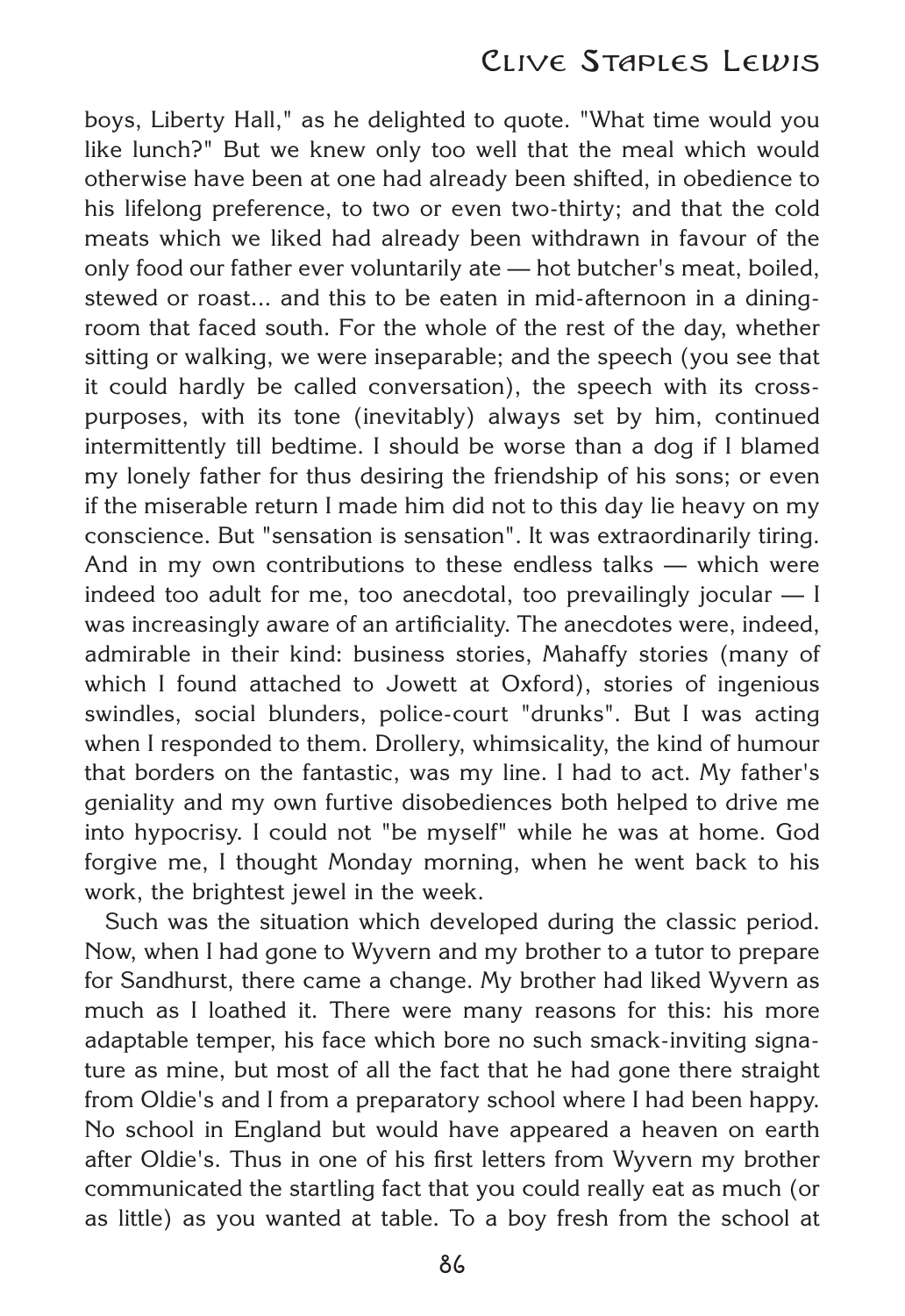boys, Liberty Hall," as he delighted to quote. "What time would you like lunch?" But we knew only too well that the meal which would otherwise have been at one had already been shifted, in obedience to his lifelong preference, to two or even two-thirty; and that the cold meats which we liked had already been withdrawn in favour of the only food our father ever voluntarily ate — hot butcher's meat, boiled, stewed or roast... and this to be eaten in mid-afternoon in a dining-room that faced south. For the whole of the rest of the day, whether sitting or walking, we were inseparable; and the speech (you see that it could hardly be called conversation), the speech with its cross-purposes, with its tone (inevitably) always set by him, continued intermittently till bedtime. I should be worse than a dog if I blamed my lonely father for thus desiring the friendship of his sons; or even if the miserable return I made him did not to this day lie heavy on my conscience. But "sensation is sensation". It was extraordinarily tiring. And in my own contributions to these endless talks — which were indeed too adult for me, too anecdotal, too prevailingly jocular — I was increasingly aware of an artificiality. The anecdotes were, indeed, admirable in their kind: business stories, Mahaffy stories (many of which I found attached to Jowett at Oxford), stories of ingenious swindles, social blunders, police-court "drunks". But I was acting when I responded to them. Drollery, whimsicality, the kind of humour that borders on the fantastic, was my line. I had to act. My father's geniality and my own furtive disobediences both helped to drive me into hypocrisy. I could not "be myself" while he was at home. God forgive me, I thought Monday morning, when he went back to his work, the brightest jewel in the week.

Such was the situation which developed during the classic period. Now, when I had gone to Wyvern and my brother to a tutor to prepare for Sandhurst, there came a change. My brother had liked Wyvern as much as I loathed it. There were many reasons for this: his more adaptable temper, his face which bore no such smack-inviting signature as mine, but most of all the fact that he had gone there straight from Oldie's and I from a preparatory school where I had been happy. No school in England but would have appeared a heaven on earth after Oldie's. Thus in one of his first letters from Wyvern my brother communicated the startling fact that you could really eat as much (or as little) as you wanted at table. To a boy fresh from the school at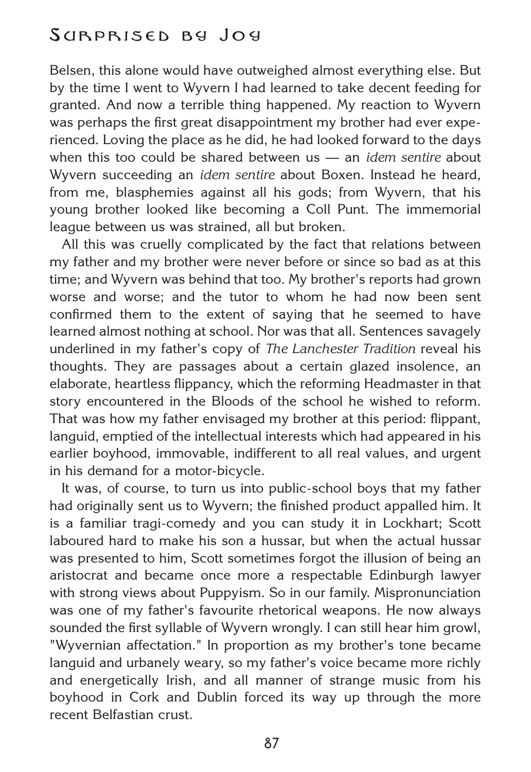Belsen, this alone would have outweighed almost everything else. But by the time I went to Wyvern I had learned to take decent feeding for granted. And now a terrible thing happened. My reaction to Wyvern was perhaps the first great disappointment my brother had ever experienced. Loving the place as he did, he had looked forward to the days when this too could be shared between us — an *idem sentire* about Wyvern succeeding an *idem sentire* about Boxen. Instead he heard, from me, blasphemies against all his gods; from Wyvern, that his young brother looked like becoming a Coll Punt. The immemorial league between us was strained, all but broken.

All this was cruelly complicated by the fact that relations between my father and my brother were never before or since so bad as at this time; and Wyvern was behind that too. My brother's reports had grown worse and worse; and the tutor to whom he had now been sent confirmed them to the extent of saying that he seemed to have learned almost nothing at school. Nor was that all. Sentences savagely underlined in my father's copy of *The Lanchester Tradition* reveal his thoughts. They are passages about a certain glazed insolence, an elaborate, heartless flippancy, which the reforming Headmaster in that story encountered in the Bloods of the school he wished to reform. That was how my father envisaged my brother at this period: flippant, languid, emptied of the intellectual interests which had appeared in his earlier boyhood, immovable, indifferent to all real values, and urgent in his demand for a motor-bicycle.

It was, of course, to turn us into public-school boys that my father had originally sent us to Wyvern; the finished product appalled him. It is a familiar tragi-comedy and you can study it in Lockhart; Scott laboured hard to make his son a hussar, but when the actual hussar was presented to him, Scott sometimes forgot the illusion of being an aristocrat and became once more a respectable Edinburgh lawyer with strong views about Puppyism. So in our family. Mispronunciation was one of my father's favourite rhetorical weapons. He now always sounded the first syllable of Wyvern wrongly. I can still hear him growl, "Wyvernian affectation." In proportion as my brother's tone became languid and urbanely weary, so my father's voice became more richly and energetically Irish, and all manner of strange music from his boyhood in Cork and Dublin forced its way up through the more recent Belfastian crust.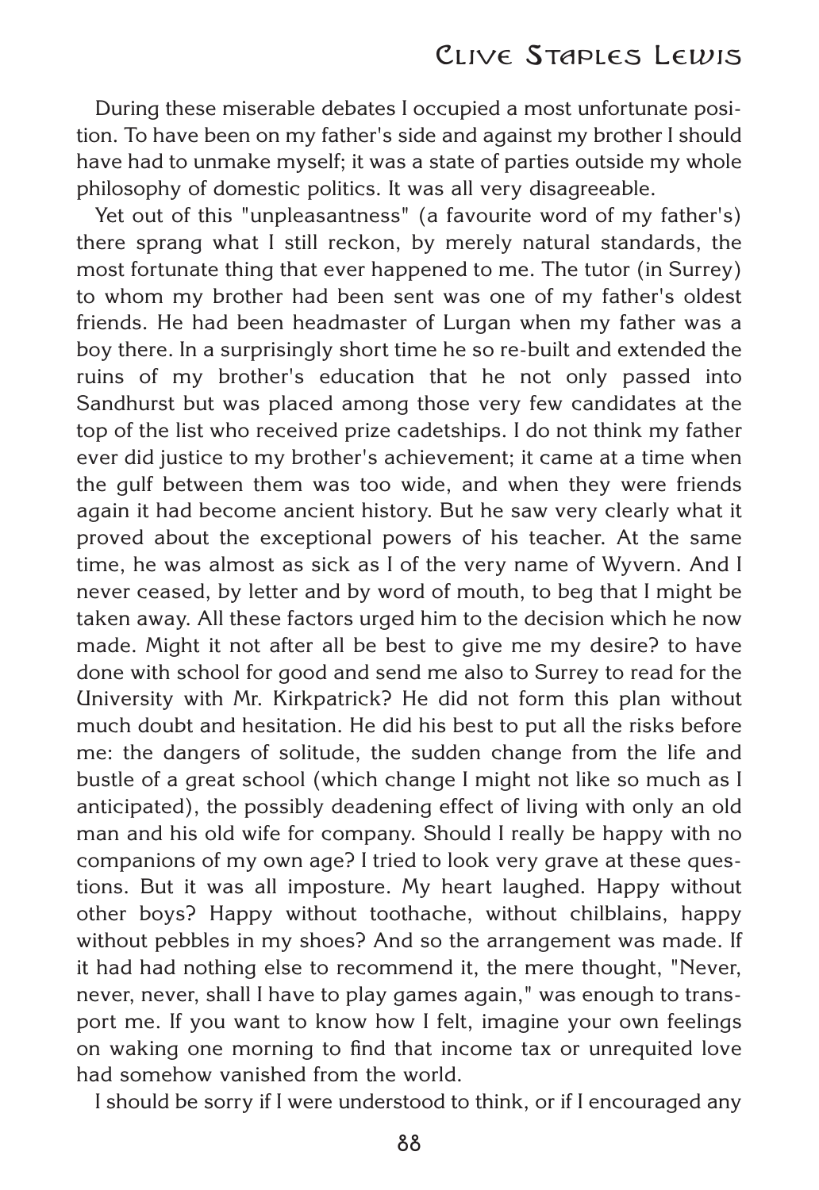During these miserable debates I occupied a most unfortunate position. To have been on my father's side and against my brother I should have had to unmake myself; it was a state of parties outside my whole philosophy of domestic politics. It was all very disagreeable.

Yet out of this "unpleasantness" (a favourite word of my father's) there sprang what I still reckon, by merely natural standards, the most fortunate thing that ever happened to me. The tutor (in Surrey) to whom my brother had been sent was one of my father's oldest friends. He had been headmaster of Lurgan when my father was a boy there. In a surprisingly short time he so re-built and extended the ruins of my brother's education that he not only passed into Sandhurst but was placed among those very few candidates at the top of the list who received prize cadetships. I do not think my father ever did justice to my brother's achievement; it came at a time when the gulf between them was too wide, and when they were friends again it had become ancient history. But he saw very clearly what it proved about the exceptional powers of his teacher. At the same time, he was almost as sick as I of the very name of Wyvern. And I never ceased, by letter and by word of mouth, to beg that I might be taken away. All these factors urged him to the decision which he now made. Might it not after all be best to give me my desire? to have done with school for good and send me also to Surrey to read for the University with Mr. Kirkpatrick? He did not form this plan without much doubt and hesitation. He did his best to put all the risks before me: the dangers of solitude, the sudden change from the life and bustle of a great school (which change I might not like so much as I anticipated), the possibly deadening effect of living with only an old man and his old wife for company. Should I really be happy with no companions of my own age? I tried to look very grave at these questions. But it was all imposture. My heart laughed. Happy without other boys? Happy without toothache, without chilblains, happy without pebbles in my shoes? And so the arrangement was made. If it had had nothing else to recommend it, the mere thought, "Never, never, never, shall I have to play games again," was enough to transport me. If you want to know how I felt, imagine your own feelings on waking one morning to find that income tax or unrequited love had somehow vanished from the world.

I should be sorry if I were understood to think, or if I encouraged any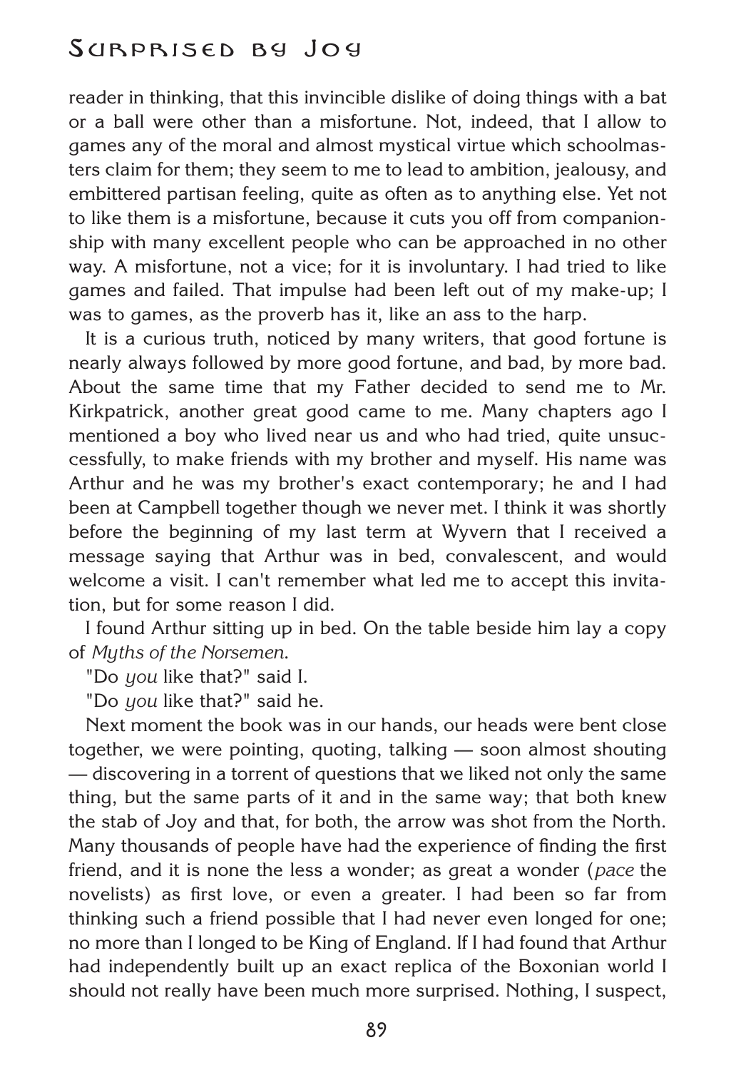reader in thinking, that this invincible dislike of doing things with a bat or a ball were other than a misfortune. Not, indeed, that I allow to games any of the moral and almost mystical virtue which schoolmasters claim for them; they seem to me to lead to ambition, jealousy, and embittered partisan feeling, quite as often as to anything else. Yet not to like them is a misfortune, because it cuts you off from companionship with many excellent people who can be approached in no other way. A misfortune, not a vice; for it is involuntary. I had tried to like games and failed. That impulse had been left out of my make-up; I was to games, as the proverb has it, like an ass to the harp.

It is a curious truth, noticed by many writers, that good fortune is nearly always followed by more good fortune, and bad, by more bad. About the same time that my Father decided to send me to Mr. Kirkpatrick, another great good came to me. Many chapters ago I mentioned a boy who lived near us and who had tried, quite unsuccessfully, to make friends with my brother and myself. His name was Arthur and he was my brother's exact contemporary; he and I had been at Campbell together though we never met. I think it was shortly before the beginning of my last term at Wyvern that I received a message saying that Arthur was in bed, convalescent, and would welcome a visit. I can't remember what led me to accept this invitation, but for some reason I did.

I found Arthur sitting up in bed. On the table beside him lay a copy of *Myths of the Norsemen*.

"Do *you* like that?" said I.

"Do *you* like that?" said he.

Next moment the book was in our hands, our heads were bent close together, we were pointing, quoting, talking — soon almost shouting — discovering in a torrent of questions that we liked not only the same thing, but the same parts of it and in the same way; that both knew the stab of Joy and that, for both, the arrow was shot from the North. Many thousands of people have had the experience of finding the first friend, and it is none the less a wonder; as great a wonder (*pace* the novelists) as first love, or even a greater. I had been so far from thinking such a friend possible that I had never even longed for one; no more than I longed to be King of England. If I had found that Arthur had independently built up an exact replica of the Boxonian world I should not really have been much more surprised. Nothing, I suspect,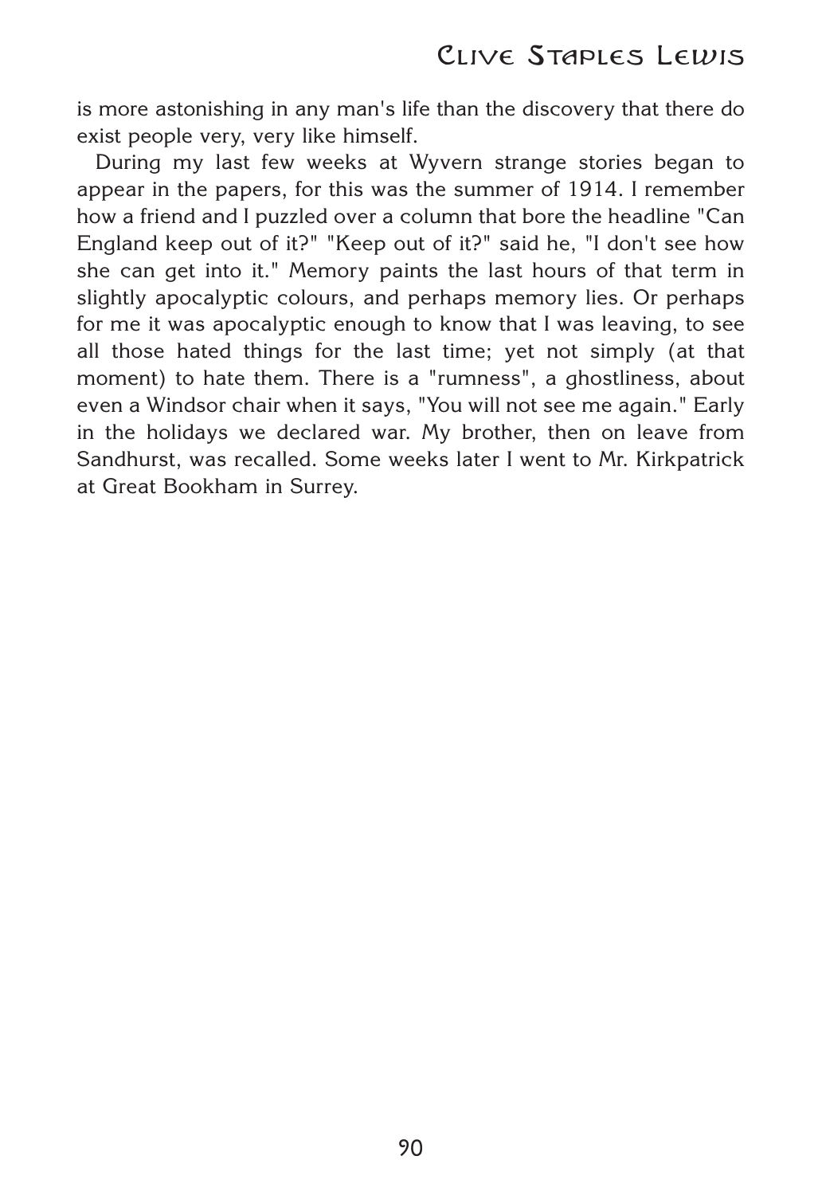is more astonishing in any man's life than the discovery that there do exist people very, very like himself.

During my last few weeks at Wyvern strange stories began to appear in the papers, for this was the summer of 1914. I remember how a friend and I puzzled over a column that bore the headline "Can England keep out of it?" "Keep out of it?" said he, "I don't see how she can get into it." Memory paints the last hours of that term in slightly apocalyptic colours, and perhaps memory lies. Or perhaps for me it was apocalyptic enough to know that I was leaving, to see all those hated things for the last time; yet not simply (at that moment) to hate them. There is a "rumness", a ghostliness, about even a Windsor chair when it says, "You will not see me again." Early in the holidays we declared war. My brother, then on leave from Sandhurst, was recalled. Some weeks later I went to Mr. Kirkpatrick at Great Bookham in Surrey.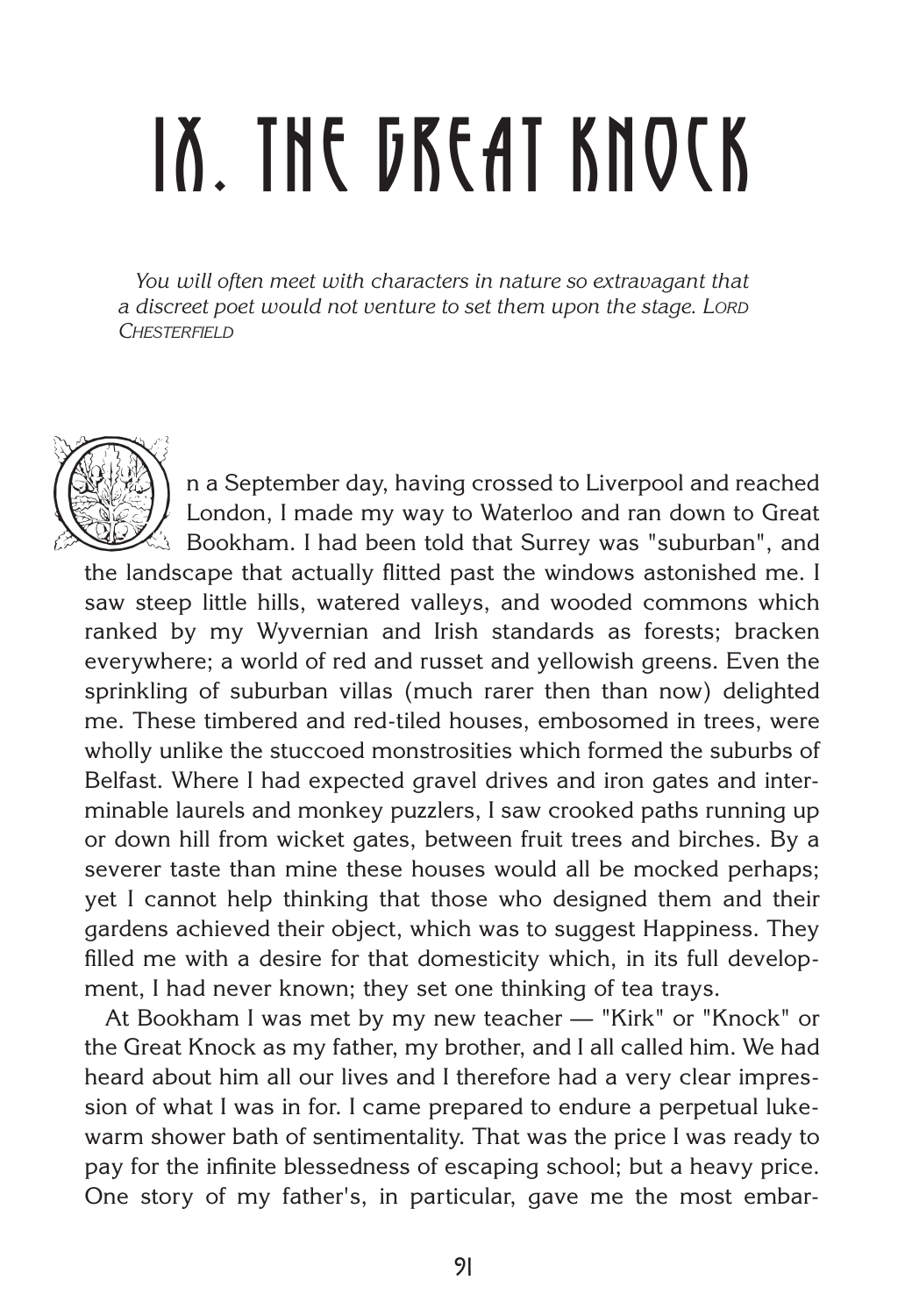# IX. THE GREAT KNOCK

*You will often meet with characters in nature so extravagant that a discreet poet would not venture to set them upon the stage.* LORD CHESTERFIELD

On a September day, having crossed to Liverpool and reached London, I made my way to Waterloo and ran down to Great Bookham. I had been told that Surrey was "suburban", and the landscape that actually flitted past the windows astonished me. I saw steep little hills, watered valleys, and wooded commons which ranked by my Wyvernian and Irish standards as forests; bracken everywhere; a world of red and russet and yellowish greens. Even the sprinkling of suburban villas (much rarer then than now) delighted me. These timbered and red-tiled houses, embosomed in trees, were wholly unlike the stuccoed monstrosities which formed the suburbs of Belfast. Where I had expected gravel drives and iron gates and interminable laurels and monkey puzzlers, I saw crooked paths running up or down hill from wicket gates, between fruit trees and birches. By a severer taste than mine these houses would all be mocked perhaps; yet I cannot help thinking that those who designed them and their gardens achieved their object, which was to suggest Happiness. They filled me with a desire for that domesticity which, in its full development, I had never known; they set one thinking of tea trays.

At Bookham I was met by my new teacher — "Kirk" or "Knock" or the Great Knock as my father, my brother, and I all called him. We had heard about him all our lives and I therefore had a very clear impression of what I was in for. I came prepared to endure a perpetual lukewarm shower bath of sentimentality. That was the price I was ready to pay for the infinite blessedness of escaping school; but a heavy price. One story of my father's, in particular, gave me the most embar-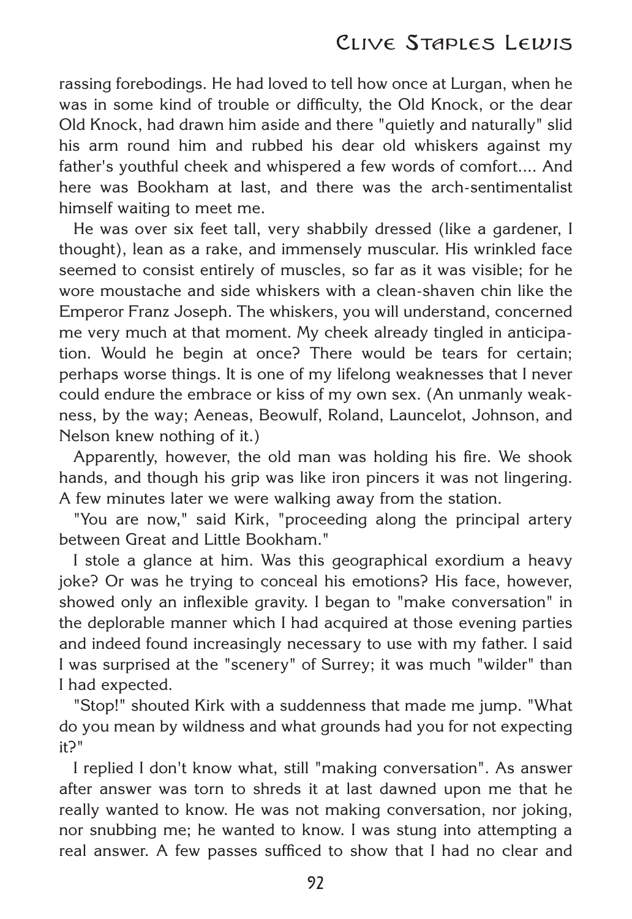rassing forebodings. He had loved to tell how once at Lurgan, when he was in some kind of trouble or difficulty, the Old Knock, or the dear Old Knock, had drawn him aside and there "quietly and naturally" slid his arm round him and rubbed his dear old whiskers against my father's youthful cheek and whispered a few words of comfort.... And here was Bookham at last, and there was the arch-sentimentalist himself waiting to meet me.

He was over six feet tall, very shabbily dressed (like a gardener, I thought), lean as a rake, and immensely muscular. His wrinkled face seemed to consist entirely of muscles, so far as it was visible; for he wore moustache and side whiskers with a clean-shaven chin like the Emperor Franz Joseph. The whiskers, you will understand, concerned me very much at that moment. My cheek already tingled in anticipation. Would he begin at once? There would be tears for certain; perhaps worse things. It is one of my lifelong weaknesses that I never could endure the embrace or kiss of my own sex. (An unmanly weakness, by the way; Aeneas, Beowulf, Roland, Launcelot, Johnson, and Nelson knew nothing of it.)

Apparently, however, the old man was holding his fire. We shook hands, and though his grip was like iron pincers it was not lingering. A few minutes later we were walking away from the station.

"You are now," said Kirk, "proceeding along the principal artery between Great and Little Bookham."

I stole a glance at him. Was this geographical exordium a heavy joke? Or was he trying to conceal his emotions? His face, however, showed only an inflexible gravity. I began to "make conversation" in the deplorable manner which I had acquired at those evening parties and indeed found increasingly necessary to use with my father. I said I was surprised at the "scenery" of Surrey; it was much "wilder" than I had expected.

"Stop!" shouted Kirk with a suddenness that made me jump. "What do you mean by wildness and what grounds had you for not expecting it?"

I replied I don't know what, still "making conversation". As answer after answer was torn to shreds it at last dawned upon me that he really wanted to know. He was not making conversation, nor joking, nor snubbing me; he wanted to know. I was stung into attempting a real answer. A few passes sufficed to show that I had no clear and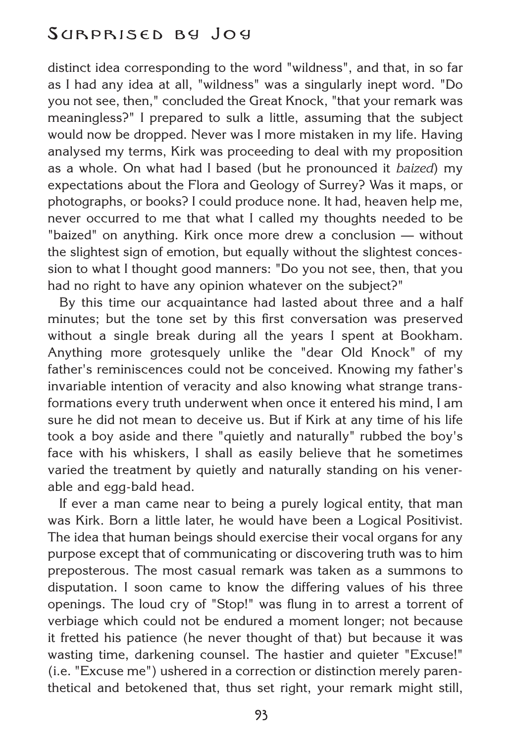distinct idea corresponding to the word "wildness", and that, in so far as I had any idea at all, "wildness" was a singularly inept word. "Do you not see, then," concluded the Great Knock, "that your remark was meaningless?" I prepared to sulk a little, assuming that the subject would now be dropped. Never was I more mistaken in my life. Having analysed my terms, Kirk was proceeding to deal with my proposition as a whole. On what had I based (but he pronounced it *baized*) my expectations about the Flora and Geology of Surrey? Was it maps, or photographs, or books? I could produce none. It had, heaven help me, never occurred to me that what I called my thoughts needed to be "baized" on anything. Kirk once more drew a conclusion — without the slightest sign of emotion, but equally without the slightest concession to what I thought good manners: "Do you not see, then, that you had no right to have any opinion whatever on the subject?"

By this time our acquaintance had lasted about three and a half minutes; but the tone set by this first conversation was preserved without a single break during all the years I spent at Bookham. Anything more grotesquely unlike the "dear Old Knock" of my father's reminiscences could not be conceived. Knowing my father's invariable intention of veracity and also knowing what strange transformations every truth underwent when once it entered his mind, I am sure he did not mean to deceive us. But if Kirk at any time of his life took a boy aside and there "quietly and naturally" rubbed the boy's face with his whiskers, I shall as easily believe that he sometimes varied the treatment by quietly and naturally standing on his venerable and egg-bald head.

If ever a man came near to being a purely logical entity, that man was Kirk. Born a little later, he would have been a Logical Positivist. The idea that human beings should exercise their vocal organs for any purpose except that of communicating or discovering truth was to him preposterous. The most casual remark was taken as a summons to disputation. I soon came to know the differing values of his three openings. The loud cry of "Stop!" was flung in to arrest a torrent of verbiage which could not be endured a moment longer; not because it fretted his patience (he never thought of that) but because it was wasting time, darkening counsel. The hastier and quieter "Excuse!" (i.e. "Excuse me") ushered in a correction or distinction merely parenthetical and betokened that, thus set right, your remark might still,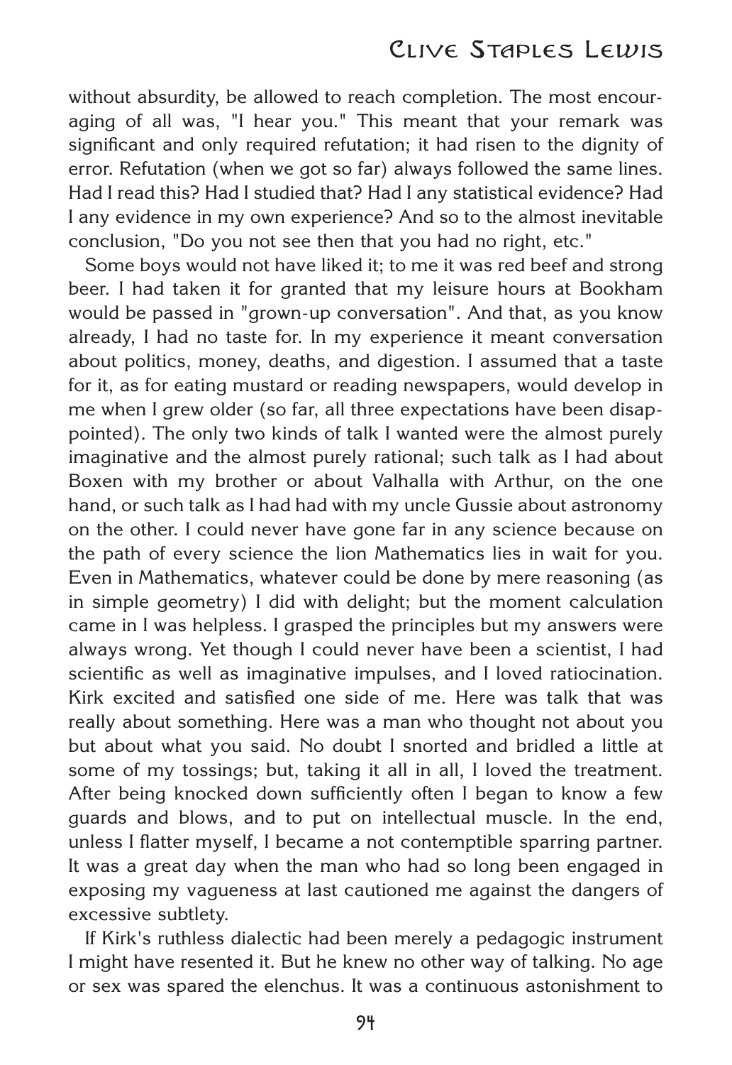without absurdity, be allowed to reach completion. The most encouraging of all was, "I hear you." This meant that your remark was significant and only required refutation; it had risen to the dignity of error. Refutation (when we got so far) always followed the same lines. Had I read this? Had I studied that? Had I any statistical evidence? Had I any evidence in my own experience? And so to the almost inevitable conclusion, "Do you not see then that you had no right, etc."

Some boys would not have liked it; to me it was red beef and strong beer. I had taken it for granted that my leisure hours at Bookham would be passed in "grown-up conversation". And that, as you know already, I had no taste for. In my experience it meant conversation about politics, money, deaths, and digestion. I assumed that a taste for it, as for eating mustard or reading newspapers, would develop in me when I grew older (so far, all three expectations have been disappointed). The only two kinds of talk I wanted were the almost purely imaginative and the almost purely rational; such talk as I had about Boxen with my brother or about Valhalla with Arthur, on the one hand, or such talk as I had had with my uncle Gussie about astronomy on the other. I could never have gone far in any science because on the path of every science the lion Mathematics lies in wait for you. Even in Mathematics, whatever could be done by mere reasoning (as in simple geometry) I did with delight; but the moment calculation came in I was helpless. I grasped the principles but my answers were always wrong. Yet though I could never have been a scientist, I had scientific as well as imaginative impulses, and I loved ratiocination. Kirk excited and satisfied one side of me. Here was talk that was really about something. Here was a man who thought not about you but about what you said. No doubt I snorted and bridled a little at some of my tossings; but, taking it all in all, I loved the treatment. After being knocked down sufficiently often I began to know a few guards and blows, and to put on intellectual muscle. In the end, unless I flatter myself, I became a not contemptible sparring partner. It was a great day when the man who had so long been engaged in exposing my vagueness at last cautioned me against the dangers of excessive subtlety.

If Kirk's ruthless dialectic had been merely a pedagogic instrument I might have resented it. But he knew no other way of talking. No age or sex was spared the elenchus. It was a continuous astonishment to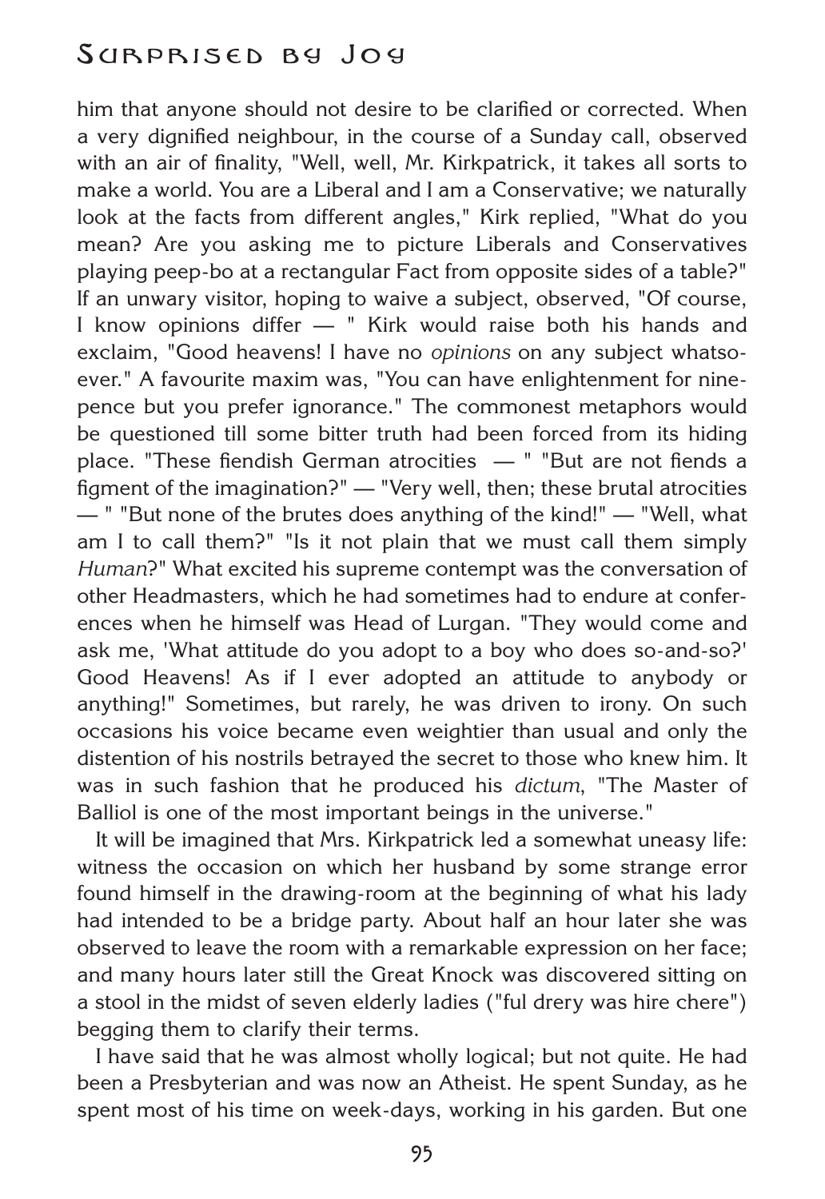him that anyone should not desire to be clarified or corrected. When a very dignified neighbour, in the course of a Sunday call, observed with an air of finality, "Well, well, Mr. Kirkpatrick, it takes all sorts to make a world. You are a Liberal and I am a Conservative; we naturally look at the facts from different angles," Kirk replied, "What do you mean? Are you asking me to picture Liberals and Conservatives playing peep-bo at a rectangular Fact from opposite sides of a table?" If an unwary visitor, hoping to waive a subject, observed, "Of course, I know opinions differ — " Kirk would raise both his hands and exclaim, "Good heavens! I have no *opinions* on any subject whatsoever." A favourite maxim was, "You can have enlightenment for ninepence but you prefer ignorance." The commonest metaphors would be questioned till some bitter truth had been forced from its hiding place. "These fiendish German atrocities — " "But are not fiends a figment of the imagination?" — "Very well, then; these brutal atrocities — " "But none of the brutes does anything of the kind!" — "Well, what am I to call them?" "Is it not plain that we must call them simply *Human*?" What excited his supreme contempt was the conversation of other Headmasters, which he had sometimes had to endure at conferences when he himself was Head of Lurgan. "They would come and ask me, 'What attitude do you adopt to a boy who does so-and-so?' Good Heavens! As if I ever adopted an attitude to anybody or anything!" Sometimes, but rarely, he was driven to irony. On such occasions his voice became even weightier than usual and only the distention of his nostrils betrayed the secret to those who knew him. It was in such fashion that he produced his *dictum*, "The Master of Balliol is one of the most important beings in the universe."

It will be imagined that Mrs. Kirkpatrick led a somewhat uneasy life: witness the occasion on which her husband by some strange error found himself in the drawing-room at the beginning of what his lady had intended to be a bridge party. About half an hour later she was observed to leave the room with a remarkable expression on her face; and many hours later still the Great Knock was discovered sitting on a stool in the midst of seven elderly ladies ("ful drery was hire chere") begging them to clarify their terms.

I have said that he was almost wholly logical; but not quite. He had been a Presbyterian and was now an Atheist. He spent Sunday, as he spent most of his time on week-days, working in his garden. But one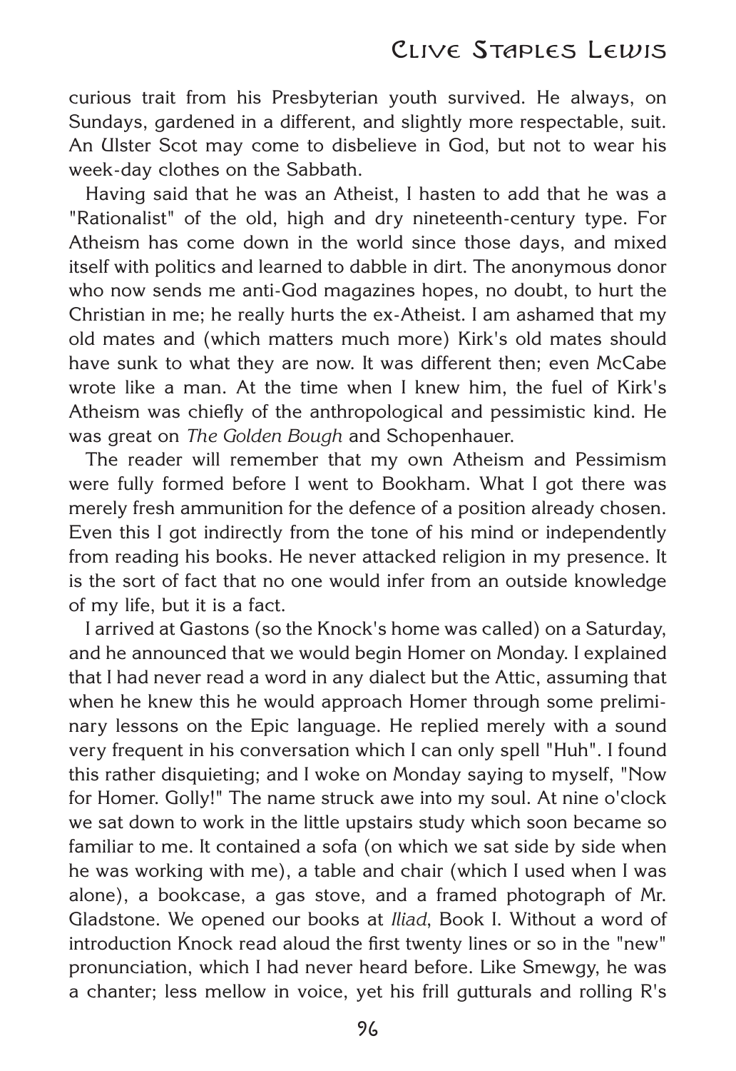curious trait from his Presbyterian youth survived. He always, on Sundays, gardened in a different, and slightly more respectable, suit. An Ulster Scot may come to disbelieve in God, but not to wear his week-day clothes on the Sabbath.

Having said that he was an Atheist, I hasten to add that he was a "Rationalist" of the old, high and dry nineteenth-century type. For Atheism has come down in the world since those days, and mixed itself with politics and learned to dabble in dirt. The anonymous donor who now sends me anti-God magazines hopes, no doubt, to hurt the Christian in me; he really hurts the ex-Atheist. I am ashamed that my old mates and (which matters much more) Kirk's old mates should have sunk to what they are now. It was different then; even McCabe wrote like a man. At the time when I knew him, the fuel of Kirk's Atheism was chiefly of the anthropological and pessimistic kind. He was great on *The Golden Bough* and Schopenhauer.

The reader will remember that my own Atheism and Pessimism were fully formed before I went to Bookham. What I got there was merely fresh ammunition for the defence of a position already chosen. Even this I got indirectly from the tone of his mind or independently from reading his books. He never attacked religion in my presence. It is the sort of fact that no one would infer from an outside knowledge of my life, but it is a fact.

I arrived at Gastons (so the Knock's home was called) on a Saturday, and he announced that we would begin Homer on Monday. I explained that I had never read a word in any dialect but the Attic, assuming that when he knew this he would approach Homer through some preliminary lessons on the Epic language. He replied merely with a sound very frequent in his conversation which I can only spell "Huh". I found this rather disquieting; and I woke on Monday saying to myself, "Now for Homer. Golly!" The name struck awe into my soul. At nine o'clock we sat down to work in the little upstairs study which soon became so familiar to me. It contained a sofa (on which we sat side by side when he was working with me), a table and chair (which I used when I was alone), a bookcase, a gas stove, and a framed photograph of Mr. Gladstone. We opened our books at *Iliad*, Book I. Without a word of introduction Knock read aloud the first twenty lines or so in the "new" pronunciation, which I had never heard before. Like Smewgy, he was a chanter; less mellow in voice, yet his frill gutturals and rolling R's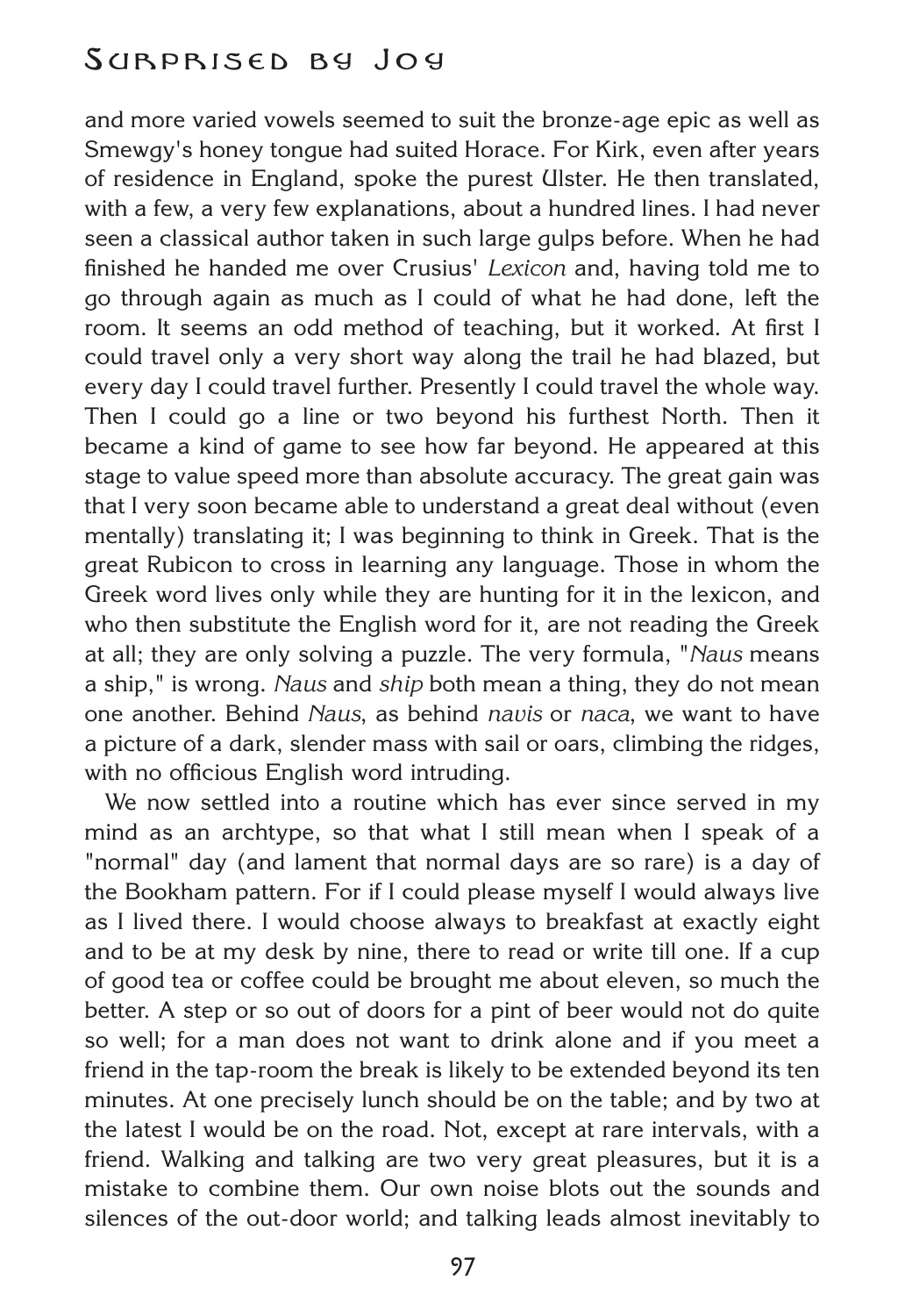and more varied vowels seemed to suit the bronze-age epic as well as Smewgy's honey tongue had suited Horace. For Kirk, even after years of residence in England, spoke the purest Ulster. He then translated, with a few, a very few explanations, about a hundred lines. I had never seen a classical author taken in such large gulps before. When he had finished he handed me over Crusius' *Lexicon* and, having told me to go through again as much as I could of what he had done, left the room. It seems an odd method of teaching, but it worked. At first I could travel only a very short way along the trail he had blazed, but every day I could travel further. Presently I could travel the whole way. Then I could go a line or two beyond his furthest North. Then it became a kind of game to see how far beyond. He appeared at this stage to value speed more than absolute accuracy. The great gain was that I very soon became able to understand a great deal without (even mentally) translating it; I was beginning to think in Greek. That is the great Rubicon to cross in learning any language. Those in whom the Greek word lives only while they are hunting for it in the lexicon, and who then substitute the English word for it, are not reading the Greek at all; they are only solving a puzzle. The very formula, "*Naus* means a ship," is wrong. *Naus* and *ship* both mean a thing, they do not mean one another. Behind *Naus*, as behind *navis* or *naca*, we want to have a picture of a dark, slender mass with sail or oars, climbing the ridges, with no officious English word intruding.

We now settled into a routine which has ever since served in my mind as an archtype, so that what I still mean when I speak of a "normal" day (and lament that normal days are so rare) is a day of the Bookham pattern. For if I could please myself I would always live as I lived there. I would choose always to breakfast at exactly eight and to be at my desk by nine, there to read or write till one. If a cup of good tea or coffee could be brought me about eleven, so much the better. A step or so out of doors for a pint of beer would not do quite so well; for a man does not want to drink alone and if you meet a friend in the tap-room the break is likely to be extended beyond its ten minutes. At one precisely lunch should be on the table; and by two at the latest I would be on the road. Not, except at rare intervals, with a friend. Walking and talking are two very great pleasures, but it is a mistake to combine them. Our own noise blots out the sounds and silences of the out-door world; and talking leads almost inevitably to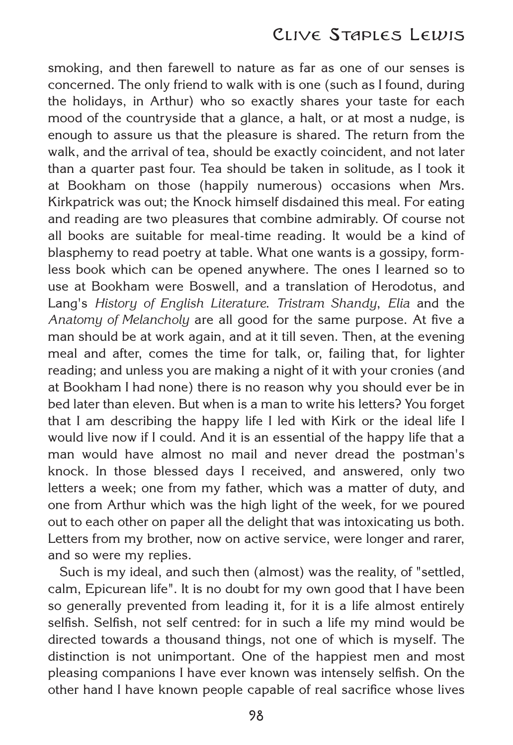smoking, and then farewell to nature as far as one of our senses is concerned. The only friend to walk with is one (such as I found, during the holidays, in Arthur) who so exactly shares your taste for each mood of the countryside that a glance, a halt, or at most a nudge, is enough to assure us that the pleasure is shared. The return from the walk, and the arrival of tea, should be exactly coincident, and not later than a quarter past four. Tea should be taken in solitude, as I took it at Bookham on those (happily numerous) occasions when Mrs. Kirkpatrick was out; the Knock himself disdained this meal. For eating and reading are two pleasures that combine admirably. Of course not all books are suitable for meal-time reading. It would be a kind of blasphemy to read poetry at table. What one wants is a gossipy, formless book which can be opened anywhere. The ones I learned so to use at Bookham were Boswell, and a translation of Herodotus, and Lang's *History of English Literature*. *Tristram Shandy*, *Elia* and the *Anatomy of Melancholy* are all good for the same purpose. At five a man should be at work again, and at it till seven. Then, at the evening meal and after, comes the time for talk, or, failing that, for lighter reading; and unless you are making a night of it with your cronies (and at Bookham I had none) there is no reason why you should ever be in bed later than eleven. But when is a man to write his letters? You forget that I am describing the happy life I led with Kirk or the ideal life I would live now if I could. And it is an essential of the happy life that a man would have almost no mail and never dread the postman's knock. In those blessed days I received, and answered, only two letters a week; one from my father, which was a matter of duty, and one from Arthur which was the high light of the week, for we poured out to each other on paper all the delight that was intoxicating us both. Letters from my brother, now on active service, were longer and rarer, and so were my replies.

Such is my ideal, and such then (almost) was the reality, of "settled, calm, Epicurean life". It is no doubt for my own good that I have been so generally prevented from leading it, for it is a life almost entirely selfish. Selfish, not self centred: for in such a life my mind would be directed towards a thousand things, not one of which is myself. The distinction is not unimportant. One of the happiest men and most pleasing companions I have ever known was intensely selfish. On the other hand I have known people capable of real sacrifice whose lives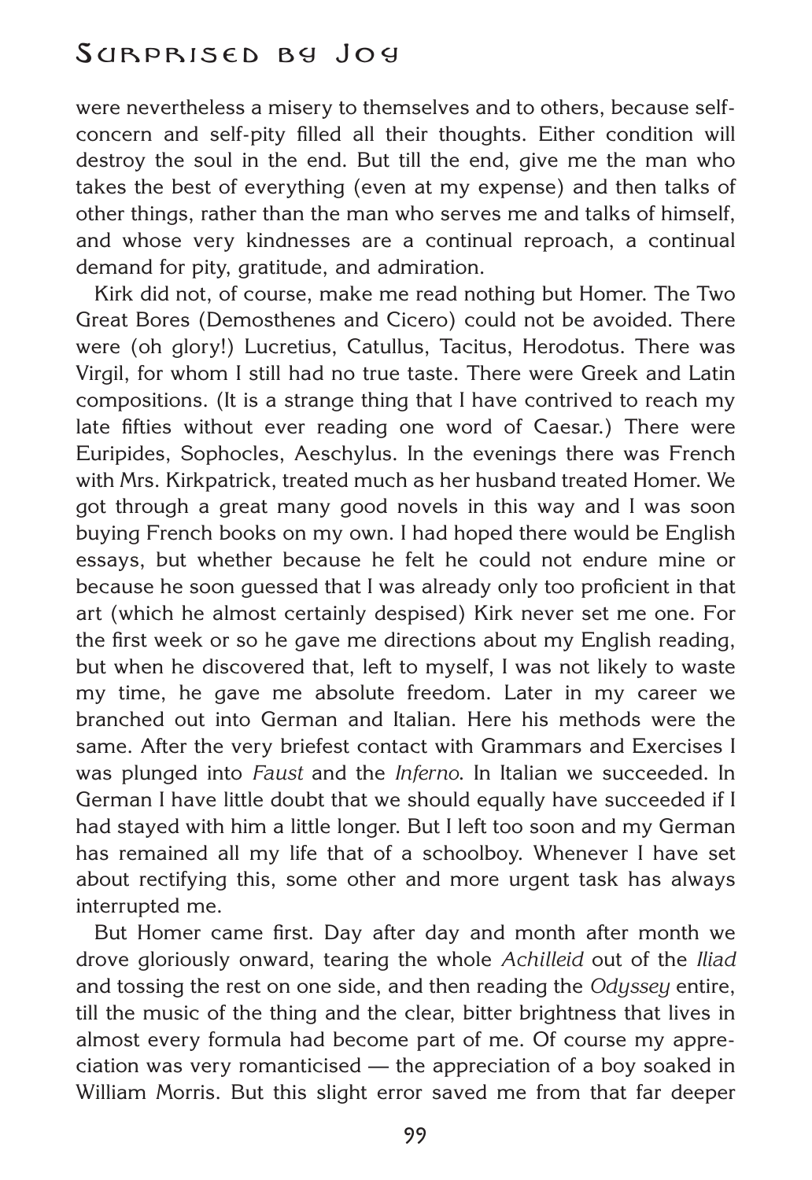were nevertheless a misery to themselves and to others, because self-concern and self-pity filled all their thoughts. Either condition will destroy the soul in the end. But till the end, give me the man who takes the best of everything (even at my expense) and then talks of other things, rather than the man who serves me and talks of himself, and whose very kindnesses are a continual reproach, a continual demand for pity, gratitude, and admiration.

Kirk did not, of course, make me read nothing but Homer. The Two Great Bores (Demosthenes and Cicero) could not be avoided. There were (oh glory!) Lucretius, Catullus, Tacitus, Herodotus. There was Virgil, for whom I still had no true taste. There were Greek and Latin compositions. (It is a strange thing that I have contrived to reach my late fifties without ever reading one word of Caesar.) There were Euripides, Sophocles, Aeschylus. In the evenings there was French with Mrs. Kirkpatrick, treated much as her husband treated Homer. We got through a great many good novels in this way and I was soon buying French books on my own. I had hoped there would be English essays, but whether because he felt he could not endure mine or because he soon guessed that I was already only too proficient in that art (which he almost certainly despised) Kirk never set me one. For the first week or so he gave me directions about my English reading, but when he discovered that, left to myself, I was not likely to waste my time, he gave me absolute freedom. Later in my career we branched out into German and Italian. Here his methods were the same. After the very briefest contact with Grammars and Exercises I was plunged into *Faust* and the *Inferno*. In Italian we succeeded. In German I have little doubt that we should equally have succeeded if I had stayed with him a little longer. But I left too soon and my German has remained all my life that of a schoolboy. Whenever I have set about rectifying this, some other and more urgent task has always interrupted me.

But Homer came first. Day after day and month after month we drove gloriously onward, tearing the whole *Achilleid* out of the *Iliad* and tossing the rest on one side, and then reading the *Odyssey* entire, till the music of the thing and the clear, bitter brightness that lives in almost every formula had become part of me. Of course my appreciation was very romanticised — the appreciation of a boy soaked in William Morris. But this slight error saved me from that far deeper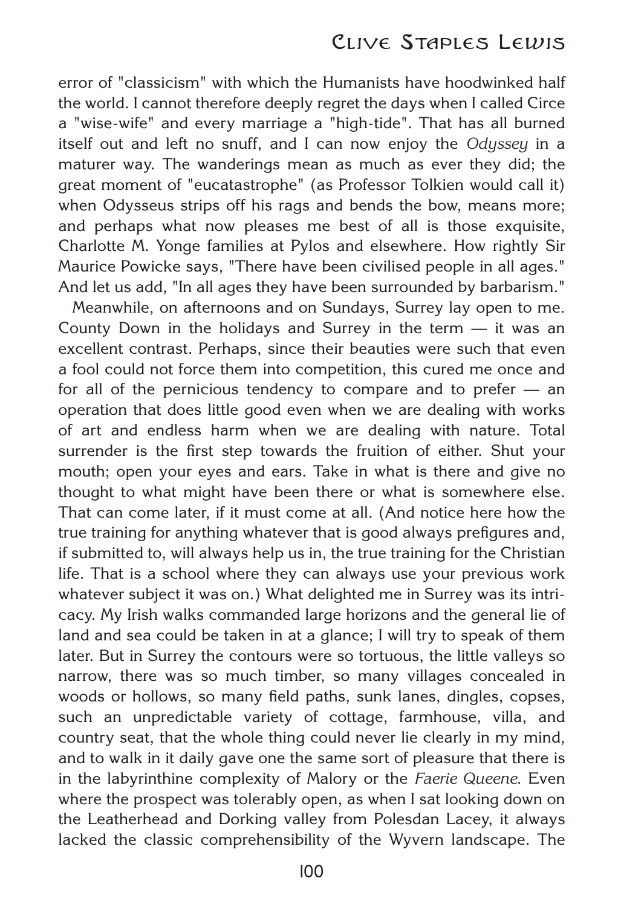error of "classicism" with which the Humanists have hoodwinked half the world. I cannot therefore deeply regret the days when I called Circe a "wise-wife" and every marriage a "high-tide". That has all burned itself out and left no snuff, and I can now enjoy the *Odyssey* in a maturer way. The wanderings mean as much as ever they did; the great moment of "eucatastrophe" (as Professor Tolkien would call it) when Odysseus strips off his rags and bends the bow, means more; and perhaps what now pleases me best of all is those exquisite, Charlotte M. Yonge families at Pylos and elsewhere. How rightly Sir Maurice Powicke says, "There have been civilised people in all ages." And let us add, "In all ages they have been surrounded by barbarism."

Meanwhile, on afternoons and on Sundays, Surrey lay open to me. County Down in the holidays and Surrey in the term — it was an excellent contrast. Perhaps, since their beauties were such that even a fool could not force them into competition, this cured me once and for all of the pernicious tendency to compare and to prefer — an operation that does little good even when we are dealing with works of art and endless harm when we are dealing with nature. Total surrender is the first step towards the fruition of either. Shut your mouth; open your eyes and ears. Take in what is there and give no thought to what might have been there or what is somewhere else. That can come later, if it must come at all. (And notice here how the true training for anything whatever that is good always prefigures and, if submitted to, will always help us in, the true training for the Christian life. That is a school where they can always use your previous work whatever subject it was on.) What delighted me in Surrey was its intricacy. My Irish walks commanded large horizons and the general lie of land and sea could be taken in at a glance; I will try to speak of them later. But in Surrey the contours were so tortuous, the little valleys so narrow, there was so much timber, so many villages concealed in woods or hollows, so many field paths, sunk lanes, dingles, copses, such an unpredictable variety of cottage, farmhouse, villa, and country seat, that the whole thing could never lie clearly in my mind, and to walk in it daily gave one the same sort of pleasure that there is in the labyrinthine complexity of Malory or the *Faerie Queene*. Even where the prospect was tolerably open, as when I sat looking down on the Leatherhead and Dorking valley from Polesdan Lacey, it always lacked the classic comprehensibility of the Wyvern landscape. The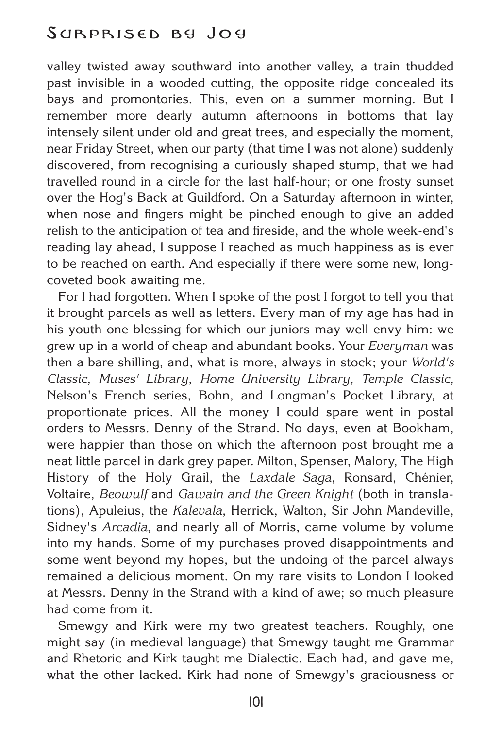valley twisted away southward into another valley, a train thudded past invisible in a wooded cutting, the opposite ridge concealed its bays and promontories. This, even on a summer morning. But I remember more dearly autumn afternoons in bottoms that lay intensely silent under old and great trees, and especially the moment, near Friday Street, when our party (that time I was not alone) suddenly discovered, from recognising a curiously shaped stump, that we had travelled round in a circle for the last half-hour; or one frosty sunset over the Hog's Back at Guildford. On a Saturday afternoon in winter, when nose and fingers might be pinched enough to give an added relish to the anticipation of tea and fireside, and the whole week-end's reading lay ahead, I suppose I reached as much happiness as is ever to be reached on earth. And especially if there were some new, long-coveted book awaiting me.

For I had forgotten. When I spoke of the post I forgot to tell you that it brought parcels as well as letters. Every man of my age has had in his youth one blessing for which our juniors may well envy him: we grew up in a world of cheap and abundant books. Your *Everyman* was then a bare shilling, and, what is more, always in stock; your *World's Classic*, *Muses' Library*, *Home University Library*, *Temple Classic*, Nelson's French series, Bohn, and Longman's Pocket Library, at proportionate prices. All the money I could spare went in postal orders to Messrs. Denny of the Strand. No days, even at Bookham, were happier than those on which the afternoon post brought me a neat little parcel in dark grey paper. Milton, Spenser, Malory, The High History of the Holy Grail, the *Laxdale Saga*, Ronsard, Chénier, Voltaire, *Beowulf* and *Gawain and the Green Knight* (both in translations), Apuleius, the *Kalevala*, Herrick, Walton, Sir John Mandeville, Sidney's *Arcadia*, and nearly all of Morris, came volume by volume into my hands. Some of my purchases proved disappointments and some went beyond my hopes, but the undoing of the parcel always remained a delicious moment. On my rare visits to London I looked at Messrs. Denny in the Strand with a kind of awe; so much pleasure had come from it.

Smewgy and Kirk were my two greatest teachers. Roughly, one might say (in medieval language) that Smewgy taught me Grammar and Rhetoric and Kirk taught me Dialectic. Each had, and gave me, what the other lacked. Kirk had none of Smewgy's graciousness or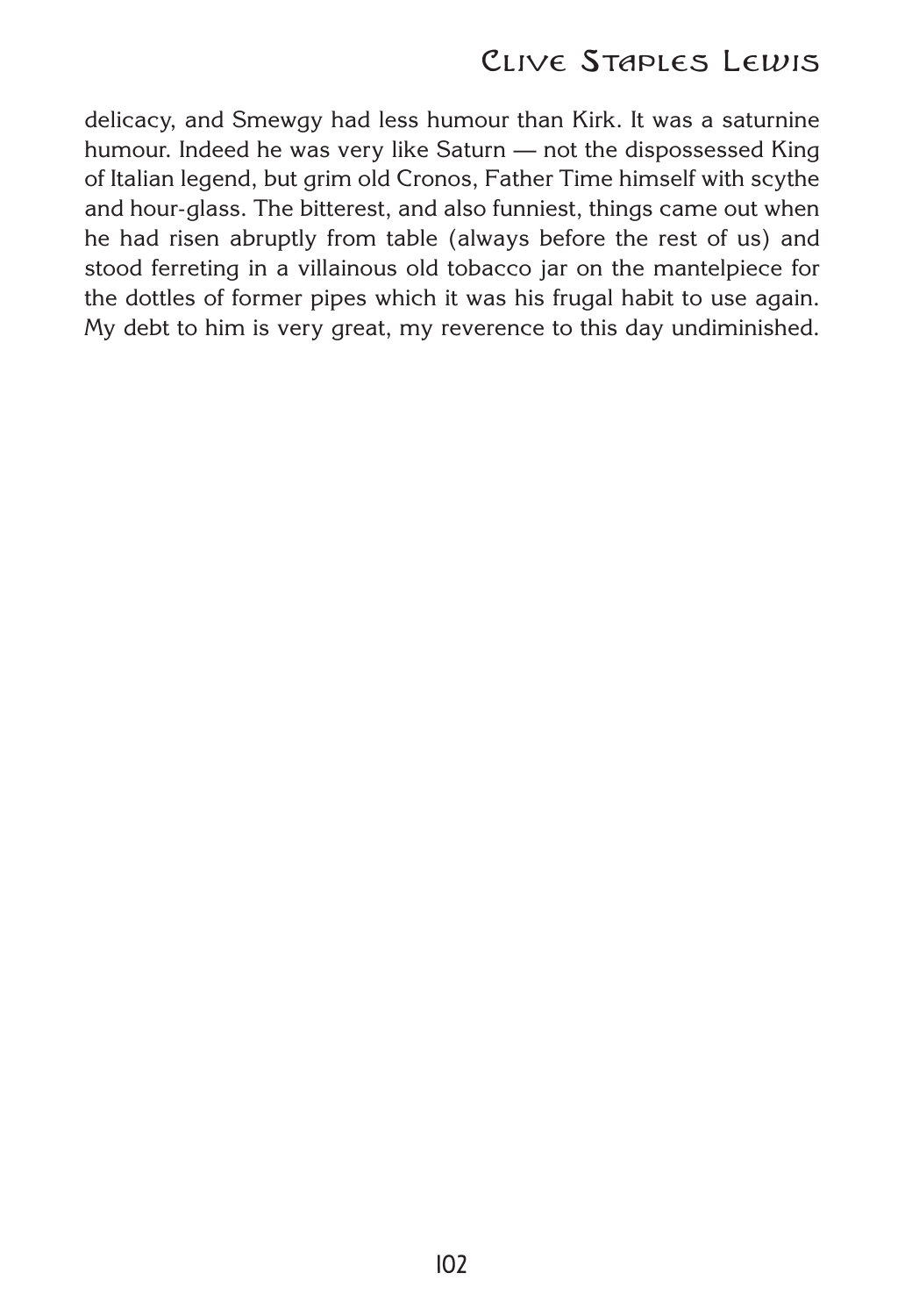delicacy, and Smewgy had less humour than Kirk. It was a saturnine humour. Indeed he was very like Saturn — not the dispossessed King of Italian legend, but grim old Cronos, Father Time himself with scythe and hour-glass. The bitterest, and also funniest, things came out when he had risen abruptly from table (always before the rest of us) and stood ferreting in a villainous old tobacco jar on the mantelpiece for the dottles of former pipes which it was his frugal habit to use again. My debt to him is very great, my reverence to this day undiminished.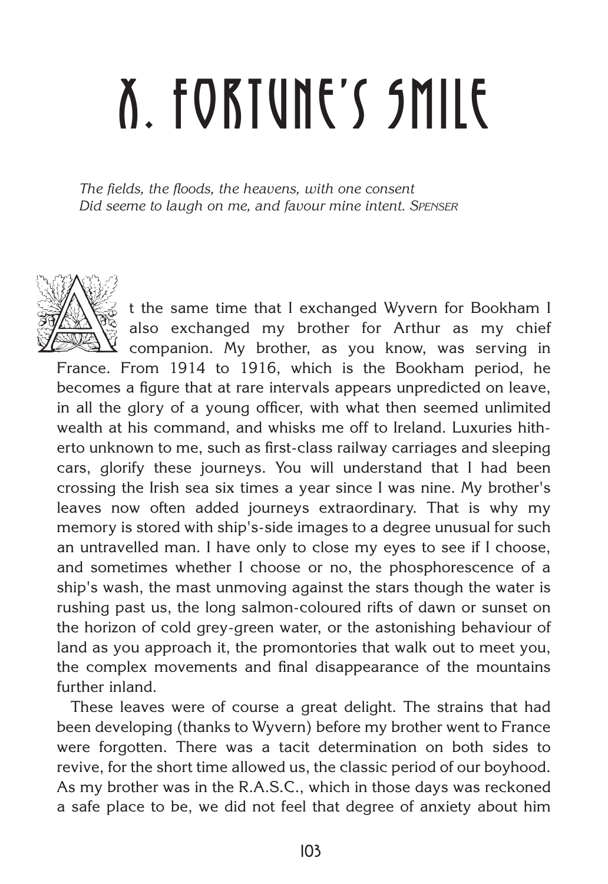# X. FORTUNE'S SMILE

*The fields, the floods, the heavens, with one consent*
*Did seeme to laugh on me, and favour mine intent.* SPENSER

At the same time that I exchanged Wyvern for Bookham I also exchanged my brother for Arthur as my chief companion. My brother, as you know, was serving in France. From 1914 to 1916, which is the Bookham period, he becomes a figure that at rare intervals appears unpredicted on leave, in all the glory of a young officer, with what then seemed unlimited wealth at his command, and whisks me off to Ireland. Luxuries hitherto unknown to me, such as first-class railway carriages and sleeping cars, glorify these journeys. You will understand that I had been crossing the Irish sea six times a year since I was nine. My brother's leaves now often added journeys extraordinary. That is why my memory is stored with ship's-side images to a degree unusual for such an untravelled man. I have only to close my eyes to see if I choose, and sometimes whether I choose or no, the phosphorescence of a ship's wash, the mast unmoving against the stars though the water is rushing past us, the long salmon-coloured rifts of dawn or sunset on the horizon of cold grey-green water, or the astonishing behaviour of land as you approach it, the promontories that walk out to meet you, the complex movements and final disappearance of the mountains further inland.

These leaves were of course a great delight. The strains that had been developing (thanks to Wyvern) before my brother went to France were forgotten. There was a tacit determination on both sides to revive, for the short time allowed us, the classic period of our boyhood. As my brother was in the R.A.S.C., which in those days was reckoned a safe place to be, we did not feel that degree of anxiety about him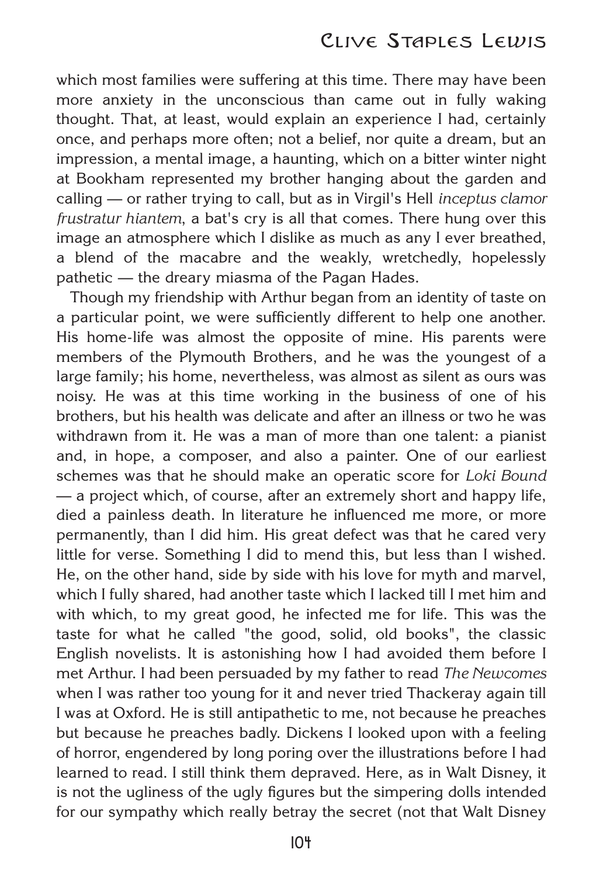which most families were suffering at this time. There may have been more anxiety in the unconscious than came out in fully waking thought. That, at least, would explain an experience I had, certainly once, and perhaps more often; not a belief, nor quite a dream, but an impression, a mental image, a haunting, which on a bitter winter night at Bookham represented my brother hanging about the garden and calling — or rather trying to call, but as in Virgil's Hell *inceptus clamor frustratur hiantem*, a bat's cry is all that comes. There hung over this image an atmosphere which I dislike as much as any I ever breathed, a blend of the macabre and the weakly, wretchedly, hopelessly pathetic — the dreary miasma of the Pagan Hades.

Though my friendship with Arthur began from an identity of taste on a particular point, we were sufficiently different to help one another. His home-life was almost the opposite of mine. His parents were members of the Plymouth Brothers, and he was the youngest of a large family; his home, nevertheless, was almost as silent as ours was noisy. He was at this time working in the business of one of his brothers, but his health was delicate and after an illness or two he was withdrawn from it. He was a man of more than one talent: a pianist and, in hope, a composer, and also a painter. One of our earliest schemes was that he should make an operatic score for *Loki Bound* — a project which, of course, after an extremely short and happy life, died a painless death. In literature he influenced me more, or more permanently, than I did him. His great defect was that he cared very little for verse. Something I did to mend this, but less than I wished. He, on the other hand, side by side with his love for myth and marvel, which I fully shared, had another taste which I lacked till I met him and with which, to my great good, he infected me for life. This was the taste for what he called "the good, solid, old books", the classic English novelists. It is astonishing how I had avoided them before I met Arthur. I had been persuaded by my father to read *The Newcomes* when I was rather too young for it and never tried Thackeray again till I was at Oxford. He is still antipathetic to me, not because he preaches but because he preaches badly. Dickens I looked upon with a feeling of horror, engendered by long poring over the illustrations before I had learned to read. I still think them depraved. Here, as in Walt Disney, it is not the ugliness of the ugly figures but the simpering dolls intended for our sympathy which really betray the secret (not that Walt Disney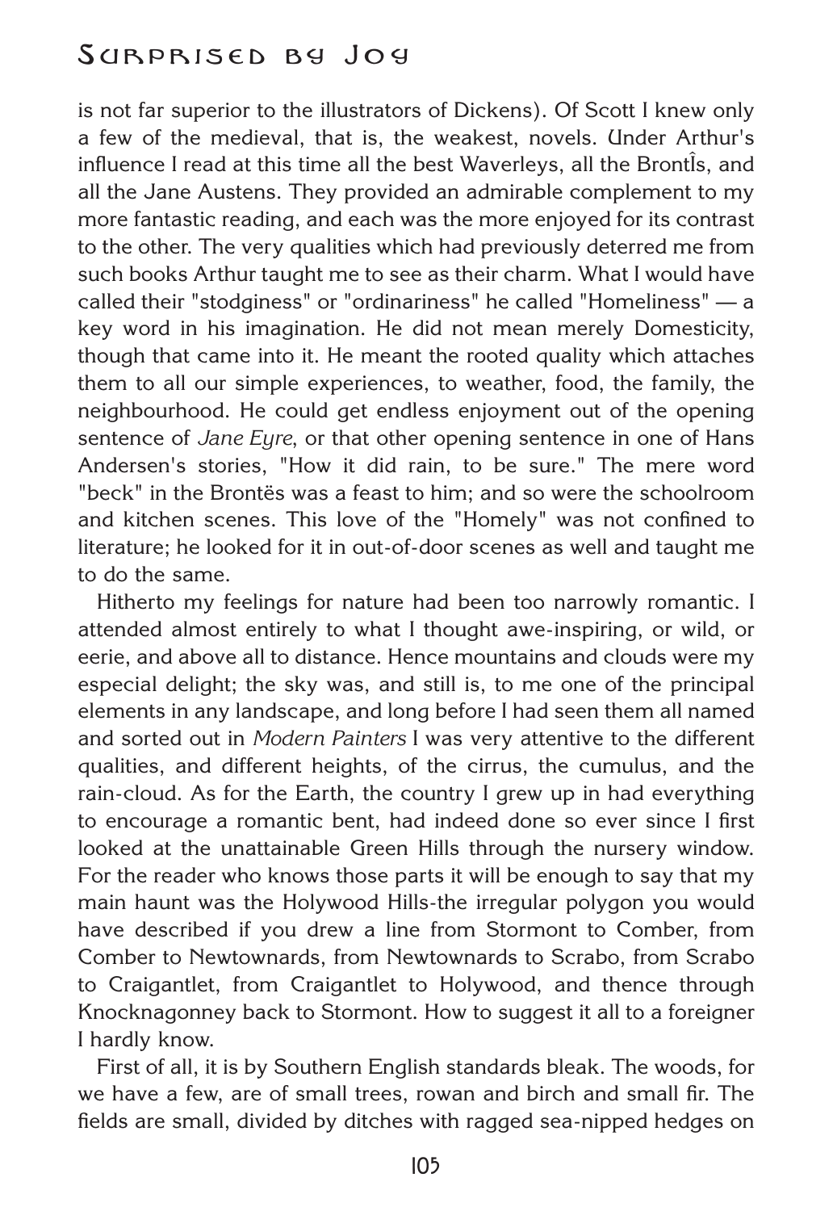is not far superior to the illustrators of Dickens). Of Scott I knew only a few of the medieval, that is, the weakest, novels. Under Arthur's influence I read at this time all the best Waverleys, all the BrontÎs, and all the Jane Austens. They provided an admirable complement to my more fantastic reading, and each was the more enjoyed for its contrast to the other. The very qualities which had previously deterred me from such books Arthur taught me to see as their charm. What I would have called their "stodginess" or "ordinariness" he called "Homeliness" — a key word in his imagination. He did not mean merely Domesticity, though that came into it. He meant the rooted quality which attaches them to all our simple experiences, to weather, food, the family, the neighbourhood. He could get endless enjoyment out of the opening sentence of *Jane Eyre*, or that other opening sentence in one of Hans Andersen's stories, "How it did rain, to be sure." The mere word "beck" in the Brontës was a feast to him; and so were the schoolroom and kitchen scenes. This love of the "Homely" was not confined to literature; he looked for it in out-of-door scenes as well and taught me to do the same.

Hitherto my feelings for nature had been too narrowly romantic. I attended almost entirely to what I thought awe-inspiring, or wild, or eerie, and above all to distance. Hence mountains and clouds were my especial delight; the sky was, and still is, to me one of the principal elements in any landscape, and long before I had seen them all named and sorted out in *Modern Painters* I was very attentive to the different qualities, and different heights, of the cirrus, the cumulus, and the rain-cloud. As for the Earth, the country I grew up in had everything to encourage a romantic bent, had indeed done so ever since I first looked at the unattainable Green Hills through the nursery window. For the reader who knows those parts it will be enough to say that my main haunt was the Holywood Hills-the irregular polygon you would have described if you drew a line from Stormont to Comber, from Comber to Newtownards, from Newtownards to Scrabo, from Scrabo to Craigantlet, from Craigantlet to Holywood, and thence through Knocknagonney back to Stormont. How to suggest it all to a foreigner I hardly know.

First of all, it is by Southern English standards bleak. The woods, for we have a few, are of small trees, rowan and birch and small fir. The fields are small, divided by ditches with ragged sea-nipped hedges on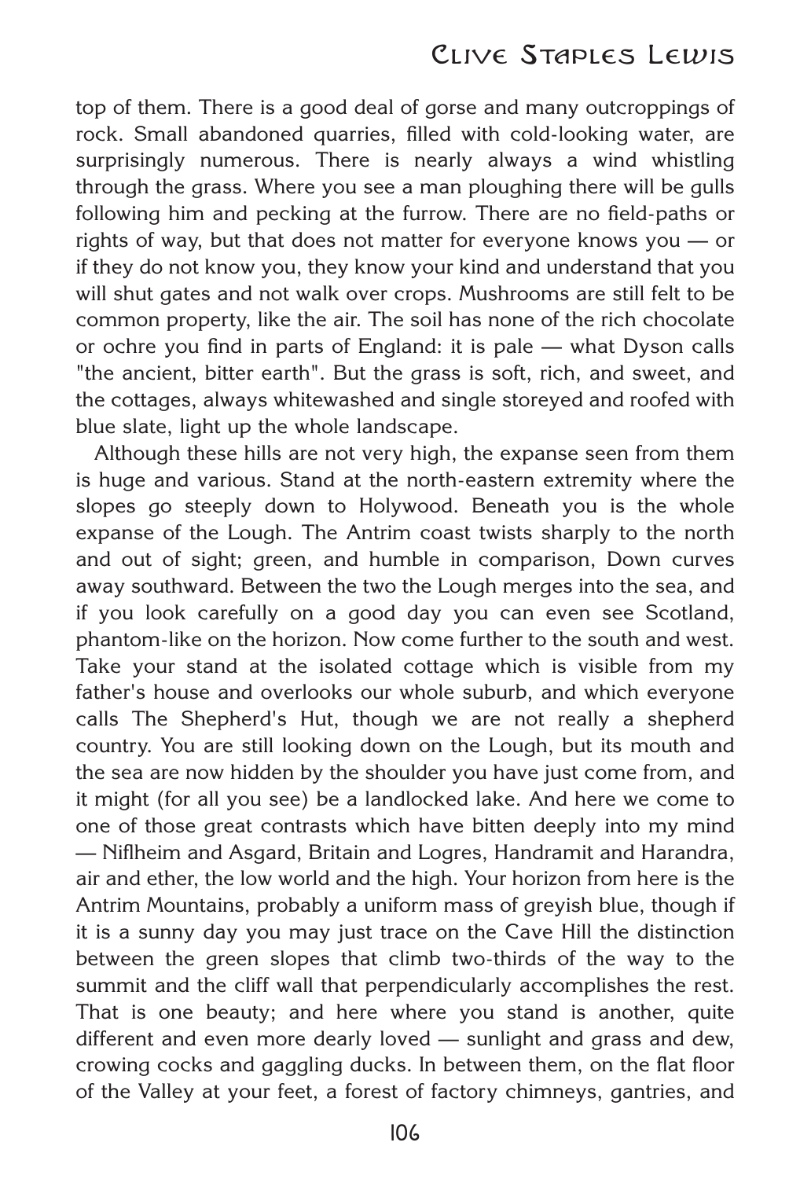top of them. There is a good deal of gorse and many outcroppings of rock. Small abandoned quarries, filled with cold-looking water, are surprisingly numerous. There is nearly always a wind whistling through the grass. Where you see a man ploughing there will be gulls following him and pecking at the furrow. There are no field-paths or rights of way, but that does not matter for everyone knows you — or if they do not know you, they know your kind and understand that you will shut gates and not walk over crops. Mushrooms are still felt to be common property, like the air. The soil has none of the rich chocolate or ochre you find in parts of England: it is pale — what Dyson calls "the ancient, bitter earth". But the grass is soft, rich, and sweet, and the cottages, always whitewashed and single storeyed and roofed with blue slate, light up the whole landscape.

Although these hills are not very high, the expanse seen from them is huge and various. Stand at the north-eastern extremity where the slopes go steeply down to Holywood. Beneath you is the whole expanse of the Lough. The Antrim coast twists sharply to the north and out of sight; green, and humble in comparison, Down curves away southward. Between the two the Lough merges into the sea, and if you look carefully on a good day you can even see Scotland, phantom-like on the horizon. Now come further to the south and west. Take your stand at the isolated cottage which is visible from my father's house and overlooks our whole suburb, and which everyone calls The Shepherd's Hut, though we are not really a shepherd country. You are still looking down on the Lough, but its mouth and the sea are now hidden by the shoulder you have just come from, and it might (for all you see) be a landlocked lake. And here we come to one of those great contrasts which have bitten deeply into my mind — Niflheim and Asgard, Britain and Logres, Handramit and Harandra, air and ether, the low world and the high. Your horizon from here is the Antrim Mountains, probably a uniform mass of greyish blue, though if it is a sunny day you may just trace on the Cave Hill the distinction between the green slopes that climb two-thirds of the way to the summit and the cliff wall that perpendicularly accomplishes the rest. That is one beauty; and here where you stand is another, quite different and even more dearly loved — sunlight and grass and dew, crowing cocks and gaggling ducks. In between them, on the flat floor of the Valley at your feet, a forest of factory chimneys, gantries, and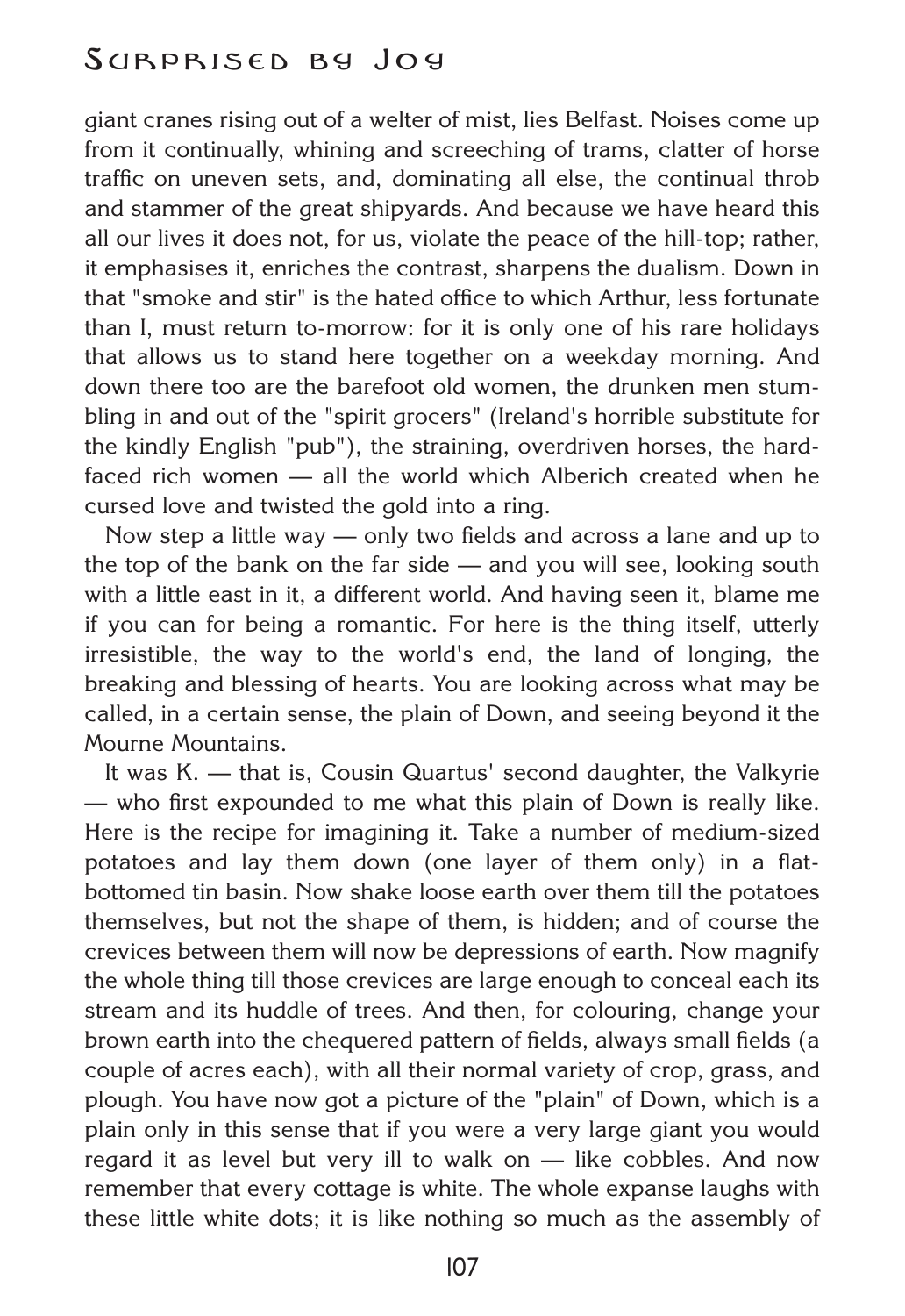giant cranes rising out of a welter of mist, lies Belfast. Noises come up from it continually, whining and screeching of trams, clatter of horse traffic on uneven sets, and, dominating all else, the continual throb and stammer of the great shipyards. And because we have heard this all our lives it does not, for us, violate the peace of the hill-top; rather, it emphasises it, enriches the contrast, sharpens the dualism. Down in that "smoke and stir" is the hated office to which Arthur, less fortunate than I, must return to-morrow: for it is only one of his rare holidays that allows us to stand here together on a weekday morning. And down there too are the barefoot old women, the drunken men stumbling in and out of the "spirit grocers" (Ireland's horrible substitute for the kindly English "pub"), the straining, overdriven horses, the hard-faced rich women — all the world which Alberich created when he cursed love and twisted the gold into a ring.

Now step a little way — only two fields and across a lane and up to the top of the bank on the far side — and you will see, looking south with a little east in it, a different world. And having seen it, blame me if you can for being a romantic. For here is the thing itself, utterly irresistible, the way to the world's end, the land of longing, the breaking and blessing of hearts. You are looking across what may be called, in a certain sense, the plain of Down, and seeing beyond it the Mourne Mountains.

It was K. — that is, Cousin Quartus' second daughter, the Valkyrie — who first expounded to me what this plain of Down is really like. Here is the recipe for imagining it. Take a number of medium-sized potatoes and lay them down (one layer of them only) in a flat-bottomed tin basin. Now shake loose earth over them till the potatoes themselves, but not the shape of them, is hidden; and of course the crevices between them will now be depressions of earth. Now magnify the whole thing till those crevices are large enough to conceal each its stream and its huddle of trees. And then, for colouring, change your brown earth into the chequered pattern of fields, always small fields (a couple of acres each), with all their normal variety of crop, grass, and plough. You have now got a picture of the "plain" of Down, which is a plain only in this sense that if you were a very large giant you would regard it as level but very ill to walk on — like cobbles. And now remember that every cottage is white. The whole expanse laughs with these little white dots; it is like nothing so much as the assembly of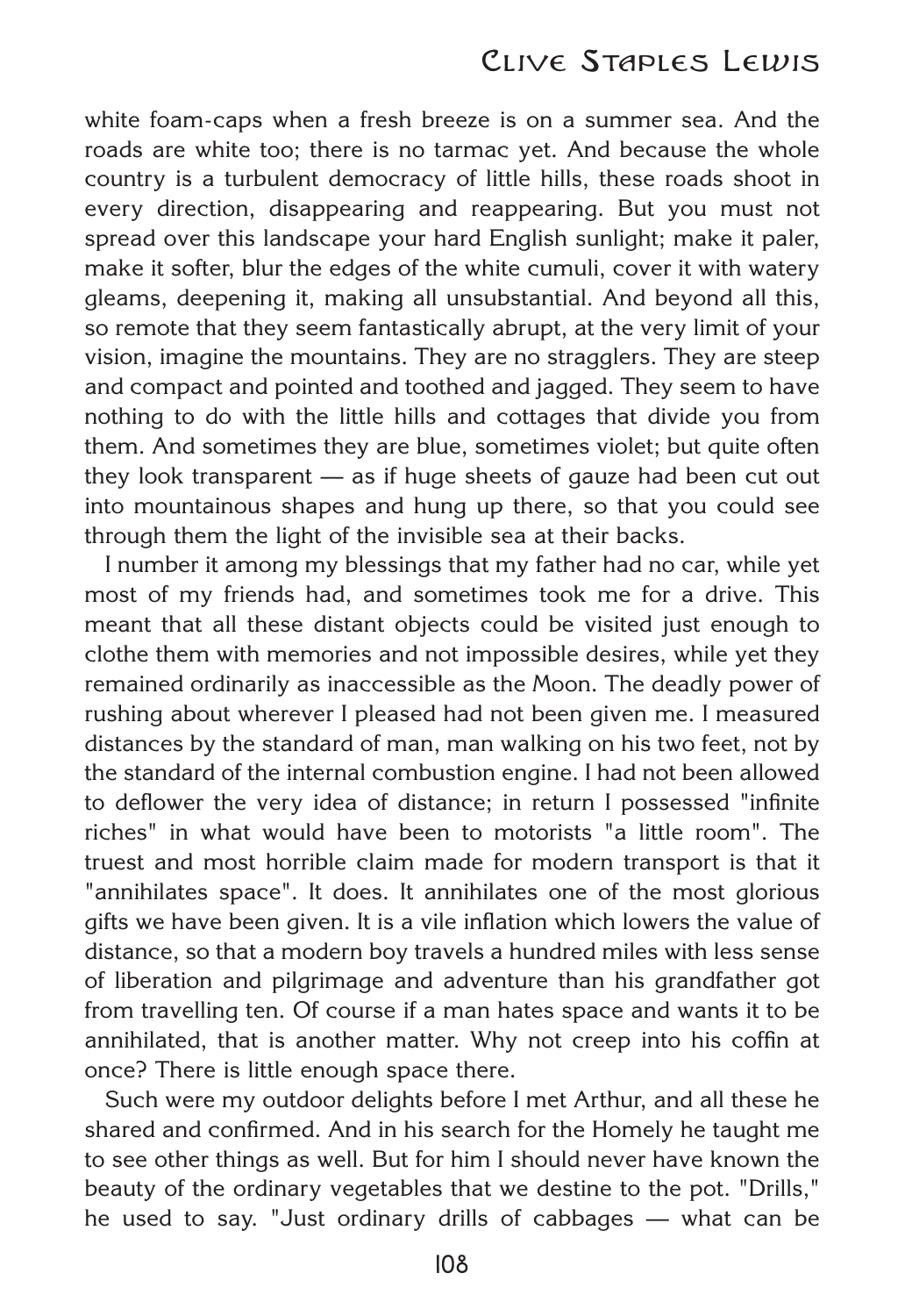white foam-caps when a fresh breeze is on a summer sea. And the roads are white too; there is no tarmac yet. And because the whole country is a turbulent democracy of little hills, these roads shoot in every direction, disappearing and reappearing. But you must not spread over this landscape your hard English sunlight; make it paler, make it softer, blur the edges of the white cumuli, cover it with watery gleams, deepening it, making all unsubstantial. And beyond all this, so remote that they seem fantastically abrupt, at the very limit of your vision, imagine the mountains. They are no stragglers. They are steep and compact and pointed and toothed and jagged. They seem to have nothing to do with the little hills and cottages that divide you from them. And sometimes they are blue, sometimes violet; but quite often they look transparent — as if huge sheets of gauze had been cut out into mountainous shapes and hung up there, so that you could see through them the light of the invisible sea at their backs.

I number it among my blessings that my father had no car, while yet most of my friends had, and sometimes took me for a drive. This meant that all these distant objects could be visited just enough to clothe them with memories and not impossible desires, while yet they remained ordinarily as inaccessible as the Moon. The deadly power of rushing about wherever I pleased had not been given me. I measured distances by the standard of man, man walking on his two feet, not by the standard of the internal combustion engine. I had not been allowed to deflower the very idea of distance; in return I possessed "infinite riches" in what would have been to motorists "a little room". The truest and most horrible claim made for modern transport is that it "annihilates space". It does. It annihilates one of the most glorious gifts we have been given. It is a vile inflation which lowers the value of distance, so that a modern boy travels a hundred miles with less sense of liberation and pilgrimage and adventure than his grandfather got from travelling ten. Of course if a man hates space and wants it to be annihilated, that is another matter. Why not creep into his coffin at once? There is little enough space there.

Such were my outdoor delights before I met Arthur, and all these he shared and confirmed. And in his search for the Homely he taught me to see other things as well. But for him I should never have known the beauty of the ordinary vegetables that we destine to the pot. "Drills," he used to say. "Just ordinary drills of cabbages — what can be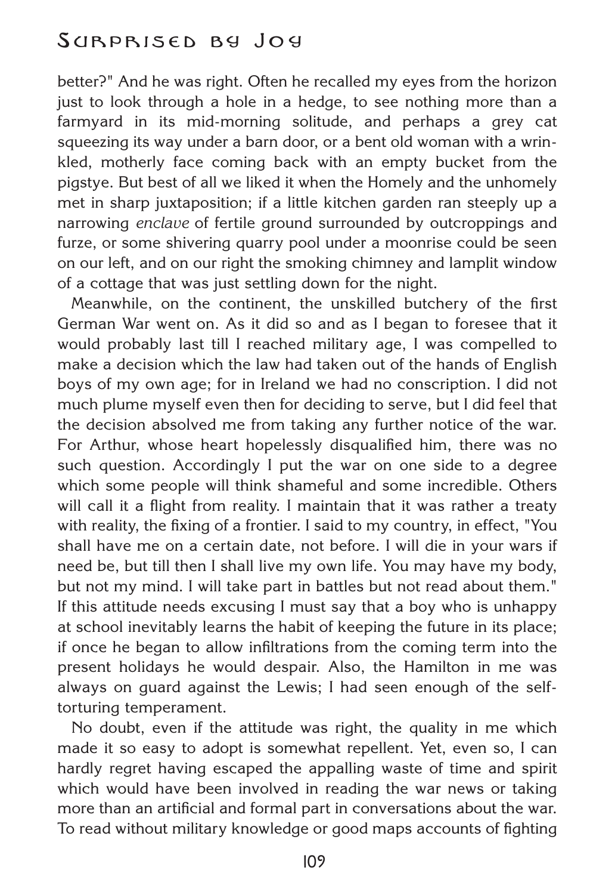better?" And he was right. Often he recalled my eyes from the horizon just to look through a hole in a hedge, to see nothing more than a farmyard in its mid-morning solitude, and perhaps a grey cat squeezing its way under a barn door, or a bent old woman with a wrinkled, motherly face coming back with an empty bucket from the pigstye. But best of all we liked it when the Homely and the unhomely met in sharp juxtaposition; if a little kitchen garden ran steeply up a narrowing *enclave* of fertile ground surrounded by outcroppings and furze, or some shivering quarry pool under a moonrise could be seen on our left, and on our right the smoking chimney and lamplit window of a cottage that was just settling down for the night.

Meanwhile, on the continent, the unskilled butchery of the first German War went on. As it did so and as I began to foresee that it would probably last till I reached military age, I was compelled to make a decision which the law had taken out of the hands of English boys of my own age; for in Ireland we had no conscription. I did not much plume myself even then for deciding to serve, but I did feel that the decision absolved me from taking any further notice of the war. For Arthur, whose heart hopelessly disqualified him, there was no such question. Accordingly I put the war on one side to a degree which some people will think shameful and some incredible. Others will call it a flight from reality. I maintain that it was rather a treaty with reality, the fixing of a frontier. I said to my country, in effect, "You shall have me on a certain date, not before. I will die in your wars if need be, but till then I shall live my own life. You may have my body, but not my mind. I will take part in battles but not read about them." If this attitude needs excusing I must say that a boy who is unhappy at school inevitably learns the habit of keeping the future in its place; if once he began to allow infiltrations from the coming term into the present holidays he would despair. Also, the Hamilton in me was always on guard against the Lewis; I had seen enough of the self-torturing temperament.

No doubt, even if the attitude was right, the quality in me which made it so easy to adopt is somewhat repellent. Yet, even so, I can hardly regret having escaped the appalling waste of time and spirit which would have been involved in reading the war news or taking more than an artificial and formal part in conversations about the war. To read without military knowledge or good maps accounts of fighting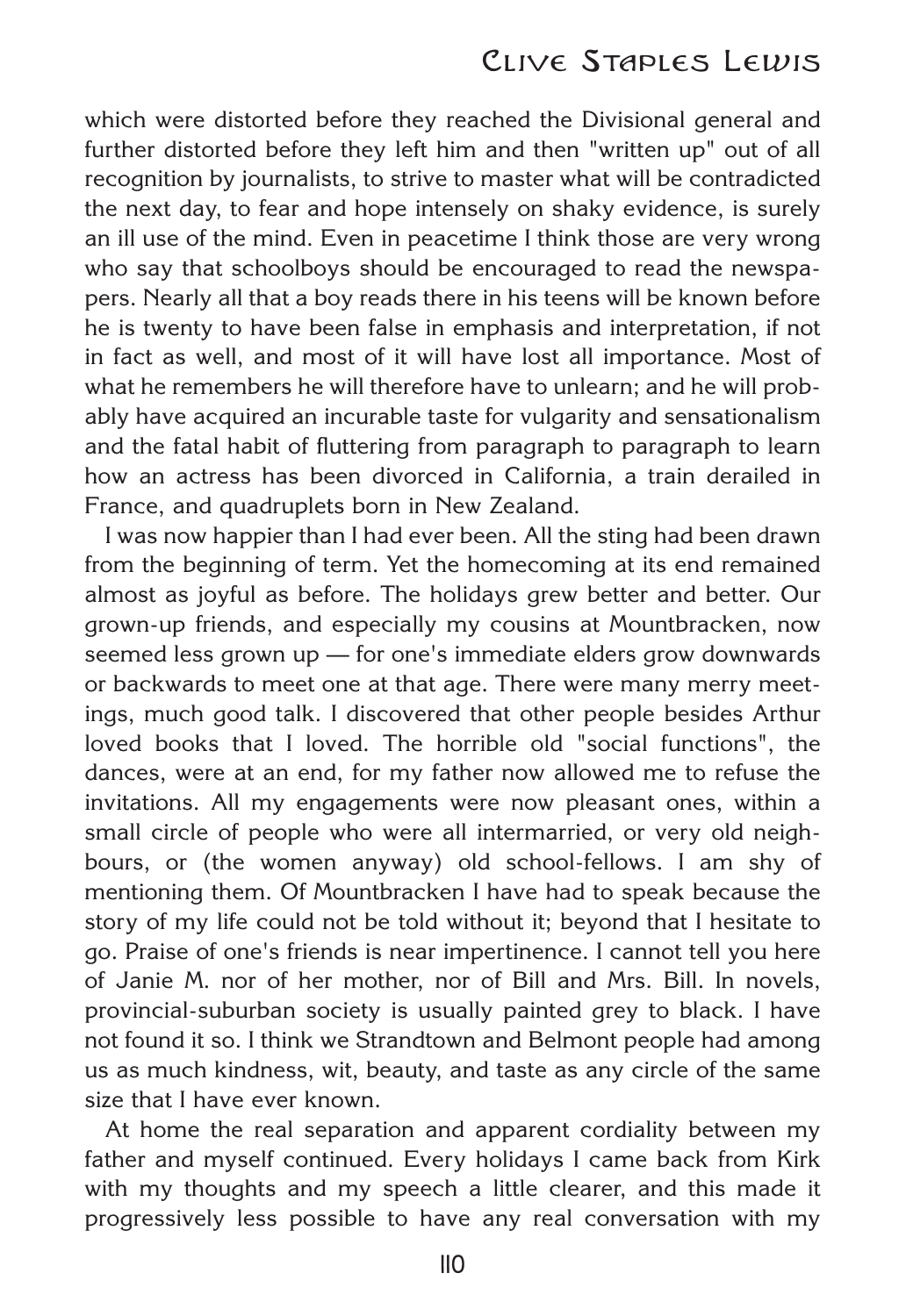which were distorted before they reached the Divisional general and further distorted before they left him and then "written up" out of all recognition by journalists, to strive to master what will be contradicted the next day, to fear and hope intensely on shaky evidence, is surely an ill use of the mind. Even in peacetime I think those are very wrong who say that schoolboys should be encouraged to read the newspapers. Nearly all that a boy reads there in his teens will be known before he is twenty to have been false in emphasis and interpretation, if not in fact as well, and most of it will have lost all importance. Most of what he remembers he will therefore have to unlearn; and he will probably have acquired an incurable taste for vulgarity and sensationalism and the fatal habit of fluttering from paragraph to paragraph to learn how an actress has been divorced in California, a train derailed in France, and quadruplets born in New Zealand.

I was now happier than I had ever been. All the sting had been drawn from the beginning of term. Yet the homecoming at its end remained almost as joyful as before. The holidays grew better and better. Our grown-up friends, and especially my cousins at Mountbracken, now seemed less grown up — for one's immediate elders grow downwards or backwards to meet one at that age. There were many merry meetings, much good talk. I discovered that other people besides Arthur loved books that I loved. The horrible old "social functions", the dances, were at an end, for my father now allowed me to refuse the invitations. All my engagements were now pleasant ones, within a small circle of people who were all intermarried, or very old neighbours, or (the women anyway) old school-fellows. I am shy of mentioning them. Of Mountbracken I have had to speak because the story of my life could not be told without it; beyond that I hesitate to go. Praise of one's friends is near impertinence. I cannot tell you here of Janie M. nor of her mother, nor of Bill and Mrs. Bill. In novels, provincial-suburban society is usually painted grey to black. I have not found it so. I think we Strandtown and Belmont people had among us as much kindness, wit, beauty, and taste as any circle of the same size that I have ever known.

At home the real separation and apparent cordiality between my father and myself continued. Every holidays I came back from Kirk with my thoughts and my speech a little clearer, and this made it progressively less possible to have any real conversation with my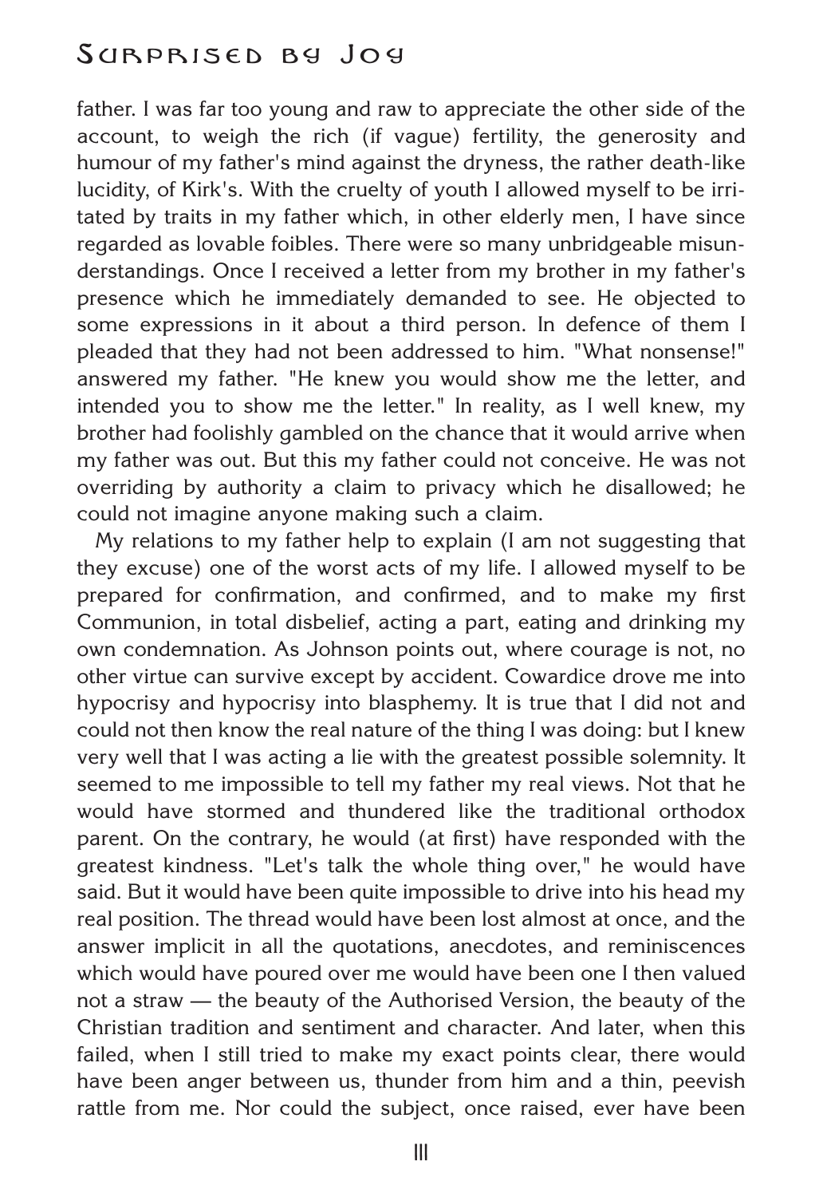father. I was far too young and raw to appreciate the other side of the account, to weigh the rich (if vague) fertility, the generosity and humour of my father's mind against the dryness, the rather death-like lucidity, of Kirk's. With the cruelty of youth I allowed myself to be irritated by traits in my father which, in other elderly men, I have since regarded as lovable foibles. There were so many unbridgeable misunderstandings. Once I received a letter from my brother in my father's presence which he immediately demanded to see. He objected to some expressions in it about a third person. In defence of them I pleaded that they had not been addressed to him. "What nonsense!" answered my father. "He knew you would show me the letter, and intended you to show me the letter." In reality, as I well knew, my brother had foolishly gambled on the chance that it would arrive when my father was out. But this my father could not conceive. He was not overriding by authority a claim to privacy which he disallowed; he could not imagine anyone making such a claim.

My relations to my father help to explain (I am not suggesting that they excuse) one of the worst acts of my life. I allowed myself to be prepared for confirmation, and confirmed, and to make my first Communion, in total disbelief, acting a part, eating and drinking my own condemnation. As Johnson points out, where courage is not, no other virtue can survive except by accident. Cowardice drove me into hypocrisy and hypocrisy into blasphemy. It is true that I did not and could not then know the real nature of the thing I was doing: but I knew very well that I was acting a lie with the greatest possible solemnity. It seemed to me impossible to tell my father my real views. Not that he would have stormed and thundered like the traditional orthodox parent. On the contrary, he would (at first) have responded with the greatest kindness. "Let's talk the whole thing over," he would have said. But it would have been quite impossible to drive into his head my real position. The thread would have been lost almost at once, and the answer implicit in all the quotations, anecdotes, and reminiscences which would have poured over me would have been one I then valued not a straw — the beauty of the Authorised Version, the beauty of the Christian tradition and sentiment and character. And later, when this failed, when I still tried to make my exact points clear, there would have been anger between us, thunder from him and a thin, peevish rattle from me. Nor could the subject, once raised, ever have been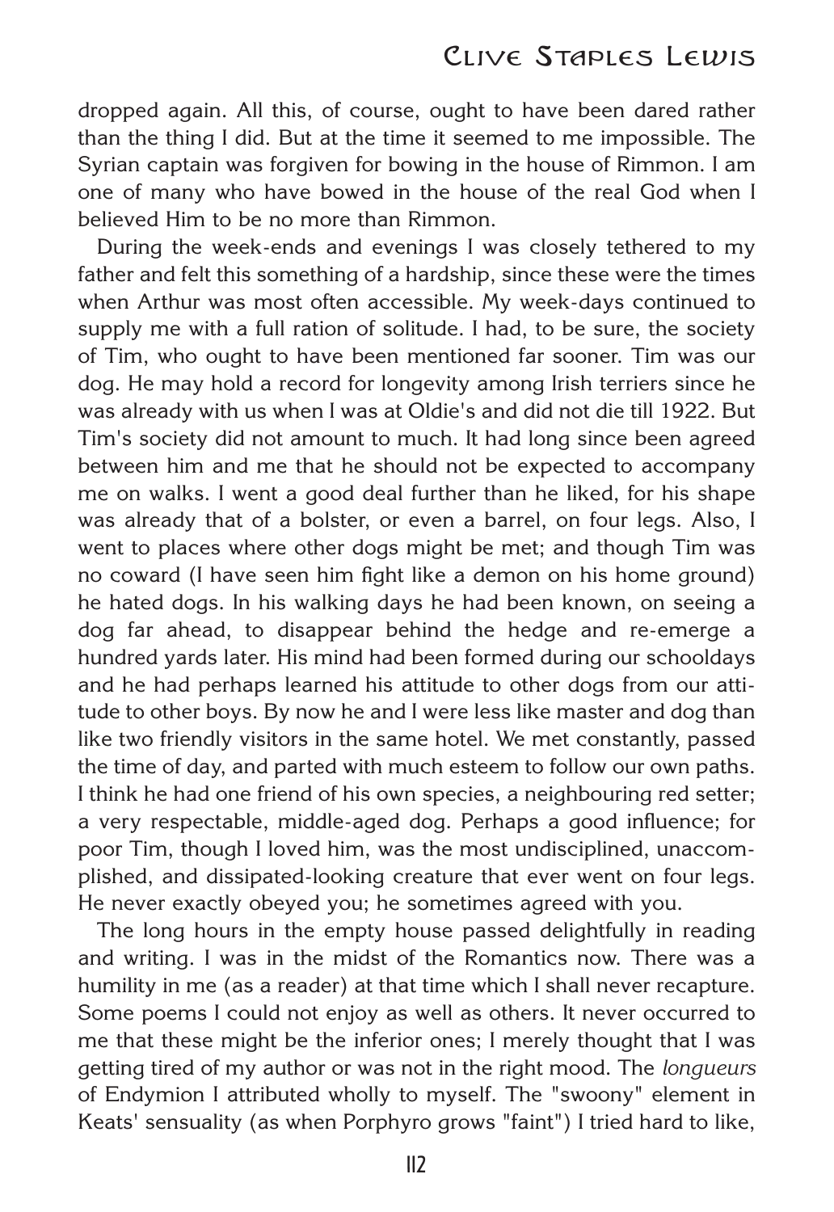dropped again. All this, of course, ought to have been dared rather than the thing I did. But at the time it seemed to me impossible. The Syrian captain was forgiven for bowing in the house of Rimmon. I am one of many who have bowed in the house of the real God when I believed Him to be no more than Rimmon.

During the week-ends and evenings I was closely tethered to my father and felt this something of a hardship, since these were the times when Arthur was most often accessible. My week-days continued to supply me with a full ration of solitude. I had, to be sure, the society of Tim, who ought to have been mentioned far sooner. Tim was our dog. He may hold a record for longevity among Irish terriers since he was already with us when I was at Oldie's and did not die till 1922. But Tim's society did not amount to much. It had long since been agreed between him and me that he should not be expected to accompany me on walks. I went a good deal further than he liked, for his shape was already that of a bolster, or even a barrel, on four legs. Also, I went to places where other dogs might be met; and though Tim was no coward (I have seen him fight like a demon on his home ground) he hated dogs. In his walking days he had been known, on seeing a dog far ahead, to disappear behind the hedge and re-emerge a hundred yards later. His mind had been formed during our schooldays and he had perhaps learned his attitude to other dogs from our attitude to other boys. By now he and I were less like master and dog than like two friendly visitors in the same hotel. We met constantly, passed the time of day, and parted with much esteem to follow our own paths. I think he had one friend of his own species, a neighbouring red setter; a very respectable, middle-aged dog. Perhaps a good influence; for poor Tim, though I loved him, was the most undisciplined, unaccomplished, and dissipated-looking creature that ever went on four legs. He never exactly obeyed you; he sometimes agreed with you.

The long hours in the empty house passed delightfully in reading and writing. I was in the midst of the Romantics now. There was a humility in me (as a reader) at that time which I shall never recapture. Some poems I could not enjoy as well as others. It never occurred to me that these might be the inferior ones; I merely thought that I was getting tired of my author or was not in the right mood. The *longueurs* of Endymion I attributed wholly to myself. The "swoony" element in Keats' sensuality (as when Porphyro grows "faint") I tried hard to like,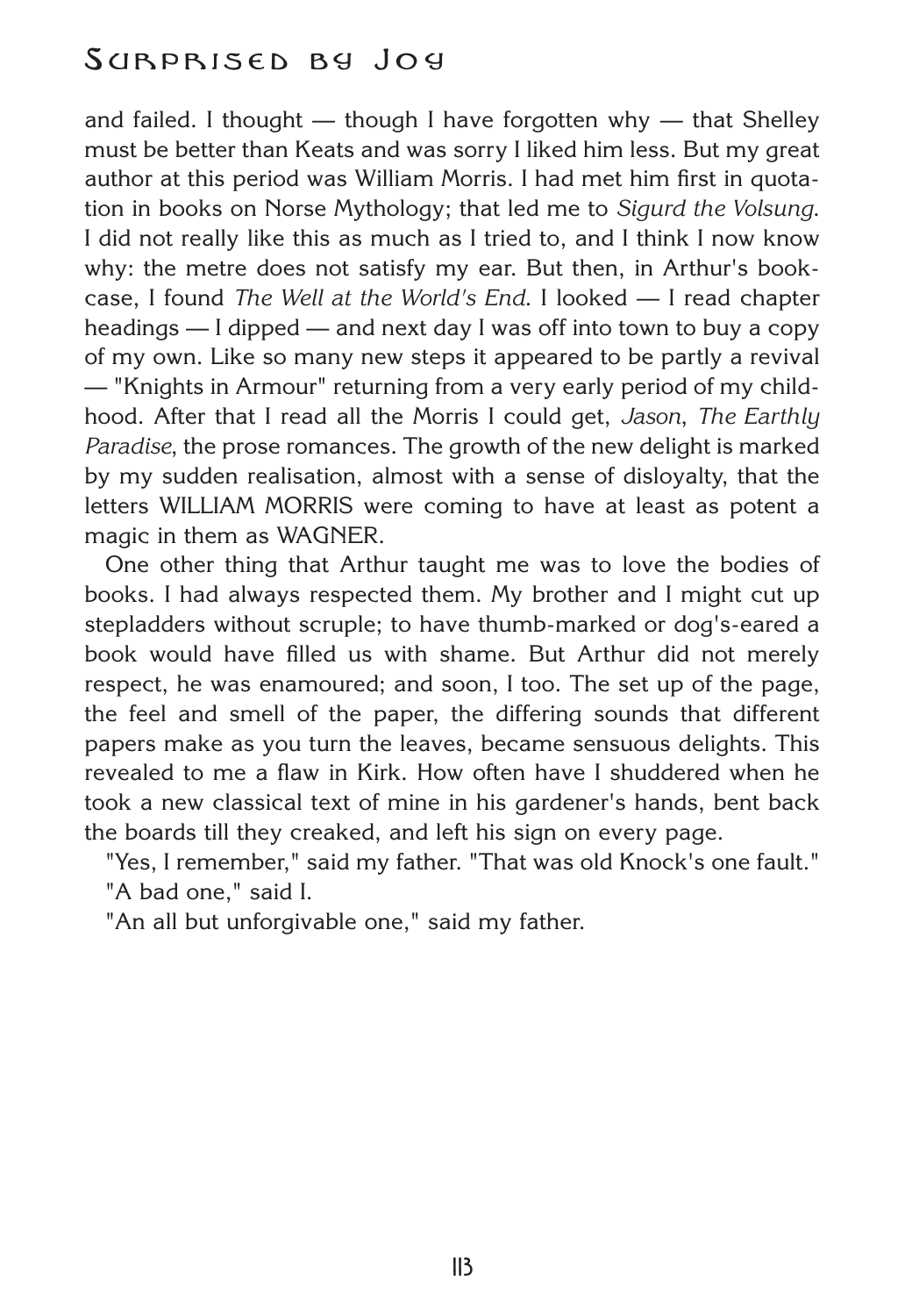and failed. I thought — though I have forgotten why — that Shelley must be better than Keats and was sorry I liked him less. But my great author at this period was William Morris. I had met him first in quotation in books on Norse Mythology; that led me to *Sigurd the Volsung*. I did not really like this as much as I tried to, and I think I now know why: the metre does not satisfy my ear. But then, in Arthur's bookcase, I found *The Well at the World's End*. I looked — I read chapter headings — I dipped — and next day I was off into town to buy a copy of my own. Like so many new steps it appeared to be partly a revival — "Knights in Armour" returning from a very early period of my childhood. After that I read all the Morris I could get, *Jason*, *The Earthly Paradise*, the prose romances. The growth of the new delight is marked by my sudden realisation, almost with a sense of disloyalty, that the letters WILLIAM MORRIS were coming to have at least as potent a magic in them as WAGNER.

One other thing that Arthur taught me was to love the bodies of books. I had always respected them. My brother and I might cut up stepladders without scruple; to have thumb-marked or dog's-eared a book would have filled us with shame. But Arthur did not merely respect, he was enamoured; and soon, I too. The set up of the page, the feel and smell of the paper, the differing sounds that different papers make as you turn the leaves, became sensuous delights. This revealed to me a flaw in Kirk. How often have I shuddered when he took a new classical text of mine in his gardener's hands, bent back the boards till they creaked, and left his sign on every page.

"Yes, I remember," said my father. "That was old Knock's one fault."

"A bad one," said I.

"An all but unforgivable one," said my father.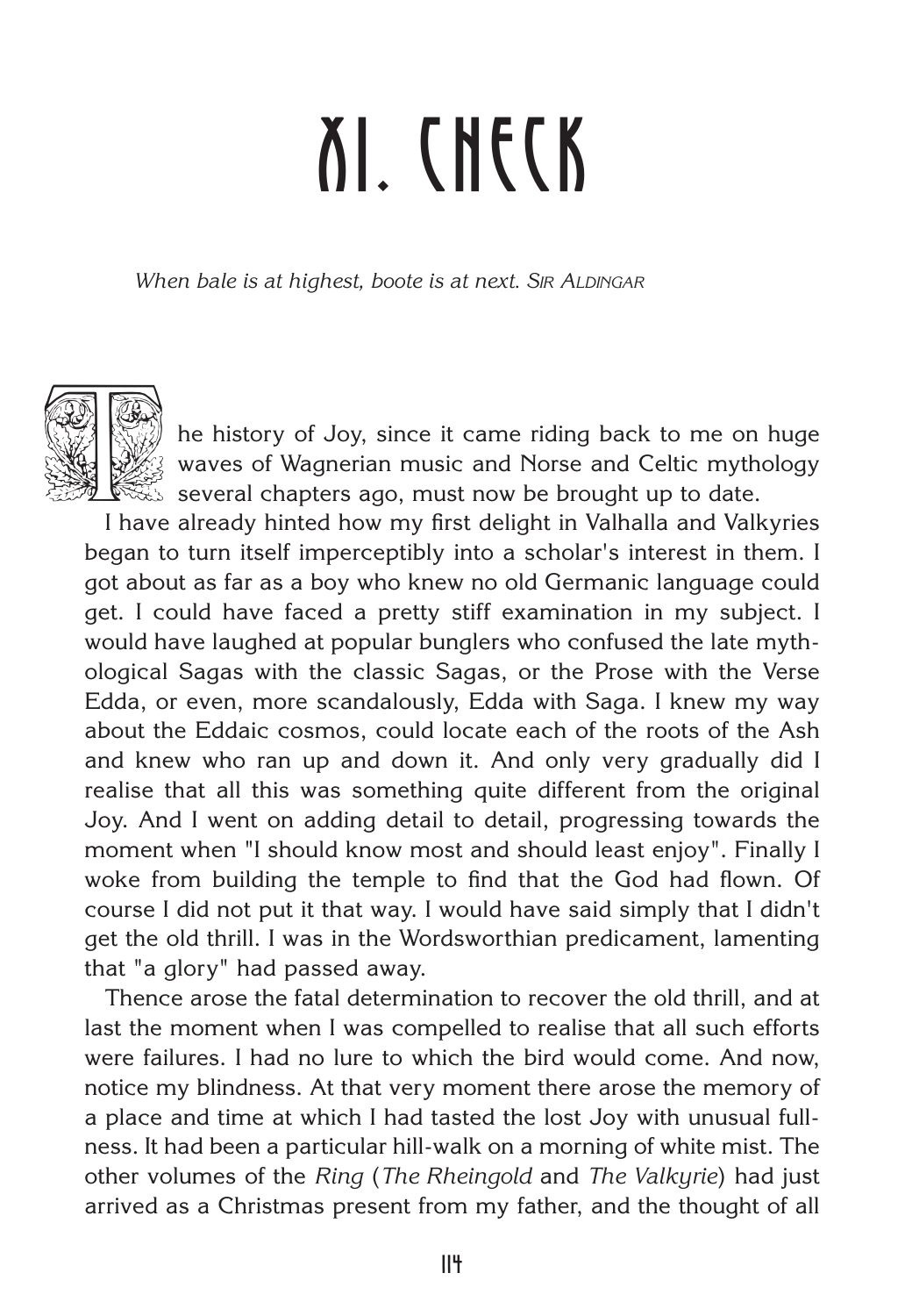# XI. CHECK

*When bale is at highest, boote is at next.* SIR ALDINGAR

The history of Joy, since it came riding back to me on huge waves of Wagnerian music and Norse and Celtic mythology several chapters ago, must now be brought up to date.

I have already hinted how my first delight in Valhalla and Valkyries began to turn itself imperceptibly into a scholar's interest in them. I got about as far as a boy who knew no old Germanic language could get. I could have faced a pretty stiff examination in my subject. I would have laughed at popular bunglers who confused the late mythological Sagas with the classic Sagas, or the Prose with the Verse Edda, or even, more scandalously, Edda with Saga. I knew my way about the Eddaic cosmos, could locate each of the roots of the Ash and knew who ran up and down it. And only very gradually did I realise that all this was something quite different from the original Joy. And I went on adding detail to detail, progressing towards the moment when "I should know most and should least enjoy". Finally I woke from building the temple to find that the God had flown. Of course I did not put it that way. I would have said simply that I didn't get the old thrill. I was in the Wordsworthian predicament, lamenting that "a glory" had passed away.

Thence arose the fatal determination to recover the old thrill, and at last the moment when I was compelled to realise that all such efforts were failures. I had no lure to which the bird would come. And now, notice my blindness. At that very moment there arose the memory of a place and time at which I had tasted the lost Joy with unusual fullness. It had been a particular hill-walk on a morning of white mist. The other volumes of the *Ring* (*The Rheingold* and *The Valkyrie*) had just arrived as a Christmas present from my father, and the thought of all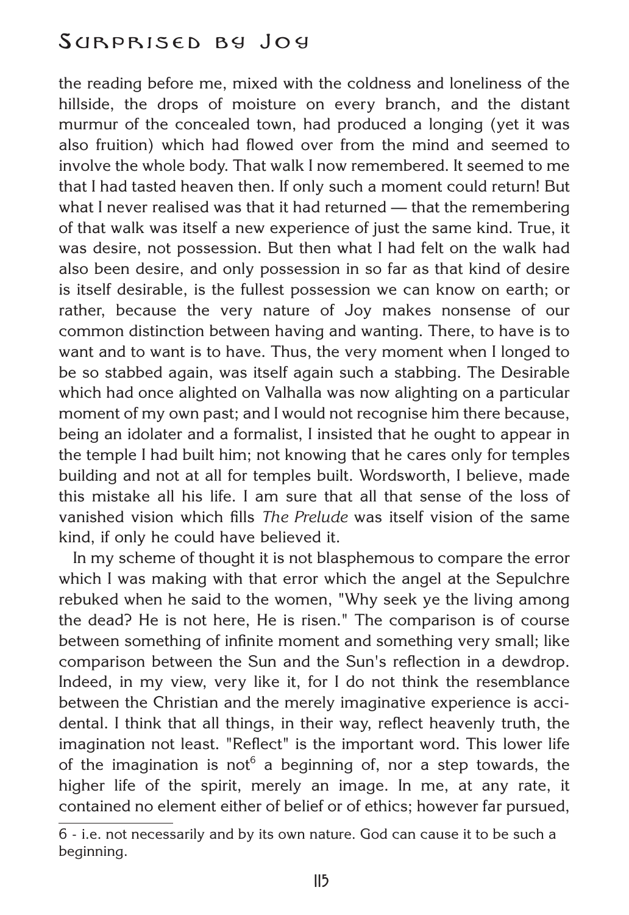the reading before me, mixed with the coldness and loneliness of the hillside, the drops of moisture on every branch, and the distant murmur of the concealed town, had produced a longing (yet it was also fruition) which had flowed over from the mind and seemed to involve the whole body. That walk I now remembered. It seemed to me that I had tasted heaven then. If only such a moment could return! But what I never realised was that it had returned — that the remembering of that walk was itself a new experience of just the same kind. True, it was desire, not possession. But then what I had felt on the walk had also been desire, and only possession in so far as that kind of desire is itself desirable, is the fullest possession we can know on earth; or rather, because the very nature of Joy makes nonsense of our common distinction between having and wanting. There, to have is to want and to want is to have. Thus, the very moment when I longed to be so stabbed again, was itself again such a stabbing. The Desirable which had once alighted on Valhalla was now alighting on a particular moment of my own past; and I would not recognise him there because, being an idolater and a formalist, I insisted that he ought to appear in the temple I had built him; not knowing that he cares only for temples building and not at all for temples built. Wordsworth, I believe, made this mistake all his life. I am sure that all that sense of the loss of vanished vision which fills *The Prelude* was itself vision of the same kind, if only he could have believed it.

In my scheme of thought it is not blasphemous to compare the error which I was making with that error which the angel at the Sepulchre rebuked when he said to the women, "Why seek ye the living among the dead? He is not here, He is risen." The comparison is of course between something of infinite moment and something very small; like comparison between the Sun and the Sun's reflection in a dewdrop. Indeed, in my view, very like it, for I do not think the resemblance between the Christian and the merely imaginative experience is accidental. I think that all things, in their way, reflect heavenly truth, the imagination not least. "Reflect" is the important word. This lower life of the imagination is not[6] a beginning of, nor a step towards, the higher life of the spirit, merely an image. In me, at any rate, it contained no element either of belief or of ethics; however far pursued,

6 - i.e. not necessarily and by its own nature. God can cause it to be such a beginning.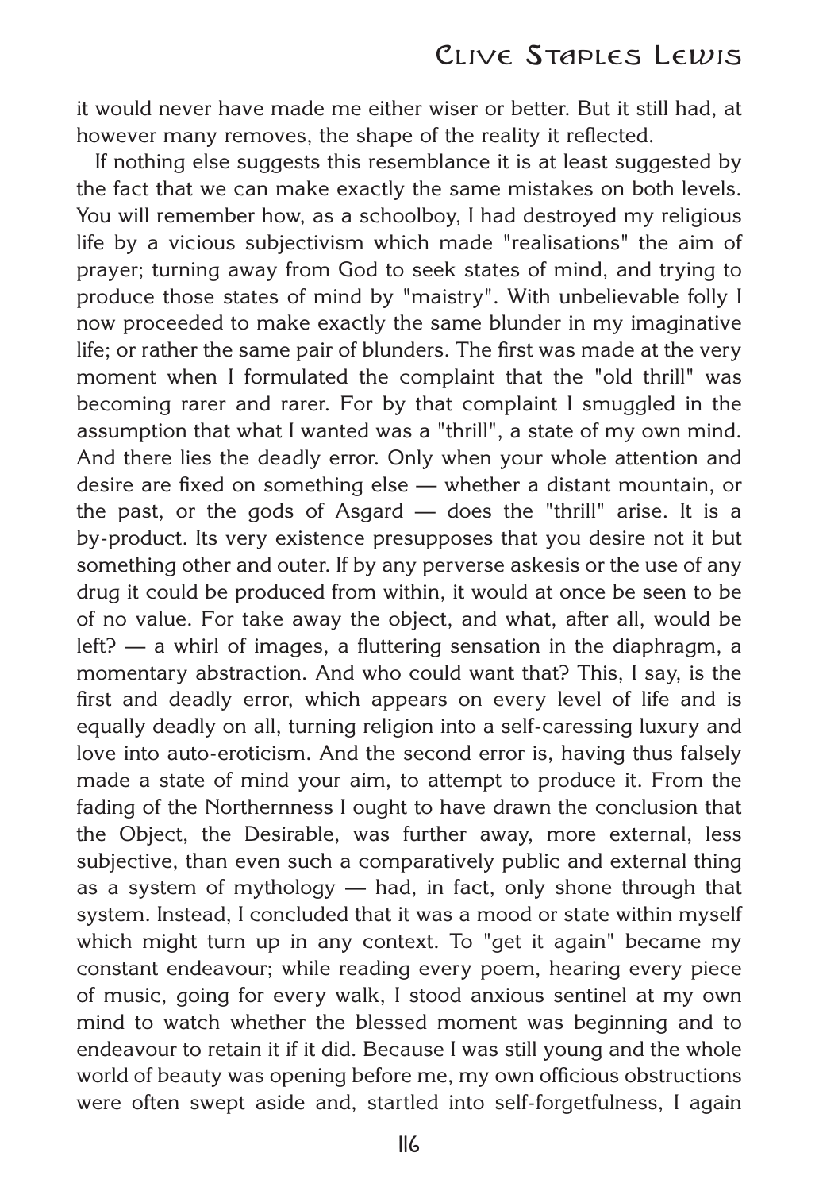it would never have made me either wiser or better. But it still had, at however many removes, the shape of the reality it reflected.

If nothing else suggests this resemblance it is at least suggested by the fact that we can make exactly the same mistakes on both levels. You will remember how, as a schoolboy, I had destroyed my religious life by a vicious subjectivism which made "realisations" the aim of prayer; turning away from God to seek states of mind, and trying to produce those states of mind by "maistry". With unbelievable folly I now proceeded to make exactly the same blunder in my imaginative life; or rather the same pair of blunders. The first was made at the very moment when I formulated the complaint that the "old thrill" was becoming rarer and rarer. For by that complaint I smuggled in the assumption that what I wanted was a "thrill", a state of my own mind. And there lies the deadly error. Only when your whole attention and desire are fixed on something else — whether a distant mountain, or the past, or the gods of Asgard — does the "thrill" arise. It is a by-product. Its very existence presupposes that you desire not it but something other and outer. If by any perverse askesis or the use of any drug it could be produced from within, it would at once be seen to be of no value. For take away the object, and what, after all, would be left? — a whirl of images, a fluttering sensation in the diaphragm, a momentary abstraction. And who could want that? This, I say, is the first and deadly error, which appears on every level of life and is equally deadly on all, turning religion into a self-caressing luxury and love into auto-eroticism. And the second error is, having thus falsely made a state of mind your aim, to attempt to produce it. From the fading of the Northernness I ought to have drawn the conclusion that the Object, the Desirable, was further away, more external, less subjective, than even such a comparatively public and external thing as a system of mythology — had, in fact, only shone through that system. Instead, I concluded that it was a mood or state within myself which might turn up in any context. To "get it again" became my constant endeavour; while reading every poem, hearing every piece of music, going for every walk, I stood anxious sentinel at my own mind to watch whether the blessed moment was beginning and to endeavour to retain it if it did. Because I was still young and the whole world of beauty was opening before me, my own officious obstructions were often swept aside and, startled into self-forgetfulness, I again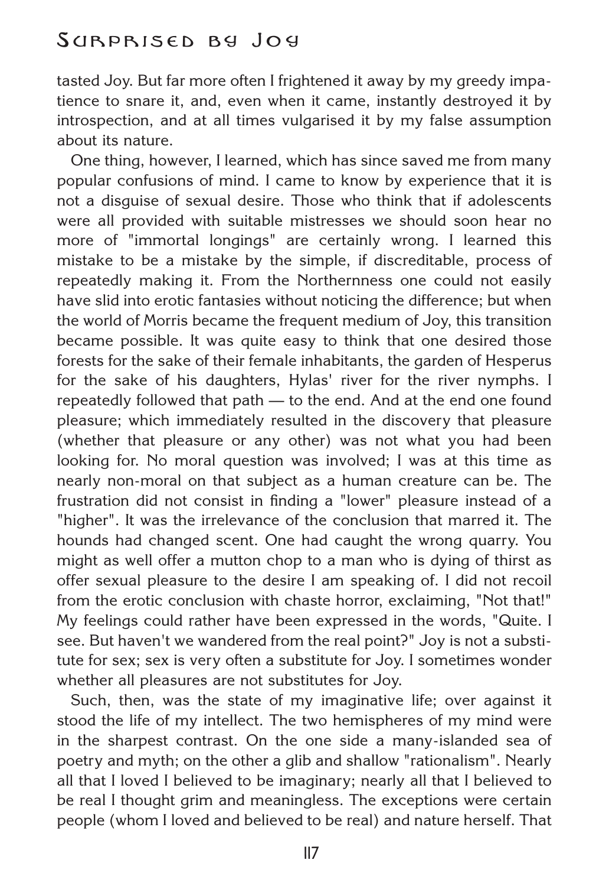tasted Joy. But far more often I frightened it away by my greedy impatience to snare it, and, even when it came, instantly destroyed it by introspection, and at all times vulgarised it by my false assumption about its nature.

One thing, however, I learned, which has since saved me from many popular confusions of mind. I came to know by experience that it is not a disguise of sexual desire. Those who think that if adolescents were all provided with suitable mistresses we should soon hear no more of "immortal longings" are certainly wrong. I learned this mistake to be a mistake by the simple, if discreditable, process of repeatedly making it. From the Northernness one could not easily have slid into erotic fantasies without noticing the difference; but when the world of Morris became the frequent medium of Joy, this transition became possible. It was quite easy to think that one desired those forests for the sake of their female inhabitants, the garden of Hesperus for the sake of his daughters, Hylas' river for the river nymphs. I repeatedly followed that path — to the end. And at the end one found pleasure; which immediately resulted in the discovery that pleasure (whether that pleasure or any other) was not what you had been looking for. No moral question was involved; I was at this time as nearly non-moral on that subject as a human creature can be. The frustration did not consist in finding a "lower" pleasure instead of a "higher". It was the irrelevance of the conclusion that marred it. The hounds had changed scent. One had caught the wrong quarry. You might as well offer a mutton chop to a man who is dying of thirst as offer sexual pleasure to the desire I am speaking of. I did not recoil from the erotic conclusion with chaste horror, exclaiming, "Not that!" My feelings could rather have been expressed in the words, "Quite. I see. But haven't we wandered from the real point?" Joy is not a substitute for sex; sex is very often a substitute for Joy. I sometimes wonder whether all pleasures are not substitutes for Joy.

Such, then, was the state of my imaginative life; over against it stood the life of my intellect. The two hemispheres of my mind were in the sharpest contrast. On the one side a many-islanded sea of poetry and myth; on the other a glib and shallow "rationalism". Nearly all that I loved I believed to be imaginary; nearly all that I believed to be real I thought grim and meaningless. The exceptions were certain people (whom I loved and believed to be real) and nature herself. That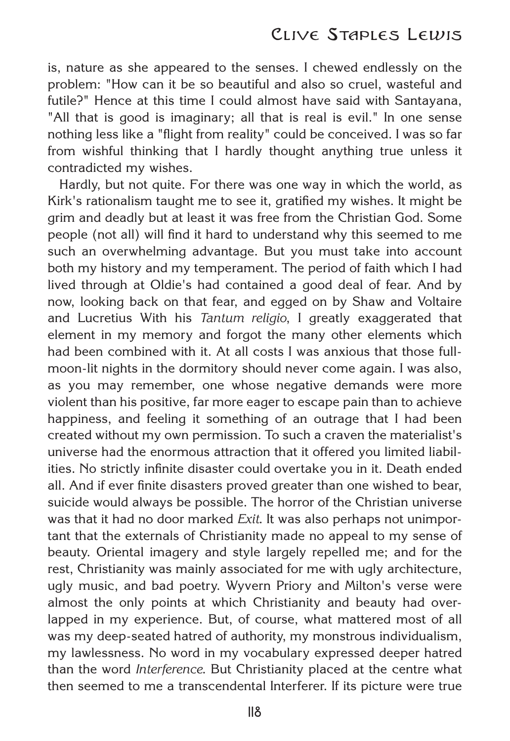is, nature as she appeared to the senses. I chewed endlessly on the problem: "How can it be so beautiful and also so cruel, wasteful and futile?" Hence at this time I could almost have said with Santayana, "All that is good is imaginary; all that is real is evil." In one sense nothing less like a "flight from reality" could be conceived. I was so far from wishful thinking that I hardly thought anything true unless it contradicted my wishes.

Hardly, but not quite. For there was one way in which the world, as Kirk's rationalism taught me to see it, gratified my wishes. It might be grim and deadly but at least it was free from the Christian God. Some people (not all) will find it hard to understand why this seemed to me such an overwhelming advantage. But you must take into account both my history and my temperament. The period of faith which I had lived through at Oldie's had contained a good deal of fear. And by now, looking back on that fear, and egged on by Shaw and Voltaire and Lucretius With his *Tantum religio*, I greatly exaggerated that element in my memory and forgot the many other elements which had been combined with it. At all costs I was anxious that those full-moon-lit nights in the dormitory should never come again. I was also, as you may remember, one whose negative demands were more violent than his positive, far more eager to escape pain than to achieve happiness, and feeling it something of an outrage that I had been created without my own permission. To such a craven the materialist's universe had the enormous attraction that it offered you limited liabilities. No strictly infinite disaster could overtake you in it. Death ended all. And if ever finite disasters proved greater than one wished to bear, suicide would always be possible. The horror of the Christian universe was that it had no door marked *Exit*. It was also perhaps not unimportant that the externals of Christianity made no appeal to my sense of beauty. Oriental imagery and style largely repelled me; and for the rest, Christianity was mainly associated for me with ugly architecture, ugly music, and bad poetry. Wyvern Priory and Milton's verse were almost the only points at which Christianity and beauty had overlapped in my experience. But, of course, what mattered most of all was my deep-seated hatred of authority, my monstrous individualism, my lawlessness. No word in my vocabulary expressed deeper hatred than the word *Interference*. But Christianity placed at the centre what then seemed to me a transcendental Interferer. If its picture were true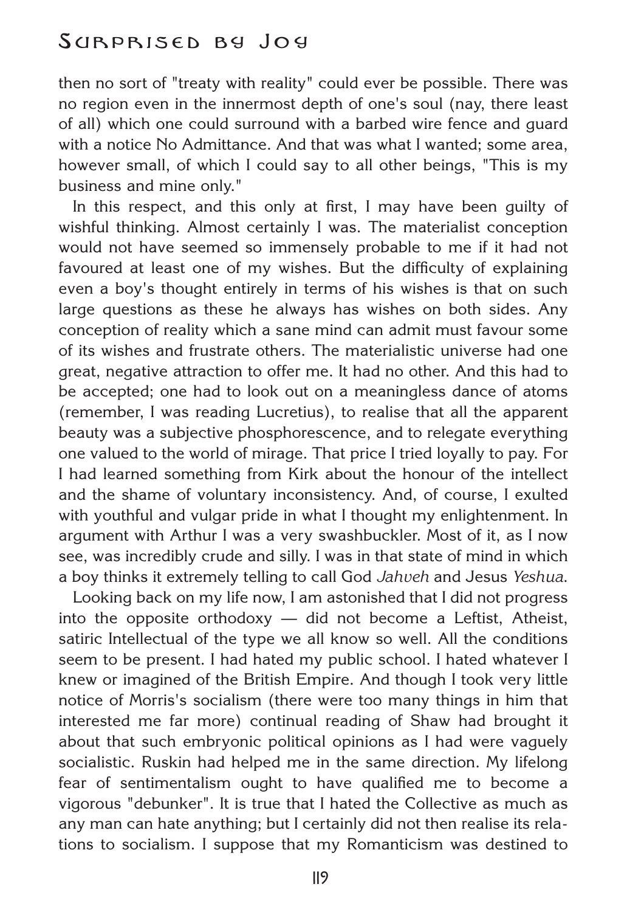then no sort of "treaty with reality" could ever be possible. There was no region even in the innermost depth of one's soul (nay, there least of all) which one could surround with a barbed wire fence and guard with a notice No Admittance. And that was what I wanted; some area, however small, of which I could say to all other beings, "This is my business and mine only."

In this respect, and this only at first, I may have been guilty of wishful thinking. Almost certainly I was. The materialist conception would not have seemed so immensely probable to me if it had not favoured at least one of my wishes. But the difficulty of explaining even a boy's thought entirely in terms of his wishes is that on such large questions as these he always has wishes on both sides. Any conception of reality which a sane mind can admit must favour some of its wishes and frustrate others. The materialistic universe had one great, negative attraction to offer me. It had no other. And this had to be accepted; one had to look out on a meaningless dance of atoms (remember, I was reading Lucretius), to realise that all the apparent beauty was a subjective phosphorescence, and to relegate everything one valued to the world of mirage. That price I tried loyally to pay. For I had learned something from Kirk about the honour of the intellect and the shame of voluntary inconsistency. And, of course, I exulted with youthful and vulgar pride in what I thought my enlightenment. In argument with Arthur I was a very swashbuckler. Most of it, as I now see, was incredibly crude and silly. I was in that state of mind in which a boy thinks it extremely telling to call God *Jahveh* and Jesus *Yeshua*.

Looking back on my life now, I am astonished that I did not progress into the opposite orthodoxy — did not become a Leftist, Atheist, satiric Intellectual of the type we all know so well. All the conditions seem to be present. I had hated my public school. I hated whatever I knew or imagined of the British Empire. And though I took very little notice of Morris's socialism (there were too many things in him that interested me far more) continual reading of Shaw had brought it about that such embryonic political opinions as I had were vaguely socialistic. Ruskin had helped me in the same direction. My lifelong fear of sentimentalism ought to have qualified me to become a vigorous "debunker". It is true that I hated the Collective as much as any man can hate anything; but I certainly did not then realise its relations to socialism. I suppose that my Romanticism was destined to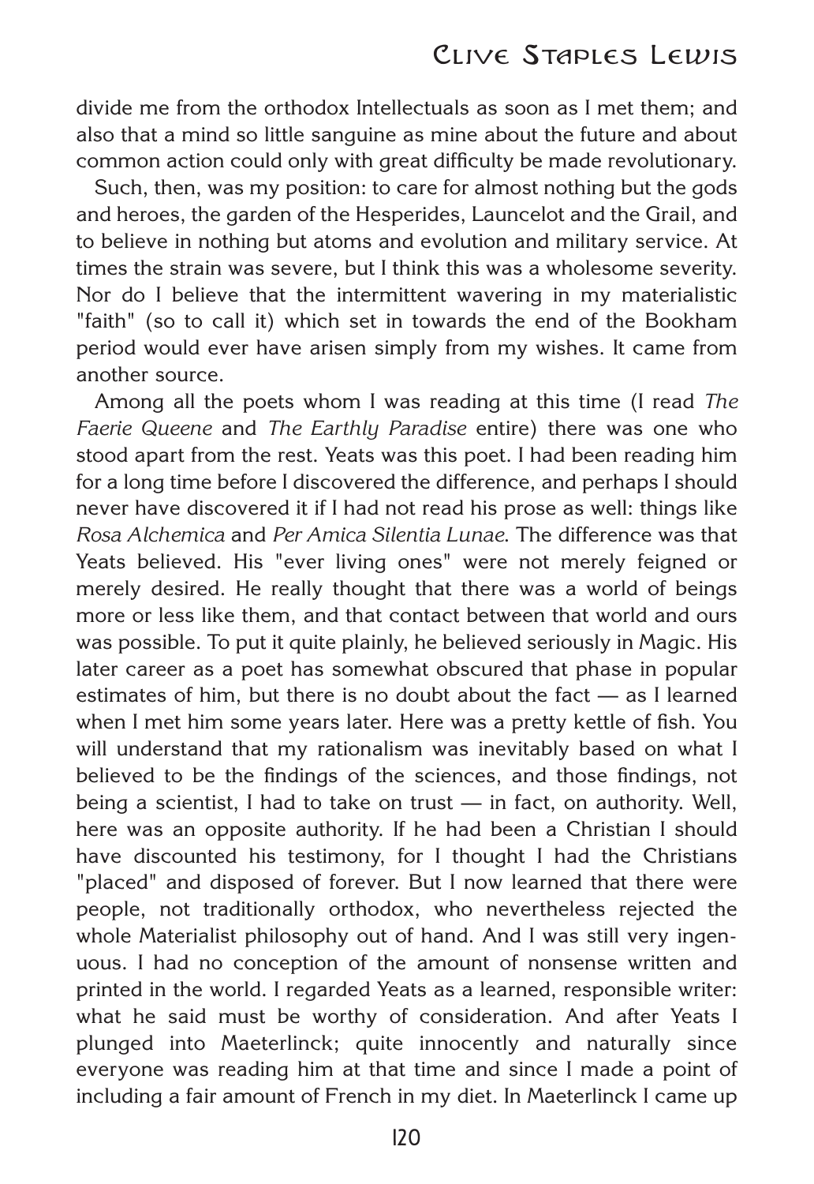divide me from the orthodox Intellectuals as soon as I met them; and also that a mind so little sanguine as mine about the future and about common action could only with great difficulty be made revolutionary.

Such, then, was my position: to care for almost nothing but the gods and heroes, the garden of the Hesperides, Launcelot and the Grail, and to believe in nothing but atoms and evolution and military service. At times the strain was severe, but I think this was a wholesome severity. Nor do I believe that the intermittent wavering in my materialistic "faith" (so to call it) which set in towards the end of the Bookham period would ever have arisen simply from my wishes. It came from another source.

Among all the poets whom I was reading at this time (I read *The Faerie Queene* and *The Earthly Paradise* entire) there was one who stood apart from the rest. Yeats was this poet. I had been reading him for a long time before I discovered the difference, and perhaps I should never have discovered it if I had not read his prose as well: things like *Rosa Alchemica* and *Per Amica Silentia Lunae*. The difference was that Yeats believed. His "ever living ones" were not merely feigned or merely desired. He really thought that there was a world of beings more or less like them, and that contact between that world and ours was possible. To put it quite plainly, he believed seriously in Magic. His later career as a poet has somewhat obscured that phase in popular estimates of him, but there is no doubt about the fact — as I learned when I met him some years later. Here was a pretty kettle of fish. You will understand that my rationalism was inevitably based on what I believed to be the findings of the sciences, and those findings, not being a scientist, I had to take on trust — in fact, on authority. Well, here was an opposite authority. If he had been a Christian I should have discounted his testimony, for I thought I had the Christians "placed" and disposed of forever. But I now learned that there were people, not traditionally orthodox, who nevertheless rejected the whole Materialist philosophy out of hand. And I was still very ingenuous. I had no conception of the amount of nonsense written and printed in the world. I regarded Yeats as a learned, responsible writer: what he said must be worthy of consideration. And after Yeats I plunged into Maeterlinck; quite innocently and naturally since everyone was reading him at that time and since I made a point of including a fair amount of French in my diet. In Maeterlinck I came up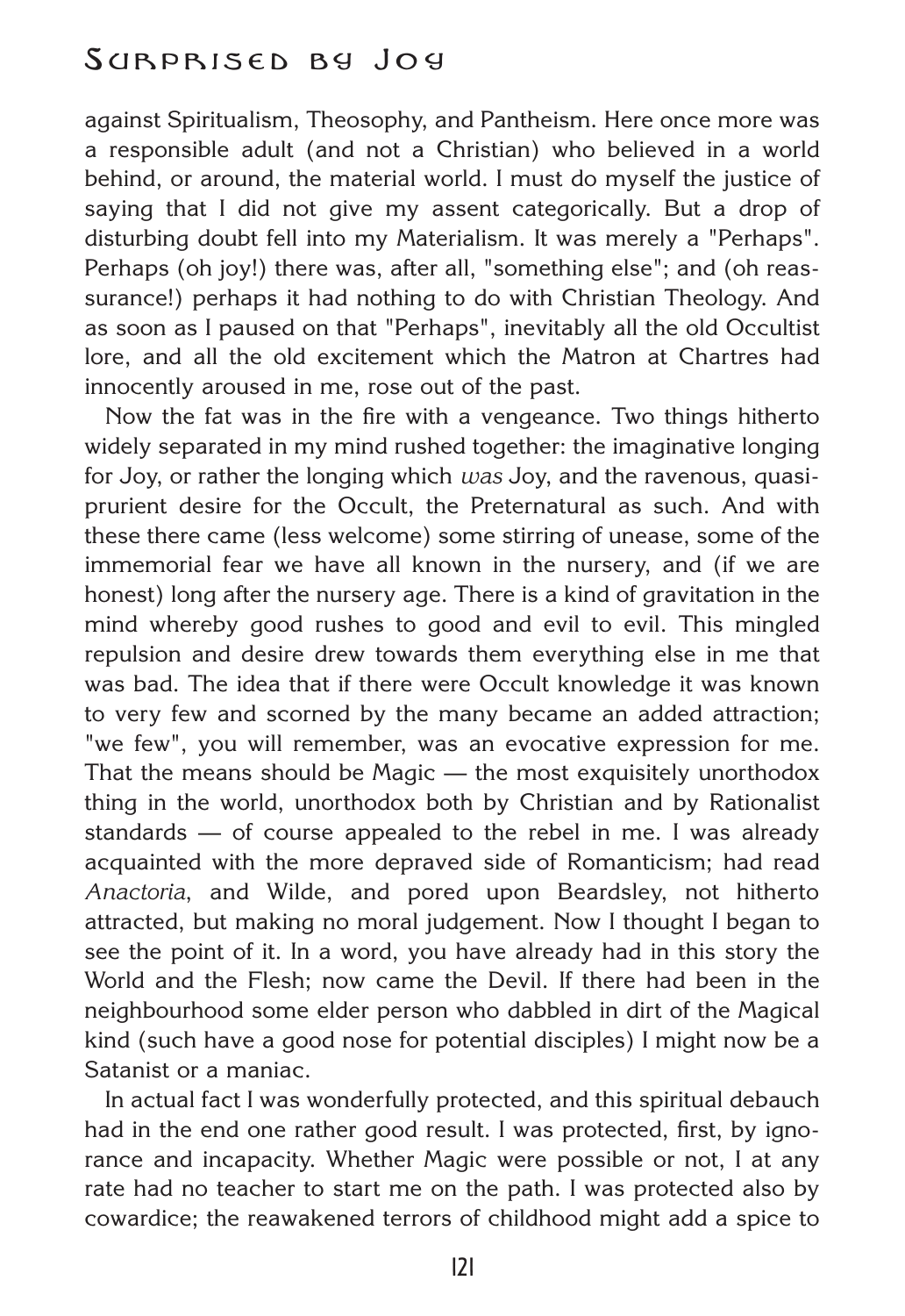against Spiritualism, Theosophy, and Pantheism. Here once more was a responsible adult (and not a Christian) who believed in a world behind, or around, the material world. I must do myself the justice of saying that I did not give my assent categorically. But a drop of disturbing doubt fell into my Materialism. It was merely a "Perhaps". Perhaps (oh joy!) there was, after all, "something else"; and (oh reassurance!) perhaps it had nothing to do with Christian Theology. And as soon as I paused on that "Perhaps", inevitably all the old Occultist lore, and all the old excitement which the Matron at Chartres had innocently aroused in me, rose out of the past.

Now the fat was in the fire with a vengeance. Two things hitherto widely separated in my mind rushed together: the imaginative longing for Joy, or rather the longing which *was* Joy, and the ravenous, quasi-prurient desire for the Occult, the Preternatural as such. And with these there came (less welcome) some stirring of unease, some of the immemorial fear we have all known in the nursery, and (if we are honest) long after the nursery age. There is a kind of gravitation in the mind whereby good rushes to good and evil to evil. This mingled repulsion and desire drew towards them everything else in me that was bad. The idea that if there were Occult knowledge it was known to very few and scorned by the many became an added attraction; "we few", you will remember, was an evocative expression for me. That the means should be Magic — the most exquisitely unorthodox thing in the world, unorthodox both by Christian and by Rationalist standards — of course appealed to the rebel in me. I was already acquainted with the more depraved side of Romanticism; had read *Anactoria*, and Wilde, and pored upon Beardsley, not hitherto attracted, but making no moral judgement. Now I thought I began to see the point of it. In a word, you have already had in this story the World and the Flesh; now came the Devil. If there had been in the neighbourhood some elder person who dabbled in dirt of the Magical kind (such have a good nose for potential disciples) I might now be a Satanist or a maniac.

In actual fact I was wonderfully protected, and this spiritual debauch had in the end one rather good result. I was protected, first, by ignorance and incapacity. Whether Magic were possible or not, I at any rate had no teacher to start me on the path. I was protected also by cowardice; the reawakened terrors of childhood might add a spice to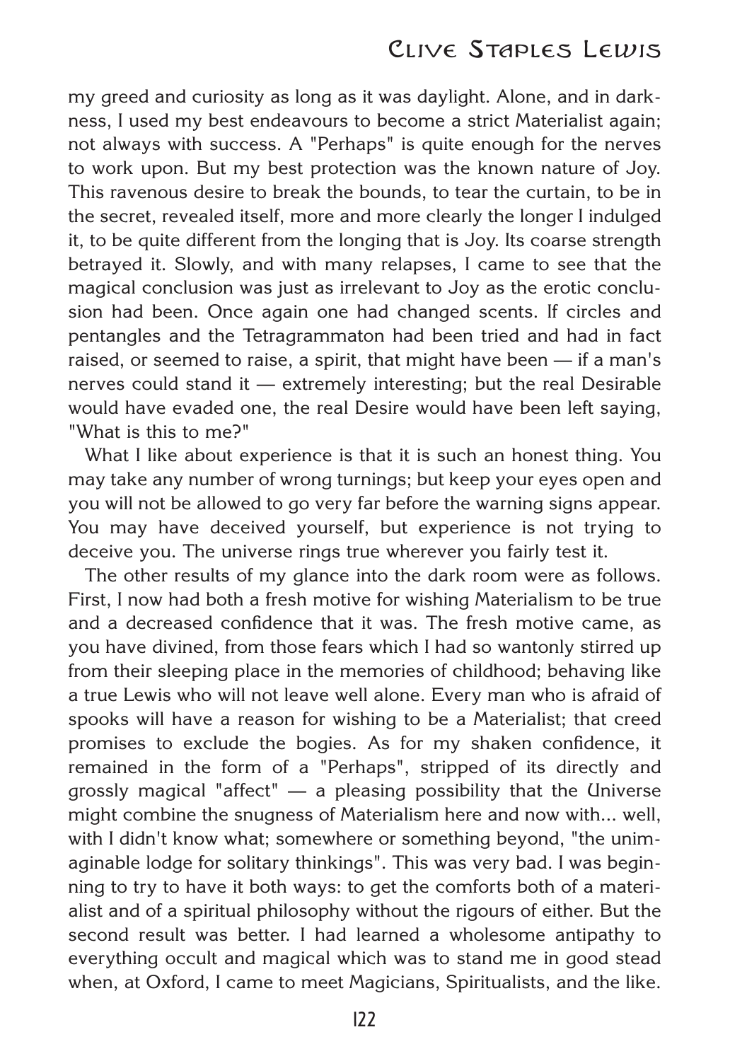my greed and curiosity as long as it was daylight. Alone, and in darkness, I used my best endeavours to become a strict Materialist again; not always with success. A "Perhaps" is quite enough for the nerves to work upon. But my best protection was the known nature of Joy. This ravenous desire to break the bounds, to tear the curtain, to be in the secret, revealed itself, more and more clearly the longer I indulged it, to be quite different from the longing that is Joy. Its coarse strength betrayed it. Slowly, and with many relapses, I came to see that the magical conclusion was just as irrelevant to Joy as the erotic conclusion had been. Once again one had changed scents. If circles and pentangles and the Tetragrammaton had been tried and had in fact raised, or seemed to raise, a spirit, that might have been — if a man's nerves could stand it — extremely interesting; but the real Desirable would have evaded one, the real Desire would have been left saying, "What is this to me?"

What I like about experience is that it is such an honest thing. You may take any number of wrong turnings; but keep your eyes open and you will not be allowed to go very far before the warning signs appear. You may have deceived yourself, but experience is not trying to deceive you. The universe rings true wherever you fairly test it.

The other results of my glance into the dark room were as follows. First, I now had both a fresh motive for wishing Materialism to be true and a decreased confidence that it was. The fresh motive came, as you have divined, from those fears which I had so wantonly stirred up from their sleeping place in the memories of childhood; behaving like a true Lewis who will not leave well alone. Every man who is afraid of spooks will have a reason for wishing to be a Materialist; that creed promises to exclude the bogies. As for my shaken confidence, it remained in the form of a "Perhaps", stripped of its directly and grossly magical "affect" — a pleasing possibility that the Universe might combine the snugness of Materialism here and now with... well, with I didn't know what; somewhere or something beyond, "the unimaginable lodge for solitary thinkings". This was very bad. I was beginning to try to have it both ways: to get the comforts both of a materialist and of a spiritual philosophy without the rigours of either. But the second result was better. I had learned a wholesome antipathy to everything occult and magical which was to stand me in good stead when, at Oxford, I came to meet Magicians, Spiritualists, and the like.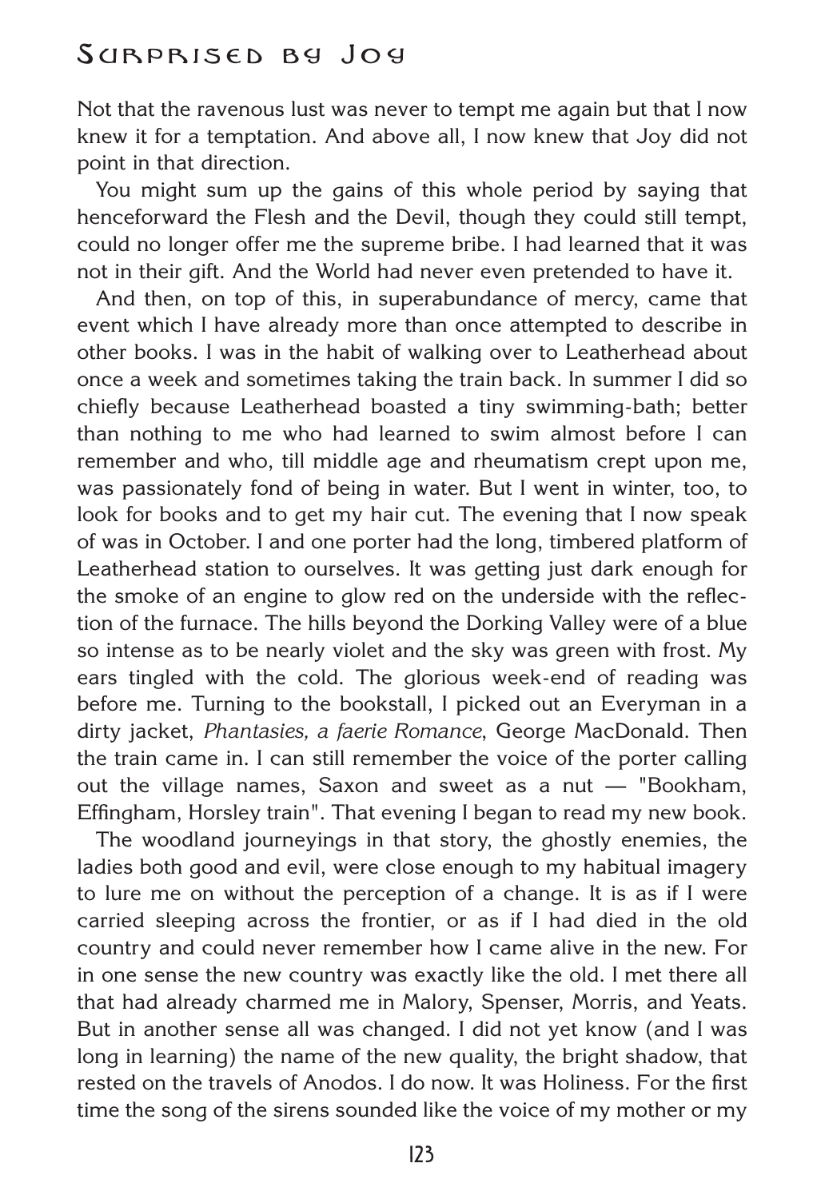Not that the ravenous lust was never to tempt me again but that I now knew it for a temptation. And above all, I now knew that Joy did not point in that direction.

You might sum up the gains of this whole period by saying that henceforward the Flesh and the Devil, though they could still tempt, could no longer offer me the supreme bribe. I had learned that it was not in their gift. And the World had never even pretended to have it.

And then, on top of this, in superabundance of mercy, came that event which I have already more than once attempted to describe in other books. I was in the habit of walking over to Leatherhead about once a week and sometimes taking the train back. In summer I did so chiefly because Leatherhead boasted a tiny swimming-bath; better than nothing to me who had learned to swim almost before I can remember and who, till middle age and rheumatism crept upon me, was passionately fond of being in water. But I went in winter, too, to look for books and to get my hair cut. The evening that I now speak of was in October. I and one porter had the long, timbered platform of Leatherhead station to ourselves. It was getting just dark enough for the smoke of an engine to glow red on the underside with the reflection of the furnace. The hills beyond the Dorking Valley were of a blue so intense as to be nearly violet and the sky was green with frost. My ears tingled with the cold. The glorious week-end of reading was before me. Turning to the bookstall, I picked out an Everyman in a dirty jacket, *Phantasies, a faerie Romance*, George MacDonald. Then the train came in. I can still remember the voice of the porter calling out the village names, Saxon and sweet as a nut — "Bookham, Effingham, Horsley train". That evening I began to read my new book.

The woodland journeyings in that story, the ghostly enemies, the ladies both good and evil, were close enough to my habitual imagery to lure me on without the perception of a change. It is as if I were carried sleeping across the frontier, or as if I had died in the old country and could never remember how I came alive in the new. For in one sense the new country was exactly like the old. I met there all that had already charmed me in Malory, Spenser, Morris, and Yeats. But in another sense all was changed. I did not yet know (and I was long in learning) the name of the new quality, the bright shadow, that rested on the travels of Anodos. I do now. It was Holiness. For the first time the song of the sirens sounded like the voice of my mother or my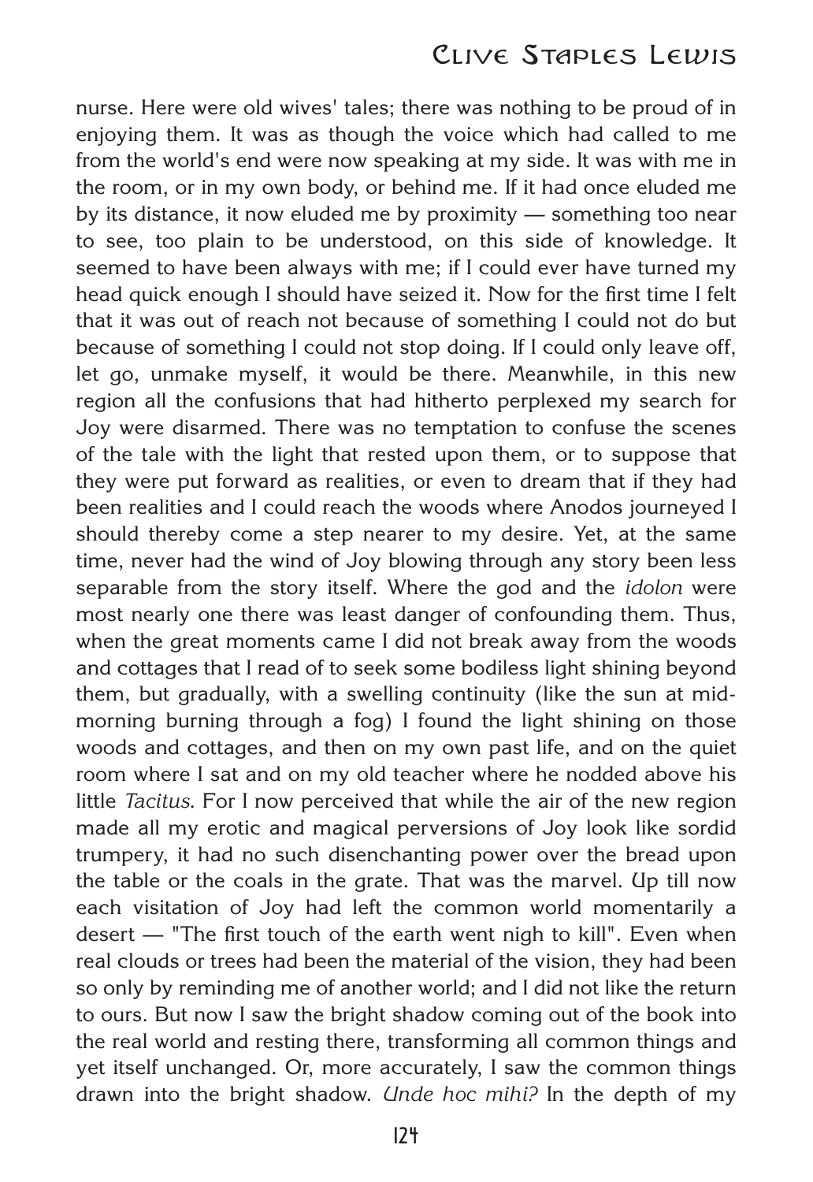nurse. Here were old wives' tales; there was nothing to be proud of in enjoying them. It was as though the voice which had called to me from the world's end were now speaking at my side. It was with me in the room, or in my own body, or behind me. If it had once eluded me by its distance, it now eluded me by proximity — something too near to see, too plain to be understood, on this side of knowledge. It seemed to have been always with me; if I could ever have turned my head quick enough I should have seized it. Now for the first time I felt that it was out of reach not because of something I could not do but because of something I could not stop doing. If I could only leave off, let go, unmake myself, it would be there. Meanwhile, in this new region all the confusions that had hitherto perplexed my search for Joy were disarmed. There was no temptation to confuse the scenes of the tale with the light that rested upon them, or to suppose that they were put forward as realities, or even to dream that if they had been realities and I could reach the woods where Anodos journeyed I should thereby come a step nearer to my desire. Yet, at the same time, never had the wind of Joy blowing through any story been less separable from the story itself. Where the god and the *idolon* were most nearly one there was least danger of confounding them. Thus, when the great moments came I did not break away from the woods and cottages that I read of to seek some bodiless light shining beyond them, but gradually, with a swelling continuity (like the sun at mid-morning burning through a fog) I found the light shining on those woods and cottages, and then on my own past life, and on the quiet room where I sat and on my old teacher where he nodded above his little *Tacitus*. For I now perceived that while the air of the new region made all my erotic and magical perversions of Joy look like sordid trumpery, it had no such disenchanting power over the bread upon the table or the coals in the grate. That was the marvel. Up till now each visitation of Joy had left the common world momentarily a desert — "The first touch of the earth went nigh to kill". Even when real clouds or trees had been the material of the vision, they had been so only by reminding me of another world; and I did not like the return to ours. But now I saw the bright shadow coming out of the book into the real world and resting there, transforming all common things and yet itself unchanged. Or, more accurately, I saw the common things drawn into the bright shadow. *Unde hoc mihi?* In the depth of my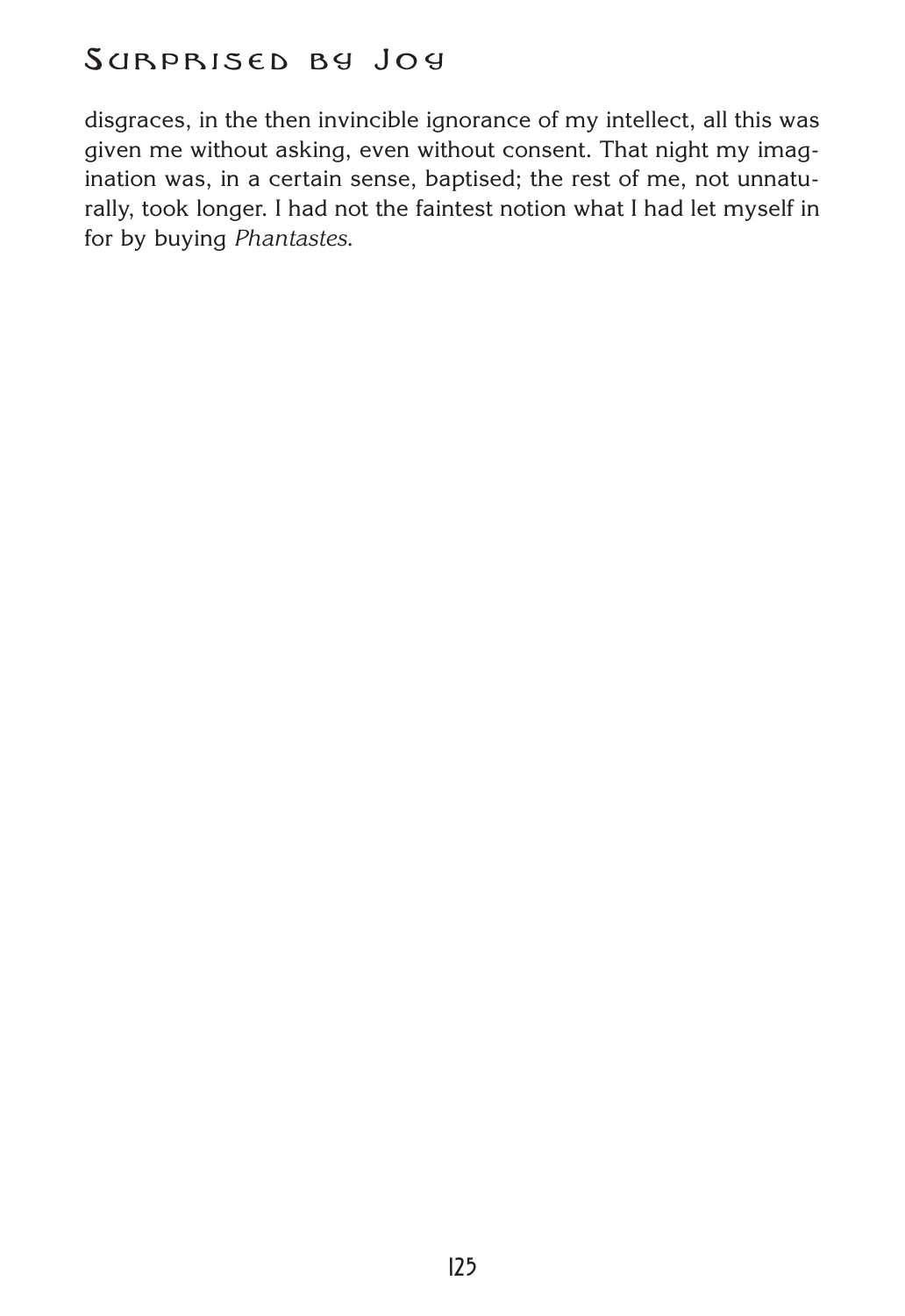disgraces, in the then invincible ignorance of my intellect, all this was given me without asking, even without consent. That night my imagination was, in a certain sense, baptised; the rest of me, not unnaturally, took longer. I had not the faintest notion what I had let myself in for by buying *Phantastes*.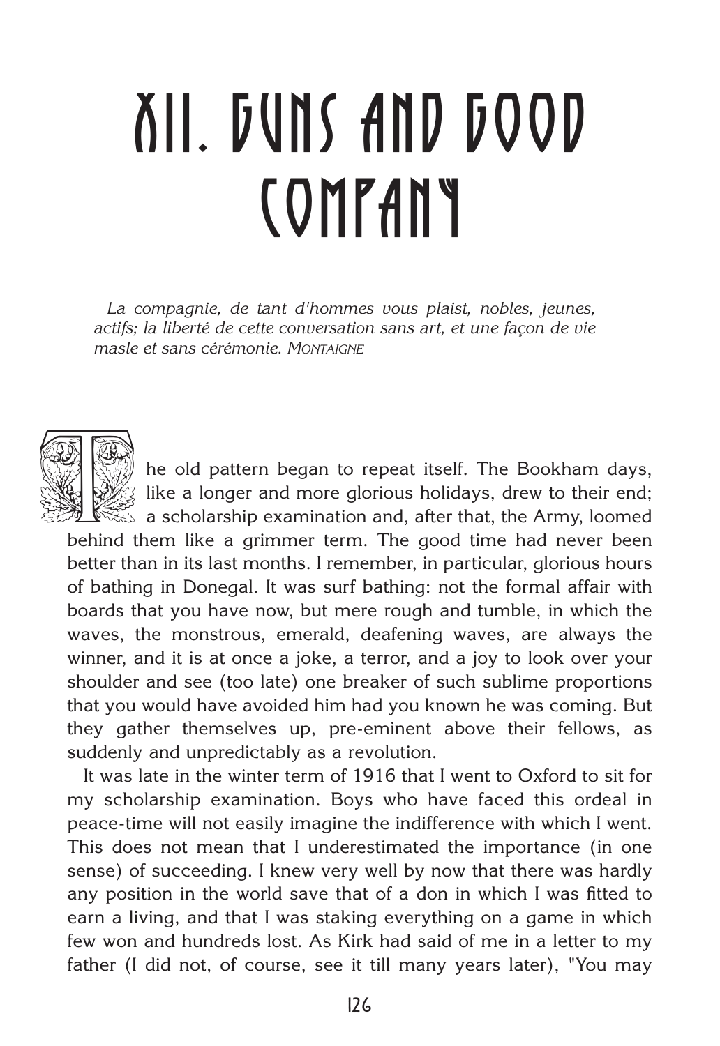# XII. GUNS AND GOOD COMPANY

*La compagnie, de tant d'hommes vous plaist, nobles, jeunes, actifs; la liberté de cette conversation sans art, et une façon de vie masle et sans cérémonie.* MONTAIGNE

The old pattern began to repeat itself. The Bookham days, like a longer and more glorious holidays, drew to their end; a scholarship examination and, after that, the Army, loomed behind them like a grimmer term. The good time had never been better than in its last months. I remember, in particular, glorious hours of bathing in Donegal. It was surf bathing: not the formal affair with boards that you have now, but mere rough and tumble, in which the waves, the monstrous, emerald, deafening waves, are always the winner, and it is at once a joke, a terror, and a joy to look over your shoulder and see (too late) one breaker of such sublime proportions that you would have avoided him had you known he was coming. But they gather themselves up, pre-eminent above their fellows, as suddenly and unpredictably as a revolution.

It was late in the winter term of 1916 that I went to Oxford to sit for my scholarship examination. Boys who have faced this ordeal in peace-time will not easily imagine the indifference with which I went. This does not mean that I underestimated the importance (in one sense) of succeeding. I knew very well by now that there was hardly any position in the world save that of a don in which I was fitted to earn a living, and that I was staking everything on a game in which few won and hundreds lost. As Kirk had said of me in a letter to my father (I did not, of course, see it till many years later), "You may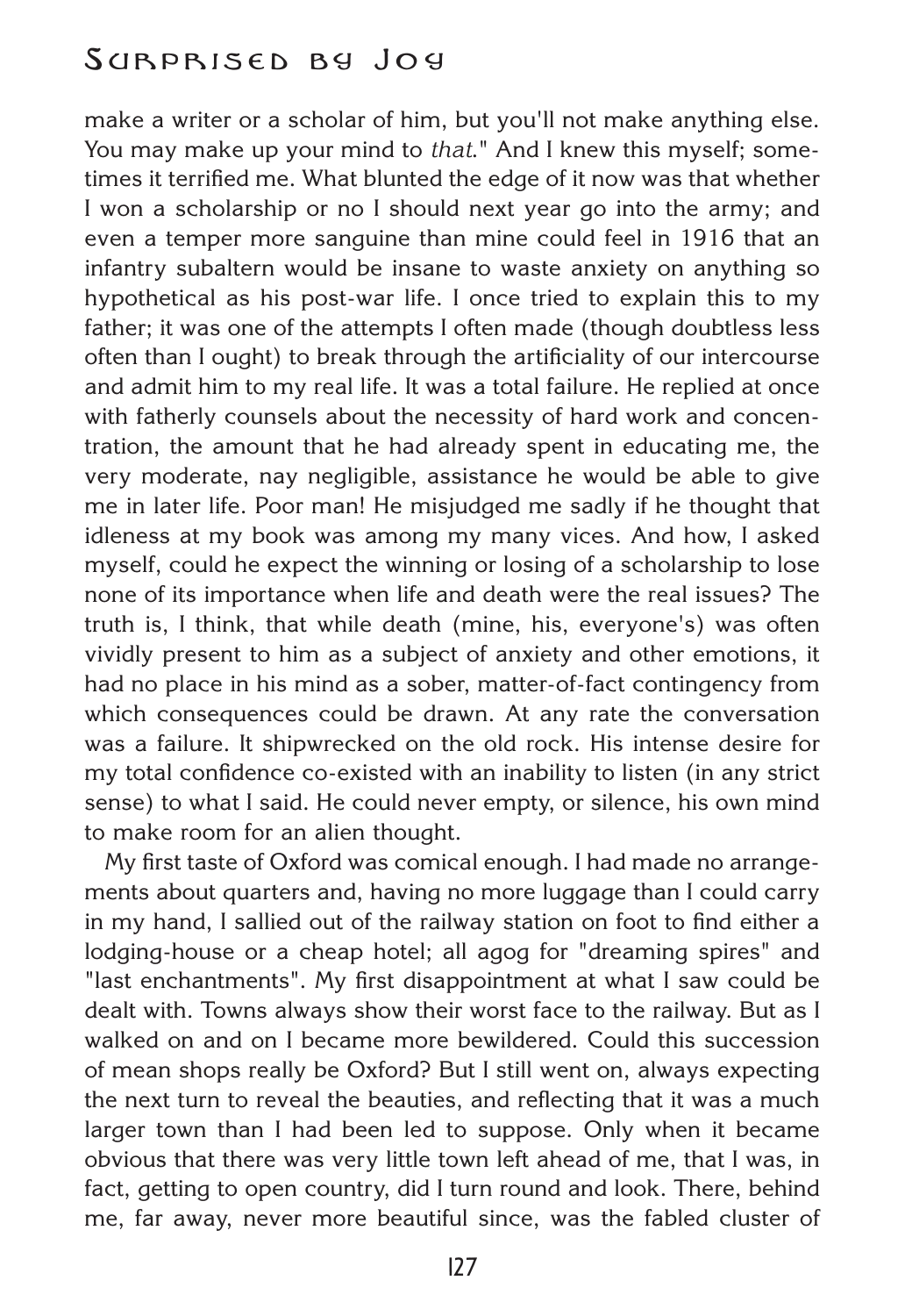make a writer or a scholar of him, but you'll not make anything else. You may make up your mind to *that*." And I knew this myself; sometimes it terrified me. What blunted the edge of it now was that whether I won a scholarship or no I should next year go into the army; and even a temper more sanguine than mine could feel in 1916 that an infantry subaltern would be insane to waste anxiety on anything so hypothetical as his post-war life. I once tried to explain this to my father; it was one of the attempts I often made (though doubtless less often than I ought) to break through the artificiality of our intercourse and admit him to my real life. It was a total failure. He replied at once with fatherly counsels about the necessity of hard work and concentration, the amount that he had already spent in educating me, the very moderate, nay negligible, assistance he would be able to give me in later life. Poor man! He misjudged me sadly if he thought that idleness at my book was among my many vices. And how, I asked myself, could he expect the winning or losing of a scholarship to lose none of its importance when life and death were the real issues? The truth is, I think, that while death (mine, his, everyone's) was often vividly present to him as a subject of anxiety and other emotions, it had no place in his mind as a sober, matter-of-fact contingency from which consequences could be drawn. At any rate the conversation was a failure. It shipwrecked on the old rock. His intense desire for my total confidence co-existed with an inability to listen (in any strict sense) to what I said. He could never empty, or silence, his own mind to make room for an alien thought.

My first taste of Oxford was comical enough. I had made no arrangements about quarters and, having no more luggage than I could carry in my hand, I sallied out of the railway station on foot to find either a lodging-house or a cheap hotel; all agog for "dreaming spires" and "last enchantments". My first disappointment at what I saw could be dealt with. Towns always show their worst face to the railway. But as I walked on and on I became more bewildered. Could this succession of mean shops really be Oxford? But I still went on, always expecting the next turn to reveal the beauties, and reflecting that it was a much larger town than I had been led to suppose. Only when it became obvious that there was very little town left ahead of me, that I was, in fact, getting to open country, did I turn round and look. There, behind me, far away, never more beautiful since, was the fabled cluster of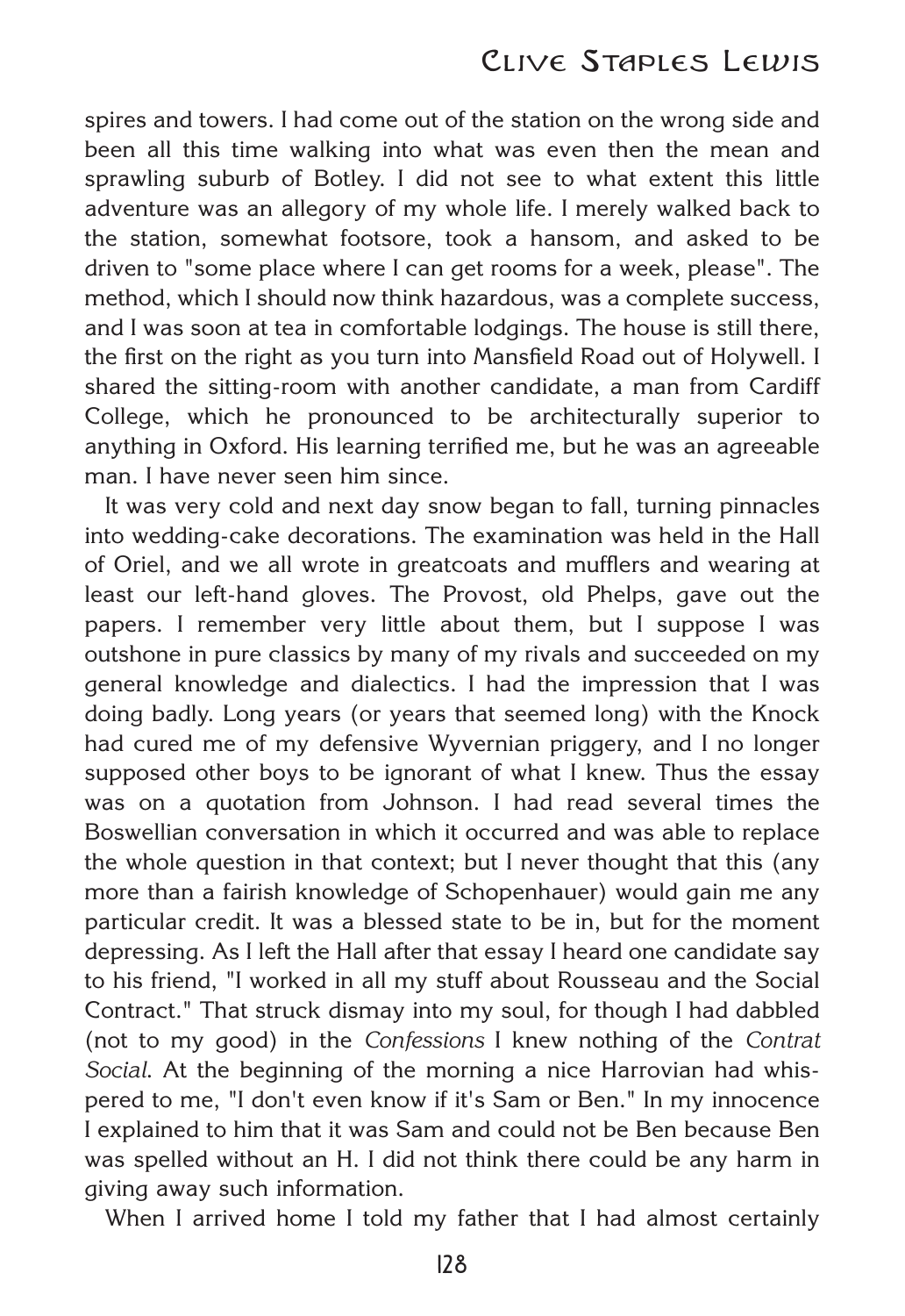spires and towers. I had come out of the station on the wrong side and been all this time walking into what was even then the mean and sprawling suburb of Botley. I did not see to what extent this little adventure was an allegory of my whole life. I merely walked back to the station, somewhat footsore, took a hansom, and asked to be driven to "some place where I can get rooms for a week, please". The method, which I should now think hazardous, was a complete success, and I was soon at tea in comfortable lodgings. The house is still there, the first on the right as you turn into Mansfield Road out of Holywell. I shared the sitting-room with another candidate, a man from Cardiff College, which he pronounced to be architecturally superior to anything in Oxford. His learning terrified me, but he was an agreeable man. I have never seen him since.

It was very cold and next day snow began to fall, turning pinnacles into wedding-cake decorations. The examination was held in the Hall of Oriel, and we all wrote in greatcoats and mufflers and wearing at least our left-hand gloves. The Provost, old Phelps, gave out the papers. I remember very little about them, but I suppose I was outshone in pure classics by many of my rivals and succeeded on my general knowledge and dialectics. I had the impression that I was doing badly. Long years (or years that seemed long) with the Knock had cured me of my defensive Wyvernian priggery, and I no longer supposed other boys to be ignorant of what I knew. Thus the essay was on a quotation from Johnson. I had read several times the Boswellian conversation in which it occurred and was able to replace the whole question in that context; but I never thought that this (any more than a fairish knowledge of Schopenhauer) would gain me any particular credit. It was a blessed state to be in, but for the moment depressing. As I left the Hall after that essay I heard one candidate say to his friend, "I worked in all my stuff about Rousseau and the Social Contract." That struck dismay into my soul, for though I had dabbled (not to my good) in the *Confessions* I knew nothing of the *Contrat Social*. At the beginning of the morning a nice Harrovian had whispered to me, "I don't even know if it's Sam or Ben." In my innocence I explained to him that it was Sam and could not be Ben because Ben was spelled without an H. I did not think there could be any harm in giving away such information.

When I arrived home I told my father that I had almost certainly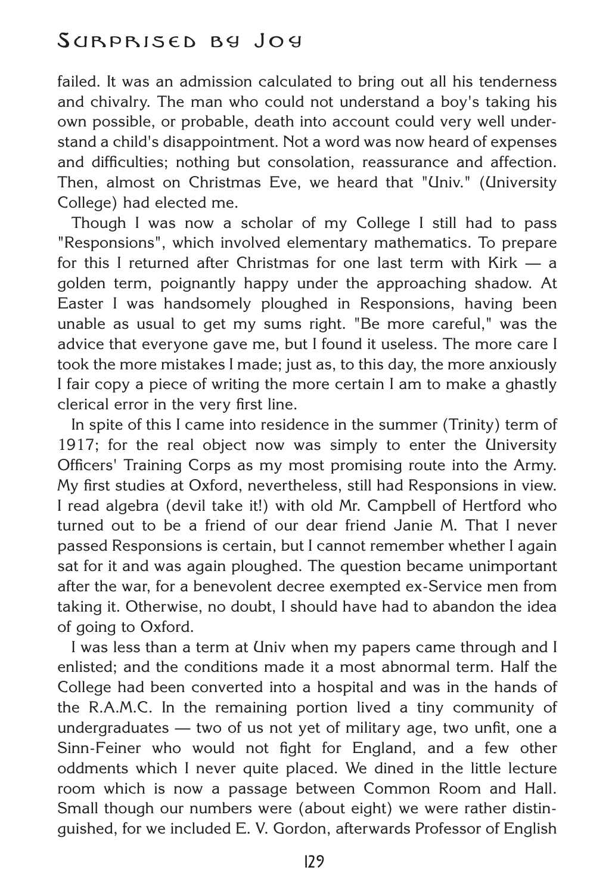failed. It was an admission calculated to bring out all his tenderness and chivalry. The man who could not understand a boy's taking his own possible, or probable, death into account could very well understand a child's disappointment. Not a word was now heard of expenses and difficulties; nothing but consolation, reassurance and affection. Then, almost on Christmas Eve, we heard that "Univ." (University College) had elected me.

Though I was now a scholar of my College I still had to pass "Responsions", which involved elementary mathematics. To prepare for this I returned after Christmas for one last term with Kirk — a golden term, poignantly happy under the approaching shadow. At Easter I was handsomely ploughed in Responsions, having been unable as usual to get my sums right. "Be more careful," was the advice that everyone gave me, but I found it useless. The more care I took the more mistakes I made; just as, to this day, the more anxiously I fair copy a piece of writing the more certain I am to make a ghastly clerical error in the very first line.

In spite of this I came into residence in the summer (Trinity) term of 1917; for the real object now was simply to enter the University Officers' Training Corps as my most promising route into the Army. My first studies at Oxford, nevertheless, still had Responsions in view. I read algebra (devil take it!) with old Mr. Campbell of Hertford who turned out to be a friend of our dear friend Janie M. That I never passed Responsions is certain, but I cannot remember whether I again sat for it and was again ploughed. The question became unimportant after the war, for a benevolent decree exempted ex-Service men from taking it. Otherwise, no doubt, I should have had to abandon the idea of going to Oxford.

I was less than a term at Univ when my papers came through and I enlisted; and the conditions made it a most abnormal term. Half the College had been converted into a hospital and was in the hands of the R.A.M.C. In the remaining portion lived a tiny community of undergraduates — two of us not yet of military age, two unfit, one a Sinn-Feiner who would not fight for England, and a few other oddments which I never quite placed. We dined in the little lecture room which is now a passage between Common Room and Hall. Small though our numbers were (about eight) we were rather distinguished, for we included E. V. Gordon, afterwards Professor of English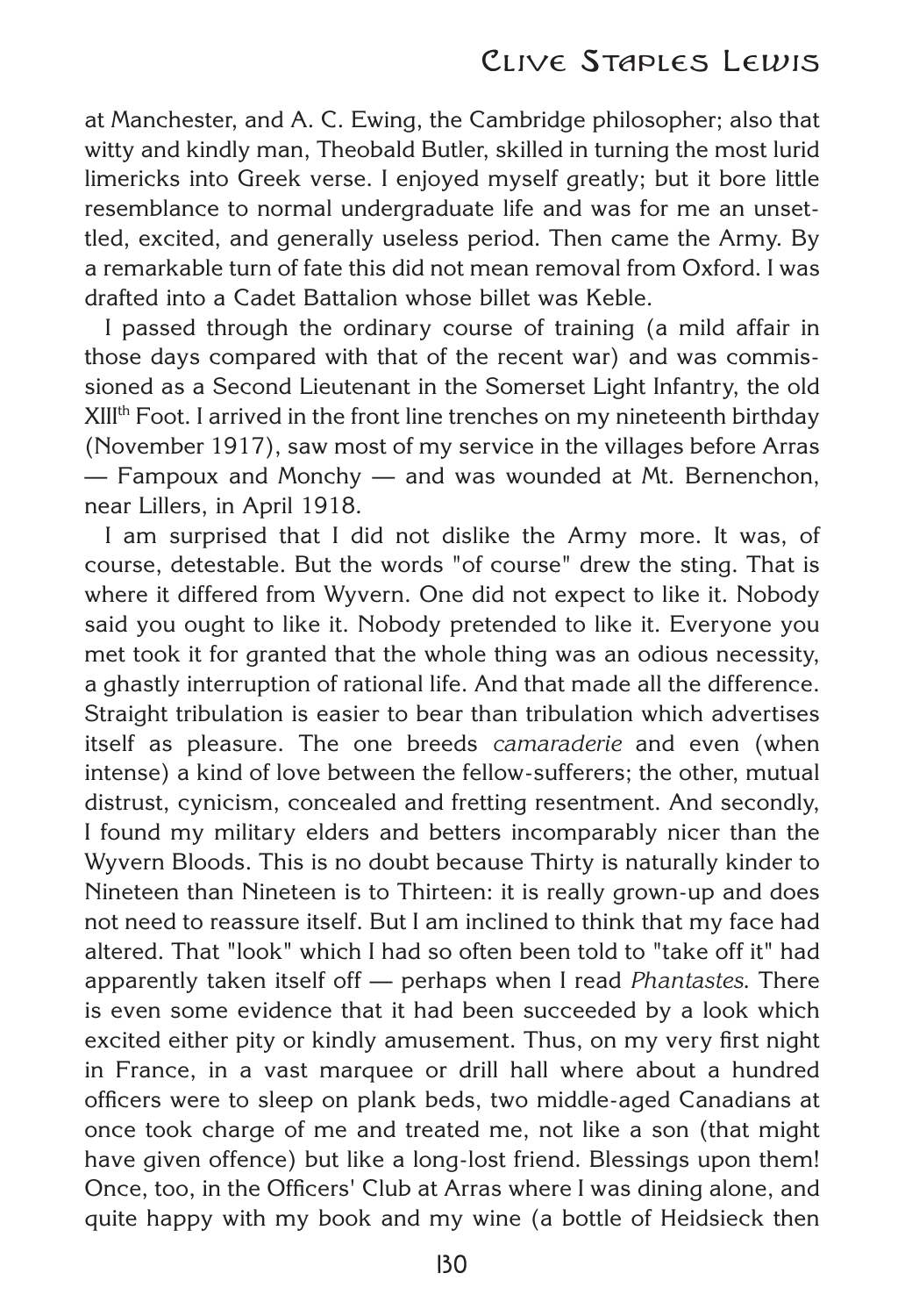at Manchester, and A. C. Ewing, the Cambridge philosopher; also that witty and kindly man, Theobald Butler, skilled in turning the most lurid limericks into Greek verse. I enjoyed myself greatly; but it bore little resemblance to normal undergraduate life and was for me an unsettled, excited, and generally useless period. Then came the Army. By a remarkable turn of fate this did not mean removal from Oxford. I was drafted into a Cadet Battalion whose billet was Keble.

I passed through the ordinary course of training (a mild affair in those days compared with that of the recent war) and was commissioned as a Second Lieutenant in the Somerset Light Infantry, the old XIII[th] Foot. I arrived in the front line trenches on my nineteenth birthday (November 1917), saw most of my service in the villages before Arras — Fampoux and Monchy — and was wounded at Mt. Bernenchon, near Lillers, in April 1918.

I am surprised that I did not dislike the Army more. It was, of course, detestable. But the words "of course" drew the sting. That is where it differed from Wyvern. One did not expect to like it. Nobody said you ought to like it. Nobody pretended to like it. Everyone you met took it for granted that the whole thing was an odious necessity, a ghastly interruption of rational life. And that made all the difference. Straight tribulation is easier to bear than tribulation which advertises itself as pleasure. The one breeds *camaraderie* and even (when intense) a kind of love between the fellow-sufferers; the other, mutual distrust, cynicism, concealed and fretting resentment. And secondly, I found my military elders and betters incomparably nicer than the Wyvern Bloods. This is no doubt because Thirty is naturally kinder to Nineteen than Nineteen is to Thirteen: it is really grown-up and does not need to reassure itself. But I am inclined to think that my face had altered. That "look" which I had so often been told to "take off it" had apparently taken itself off — perhaps when I read *Phantastes*. There is even some evidence that it had been succeeded by a look which excited either pity or kindly amusement. Thus, on my very first night in France, in a vast marquee or drill hall where about a hundred officers were to sleep on plank beds, two middle-aged Canadians at once took charge of me and treated me, not like a son (that might have given offence) but like a long-lost friend. Blessings upon them! Once, too, in the Officers' Club at Arras where I was dining alone, and quite happy with my book and my wine (a bottle of Heidsieck then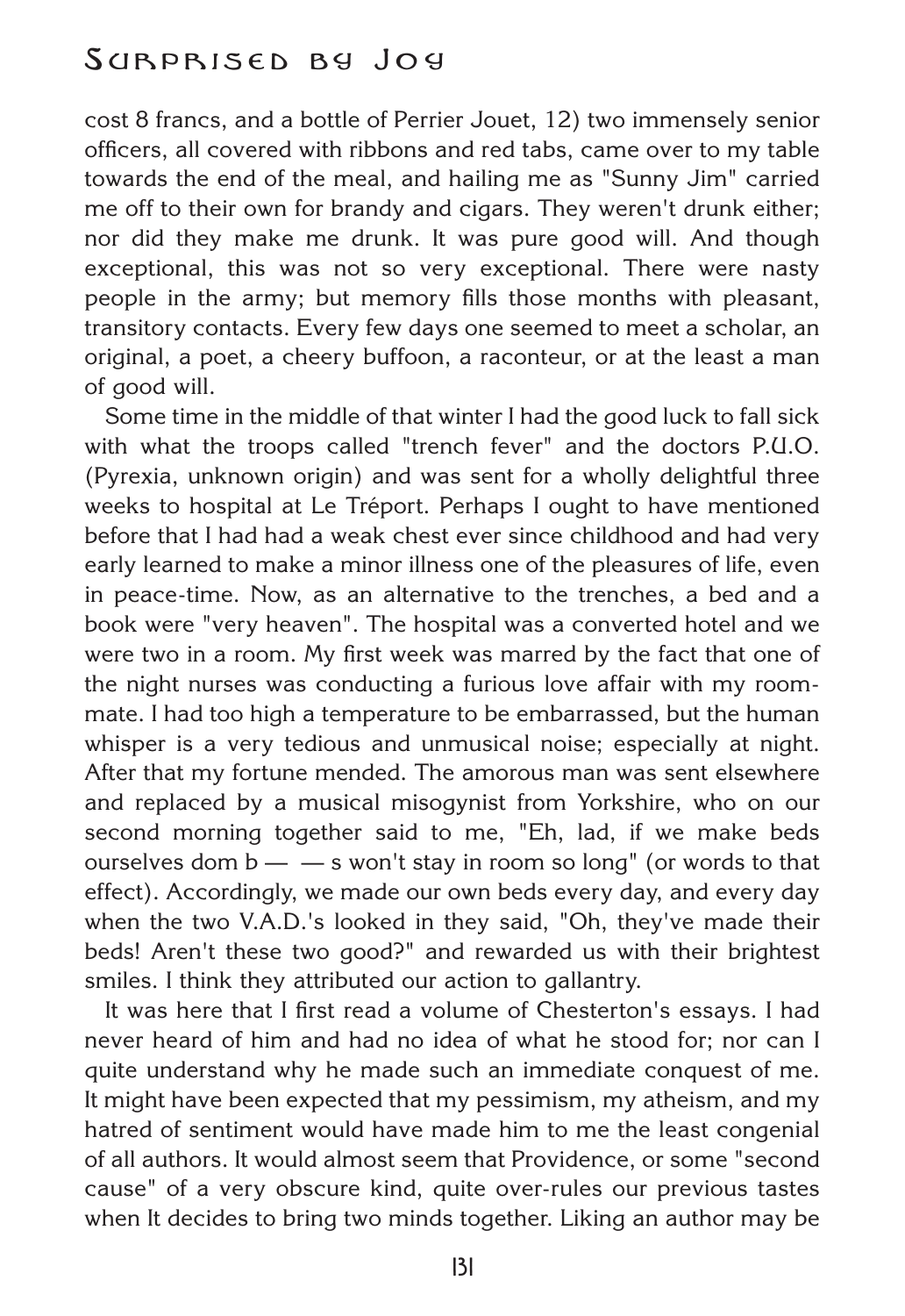cost 8 francs, and a bottle of Perrier Jouet, 12) two immensely senior officers, all covered with ribbons and red tabs, came over to my table towards the end of the meal, and hailing me as "Sunny Jim" carried me off to their own for brandy and cigars. They weren't drunk either; nor did they make me drunk. It was pure good will. And though exceptional, this was not so very exceptional. There were nasty people in the army; but memory fills those months with pleasant, transitory contacts. Every few days one seemed to meet a scholar, an original, a poet, a cheery buffoon, a raconteur, or at the least a man of good will.

Some time in the middle of that winter I had the good luck to fall sick with what the troops called "trench fever" and the doctors P.U.O. (Pyrexia, unknown origin) and was sent for a wholly delightful three weeks to hospital at Le Tréport. Perhaps I ought to have mentioned before that I had had a weak chest ever since childhood and had very early learned to make a minor illness one of the pleasures of life, even in peace-time. Now, as an alternative to the trenches, a bed and a book were "very heaven". The hospital was a converted hotel and we were two in a room. My first week was marred by the fact that one of the night nurses was conducting a furious love affair with my room-mate. I had too high a temperature to be embarrassed, but the human whisper is a very tedious and unmusical noise; especially at night. After that my fortune mended. The amorous man was sent elsewhere and replaced by a musical misogynist from Yorkshire, who on our second morning together said to me, "Eh, lad, if we make beds ourselves dom b — — s won't stay in room so long" (or words to that effect). Accordingly, we made our own beds every day, and every day when the two V.A.D.'s looked in they said, "Oh, they've made their beds! Aren't these two good?" and rewarded us with their brightest smiles. I think they attributed our action to gallantry.

It was here that I first read a volume of Chesterton's essays. I had never heard of him and had no idea of what he stood for; nor can I quite understand why he made such an immediate conquest of me. It might have been expected that my pessimism, my atheism, and my hatred of sentiment would have made him to me the least congenial of all authors. It would almost seem that Providence, or some "second cause" of a very obscure kind, quite over-rules our previous tastes when It decides to bring two minds together. Liking an author may be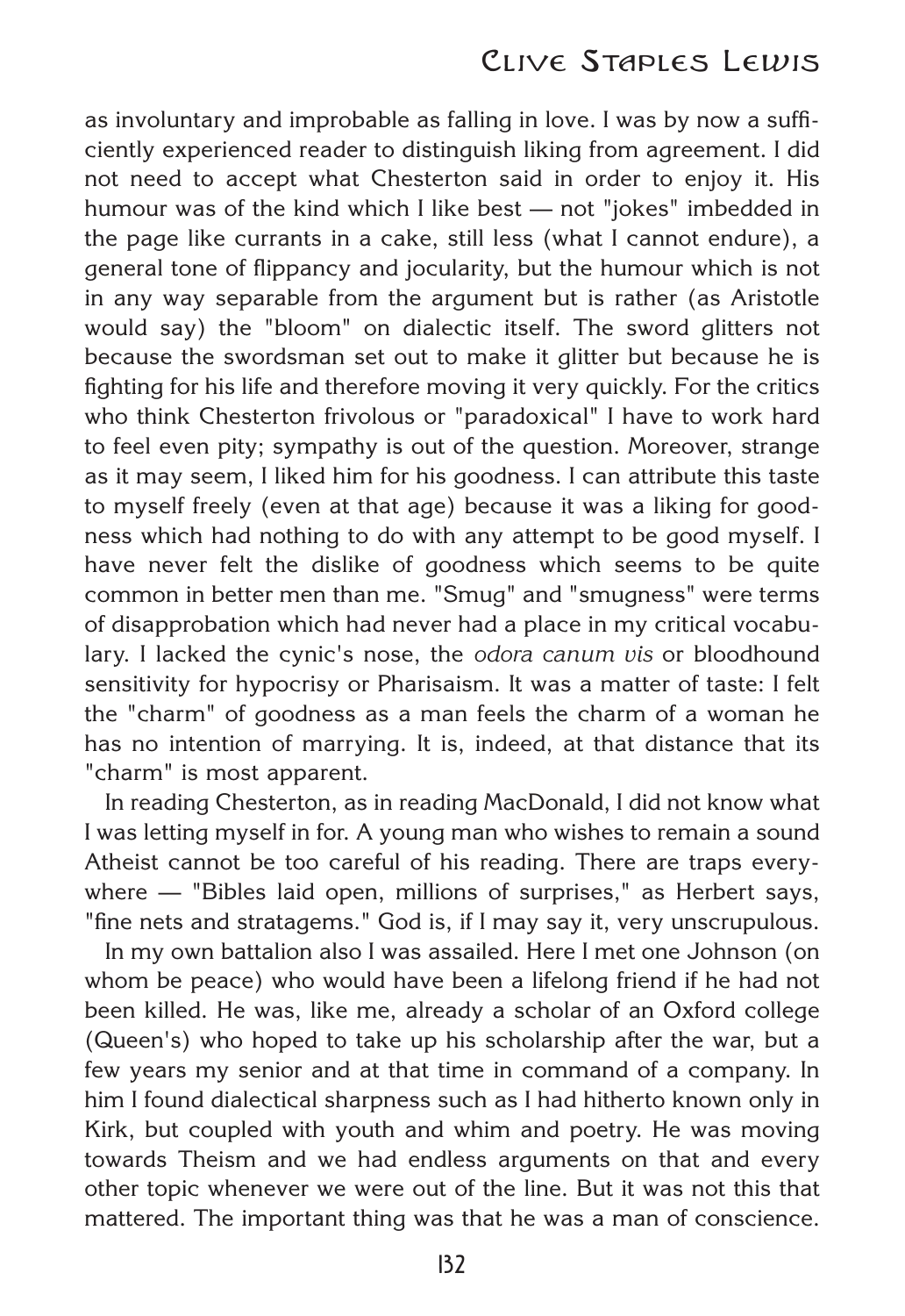as involuntary and improbable as falling in love. I was by now a sufficiently experienced reader to distinguish liking from agreement. I did not need to accept what Chesterton said in order to enjoy it. His humour was of the kind which I like best — not "jokes" imbedded in the page like currants in a cake, still less (what I cannot endure), a general tone of flippancy and jocularity, but the humour which is not in any way separable from the argument but is rather (as Aristotle would say) the "bloom" on dialectic itself. The sword glitters not because the swordsman set out to make it glitter but because he is fighting for his life and therefore moving it very quickly. For the critics who think Chesterton frivolous or "paradoxical" I have to work hard to feel even pity; sympathy is out of the question. Moreover, strange as it may seem, I liked him for his goodness. I can attribute this taste to myself freely (even at that age) because it was a liking for goodness which had nothing to do with any attempt to be good myself. I have never felt the dislike of goodness which seems to be quite common in better men than me. "Smug" and "smugness" were terms of disapprobation which had never had a place in my critical vocabulary. I lacked the cynic's nose, the *odora canum vis* or bloodhound sensitivity for hypocrisy or Pharisaism. It was a matter of taste: I felt the "charm" of goodness as a man feels the charm of a woman he has no intention of marrying. It is, indeed, at that distance that its "charm" is most apparent.

In reading Chesterton, as in reading MacDonald, I did not know what I was letting myself in for. A young man who wishes to remain a sound Atheist cannot be too careful of his reading. There are traps everywhere — "Bibles laid open, millions of surprises," as Herbert says, "fine nets and stratagems." God is, if I may say it, very unscrupulous.

In my own battalion also I was assailed. Here I met one Johnson (on whom be peace) who would have been a lifelong friend if he had not been killed. He was, like me, already a scholar of an Oxford college (Queen's) who hoped to take up his scholarship after the war, but a few years my senior and at that time in command of a company. In him I found dialectical sharpness such as I had hitherto known only in Kirk, but coupled with youth and whim and poetry. He was moving towards Theism and we had endless arguments on that and every other topic whenever we were out of the line. But it was not this that mattered. The important thing was that he was a man of conscience.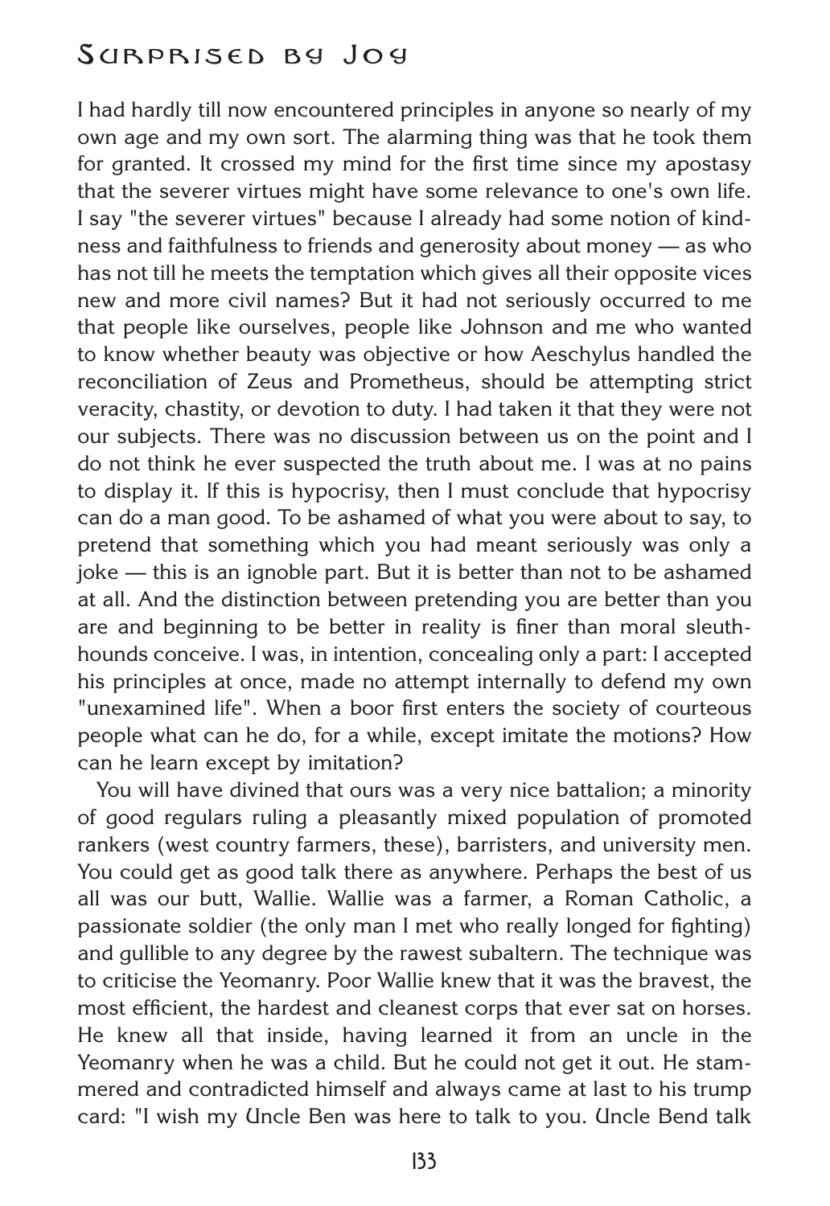I had hardly till now encountered principles in anyone so nearly of my own age and my own sort. The alarming thing was that he took them for granted. It crossed my mind for the first time since my apostasy that the severer virtues might have some relevance to one's own life. I say "the severer virtues" because I already had some notion of kindness and faithfulness to friends and generosity about money — as who has not till he meets the temptation which gives all their opposite vices new and more civil names? But it had not seriously occurred to me that people like ourselves, people like Johnson and me who wanted to know whether beauty was objective or how Aeschylus handled the reconciliation of Zeus and Prometheus, should be attempting strict veracity, chastity, or devotion to duty. I had taken it that they were not our subjects. There was no discussion between us on the point and I do not think he ever suspected the truth about me. I was at no pains to display it. If this is hypocrisy, then I must conclude that hypocrisy can do a man good. To be ashamed of what you were about to say, to pretend that something which you had meant seriously was only a joke — this is an ignoble part. But it is better than not to be ashamed at all. And the distinction between pretending you are better than you are and beginning to be better in reality is finer than moral sleuth-hounds conceive. I was, in intention, concealing only a part: I accepted his principles at once, made no attempt internally to defend my own "unexamined life". When a boor first enters the society of courteous people what can he do, for a while, except imitate the motions? How can he learn except by imitation?

You will have divined that ours was a very nice battalion; a minority of good regulars ruling a pleasantly mixed population of promoted rankers (west country farmers, these), barristers, and university men. You could get as good talk there as anywhere. Perhaps the best of us all was our butt, Wallie. Wallie was a farmer, a Roman Catholic, a passionate soldier (the only man I met who really longed for fighting) and gullible to any degree by the rawest subaltern. The technique was to criticise the Yeomanry. Poor Wallie knew that it was the bravest, the most efficient, the hardest and cleanest corps that ever sat on horses. He knew all that inside, having learned it from an uncle in the Yeomanry when he was a child. But he could not get it out. He stammered and contradicted himself and always came at last to his trump card: "I wish my Uncle Ben was here to talk to you. Uncle Bend talk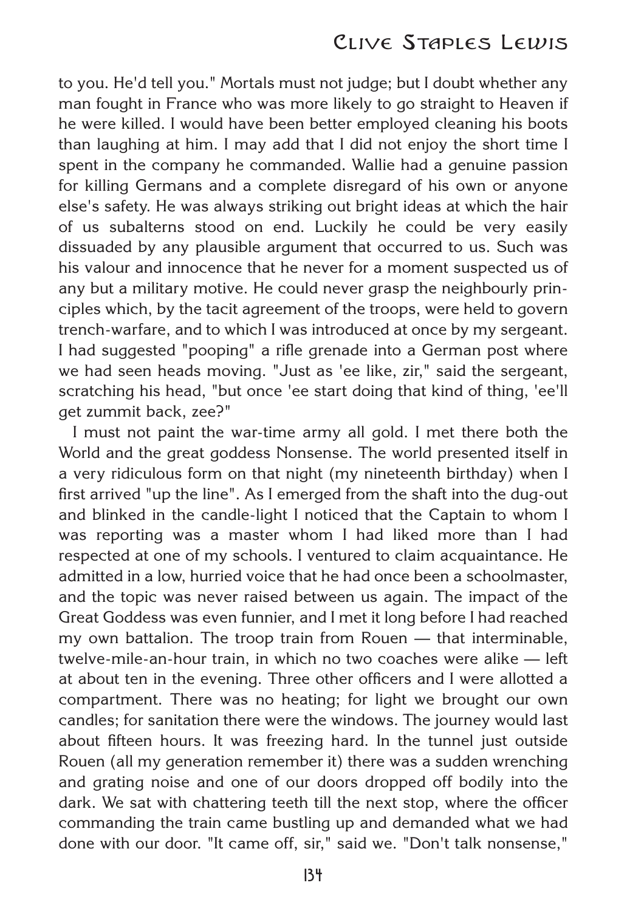to you. He'd tell you." Mortals must not judge; but I doubt whether any man fought in France who was more likely to go straight to Heaven if he were killed. I would have been better employed cleaning his boots than laughing at him. I may add that I did not enjoy the short time I spent in the company he commanded. Wallie had a genuine passion for killing Germans and a complete disregard of his own or anyone else's safety. He was always striking out bright ideas at which the hair of us subalterns stood on end. Luckily he could be very easily dissuaded by any plausible argument that occurred to us. Such was his valour and innocence that he never for a moment suspected us of any but a military motive. He could never grasp the neighbourly principles which, by the tacit agreement of the troops, were held to govern trench-warfare, and to which I was introduced at once by my sergeant. I had suggested "pooping" a rifle grenade into a German post where we had seen heads moving. "Just as 'ee like, zir," said the sergeant, scratching his head, "but once 'ee start doing that kind of thing, 'ee'll get zummit back, zee?"

I must not paint the war-time army all gold. I met there both the World and the great goddess Nonsense. The world presented itself in a very ridiculous form on that night (my nineteenth birthday) when I first arrived "up the line". As I emerged from the shaft into the dug-out and blinked in the candle-light I noticed that the Captain to whom I was reporting was a master whom I had liked more than I had respected at one of my schools. I ventured to claim acquaintance. He admitted in a low, hurried voice that he had once been a schoolmaster, and the topic was never raised between us again. The impact of the Great Goddess was even funnier, and I met it long before I had reached my own battalion. The troop train from Rouen — that interminable, twelve-mile-an-hour train, in which no two coaches were alike — left at about ten in the evening. Three other officers and I were allotted a compartment. There was no heating; for light we brought our own candles; for sanitation there were the windows. The journey would last about fifteen hours. It was freezing hard. In the tunnel just outside Rouen (all my generation remember it) there was a sudden wrenching and grating noise and one of our doors dropped off bodily into the dark. We sat with chattering teeth till the next stop, where the officer commanding the train came bustling up and demanded what we had done with our door. "It came off, sir," said we. "Don't talk nonsense,"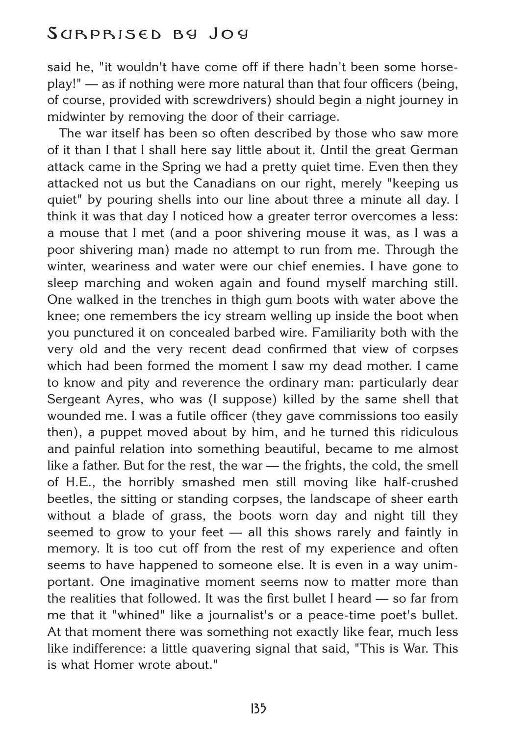said he, "it wouldn't have come off if there hadn't been some horse-play!" — as if nothing were more natural than that four officers (being, of course, provided with screwdrivers) should begin a night journey in midwinter by removing the door of their carriage.

The war itself has been so often described by those who saw more of it than I that I shall here say little about it. Until the great German attack came in the Spring we had a pretty quiet time. Even then they attacked not us but the Canadians on our right, merely "keeping us quiet" by pouring shells into our line about three a minute all day. I think it was that day I noticed how a greater terror overcomes a less: a mouse that I met (and a poor shivering mouse it was, as I was a poor shivering man) made no attempt to run from me. Through the winter, weariness and water were our chief enemies. I have gone to sleep marching and woken again and found myself marching still. One walked in the trenches in thigh gum boots with water above the knee; one remembers the icy stream welling up inside the boot when you punctured it on concealed barbed wire. Familiarity both with the very old and the very recent dead confirmed that view of corpses which had been formed the moment I saw my dead mother. I came to know and pity and reverence the ordinary man: particularly dear Sergeant Ayres, who was (I suppose) killed by the same shell that wounded me. I was a futile officer (they gave commissions too easily then), a puppet moved about by him, and he turned this ridiculous and painful relation into something beautiful, became to me almost like a father. But for the rest, the war — the frights, the cold, the smell of H.E., the horribly smashed men still moving like half-crushed beetles, the sitting or standing corpses, the landscape of sheer earth without a blade of grass, the boots worn day and night till they seemed to grow to your feet — all this shows rarely and faintly in memory. It is too cut off from the rest of my experience and often seems to have happened to someone else. It is even in a way unimportant. One imaginative moment seems now to matter more than the realities that followed. It was the first bullet I heard — so far from me that it "whined" like a journalist's or a peace-time poet's bullet. At that moment there was something not exactly like fear, much less like indifference: a little quavering signal that said, "This is War. This is what Homer wrote about."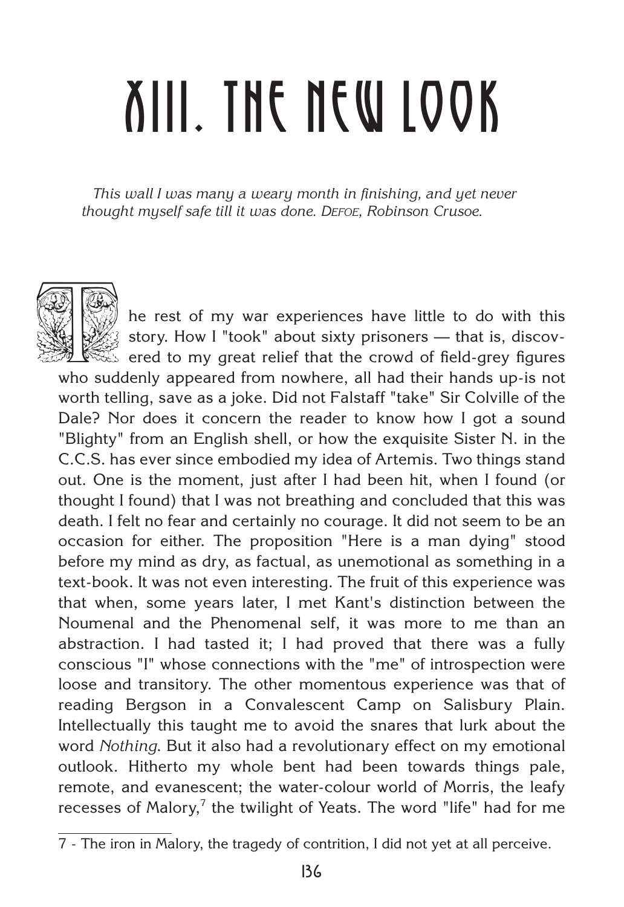# XIII. THE NEW LOOK

*This wall I was many a weary month in finishing, and yet never thought myself safe till it was done.* DEFOE, *Robinson Crusoe*.

The rest of my war experiences have little to do with this story. How I "took" about sixty prisoners — that is, discovered to my great relief that the crowd of field-grey figures who suddenly appeared from nowhere, all had their hands up-is not worth telling, save as a joke. Did not Falstaff "take" Sir Colville of the Dale? Nor does it concern the reader to know how I got a sound "Blighty" from an English shell, or how the exquisite Sister N. in the C.C.S. has ever since embodied my idea of Artemis. Two things stand out. One is the moment, just after I had been hit, when I found (or thought I found) that I was not breathing and concluded that this was death. I felt no fear and certainly no courage. It did not seem to be an occasion for either. The proposition "Here is a man dying" stood before my mind as dry, as factual, as unemotional as something in a text-book. It was not even interesting. The fruit of this experience was that when, some years later, I met Kant's distinction between the Noumenal and the Phenomenal self, it was more to me than an abstraction. I had tasted it; I had proved that there was a fully conscious "I" whose connections with the "me" of introspection were loose and transitory. The other momentous experience was that of reading Bergson in a Convalescent Camp on Salisbury Plain. Intellectually this taught me to avoid the snares that lurk about the word *Nothing*. But it also had a revolutionary effect on my emotional outlook. Hitherto my whole bent had been towards things pale, remote, and evanescent; the water-colour world of Morris, the leafy recesses of Malory,[7] the twilight of Yeats. The word "life" had for me

7 - The iron in Malory, the tragedy of contrition, I did not yet at all perceive.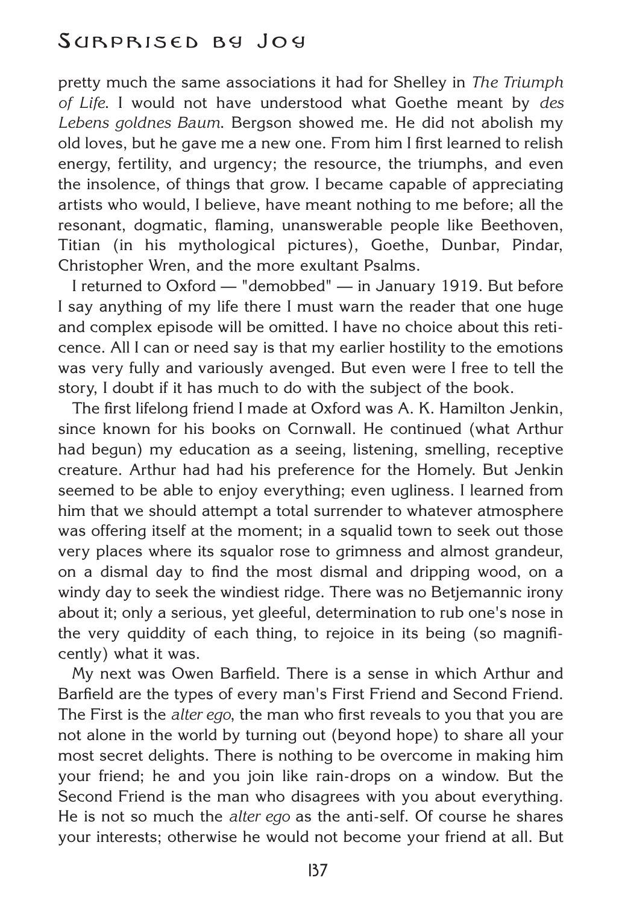pretty much the same associations it had for Shelley in *The Triumph of Life*. I would not have understood what Goethe meant by *des Lebens goldnes Baum*. Bergson showed me. He did not abolish my old loves, but he gave me a new one. From him I first learned to relish energy, fertility, and urgency; the resource, the triumphs, and even the insolence, of things that grow. I became capable of appreciating artists who would, I believe, have meant nothing to me before; all the resonant, dogmatic, flaming, unanswerable people like Beethoven, Titian (in his mythological pictures), Goethe, Dunbar, Pindar, Christopher Wren, and the more exultant Psalms.

I returned to Oxford — "demobbed" — in January 1919. But before I say anything of my life there I must warn the reader that one huge and complex episode will be omitted. I have no choice about this reticence. All I can or need say is that my earlier hostility to the emotions was very fully and variously avenged. But even were I free to tell the story, I doubt if it has much to do with the subject of the book.

The first lifelong friend I made at Oxford was A. K. Hamilton Jenkin, since known for his books on Cornwall. He continued (what Arthur had begun) my education as a seeing, listening, smelling, receptive creature. Arthur had had his preference for the Homely. But Jenkin seemed to be able to enjoy everything; even ugliness. I learned from him that we should attempt a total surrender to whatever atmosphere was offering itself at the moment; in a squalid town to seek out those very places where its squalor rose to grimness and almost grandeur, on a dismal day to find the most dismal and dripping wood, on a windy day to seek the windiest ridge. There was no Betjemannic irony about it; only a serious, yet gleeful, determination to rub one's nose in the very quiddity of each thing, to rejoice in its being (so magnificently) what it was.

My next was Owen Barfield. There is a sense in which Arthur and Barfield are the types of every man's First Friend and Second Friend. The First is the *alter ego*, the man who first reveals to you that you are not alone in the world by turning out (beyond hope) to share all your most secret delights. There is nothing to be overcome in making him your friend; he and you join like rain-drops on a window. But the Second Friend is the man who disagrees with you about everything. He is not so much the *alter ego* as the anti-self. Of course he shares your interests; otherwise he would not become your friend at all. But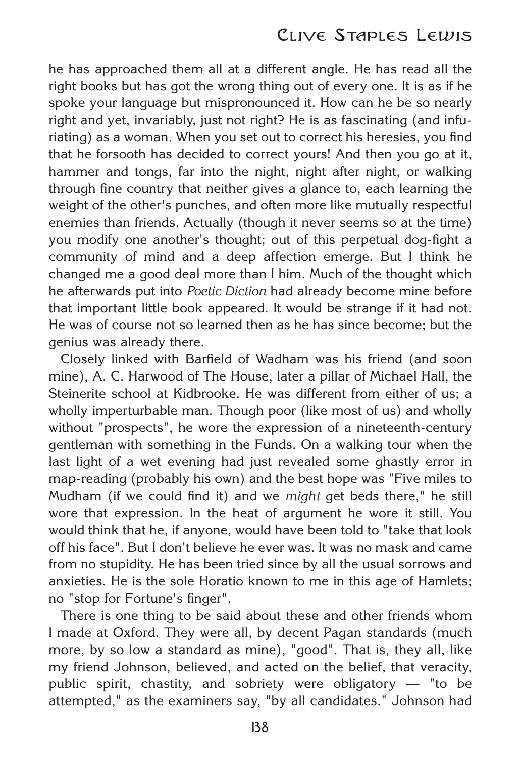he has approached them all at a different angle. He has read all the right books but has got the wrong thing out of every one. It is as if he spoke your language but mispronounced it. How can he be so nearly right and yet, invariably, just not right? He is as fascinating (and infuriating) as a woman. When you set out to correct his heresies, you find that he forsooth has decided to correct yours! And then you go at it, hammer and tongs, far into the night, night after night, or walking through fine country that neither gives a glance to, each learning the weight of the other's punches, and often more like mutually respectful enemies than friends. Actually (though it never seems so at the time) you modify one another's thought; out of this perpetual dog-fight a community of mind and a deep affection emerge. But I think he changed me a good deal more than I him. Much of the thought which he afterwards put into *Poetic Diction* had already become mine before that important little book appeared. It would be strange if it had not. He was of course not so learned then as he has since become; but the genius was already there.

Closely linked with Barfield of Wadham was his friend (and soon mine), A. C. Harwood of The House, later a pillar of Michael Hall, the Steinerite school at Kidbrooke. He was different from either of us; a wholly imperturbable man. Though poor (like most of us) and wholly without "prospects", he wore the expression of a nineteenth-century gentleman with something in the Funds. On a walking tour when the last light of a wet evening had just revealed some ghastly error in map-reading (probably his own) and the best hope was "Five miles to Mudham (if we could find it) and we *might* get beds there," he still wore that expression. In the heat of argument he wore it still. You would think that he, if anyone, would have been told to "take that look off his face". But I don't believe he ever was. It was no mask and came from no stupidity. He has been tried since by all the usual sorrows and anxieties. He is the sole Horatio known to me in this age of Hamlets; no "stop for Fortune's finger".

There is one thing to be said about these and other friends whom I made at Oxford. They were all, by decent Pagan standards (much more, by so low a standard as mine), "good". That is, they all, like my friend Johnson, believed, and acted on the belief, that veracity, public spirit, chastity, and sobriety were obligatory — "to be attempted," as the examiners say, "by all candidates." Johnson had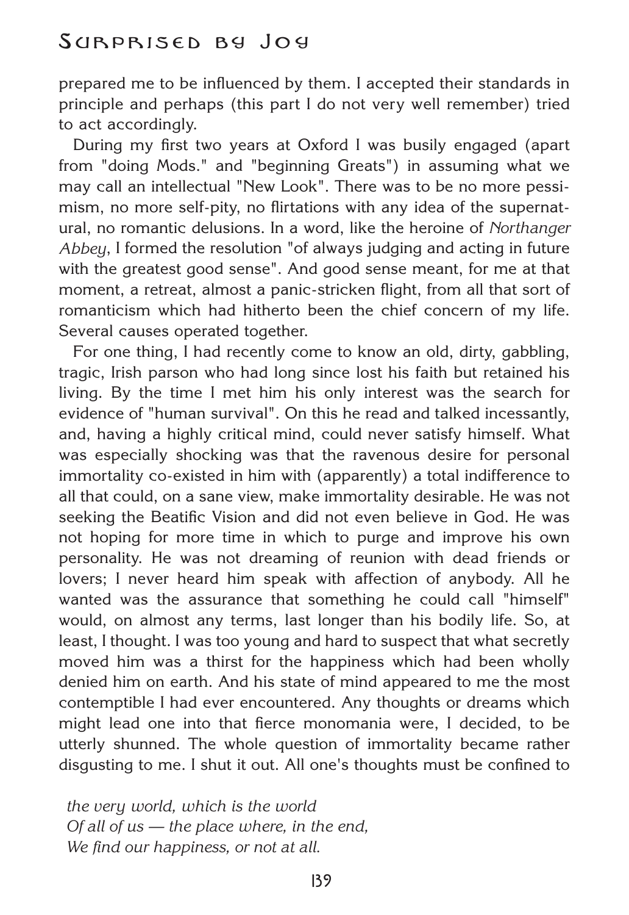prepared me to be influenced by them. I accepted their standards in principle and perhaps (this part I do not very well remember) tried to act accordingly.

During my first two years at Oxford I was busily engaged (apart from "doing Mods." and "beginning Greats") in assuming what we may call an intellectual "New Look". There was to be no more pessimism, no more self-pity, no flirtations with any idea of the supernatural, no romantic delusions. In a word, like the heroine of *Northanger Abbey*, I formed the resolution "of always judging and acting in future with the greatest good sense". And good sense meant, for me at that moment, a retreat, almost a panic-stricken flight, from all that sort of romanticism which had hitherto been the chief concern of my life. Several causes operated together.

For one thing, I had recently come to know an old, dirty, gabbling, tragic, Irish parson who had long since lost his faith but retained his living. By the time I met him his only interest was the search for evidence of "human survival". On this he read and talked incessantly, and, having a highly critical mind, could never satisfy himself. What was especially shocking was that the ravenous desire for personal immortality co-existed in him with (apparently) a total indifference to all that could, on a sane view, make immortality desirable. He was not seeking the Beatific Vision and did not even believe in God. He was not hoping for more time in which to purge and improve his own personality. He was not dreaming of reunion with dead friends or lovers; I never heard him speak with affection of anybody. All he wanted was the assurance that something he could call "himself" would, on almost any terms, last longer than his bodily life. So, at least, I thought. I was too young and hard to suspect that what secretly moved him was a thirst for the happiness which had been wholly denied him on earth. And his state of mind appeared to me the most contemptible I had ever encountered. Any thoughts or dreams which might lead one into that fierce monomania were, I decided, to be utterly shunned. The whole question of immortality became rather disgusting to me. I shut it out. All one's thoughts must be confined to

*the very world, which is the world*  
*Of all of us — the place where, in the end,*  
*We find our happiness, or not at all.*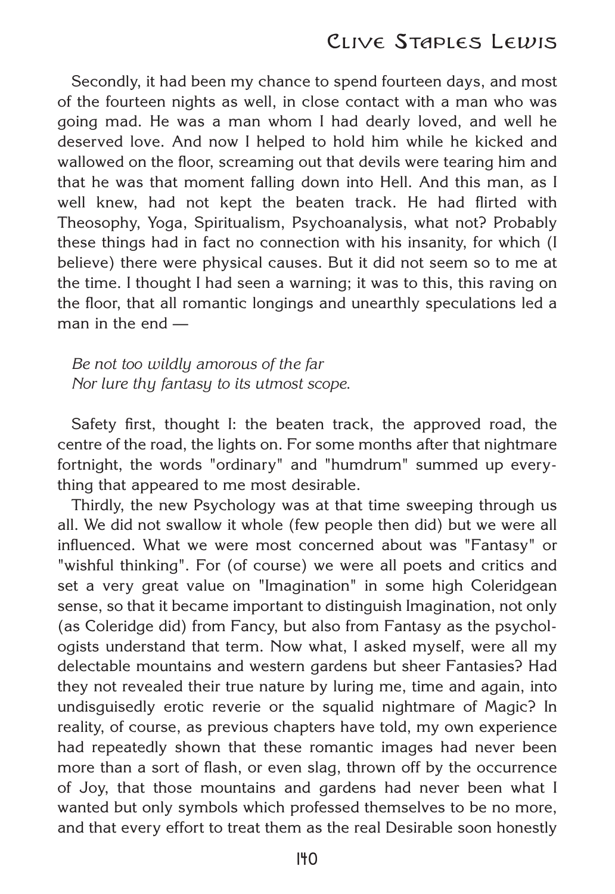Secondly, it had been my chance to spend fourteen days, and most of the fourteen nights as well, in close contact with a man who was going mad. He was a man whom I had dearly loved, and well he deserved love. And now I helped to hold him while he kicked and wallowed on the floor, screaming out that devils were tearing him and that he was that moment falling down into Hell. And this man, as I well knew, had not kept the beaten track. He had flirted with Theosophy, Yoga, Spiritualism, Psychoanalysis, what not? Probably these things had in fact no connection with his insanity, for which (I believe) there were physical causes. But it did not seem so to me at the time. I thought I had seen a warning; it was to this, this raving on the floor, that all romantic longings and unearthly speculations led a man in the end —

*Be not too wildly amorous of the far*
*Nor lure thy fantasy to its utmost scope.*

Safety first, thought I: the beaten track, the approved road, the centre of the road, the lights on. For some months after that nightmare fortnight, the words "ordinary" and "humdrum" summed up everything that appeared to me most desirable.

Thirdly, the new Psychology was at that time sweeping through us all. We did not swallow it whole (few people then did) but we were all influenced. What we were most concerned about was "Fantasy" or "wishful thinking". For (of course) we were all poets and critics and set a very great value on "Imagination" in some high Coleridgean sense, so that it became important to distinguish Imagination, not only (as Coleridge did) from Fancy, but also from Fantasy as the psychologists understand that term. Now what, I asked myself, were all my delectable mountains and western gardens but sheer Fantasies? Had they not revealed their true nature by luring me, time and again, into undisguisedly erotic reverie or the squalid nightmare of Magic? In reality, of course, as previous chapters have told, my own experience had repeatedly shown that these romantic images had never been more than a sort of flash, or even slag, thrown off by the occurrence of Joy, that those mountains and gardens had never been what I wanted but only symbols which professed themselves to be no more, and that every effort to treat them as the real Desirable soon honestly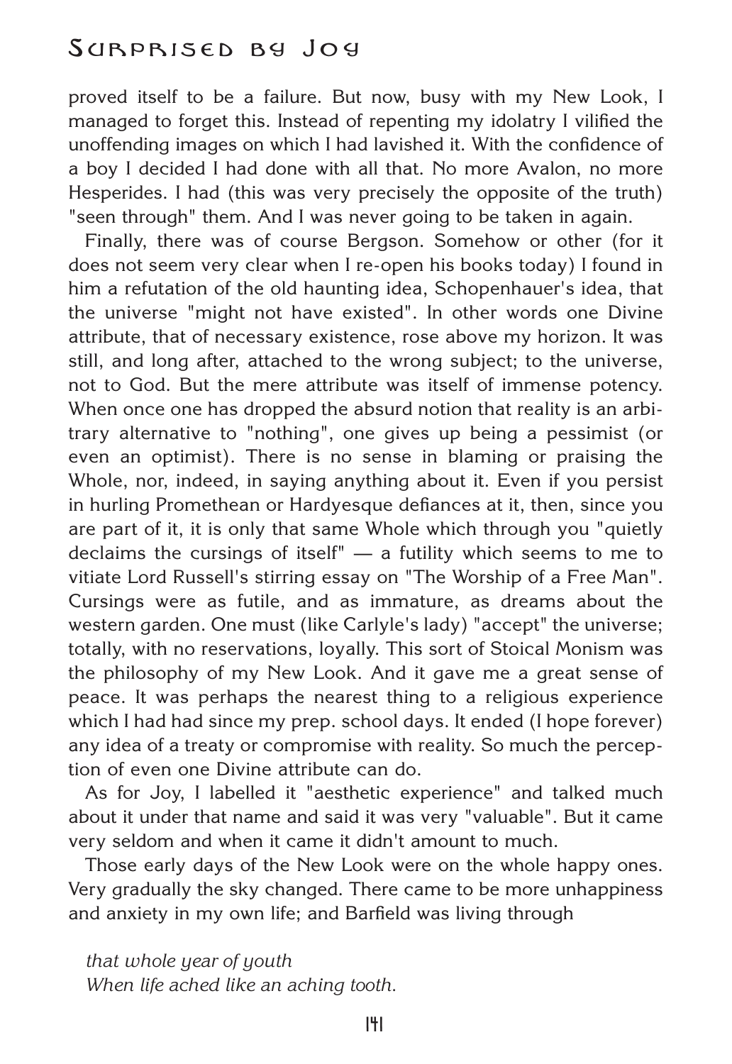proved itself to be a failure. But now, busy with my New Look, I managed to forget this. Instead of repenting my idolatry I vilified the unoffending images on which I had lavished it. With the confidence of a boy I decided I had done with all that. No more Avalon, no more Hesperides. I had (this was very precisely the opposite of the truth) "seen through" them. And I was never going to be taken in again.

Finally, there was of course Bergson. Somehow or other (for it does not seem very clear when I re-open his books today) I found in him a refutation of the old haunting idea, Schopenhauer's idea, that the universe "might not have existed". In other words one Divine attribute, that of necessary existence, rose above my horizon. It was still, and long after, attached to the wrong subject; to the universe, not to God. But the mere attribute was itself of immense potency. When once one has dropped the absurd notion that reality is an arbitrary alternative to "nothing", one gives up being a pessimist (or even an optimist). There is no sense in blaming or praising the Whole, nor, indeed, in saying anything about it. Even if you persist in hurling Promethean or Hardyesque defiances at it, then, since you are part of it, it is only that same Whole which through you "quietly declaims the cursings of itself" — a futility which seems to me to vitiate Lord Russell's stirring essay on "The Worship of a Free Man". Cursings were as futile, and as immature, as dreams about the western garden. One must (like Carlyle's lady) "accept" the universe; totally, with no reservations, loyally. This sort of Stoical Monism was the philosophy of my New Look. And it gave me a great sense of peace. It was perhaps the nearest thing to a religious experience which I had had since my prep. school days. It ended (I hope forever) any idea of a treaty or compromise with reality. So much the perception of even one Divine attribute can do.

As for Joy, I labelled it "aesthetic experience" and talked much about it under that name and said it was very "valuable". But it came very seldom and when it came it didn't amount to much.

Those early days of the New Look were on the whole happy ones. Very gradually the sky changed. There came to be more unhappiness and anxiety in my own life; and Barfield was living through

*that whole year of youth*
*When life ached like an aching tooth.*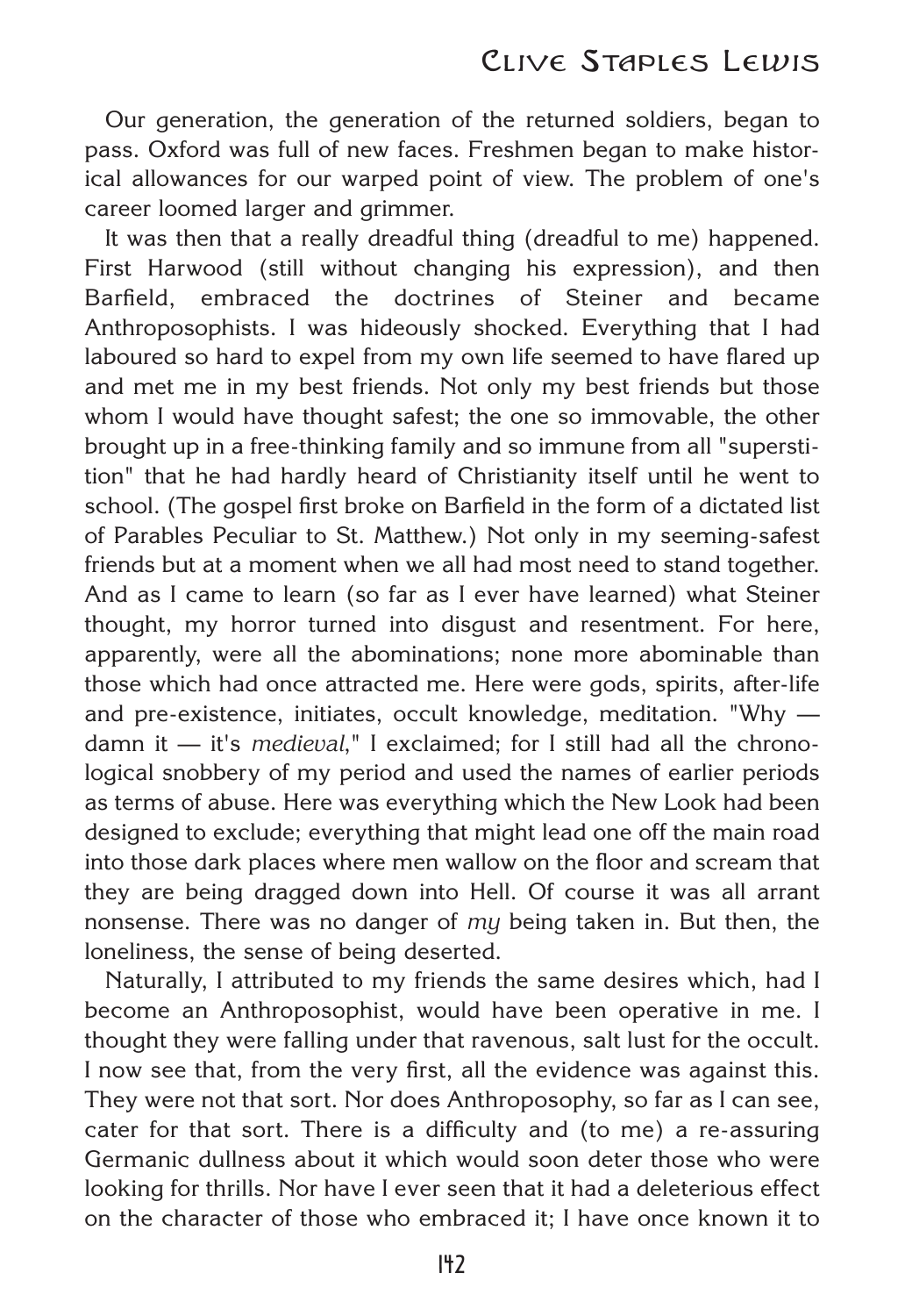Our generation, the generation of the returned soldiers, began to pass. Oxford was full of new faces. Freshmen began to make historical allowances for our warped point of view. The problem of one's career loomed larger and grimmer.

It was then that a really dreadful thing (dreadful to me) happened. First Harwood (still without changing his expression), and then Barfield, embraced the doctrines of Steiner and became Anthroposophists. I was hideously shocked. Everything that I had laboured so hard to expel from my own life seemed to have flared up and met me in my best friends. Not only my best friends but those whom I would have thought safest; the one so immovable, the other brought up in a free-thinking family and so immune from all "superstition" that he had hardly heard of Christianity itself until he went to school. (The gospel first broke on Barfield in the form of a dictated list of Parables Peculiar to St. Matthew.) Not only in my seeming-safest friends but at a moment when we all had most need to stand together. And as I came to learn (so far as I ever have learned) what Steiner thought, my horror turned into disgust and resentment. For here, apparently, were all the abominations; none more abominable than those which had once attracted me. Here were gods, spirits, after-life and pre-existence, initiates, occult knowledge, meditation. "Why — damn it — it's *medieval*," I exclaimed; for I still had all the chronological snobbery of my period and used the names of earlier periods as terms of abuse. Here was everything which the New Look had been designed to exclude; everything that might lead one off the main road into those dark places where men wallow on the floor and scream that they are being dragged down into Hell. Of course it was all arrant nonsense. There was no danger of *my* being taken in. But then, the loneliness, the sense of being deserted.

Naturally, I attributed to my friends the same desires which, had I become an Anthroposophist, would have been operative in me. I thought they were falling under that ravenous, salt lust for the occult. I now see that, from the very first, all the evidence was against this. They were not that sort. Nor does Anthroposophy, so far as I can see, cater for that sort. There is a difficulty and (to me) a re-assuring Germanic dullness about it which would soon deter those who were looking for thrills. Nor have I ever seen that it had a deleterious effect on the character of those who embraced it; I have once known it to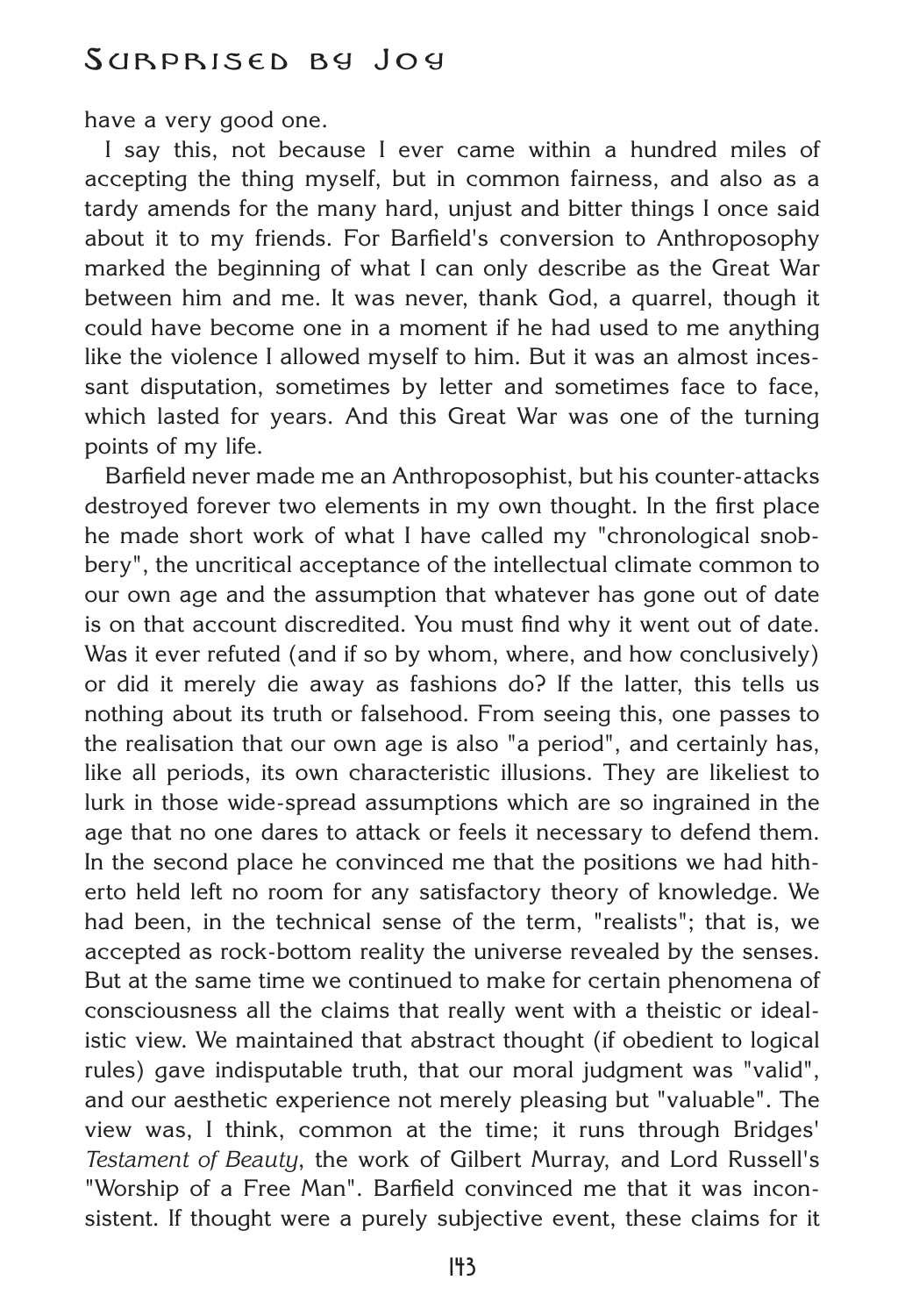have a very good one.

I say this, not because I ever came within a hundred miles of accepting the thing myself, but in common fairness, and also as a tardy amends for the many hard, unjust and bitter things I once said about it to my friends. For Barfield's conversion to Anthroposophy marked the beginning of what I can only describe as the Great War between him and me. It was never, thank God, a quarrel, though it could have become one in a moment if he had used to me anything like the violence I allowed myself to him. But it was an almost incessant disputation, sometimes by letter and sometimes face to face, which lasted for years. And this Great War was one of the turning points of my life.

Barfield never made me an Anthroposophist, but his counter-attacks destroyed forever two elements in my own thought. In the first place he made short work of what I have called my "chronological snobbery", the uncritical acceptance of the intellectual climate common to our own age and the assumption that whatever has gone out of date is on that account discredited. You must find why it went out of date. Was it ever refuted (and if so by whom, where, and how conclusively) or did it merely die away as fashions do? If the latter, this tells us nothing about its truth or falsehood. From seeing this, one passes to the realisation that our own age is also "a period", and certainly has, like all periods, its own characteristic illusions. They are likeliest to lurk in those wide-spread assumptions which are so ingrained in the age that no one dares to attack or feels it necessary to defend them. In the second place he convinced me that the positions we had hitherto held left no room for any satisfactory theory of knowledge. We had been, in the technical sense of the term, "realists"; that is, we accepted as rock-bottom reality the universe revealed by the senses. But at the same time we continued to make for certain phenomena of consciousness all the claims that really went with a theistic or idealistic view. We maintained that abstract thought (if obedient to logical rules) gave indisputable truth, that our moral judgment was "valid", and our aesthetic experience not merely pleasing but "valuable". The view was, I think, common at the time; it runs through Bridges' *Testament of Beauty*, the work of Gilbert Murray, and Lord Russell's "Worship of a Free Man". Barfield convinced me that it was inconsistent. If thought were a purely subjective event, these claims for it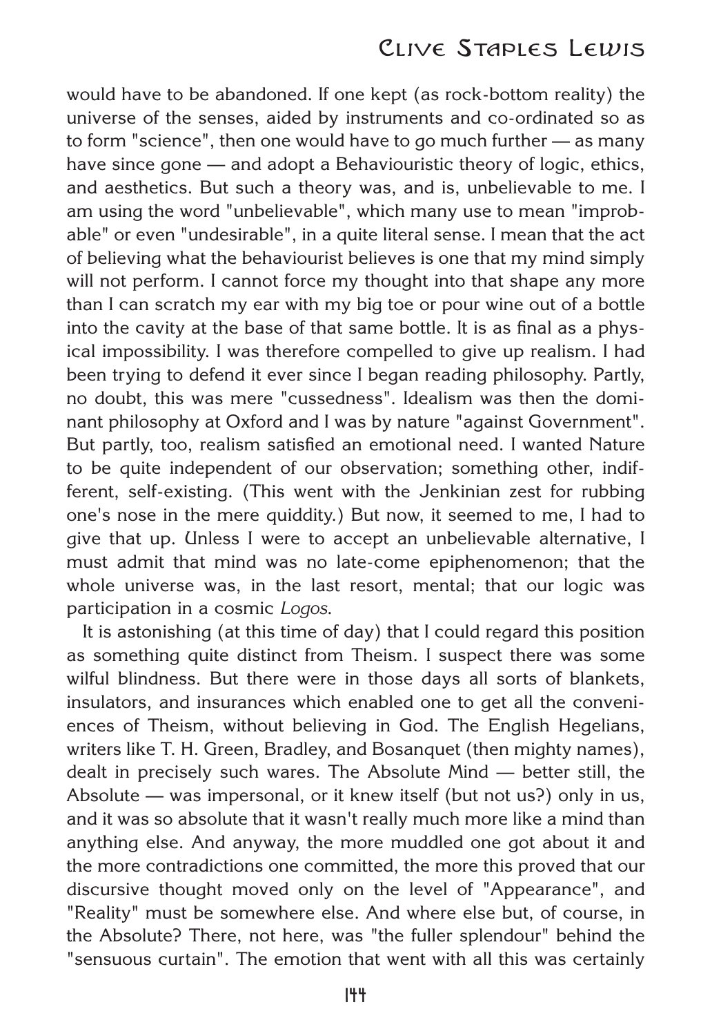would have to be abandoned. If one kept (as rock-bottom reality) the universe of the senses, aided by instruments and co-ordinated so as to form "science", then one would have to go much further — as many have since gone — and adopt a Behaviouristic theory of logic, ethics, and aesthetics. But such a theory was, and is, unbelievable to me. I am using the word "unbelievable", which many use to mean "improbable" or even "undesirable", in a quite literal sense. I mean that the act of believing what the behaviourist believes is one that my mind simply will not perform. I cannot force my thought into that shape any more than I can scratch my ear with my big toe or pour wine out of a bottle into the cavity at the base of that same bottle. It is as final as a physical impossibility. I was therefore compelled to give up realism. I had been trying to defend it ever since I began reading philosophy. Partly, no doubt, this was mere "cussedness". Idealism was then the dominant philosophy at Oxford and I was by nature "against Government". But partly, too, realism satisfied an emotional need. I wanted Nature to be quite independent of our observation; something other, indifferent, self-existing. (This went with the Jenkinian zest for rubbing one's nose in the mere quiddity.) But now, it seemed to me, I had to give that up. Unless I were to accept an unbelievable alternative, I must admit that mind was no late-come epiphenomenon; that the whole universe was, in the last resort, mental; that our logic was participation in a cosmic *Logos*.

It is astonishing (at this time of day) that I could regard this position as something quite distinct from Theism. I suspect there was some wilful blindness. But there were in those days all sorts of blankets, insulators, and insurances which enabled one to get all the conveniences of Theism, without believing in God. The English Hegelians, writers like T. H. Green, Bradley, and Bosanquet (then mighty names), dealt in precisely such wares. The Absolute Mind — better still, the Absolute — was impersonal, or it knew itself (but not us?) only in us, and it was so absolute that it wasn't really much more like a mind than anything else. And anyway, the more muddled one got about it and the more contradictions one committed, the more this proved that our discursive thought moved only on the level of "Appearance", and "Reality" must be somewhere else. And where else but, of course, in the Absolute? There, not here, was "the fuller splendour" behind the "sensuous curtain". The emotion that went with all this was certainly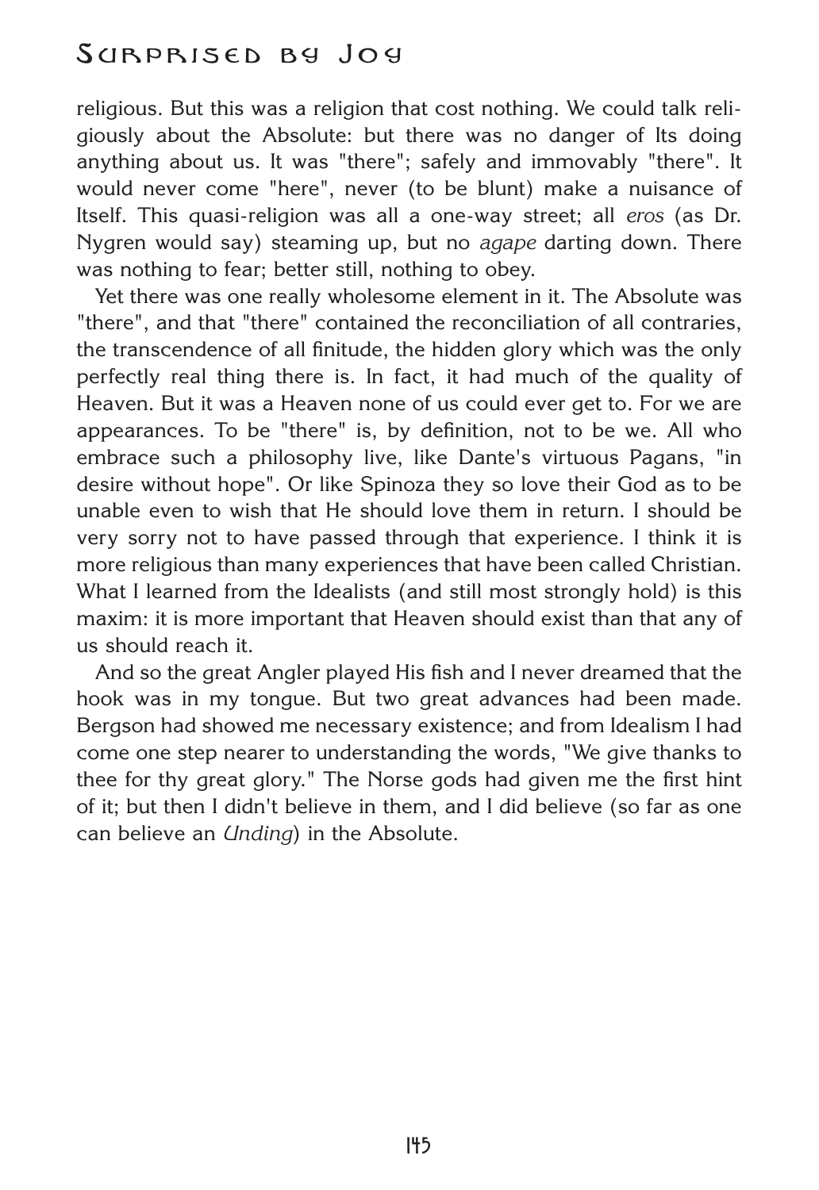religious. But this was a religion that cost nothing. We could talk religiously about the Absolute: but there was no danger of Its doing anything about us. It was "there"; safely and immovably "there". It would never come "here", never (to be blunt) make a nuisance of Itself. This quasi-religion was all a one-way street; all *eros* (as Dr. Nygren would say) steaming up, but no *agape* darting down. There was nothing to fear; better still, nothing to obey.

Yet there was one really wholesome element in it. The Absolute was "there", and that "there" contained the reconciliation of all contraries, the transcendence of all finitude, the hidden glory which was the only perfectly real thing there is. In fact, it had much of the quality of Heaven. But it was a Heaven none of us could ever get to. For we are appearances. To be "there" is, by definition, not to be we. All who embrace such a philosophy live, like Dante's virtuous Pagans, "in desire without hope". Or like Spinoza they so love their God as to be unable even to wish that He should love them in return. I should be very sorry not to have passed through that experience. I think it is more religious than many experiences that have been called Christian. What I learned from the Idealists (and still most strongly hold) is this maxim: it is more important that Heaven should exist than that any of us should reach it.

And so the great Angler played His fish and I never dreamed that the hook was in my tongue. But two great advances had been made. Bergson had showed me necessary existence; and from Idealism I had come one step nearer to understanding the words, "We give thanks to thee for thy great glory." The Norse gods had given me the first hint of it; but then I didn't believe in them, and I did believe (so far as one can believe an *Unding*) in the Absolute.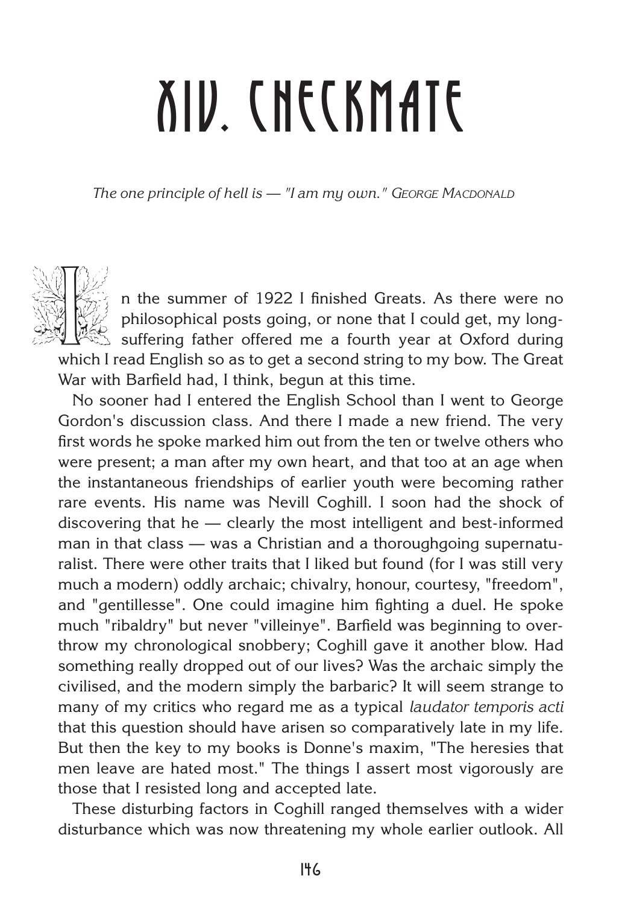# XIV. CHECKMATE

*The one principle of hell is — "I am my own." George MacDonald*

In the summer of 1922 I finished Greats. As there were no philosophical posts going, or none that I could get, my long-suffering father offered me a fourth year at Oxford during which I read English so as to get a second string to my bow. The Great War with Barfield had, I think, begun at this time.

No sooner had I entered the English School than I went to George Gordon's discussion class. And there I made a new friend. The very first words he spoke marked him out from the ten or twelve others who were present; a man after my own heart, and that too at an age when the instantaneous friendships of earlier youth were becoming rather rare events. His name was Nevill Coghill. I soon had the shock of discovering that he — clearly the most intelligent and best-informed man in that class — was a Christian and a thoroughgoing supernaturalist. There were other traits that I liked but found (for I was still very much a modern) oddly archaic; chivalry, honour, courtesy, "freedom", and "gentillesse". One could imagine him fighting a duel. He spoke much "ribaldry" but never "villeinye". Barfield was beginning to overthrow my chronological snobbery; Coghill gave it another blow. Had something really dropped out of our lives? Was the archaic simply the civilised, and the modern simply the barbaric? It will seem strange to many of my critics who regard me as a typical *laudator temporis acti* that this question should have arisen so comparatively late in my life. But then the key to my books is Donne's maxim, "The heresies that men leave are hated most." The things I assert most vigorously are those that I resisted long and accepted late.

These disturbing factors in Coghill ranged themselves with a wider disturbance which was now threatening my whole earlier outlook. All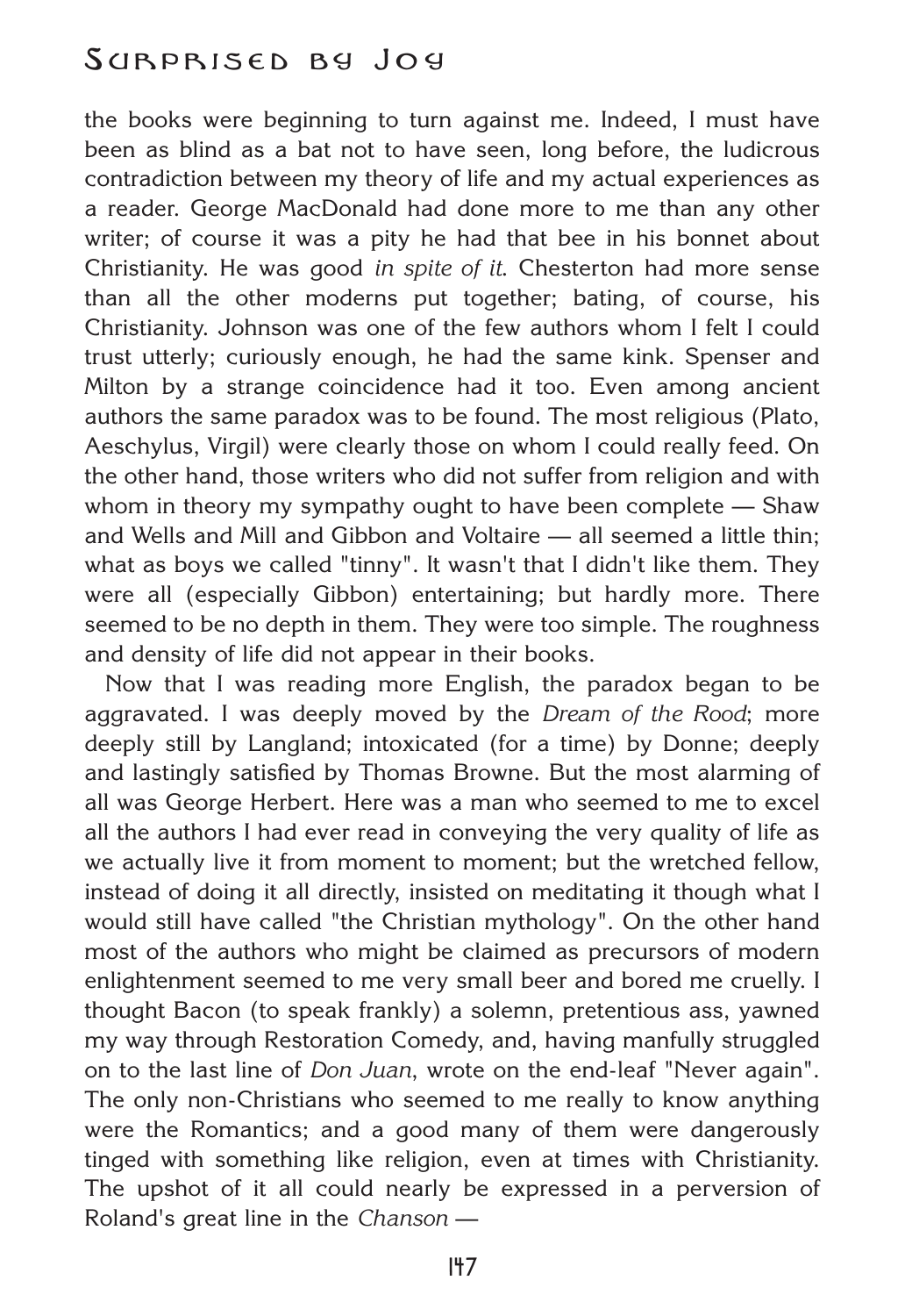the books were beginning to turn against me. Indeed, I must have been as blind as a bat not to have seen, long before, the ludicrous contradiction between my theory of life and my actual experiences as a reader. George MacDonald had done more to me than any other writer; of course it was a pity he had that bee in his bonnet about Christianity. He was good *in spite of it*. Chesterton had more sense than all the other moderns put together; bating, of course, his Christianity. Johnson was one of the few authors whom I felt I could trust utterly; curiously enough, he had the same kink. Spenser and Milton by a strange coincidence had it too. Even among ancient authors the same paradox was to be found. The most religious (Plato, Aeschylus, Virgil) were clearly those on whom I could really feed. On the other hand, those writers who did not suffer from religion and with whom in theory my sympathy ought to have been complete — Shaw and Wells and Mill and Gibbon and Voltaire — all seemed a little thin; what as boys we called "tinny". It wasn't that I didn't like them. They were all (especially Gibbon) entertaining; but hardly more. There seemed to be no depth in them. They were too simple. The roughness and density of life did not appear in their books.

Now that I was reading more English, the paradox began to be aggravated. I was deeply moved by the *Dream of the Rood*; more deeply still by Langland; intoxicated (for a time) by Donne; deeply and lastingly satisfied by Thomas Browne. But the most alarming of all was George Herbert. Here was a man who seemed to me to excel all the authors I had ever read in conveying the very quality of life as we actually live it from moment to moment; but the wretched fellow, instead of doing it all directly, insisted on meditating it though what I would still have called "the Christian mythology". On the other hand most of the authors who might be claimed as precursors of modern enlightenment seemed to me very small beer and bored me cruelly. I thought Bacon (to speak frankly) a solemn, pretentious ass, yawned my way through Restoration Comedy, and, having manfully struggled on to the last line of *Don Juan*, wrote on the end-leaf "Never again". The only non-Christians who seemed to me really to know anything were the Romantics; and a good many of them were dangerously tinged with something like religion, even at times with Christianity. The upshot of it all could nearly be expressed in a perversion of Roland's great line in the *Chanson* —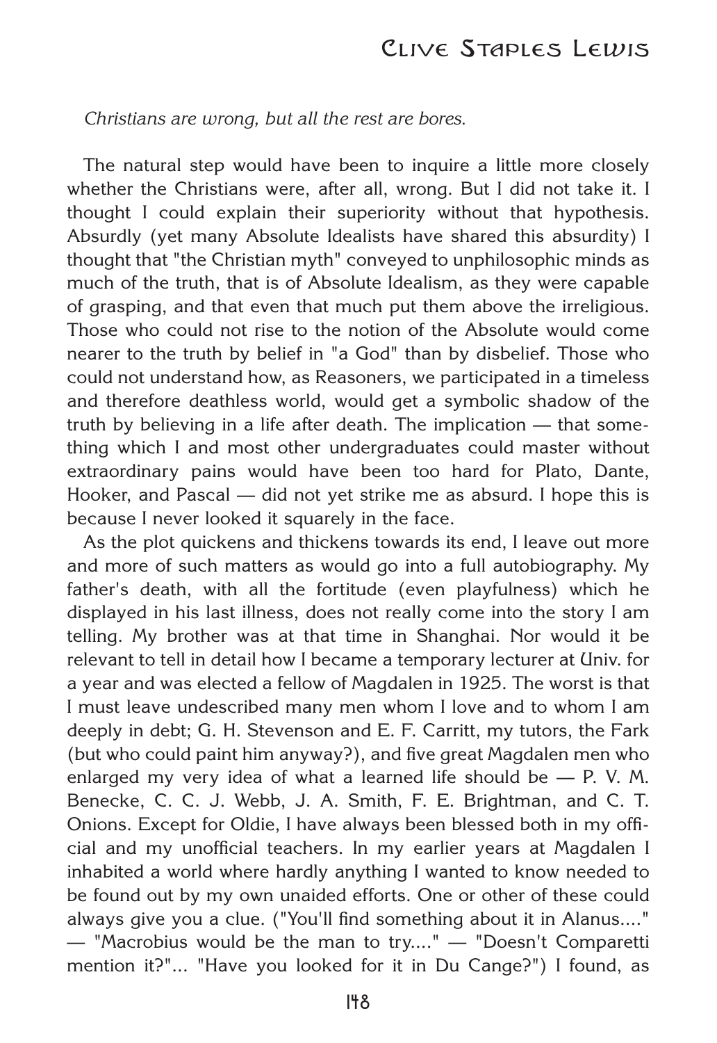*Christians are wrong, but all the rest are bores.*

The natural step would have been to inquire a little more closely whether the Christians were, after all, wrong. But I did not take it. I thought I could explain their superiority without that hypothesis. Absurdly (yet many Absolute Idealists have shared this absurdity) I thought that "the Christian myth" conveyed to unphilosophic minds as much of the truth, that is of Absolute Idealism, as they were capable of grasping, and that even that much put them above the irreligious. Those who could not rise to the notion of the Absolute would come nearer to the truth by belief in "a God" than by disbelief. Those who could not understand how, as Reasoners, we participated in a timeless and therefore deathless world, would get a symbolic shadow of the truth by believing in a life after death. The implication — that something which I and most other undergraduates could master without extraordinary pains would have been too hard for Plato, Dante, Hooker, and Pascal — did not yet strike me as absurd. I hope this is because I never looked it squarely in the face.

As the plot quickens and thickens towards its end, I leave out more and more of such matters as would go into a full autobiography. My father's death, with all the fortitude (even playfulness) which he displayed in his last illness, does not really come into the story I am telling. My brother was at that time in Shanghai. Nor would it be relevant to tell in detail how I became a temporary lecturer at Univ. for a year and was elected a fellow of Magdalen in 1925. The worst is that I must leave undescribed many men whom I love and to whom I am deeply in debt; G. H. Stevenson and E. F. Carritt, my tutors, the Fark (but who could paint him anyway?), and five great Magdalen men who enlarged my very idea of what a learned life should be — P. V. M. Benecke, C. C. J. Webb, J. A. Smith, F. E. Brightman, and C. T. Onions. Except for Oldie, I have always been blessed both in my official and my unofficial teachers. In my earlier years at Magdalen I inhabited a world where hardly anything I wanted to know needed to be found out by my own unaided efforts. One or other of these could always give you a clue. ("You'll find something about it in Alanus...." — "Macrobius would be the man to try...." — "Doesn't Comparetti mention it?"... "Have you looked for it in Du Cange?") I found, as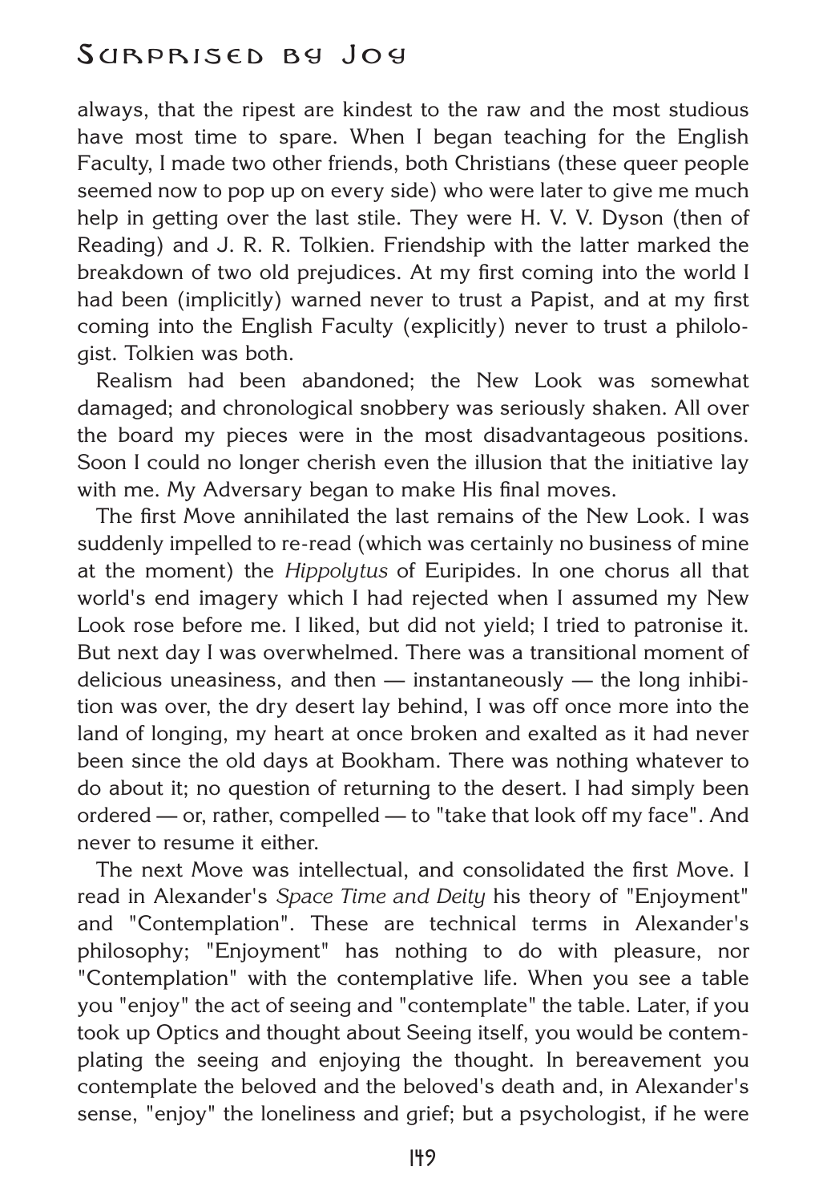always, that the ripest are kindest to the raw and the most studious have most time to spare. When I began teaching for the English Faculty, I made two other friends, both Christians (these queer people seemed now to pop up on every side) who were later to give me much help in getting over the last stile. They were H. V. V. Dyson (then of Reading) and J. R. R. Tolkien. Friendship with the latter marked the breakdown of two old prejudices. At my first coming into the world I had been (implicitly) warned never to trust a Papist, and at my first coming into the English Faculty (explicitly) never to trust a philologist. Tolkien was both.

Realism had been abandoned; the New Look was somewhat damaged; and chronological snobbery was seriously shaken. All over the board my pieces were in the most disadvantageous positions. Soon I could no longer cherish even the illusion that the initiative lay with me. My Adversary began to make His final moves.

The first Move annihilated the last remains of the New Look. I was suddenly impelled to re-read (which was certainly no business of mine at the moment) the *Hippolytus* of Euripides. In one chorus all that world's end imagery which I had rejected when I assumed my New Look rose before me. I liked, but did not yield; I tried to patronise it. But next day I was overwhelmed. There was a transitional moment of delicious uneasiness, and then — instantaneously — the long inhibition was over, the dry desert lay behind, I was off once more into the land of longing, my heart at once broken and exalted as it had never been since the old days at Bookham. There was nothing whatever to do about it; no question of returning to the desert. I had simply been ordered — or, rather, compelled — to "take that look off my face". And never to resume it either.

The next Move was intellectual, and consolidated the first Move. I read in Alexander's *Space Time and Deity* his theory of "Enjoyment" and "Contemplation". These are technical terms in Alexander's philosophy; "Enjoyment" has nothing to do with pleasure, nor "Contemplation" with the contemplative life. When you see a table you "enjoy" the act of seeing and "contemplate" the table. Later, if you took up Optics and thought about Seeing itself, you would be contemplating the seeing and enjoying the thought. In bereavement you contemplate the beloved and the beloved's death and, in Alexander's sense, "enjoy" the loneliness and grief; but a psychologist, if he were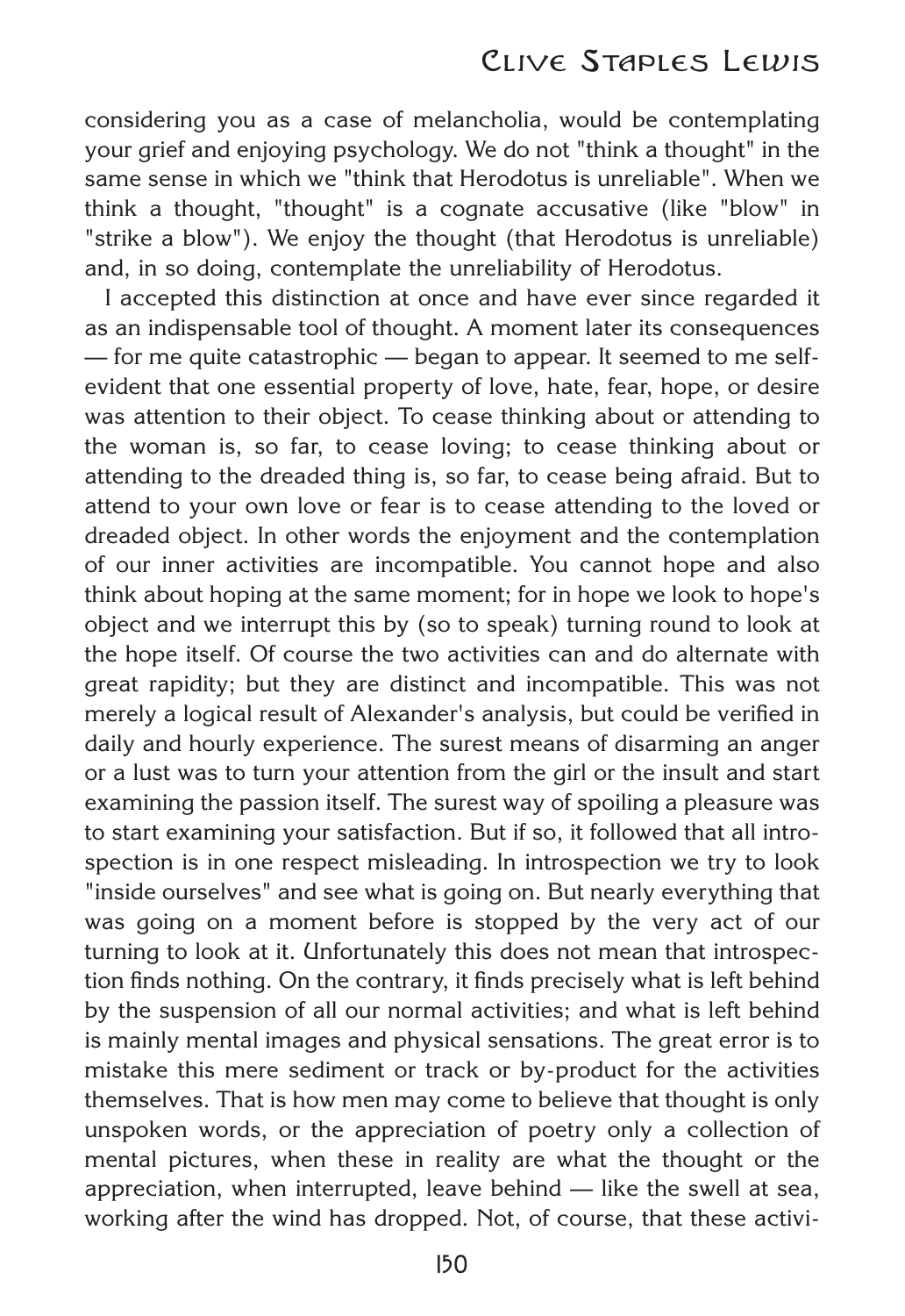considering you as a case of melancholia, would be contemplating your grief and enjoying psychology. We do not "think a thought" in the same sense in which we "think that Herodotus is unreliable". When we think a thought, "thought" is a cognate accusative (like "blow" in "strike a blow"). We enjoy the thought (that Herodotus is unreliable) and, in so doing, contemplate the unreliability of Herodotus.

I accepted this distinction at once and have ever since regarded it as an indispensable tool of thought. A moment later its consequences — for me quite catastrophic — began to appear. It seemed to me self-evident that one essential property of love, hate, fear, hope, or desire was attention to their object. To cease thinking about or attending to the woman is, so far, to cease loving; to cease thinking about or attending to the dreaded thing is, so far, to cease being afraid. But to attend to your own love or fear is to cease attending to the loved or dreaded object. In other words the enjoyment and the contemplation of our inner activities are incompatible. You cannot hope and also think about hoping at the same moment; for in hope we look to hope's object and we interrupt this by (so to speak) turning round to look at the hope itself. Of course the two activities can and do alternate with great rapidity; but they are distinct and incompatible. This was not merely a logical result of Alexander's analysis, but could be verified in daily and hourly experience. The surest means of disarming an anger or a lust was to turn your attention from the girl or the insult and start examining the passion itself. The surest way of spoiling a pleasure was to start examining your satisfaction. But if so, it followed that all introspection is in one respect misleading. In introspection we try to look "inside ourselves" and see what is going on. But nearly everything that was going on a moment before is stopped by the very act of our turning to look at it. Unfortunately this does not mean that introspection finds nothing. On the contrary, it finds precisely what is left behind by the suspension of all our normal activities; and what is left behind is mainly mental images and physical sensations. The great error is to mistake this mere sediment or track or by-product for the activities themselves. That is how men may come to believe that thought is only unspoken words, or the appreciation of poetry only a collection of mental pictures, when these in reality are what the thought or the appreciation, when interrupted, leave behind — like the swell at sea, working after the wind has dropped. Not, of course, that these activi-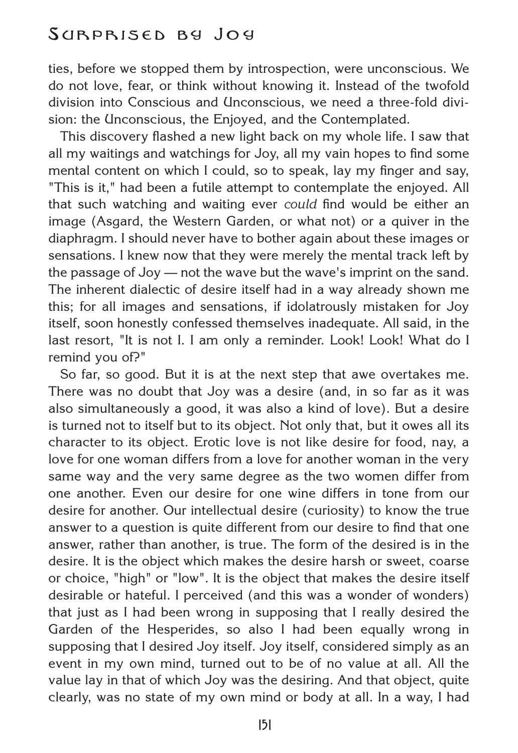ties, before we stopped them by introspection, were unconscious. We do not love, fear, or think without knowing it. Instead of the twofold division into Conscious and Unconscious, we need a three-fold division: the Unconscious, the Enjoyed, and the Contemplated.

This discovery flashed a new light back on my whole life. I saw that all my waitings and watchings for Joy, all my vain hopes to find some mental content on which I could, so to speak, lay my finger and say, "This is it," had been a futile attempt to contemplate the enjoyed. All that such watching and waiting ever *could* find would be either an image (Asgard, the Western Garden, or what not) or a quiver in the diaphragm. I should never have to bother again about these images or sensations. I knew now that they were merely the mental track left by the passage of Joy — not the wave but the wave's imprint on the sand. The inherent dialectic of desire itself had in a way already shown me this; for all images and sensations, if idolatrously mistaken for Joy itself, soon honestly confessed themselves inadequate. All said, in the last resort, "It is not I. I am only a reminder. Look! Look! What do I remind you of?"

So far, so good. But it is at the next step that awe overtakes me. There was no doubt that Joy was a desire (and, in so far as it was also simultaneously a good, it was also a kind of love). But a desire is turned not to itself but to its object. Not only that, but it owes all its character to its object. Erotic love is not like desire for food, nay, a love for one woman differs from a love for another woman in the very same way and the very same degree as the two women differ from one another. Even our desire for one wine differs in tone from our desire for another. Our intellectual desire (curiosity) to know the true answer to a question is quite different from our desire to find that one answer, rather than another, is true. The form of the desired is in the desire. It is the object which makes the desire harsh or sweet, coarse or choice, "high" or "low". It is the object that makes the desire itself desirable or hateful. I perceived (and this was a wonder of wonders) that just as I had been wrong in supposing that I really desired the Garden of the Hesperides, so also I had been equally wrong in supposing that I desired Joy itself. Joy itself, considered simply as an event in my own mind, turned out to be of no value at all. All the value lay in that of which Joy was the desiring. And that object, quite clearly, was no state of my own mind or body at all. In a way, I had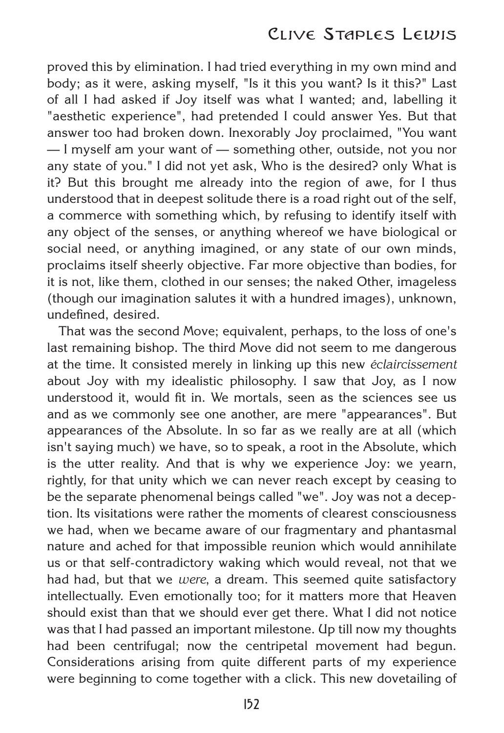proved this by elimination. I had tried everything in my own mind and body; as it were, asking myself, "Is it this you want? Is it this?" Last of all I had asked if Joy itself was what I wanted; and, labelling it "aesthetic experience", had pretended I could answer Yes. But that answer too had broken down. Inexorably Joy proclaimed, "You want — I myself am your want of — something other, outside, not you nor any state of you." I did not yet ask, Who is the desired? only What is it? But this brought me already into the region of awe, for I thus understood that in deepest solitude there is a road right out of the self, a commerce with something which, by refusing to identify itself with any object of the senses, or anything whereof we have biological or social need, or anything imagined, or any state of our own minds, proclaims itself sheerly objective. Far more objective than bodies, for it is not, like them, clothed in our senses; the naked Other, imageless (though our imagination salutes it with a hundred images), unknown, undefined, desired.

That was the second Move; equivalent, perhaps, to the loss of one's last remaining bishop. The third Move did not seem to me dangerous at the time. It consisted merely in linking up this new *éclaircissement* about Joy with my idealistic philosophy. I saw that Joy, as I now understood it, would fit in. We mortals, seen as the sciences see us and as we commonly see one another, are mere "appearances". But appearances of the Absolute. In so far as we really are at all (which isn't saying much) we have, so to speak, a root in the Absolute, which is the utter reality. And that is why we experience Joy: we yearn, rightly, for that unity which we can never reach except by ceasing to be the separate phenomenal beings called "we". Joy was not a deception. Its visitations were rather the moments of clearest consciousness we had, when we became aware of our fragmentary and phantasmal nature and ached for that impossible reunion which would annihilate us or that self-contradictory waking which would reveal, not that we had had, but that we *were*, a dream. This seemed quite satisfactory intellectually. Even emotionally too; for it matters more that Heaven should exist than that we should ever get there. What I did not notice was that I had passed an important milestone. Up till now my thoughts had been centrifugal; now the centripetal movement had begun. Considerations arising from quite different parts of my experience were beginning to come together with a click. This new dovetailing of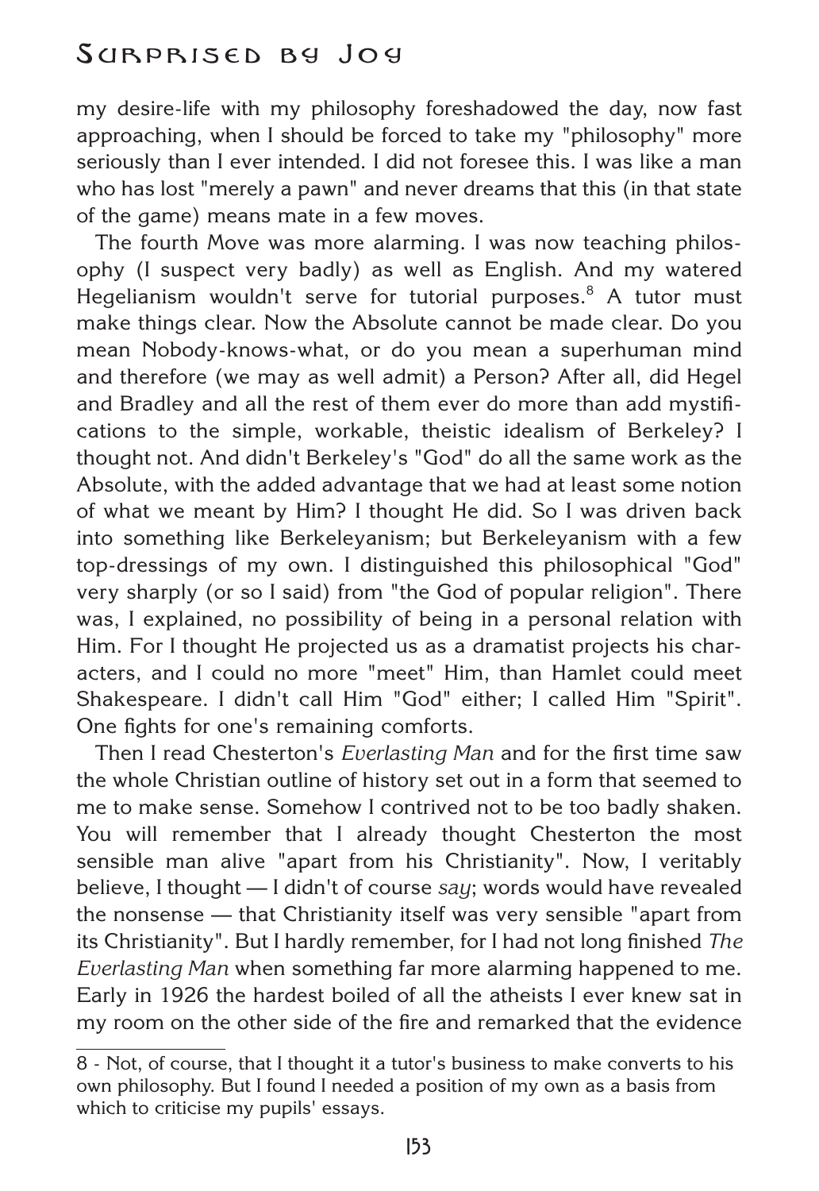my desire-life with my philosophy foreshadowed the day, now fast approaching, when I should be forced to take my "philosophy" more seriously than I ever intended. I did not foresee this. I was like a man who has lost "merely a pawn" and never dreams that this (in that state of the game) means mate in a few moves.

The fourth Move was more alarming. I was now teaching philosophy (I suspect very badly) as well as English. And my watered Hegelianism wouldn't serve for tutorial purposes.[8] A tutor must make things clear. Now the Absolute cannot be made clear. Do you mean Nobody-knows-what, or do you mean a superhuman mind and therefore (we may as well admit) a Person? After all, did Hegel and Bradley and all the rest of them ever do more than add mystifications to the simple, workable, theistic idealism of Berkeley? I thought not. And didn't Berkeley's "God" do all the same work as the Absolute, with the added advantage that we had at least some notion of what we meant by Him? I thought He did. So I was driven back into something like Berkeleyanism; but Berkeleyanism with a few top-dressings of my own. I distinguished this philosophical "God" very sharply (or so I said) from "the God of popular religion". There was, I explained, no possibility of being in a personal relation with Him. For I thought He projected us as a dramatist projects his characters, and I could no more "meet" Him, than Hamlet could meet Shakespeare. I didn't call Him "God" either; I called Him "Spirit". One fights for one's remaining comforts.

Then I read Chesterton's *Everlasting Man* and for the first time saw the whole Christian outline of history set out in a form that seemed to me to make sense. Somehow I contrived not to be too badly shaken. You will remember that I already thought Chesterton the most sensible man alive "apart from his Christianity". Now, I veritably believe, I thought — I didn't of course *say*; words would have revealed the nonsense — that Christianity itself was very sensible "apart from its Christianity". But I hardly remember, for I had not long finished *The Everlasting Man* when something far more alarming happened to me. Early in 1926 the hardest boiled of all the atheists I ever knew sat in my room on the other side of the fire and remarked that the evidence

8 - Not, of course, that I thought it a tutor's business to make converts to his own philosophy. But I found I needed a position of my own as a basis from which to criticise my pupils' essays.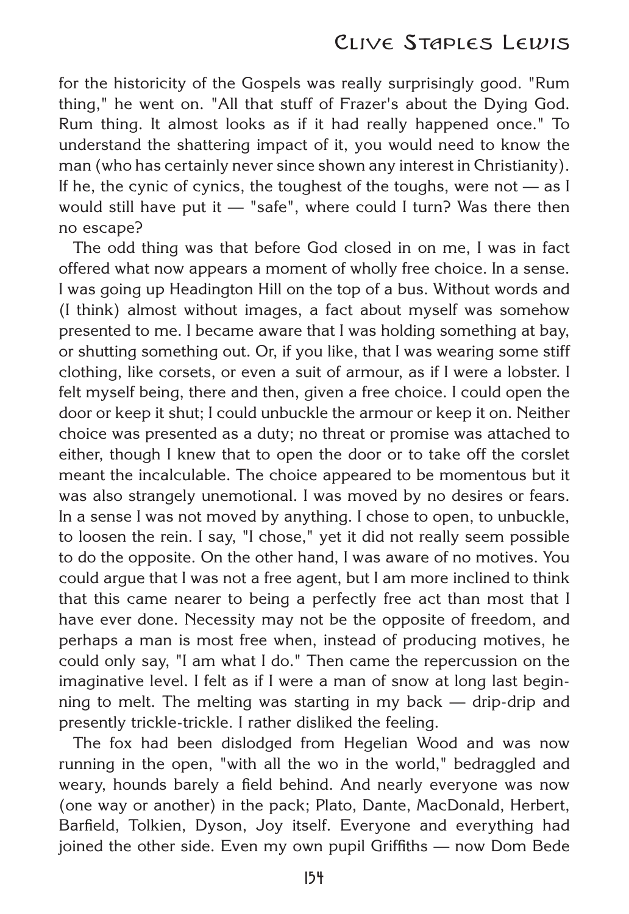for the historicity of the Gospels was really surprisingly good. "Rum thing," he went on. "All that stuff of Frazer's about the Dying God. Rum thing. It almost looks as if it had really happened once." To understand the shattering impact of it, you would need to know the man (who has certainly never since shown any interest in Christianity). If he, the cynic of cynics, the toughest of the toughs, were not — as I would still have put it — "safe", where could I turn? Was there then no escape?

The odd thing was that before God closed in on me, I was in fact offered what now appears a moment of wholly free choice. In a sense. I was going up Headington Hill on the top of a bus. Without words and (I think) almost without images, a fact about myself was somehow presented to me. I became aware that I was holding something at bay, or shutting something out. Or, if you like, that I was wearing some stiff clothing, like corsets, or even a suit of armour, as if I were a lobster. I felt myself being, there and then, given a free choice. I could open the door or keep it shut; I could unbuckle the armour or keep it on. Neither choice was presented as a duty; no threat or promise was attached to either, though I knew that to open the door or to take off the corslet meant the incalculable. The choice appeared to be momentous but it was also strangely unemotional. I was moved by no desires or fears. In a sense I was not moved by anything. I chose to open, to unbuckle, to loosen the rein. I say, "I chose," yet it did not really seem possible to do the opposite. On the other hand, I was aware of no motives. You could argue that I was not a free agent, but I am more inclined to think that this came nearer to being a perfectly free act than most that I have ever done. Necessity may not be the opposite of freedom, and perhaps a man is most free when, instead of producing motives, he could only say, "I am what I do." Then came the repercussion on the imaginative level. I felt as if I were a man of snow at long last beginning to melt. The melting was starting in my back — drip-drip and presently trickle-trickle. I rather disliked the feeling.

The fox had been dislodged from Hegelian Wood and was now running in the open, "with all the wo in the world," bedraggled and weary, hounds barely a field behind. And nearly everyone was now (one way or another) in the pack; Plato, Dante, MacDonald, Herbert, Barfield, Tolkien, Dyson, Joy itself. Everyone and everything had joined the other side. Even my own pupil Griffiths — now Dom Bede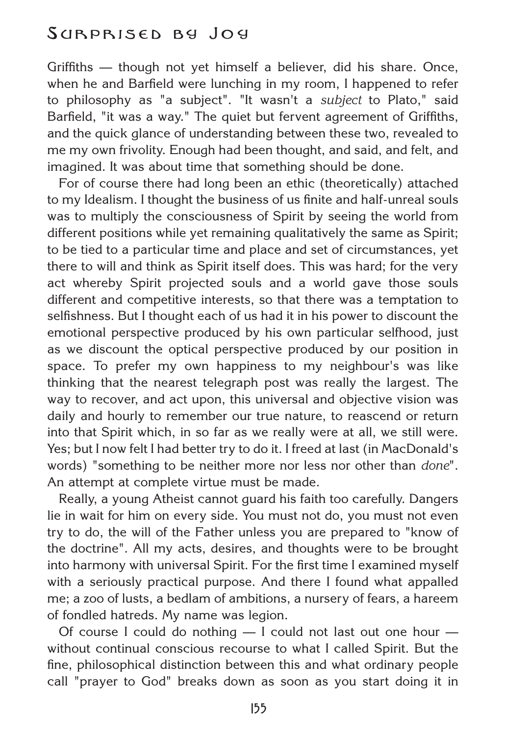Griffiths — though not yet himself a believer, did his share. Once, when he and Barfield were lunching in my room, I happened to refer to philosophy as "a subject". "It wasn't a *subject* to Plato," said Barfield, "it was a way." The quiet but fervent agreement of Griffiths, and the quick glance of understanding between these two, revealed to me my own frivolity. Enough had been thought, and said, and felt, and imagined. It was about time that something should be done.

For of course there had long been an ethic (theoretically) attached to my Idealism. I thought the business of us finite and half-unreal souls was to multiply the consciousness of Spirit by seeing the world from different positions while yet remaining qualitatively the same as Spirit; to be tied to a particular time and place and set of circumstances, yet there to will and think as Spirit itself does. This was hard; for the very act whereby Spirit projected souls and a world gave those souls different and competitive interests, so that there was a temptation to selfishness. But I thought each of us had it in his power to discount the emotional perspective produced by his own particular selfhood, just as we discount the optical perspective produced by our position in space. To prefer my own happiness to my neighbour's was like thinking that the nearest telegraph post was really the largest. The way to recover, and act upon, this universal and objective vision was daily and hourly to remember our true nature, to reascend or return into that Spirit which, in so far as we really were at all, we still were. Yes; but I now felt I had better try to do it. I freed at last (in MacDonald's words) "something to be neither more nor less nor other than *done*". An attempt at complete virtue must be made.

Really, a young Atheist cannot guard his faith too carefully. Dangers lie in wait for him on every side. You must not do, you must not even try to do, the will of the Father unless you are prepared to "know of the doctrine". All my acts, desires, and thoughts were to be brought into harmony with universal Spirit. For the first time I examined myself with a seriously practical purpose. And there I found what appalled me; a zoo of lusts, a bedlam of ambitions, a nursery of fears, a hareem of fondled hatreds. My name was legion.

Of course I could do nothing — I could not last out one hour — without continual conscious recourse to what I called Spirit. But the fine, philosophical distinction between this and what ordinary people call "prayer to God" breaks down as soon as you start doing it in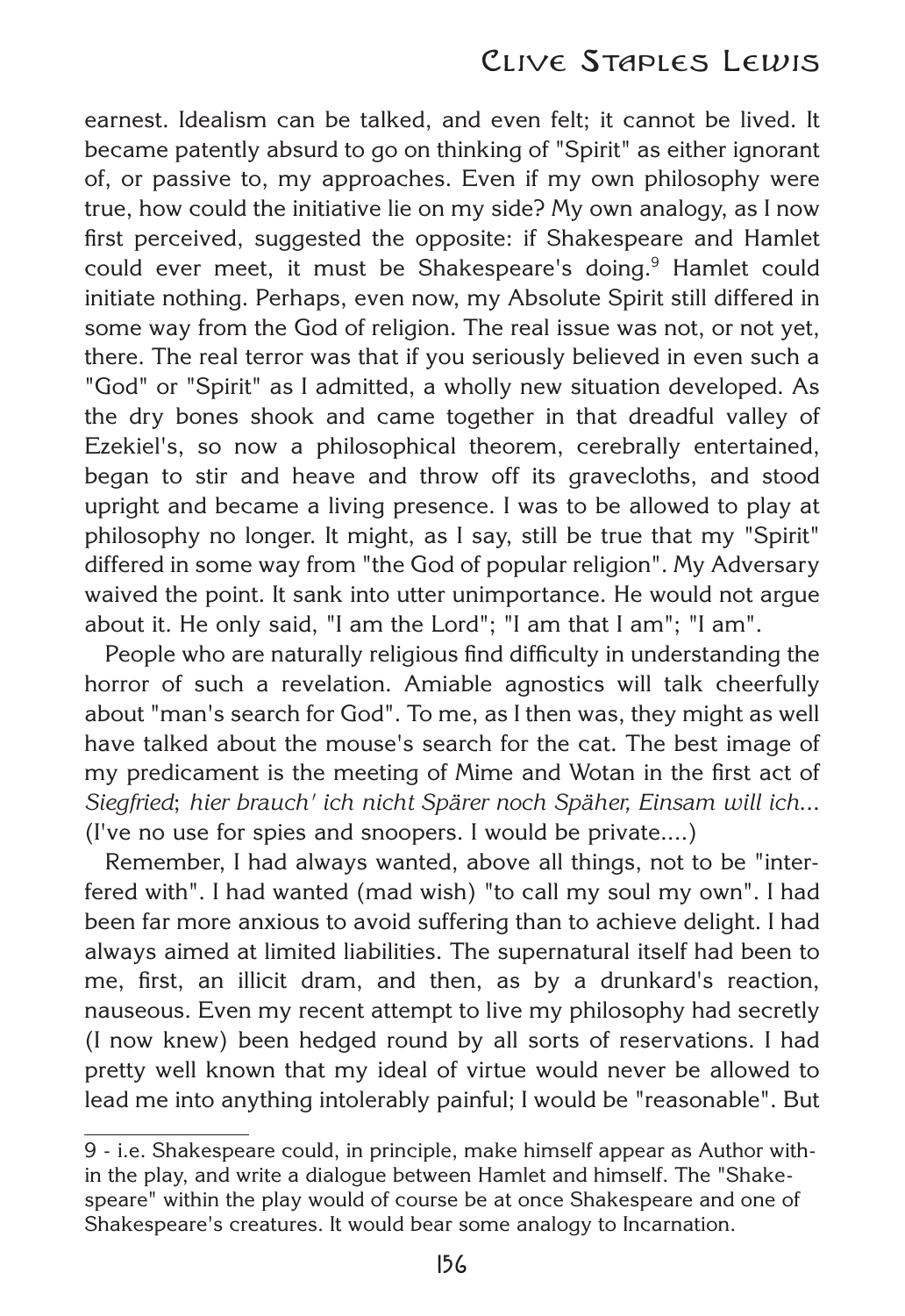earnest. Idealism can be talked, and even felt; it cannot be lived. It became patently absurd to go on thinking of "Spirit" as either ignorant of, or passive to, my approaches. Even if my own philosophy were true, how could the initiative lie on my side? My own analogy, as I now first perceived, suggested the opposite: if Shakespeare and Hamlet could ever meet, it must be Shakespeare's doing.[9] Hamlet could initiate nothing. Perhaps, even now, my Absolute Spirit still differed in some way from the God of religion. The real issue was not, or not yet, there. The real terror was that if you seriously believed in even such a "God" or "Spirit" as I admitted, a wholly new situation developed. As the dry bones shook and came together in that dreadful valley of Ezekiel's, so now a philosophical theorem, cerebrally entertained, began to stir and heave and throw off its gravecloths, and stood upright and became a living presence. I was to be allowed to play at philosophy no longer. It might, as I say, still be true that my "Spirit" differed in some way from "the God of popular religion". My Adversary waived the point. It sank into utter unimportance. He would not argue about it. He only said, "I am the Lord"; "I am that I am"; "I am".

People who are naturally religious find difficulty in understanding the horror of such a revelation. Amiable agnostics will talk cheerfully about "man's search for God". To me, as I then was, they might as well have talked about the mouse's search for the cat. The best image of my predicament is the meeting of Mime and Wotan in the first act of *Siegfried*; *hier brauch' ich nicht Spärer noch Späher, Einsam will ich...* (I've no use for spies and snoopers. I would be private....)

Remember, I had always wanted, above all things, not to be "interfered with". I had wanted (mad wish) "to call my soul my own". I had been far more anxious to avoid suffering than to achieve delight. I had always aimed at limited liabilities. The supernatural itself had been to me, first, an illicit dram, and then, as by a drunkard's reaction, nauseous. Even my recent attempt to live my philosophy had secretly (I now knew) been hedged round by all sorts of reservations. I had pretty well known that my ideal of virtue would never be allowed to lead me into anything intolerably painful; I would be "reasonable". But

---

9 - i.e. Shakespeare could, in principle, make himself appear as Author within the play, and write a dialogue between Hamlet and himself. The "Shakespeare" within the play would of course be at once Shakespeare and one of Shakespeare's creatures. It would bear some analogy to Incarnation.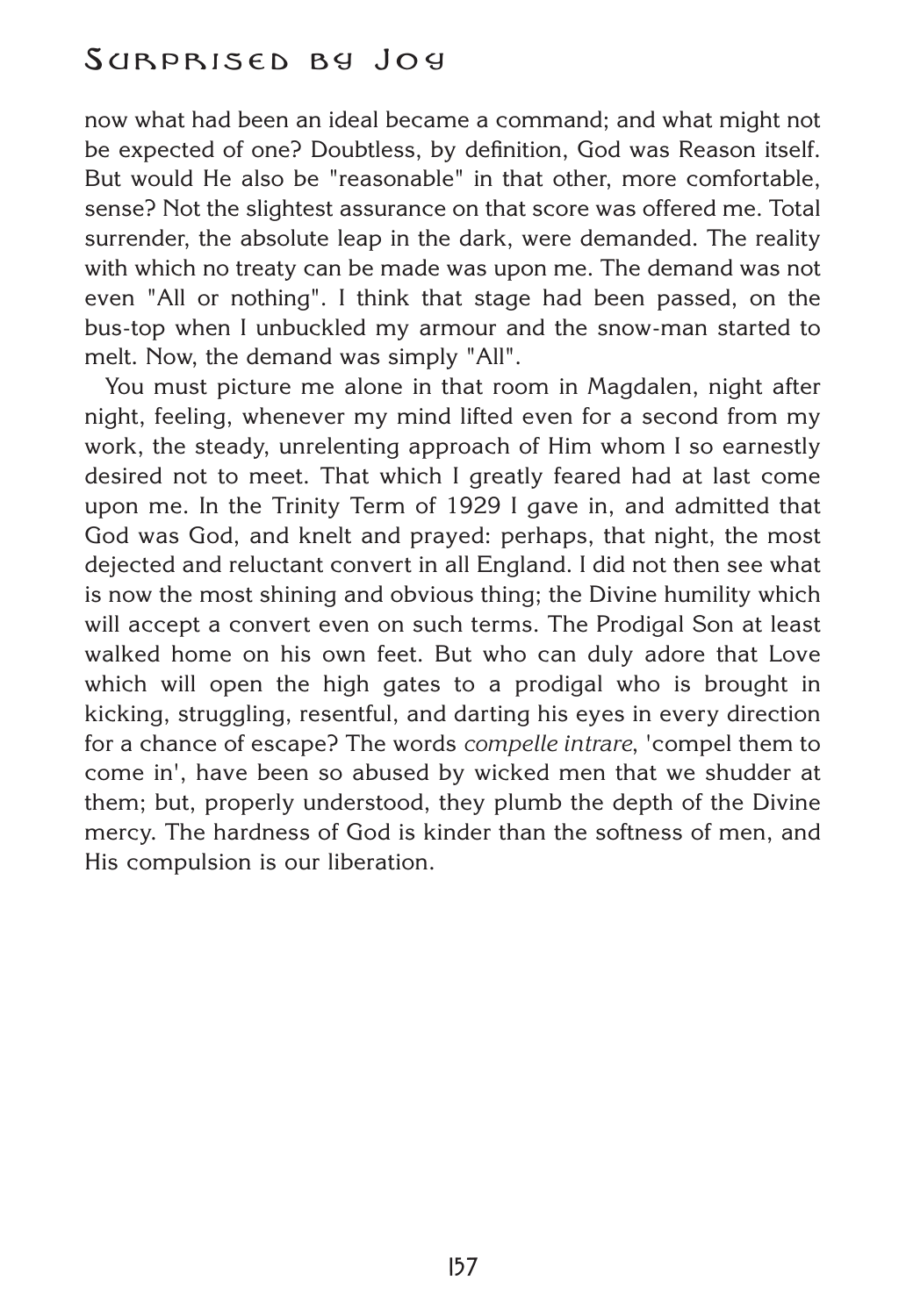now what had been an ideal became a command; and what might not be expected of one? Doubtless, by definition, God was Reason itself. But would He also be "reasonable" in that other, more comfortable, sense? Not the slightest assurance on that score was offered me. Total surrender, the absolute leap in the dark, were demanded. The reality with which no treaty can be made was upon me. The demand was not even "All or nothing". I think that stage had been passed, on the bus-top when I unbuckled my armour and the snow-man started to melt. Now, the demand was simply "All".

You must picture me alone in that room in Magdalen, night after night, feeling, whenever my mind lifted even for a second from my work, the steady, unrelenting approach of Him whom I so earnestly desired not to meet. That which I greatly feared had at last come upon me. In the Trinity Term of 1929 I gave in, and admitted that God was God, and knelt and prayed: perhaps, that night, the most dejected and reluctant convert in all England. I did not then see what is now the most shining and obvious thing; the Divine humility which will accept a convert even on such terms. The Prodigal Son at least walked home on his own feet. But who can duly adore that Love which will open the high gates to a prodigal who is brought in kicking, struggling, resentful, and darting his eyes in every direction for a chance of escape? The words *compelle intrare*, 'compel them to come in', have been so abused by wicked men that we shudder at them; but, properly understood, they plumb the depth of the Divine mercy. The hardness of God is kinder than the softness of men, and His compulsion is our liberation.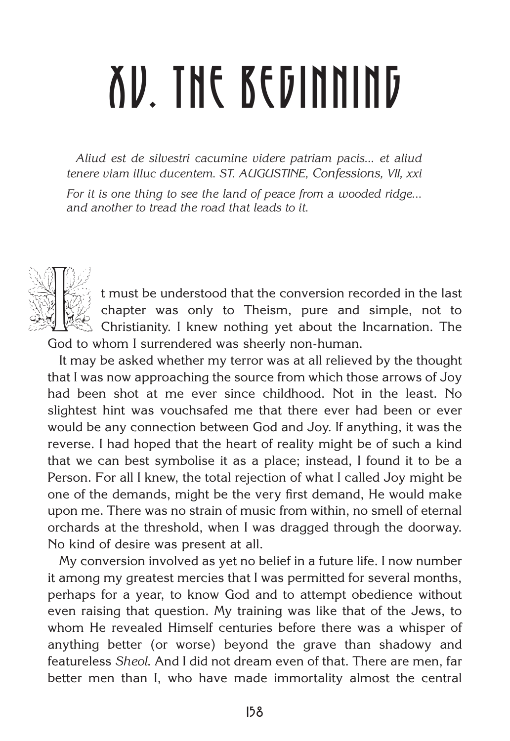# XV. THE BEGINNING

*Aliud est de silvestri cacumine videre patriam pacis... et aliud tenere viam illuc ducentem. ST. AUGUSTINE, Confessions, VII, xxi*

*For it is one thing to see the land of peace from a wooded ridge... and another to tread the road that leads to it.*

It must be understood that the conversion recorded in the last chapter was only to Theism, pure and simple, not to Christianity. I knew nothing yet about the Incarnation. The God to whom I surrendered was sheerly non-human.

It may be asked whether my terror was at all relieved by the thought that I was now approaching the source from which those arrows of Joy had been shot at me ever since childhood. Not in the least. No slightest hint was vouchsafed me that there ever had been or ever would be any connection between God and Joy. If anything, it was the reverse. I had hoped that the heart of reality might be of such a kind that we can best symbolise it as a place; instead, I found it to be a Person. For all I knew, the total rejection of what I called Joy might be one of the demands, might be the very first demand, He would make upon me. There was no strain of music from within, no smell of eternal orchards at the threshold, when I was dragged through the doorway. No kind of desire was present at all.

My conversion involved as yet no belief in a future life. I now number it among my greatest mercies that I was permitted for several months, perhaps for a year, to know God and to attempt obedience without even raising that question. My training was like that of the Jews, to whom He revealed Himself centuries before there was a whisper of anything better (or worse) beyond the grave than shadowy and featureless *Sheol*. And I did not dream even of that. There are men, far better men than I, who have made immortality almost the central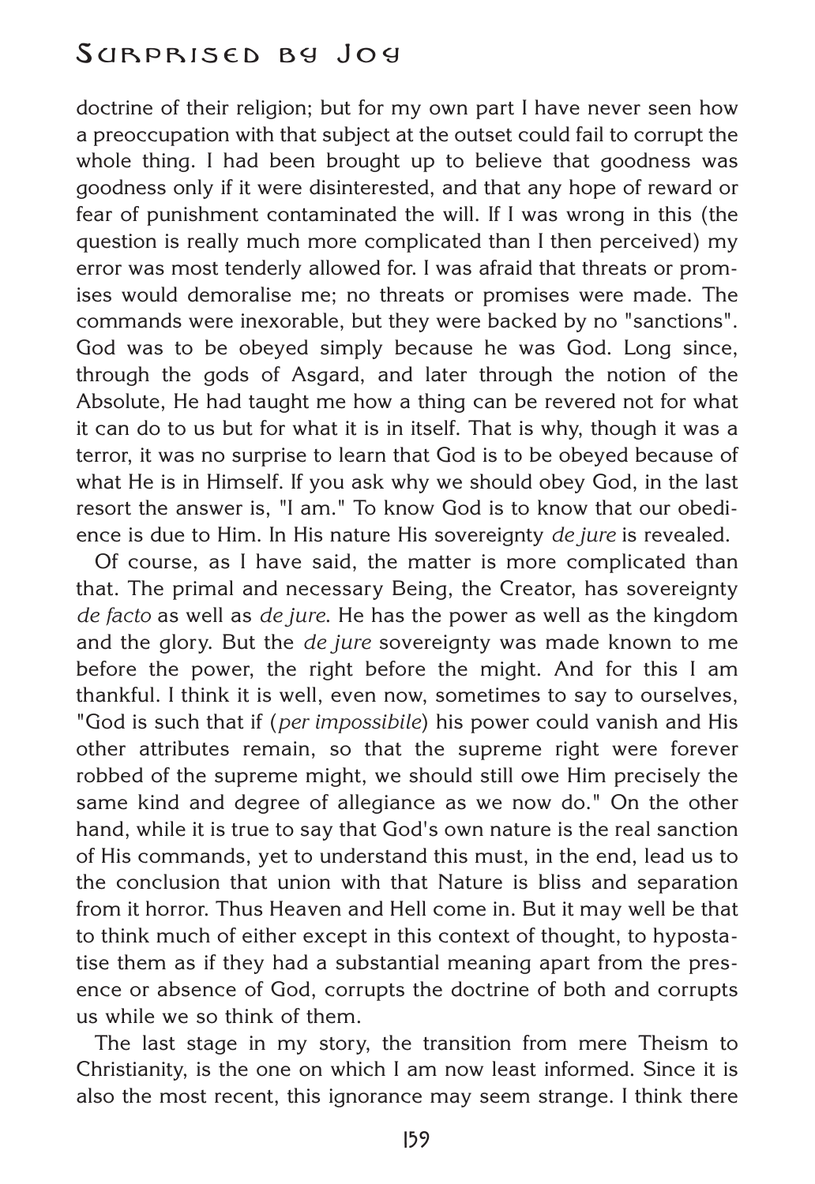doctrine of their religion; but for my own part I have never seen how a preoccupation with that subject at the outset could fail to corrupt the whole thing. I had been brought up to believe that goodness was goodness only if it were disinterested, and that any hope of reward or fear of punishment contaminated the will. If I was wrong in this (the question is really much more complicated than I then perceived) my error was most tenderly allowed for. I was afraid that threats or promises would demoralise me; no threats or promises were made. The commands were inexorable, but they were backed by no "sanctions". God was to be obeyed simply because he was God. Long since, through the gods of Asgard, and later through the notion of the Absolute, He had taught me how a thing can be revered not for what it can do to us but for what it is in itself. That is why, though it was a terror, it was no surprise to learn that God is to be obeyed because of what He is in Himself. If you ask why we should obey God, in the last resort the answer is, "I am." To know God is to know that our obedience is due to Him. In His nature His sovereignty *de jure* is revealed.

Of course, as I have said, the matter is more complicated than that. The primal and necessary Being, the Creator, has sovereignty *de facto* as well as *de jure*. He has the power as well as the kingdom and the glory. But the *de jure* sovereignty was made known to me before the power, the right before the might. And for this I am thankful. I think it is well, even now, sometimes to say to ourselves, "God is such that if (*per impossibile*) his power could vanish and His other attributes remain, so that the supreme right were forever robbed of the supreme might, we should still owe Him precisely the same kind and degree of allegiance as we now do." On the other hand, while it is true to say that God's own nature is the real sanction of His commands, yet to understand this must, in the end, lead us to the conclusion that union with that Nature is bliss and separation from it horror. Thus Heaven and Hell come in. But it may well be that to think much of either except in this context of thought, to hypostatise them as if they had a substantial meaning apart from the presence or absence of God, corrupts the doctrine of both and corrupts us while we so think of them.

The last stage in my story, the transition from mere Theism to Christianity, is the one on which I am now least informed. Since it is also the most recent, this ignorance may seem strange. I think there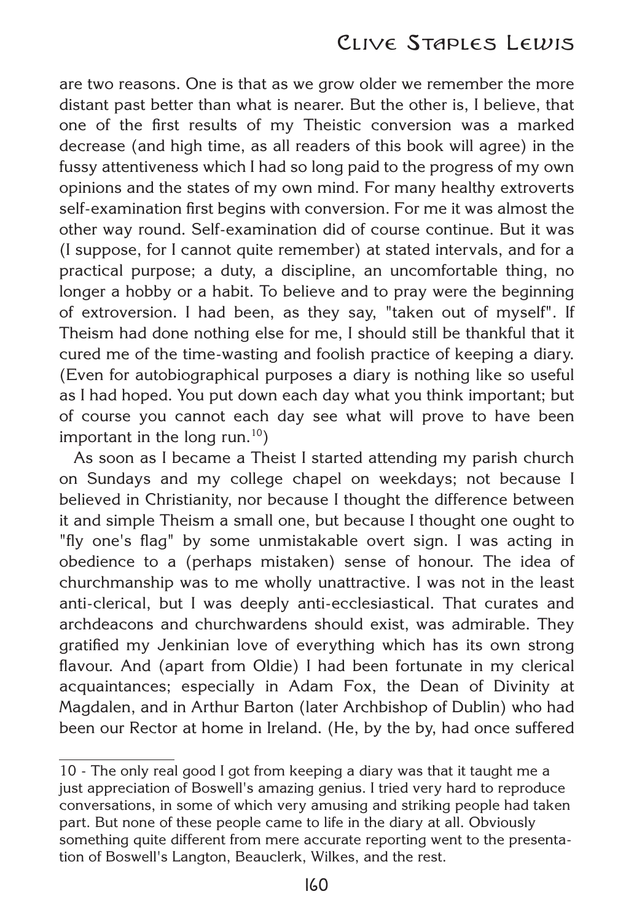are two reasons. One is that as we grow older we remember the more distant past better than what is nearer. But the other is, I believe, that one of the first results of my Theistic conversion was a marked decrease (and high time, as all readers of this book will agree) in the fussy attentiveness which I had so long paid to the progress of my own opinions and the states of my own mind. For many healthy extroverts self-examination first begins with conversion. For me it was almost the other way round. Self-examination did of course continue. But it was (I suppose, for I cannot quite remember) at stated intervals, and for a practical purpose; a duty, a discipline, an uncomfortable thing, no longer a hobby or a habit. To believe and to pray were the beginning of extroversion. I had been, as they say, "taken out of myself". If Theism had done nothing else for me, I should still be thankful that it cured me of the time-wasting and foolish practice of keeping a diary. (Even for autobiographical purposes a diary is nothing like so useful as I had hoped. You put down each day what you think important; but of course you cannot each day see what will prove to have been important in the long run.[10])

As soon as I became a Theist I started attending my parish church on Sundays and my college chapel on weekdays; not because I believed in Christianity, nor because I thought the difference between it and simple Theism a small one, but because I thought one ought to "fly one's flag" by some unmistakable overt sign. I was acting in obedience to a (perhaps mistaken) sense of honour. The idea of churchmanship was to me wholly unattractive. I was not in the least anti-clerical, but I was deeply anti-ecclesiastical. That curates and archdeacons and churchwardens should exist, was admirable. They gratified my Jenkinian love of everything which has its own strong flavour. And (apart from Oldie) I had been fortunate in my clerical acquaintances; especially in Adam Fox, the Dean of Divinity at Magdalen, and in Arthur Barton (later Archbishop of Dublin) who had been our Rector at home in Ireland. (He, by the by, had once suffered

---

10 - The only real good I got from keeping a diary was that it taught me a just appreciation of Boswell's amazing genius. I tried very hard to reproduce conversations, in some of which very amusing and striking people had taken part. But none of these people came to life in the diary at all. Obviously something quite different from mere accurate reporting went to the presentation of Boswell's Langton, Beauclerk, Wilkes, and the rest.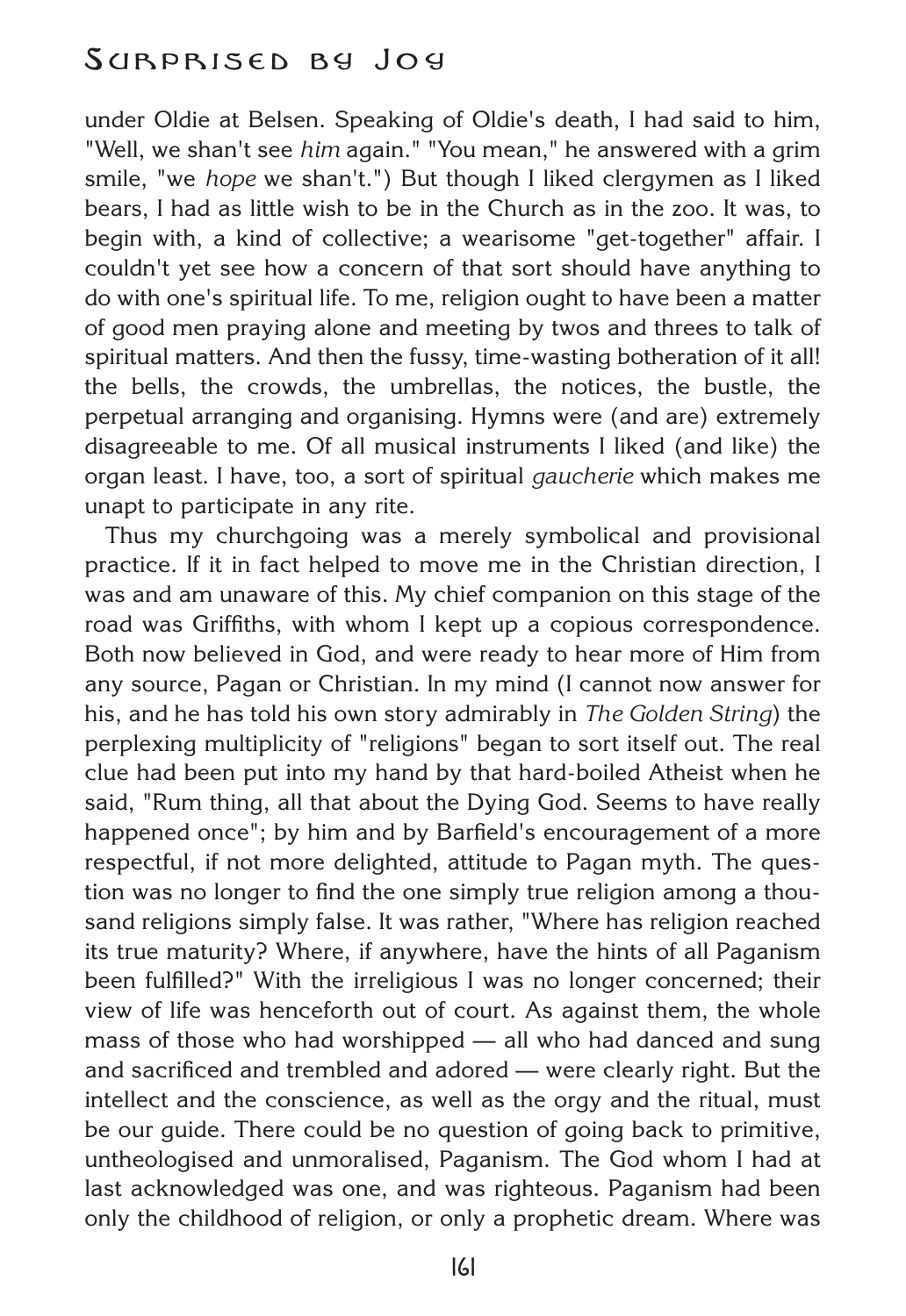under Oldie at Belsen. Speaking of Oldie's death, I had said to him, "Well, we shan't see *him* again." "You mean," he answered with a grim smile, "we *hope* we shan't.") But though I liked clergymen as I liked bears, I had as little wish to be in the Church as in the zoo. It was, to begin with, a kind of collective; a wearisome "get-together" affair. I couldn't yet see how a concern of that sort should have anything to do with one's spiritual life. To me, religion ought to have been a matter of good men praying alone and meeting by twos and threes to talk of spiritual matters. And then the fussy, time-wasting botheration of it all! the bells, the crowds, the umbrellas, the notices, the bustle, the perpetual arranging and organising. Hymns were (and are) extremely disagreeable to me. Of all musical instruments I liked (and like) the organ least. I have, too, a sort of spiritual *gaucherie* which makes me unapt to participate in any rite.

Thus my churchgoing was a merely symbolical and provisional practice. If it in fact helped to move me in the Christian direction, I was and am unaware of this. My chief companion on this stage of the road was Griffiths, with whom I kept up a copious correspondence. Both now believed in God, and were ready to hear more of Him from any source, Pagan or Christian. In my mind (I cannot now answer for his, and he has told his own story admirably in *The Golden String*) the perplexing multiplicity of "religions" began to sort itself out. The real clue had been put into my hand by that hard-boiled Atheist when he said, "Rum thing, all that about the Dying God. Seems to have really happened once"; by him and by Barfield's encouragement of a more respectful, if not more delighted, attitude to Pagan myth. The question was no longer to find the one simply true religion among a thousand religions simply false. It was rather, "Where has religion reached its true maturity? Where, if anywhere, have the hints of all Paganism been fulfilled?" With the irreligious I was no longer concerned; their view of life was henceforth out of court. As against them, the whole mass of those who had worshipped — all who had danced and sung and sacrificed and trembled and adored — were clearly right. But the intellect and the conscience, as well as the orgy and the ritual, must be our guide. There could be no question of going back to primitive, untheologised and unmoralised, Paganism. The God whom I had at last acknowledged was one, and was righteous. Paganism had been only the childhood of religion, or only a prophetic dream. Where was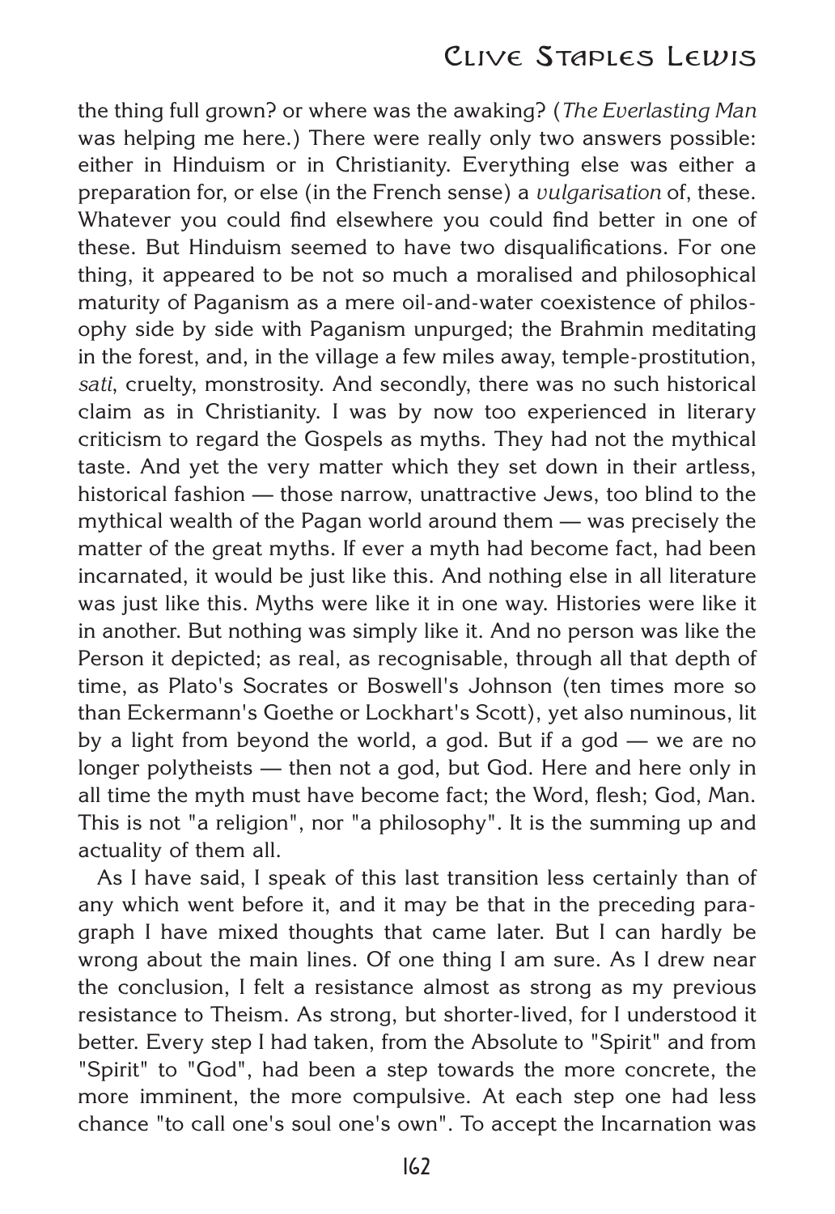the thing full grown? or where was the awaking? (*The Everlasting Man* was helping me here.) There were really only two answers possible: either in Hinduism or in Christianity. Everything else was either a preparation for, or else (in the French sense) a *vulgarisation* of, these. Whatever you could find elsewhere you could find better in one of these. But Hinduism seemed to have two disqualifications. For one thing, it appeared to be not so much a moralised and philosophical maturity of Paganism as a mere oil-and-water coexistence of philosophy side by side with Paganism unpurged; the Brahmin meditating in the forest, and, in the village a few miles away, temple-prostitution, *sati*, cruelty, monstrosity. And secondly, there was no such historical claim as in Christianity. I was by now too experienced in literary criticism to regard the Gospels as myths. They had not the mythical taste. And yet the very matter which they set down in their artless, historical fashion — those narrow, unattractive Jews, too blind to the mythical wealth of the Pagan world around them — was precisely the matter of the great myths. If ever a myth had become fact, had been incarnated, it would be just like this. And nothing else in all literature was just like this. Myths were like it in one way. Histories were like it in another. But nothing was simply like it. And no person was like the Person it depicted; as real, as recognisable, through all that depth of time, as Plato's Socrates or Boswell's Johnson (ten times more so than Eckermann's Goethe or Lockhart's Scott), yet also numinous, lit by a light from beyond the world, a god. But if a god — we are no longer polytheists — then not a god, but God. Here and here only in all time the myth must have become fact; the Word, flesh; God, Man. This is not "a religion", nor "a philosophy". It is the summing up and actuality of them all.

As I have said, I speak of this last transition less certainly than of any which went before it, and it may be that in the preceding paragraph I have mixed thoughts that came later. But I can hardly be wrong about the main lines. Of one thing I am sure. As I drew near the conclusion, I felt a resistance almost as strong as my previous resistance to Theism. As strong, but shorter-lived, for I understood it better. Every step I had taken, from the Absolute to "Spirit" and from "Spirit" to "God", had been a step towards the more concrete, the more imminent, the more compulsive. At each step one had less chance "to call one's soul one's own". To accept the Incarnation was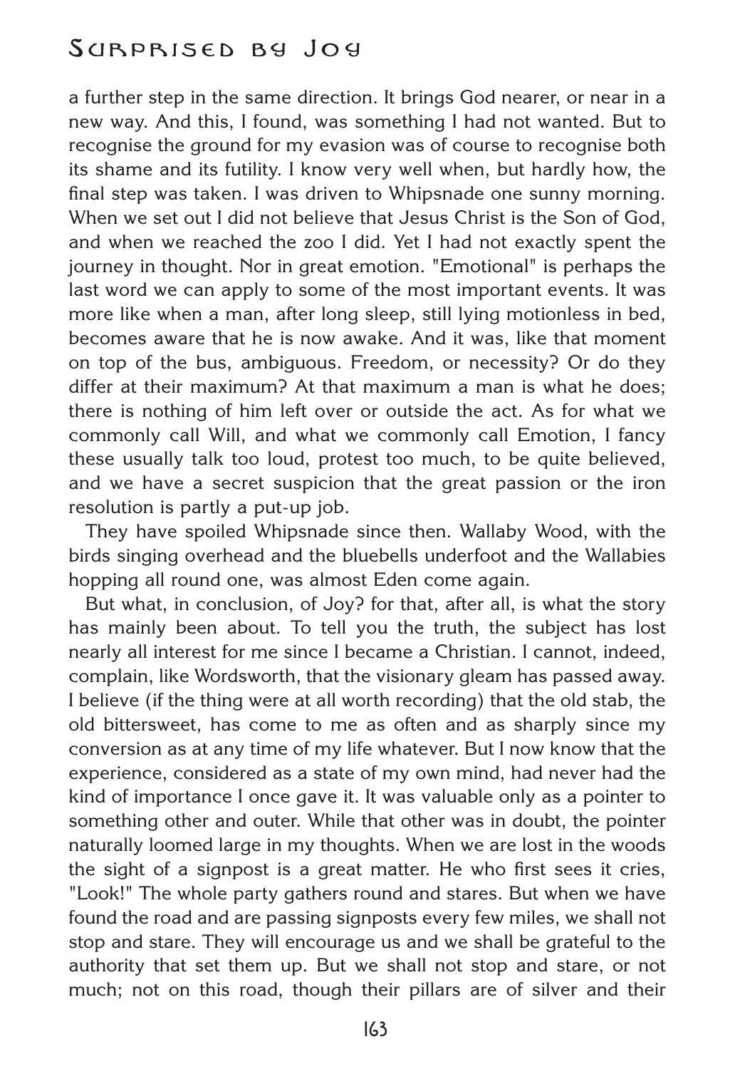a further step in the same direction. It brings God nearer, or near in a new way. And this, I found, was something I had not wanted. But to recognise the ground for my evasion was of course to recognise both its shame and its futility. I know very well when, but hardly how, the final step was taken. I was driven to Whipsnade one sunny morning. When we set out I did not believe that Jesus Christ is the Son of God, and when we reached the zoo I did. Yet I had not exactly spent the journey in thought. Nor in great emotion. "Emotional" is perhaps the last word we can apply to some of the most important events. It was more like when a man, after long sleep, still lying motionless in bed, becomes aware that he is now awake. And it was, like that moment on top of the bus, ambiguous. Freedom, or necessity? Or do they differ at their maximum? At that maximum a man is what he does; there is nothing of him left over or outside the act. As for what we commonly call Will, and what we commonly call Emotion, I fancy these usually talk too loud, protest too much, to be quite believed, and we have a secret suspicion that the great passion or the iron resolution is partly a put-up job.

They have spoiled Whipsnade since then. Wallaby Wood, with the birds singing overhead and the bluebells underfoot and the Wallabies hopping all round one, was almost Eden come again.

But what, in conclusion, of Joy? for that, after all, is what the story has mainly been about. To tell you the truth, the subject has lost nearly all interest for me since I became a Christian. I cannot, indeed, complain, like Wordsworth, that the visionary gleam has passed away. I believe (if the thing were at all worth recording) that the old stab, the old bittersweet, has come to me as often and as sharply since my conversion as at any time of my life whatever. But I now know that the experience, considered as a state of my own mind, had never had the kind of importance I once gave it. It was valuable only as a pointer to something other and outer. While that other was in doubt, the pointer naturally loomed large in my thoughts. When we are lost in the woods the sight of a signpost is a great matter. He who first sees it cries, "Look!" The whole party gathers round and stares. But when we have found the road and are passing signposts every few miles, we shall not stop and stare. They will encourage us and we shall be grateful to the authority that set them up. But we shall not stop and stare, or not much; not on this road, though their pillars are of silver and their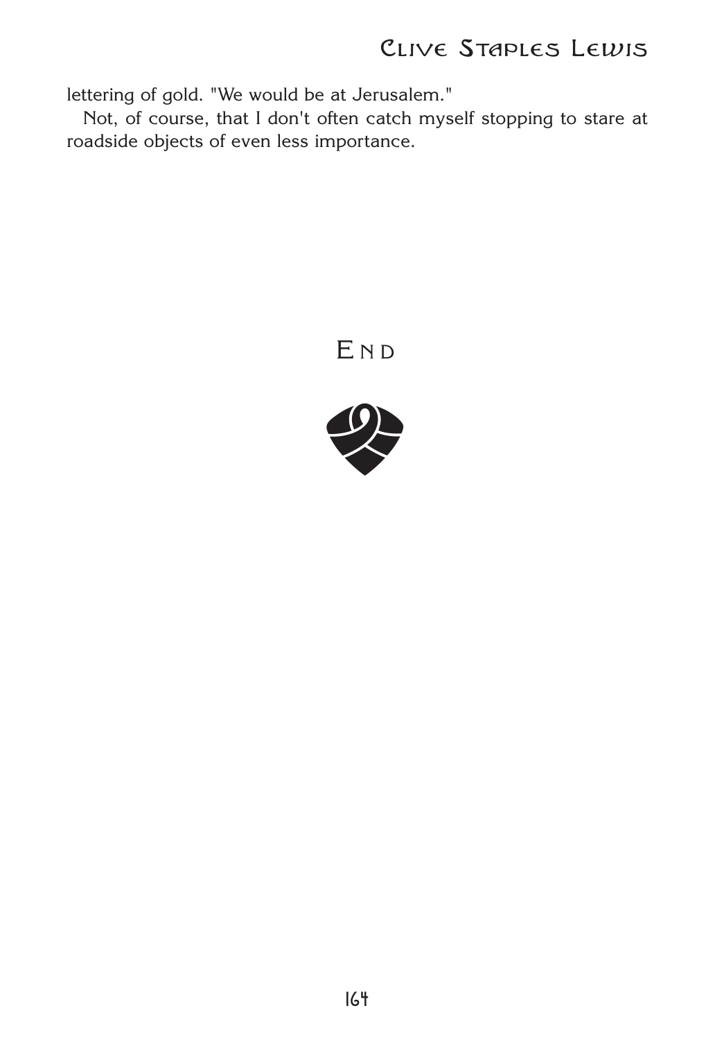lettering of gold. "We would be at Jerusalem."

Not, of course, that I don't often catch myself stopping to stare at roadside objects of even less importance.

# End